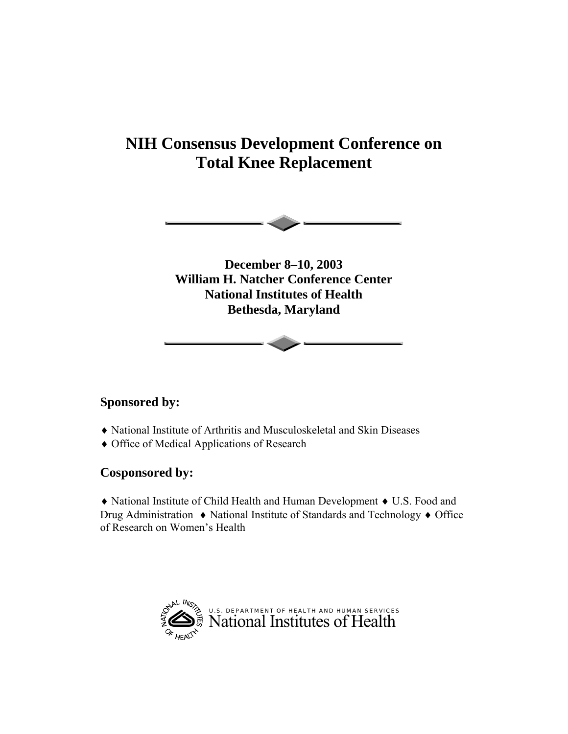# NIH Consensus Development Conference on Total Knee Replacement

**December 8–10, 2003**
**William H. Natcher Conference Center**
**National Institutes of Health**
**Bethesda, Maryland**

## Sponsored by:

♦ National Institute of Arthritis and Musculoskeletal and Skin Diseases
♦ Office of Medical Applications of Research

## Cosponsored by:

♦ National Institute of Child Health and Human Development ♦ U.S. Food and Drug Administration ♦ National Institute of Standards and Technology ♦ Office of Research on Women's Health

U.S. DEPARTMENT OF HEALTH AND HUMAN SERVICES
National Institutes of Health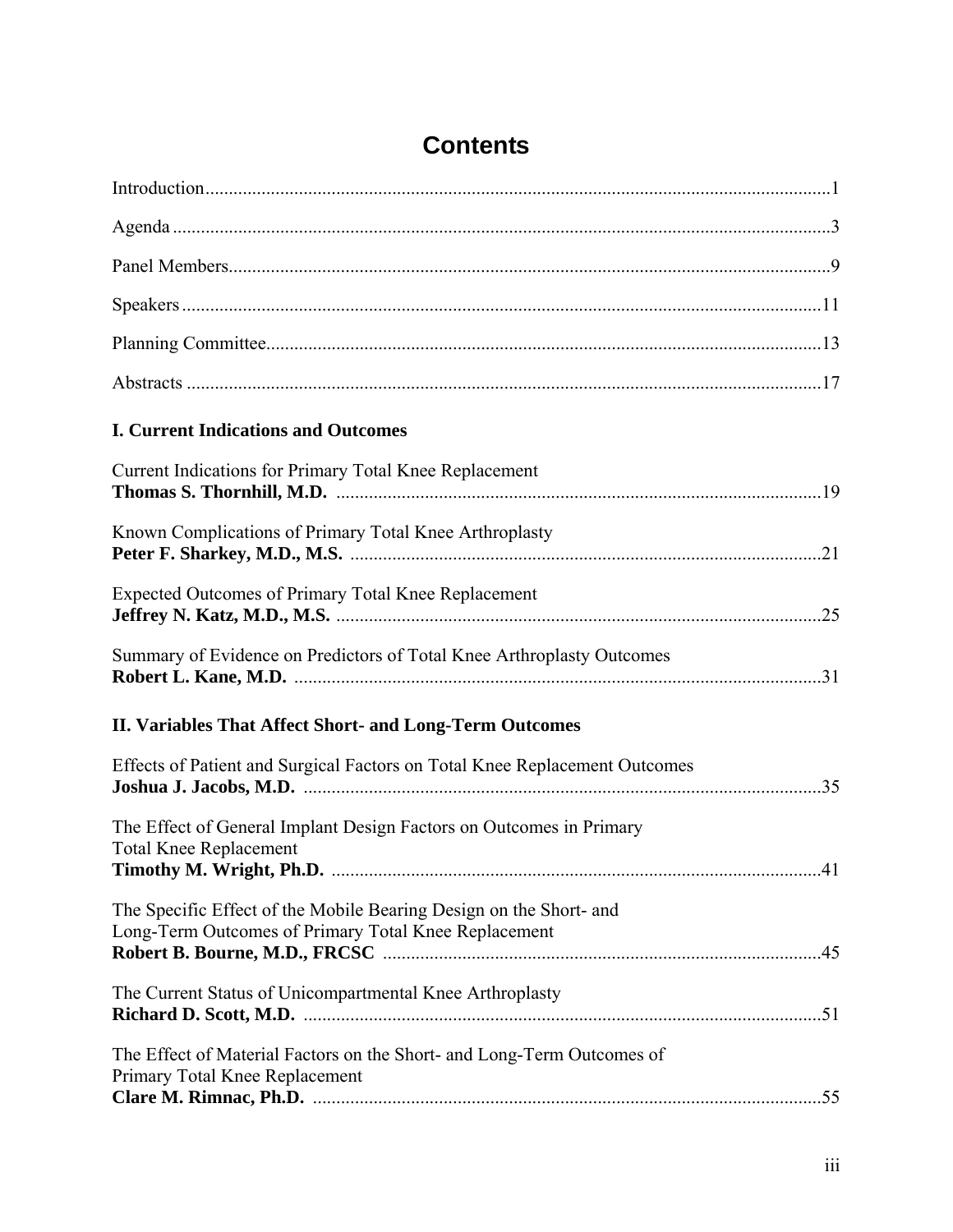# Contents

Introduction ........................................................................................................................ 1

Agenda ................................................................................................................................ 3

Panel Members ................................................................................................................... 9

Speakers ............................................................................................................................ 11

Planning Committee .......................................................................................................... 13

Abstracts ........................................................................................................................... 17

## I. Current Indications and Outcomes

Current Indications for Primary Total Knee Replacement
**Thomas S. Thornhill, M.D.** ............................................................................................ 19

Known Complications of Primary Total Knee Arthroplasty
**Peter F. Sharkey, M.D., M.S.** ........................................................................................ 21

Expected Outcomes of Primary Total Knee Replacement
**Jeffrey N. Katz, M.D., M.S.** ........................................................................................... 25

Summary of Evidence on Predictors of Total Knee Arthroplasty Outcomes
**Robert L. Kane, M.D.** ..................................................................................................... 31

## II. Variables That Affect Short- and Long-Term Outcomes

Effects of Patient and Surgical Factors on Total Knee Replacement Outcomes
**Joshua J. Jacobs, M.D.** .................................................................................................. 35

The Effect of General Implant Design Factors on Outcomes in Primary Total Knee Replacement
**Timothy M. Wright, Ph.D.** .............................................................................................. 41

The Specific Effect of the Mobile Bearing Design on the Short- and Long-Term Outcomes of Primary Total Knee Replacement
**Robert B. Bourne, M.D., FRCSC** .................................................................................. 45

The Current Status of Unicompartmental Knee Arthroplasty
**Richard D. Scott, M.D.** .................................................................................................. 51

The Effect of Material Factors on the Short- and Long-Term Outcomes of Primary Total Knee Replacement
**Clare M. Rimnac, Ph.D.** ................................................................................................. 55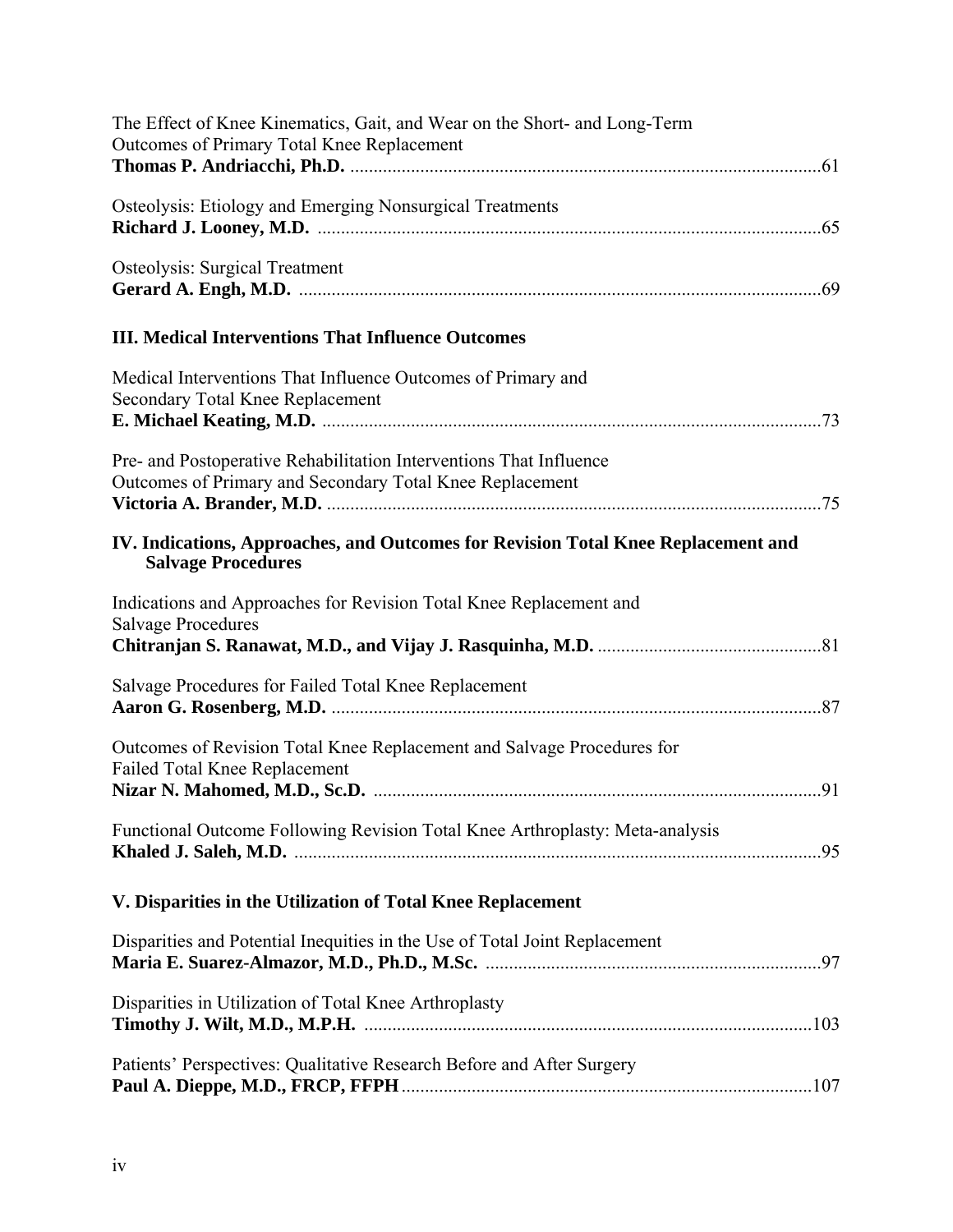The Effect of Knee Kinematics, Gait, and Wear on the Short- and Long-Term Outcomes of Primary Total Knee Replacement
**Thomas P. Andriacchi, Ph.D.** ....................................................................................................61

Osteolysis: Etiology and Emerging Nonsurgical Treatments
**Richard J. Looney, M.D.** ............................................................................................................65

Osteolysis: Surgical Treatment
**Gerard A. Engh, M.D.** ................................................................................................................69

### III. Medical Interventions That Influence Outcomes

Medical Interventions That Influence Outcomes of Primary and Secondary Total Knee Replacement
**E. Michael Keating, M.D.** ...........................................................................................................73

Pre- and Postoperative Rehabilitation Interventions That Influence Outcomes of Primary and Secondary Total Knee Replacement
**Victoria A. Brander, M.D.** ..........................................................................................................75

### IV. Indications, Approaches, and Outcomes for Revision Total Knee Replacement and Salvage Procedures

Indications and Approaches for Revision Total Knee Replacement and Salvage Procedures
**Chitranjan S. Ranawat, M.D., and Vijay J. Rasquinha, M.D.** ................................................81

Salvage Procedures for Failed Total Knee Replacement
**Aaron G. Rosenberg, M.D.** .........................................................................................................87

Outcomes of Revision Total Knee Replacement and Salvage Procedures for Failed Total Knee Replacement
**Nizar N. Mahomed, M.D., Sc.D.** ...............................................................................................91

Functional Outcome Following Revision Total Knee Arthroplasty: Meta-analysis
**Khaled J. Saleh, M.D.** .................................................................................................................95

### V. Disparities in the Utilization of Total Knee Replacement

Disparities and Potential Inequities in the Use of Total Joint Replacement
**Maria E. Suarez-Almazor, M.D., Ph.D., M.Sc.** .......................................................................97

Disparities in Utilization of Total Knee Arthroplasty
**Timothy J. Wilt, M.D., M.P.H.** ................................................................................................103

Patients' Perspectives: Qualitative Research Before and After Surgery
**Paul A. Dieppe, M.D., FRCP, FFPH** .......................................................................................107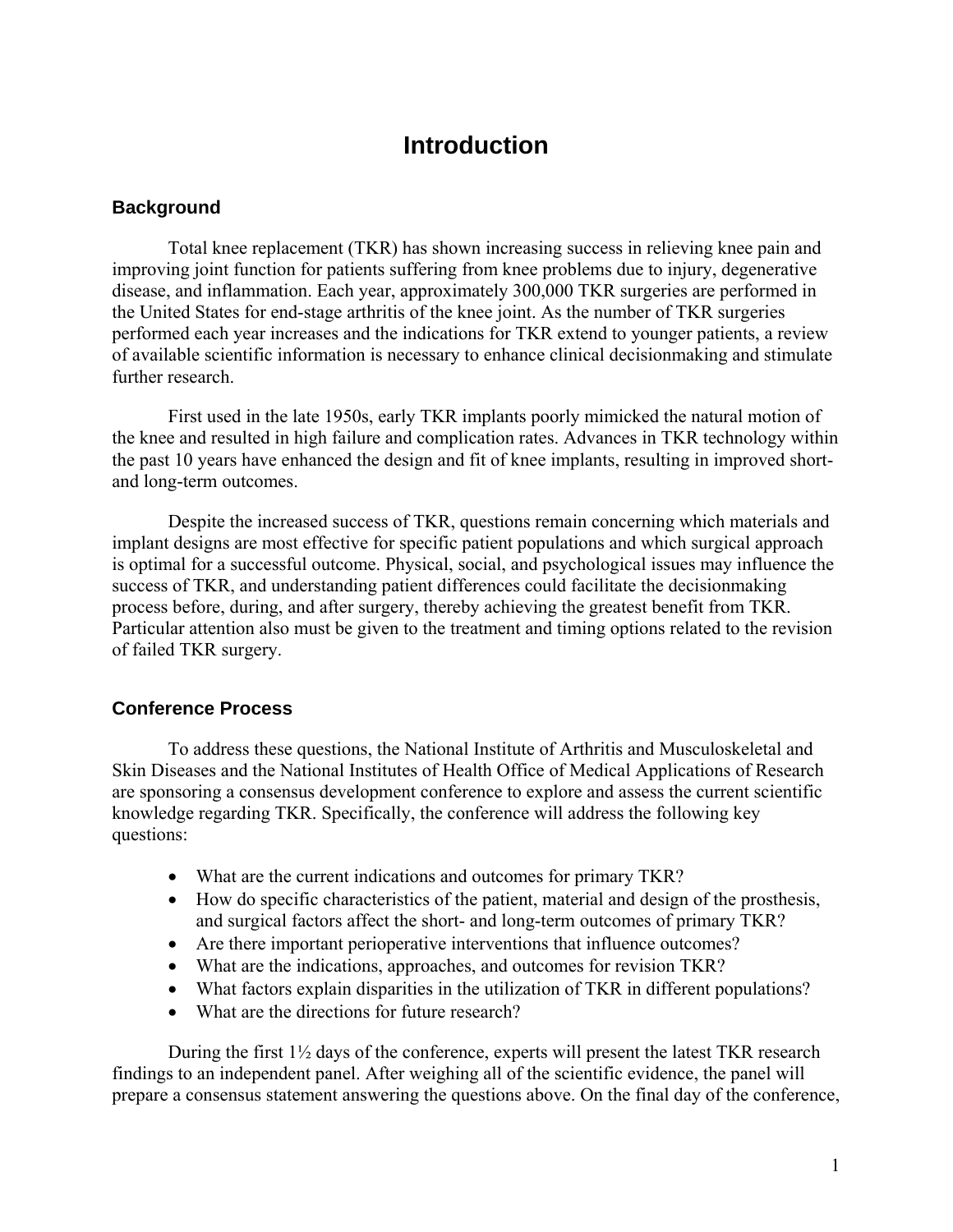# Introduction

## Background

Total knee replacement (TKR) has shown increasing success in relieving knee pain and improving joint function for patients suffering from knee problems due to injury, degenerative disease, and inflammation. Each year, approximately 300,000 TKR surgeries are performed in the United States for end-stage arthritis of the knee joint. As the number of TKR surgeries performed each year increases and the indications for TKR extend to younger patients, a review of available scientific information is necessary to enhance clinical decisionmaking and stimulate further research.

First used in the late 1950s, early TKR implants poorly mimicked the natural motion of the knee and resulted in high failure and complication rates. Advances in TKR technology within the past 10 years have enhanced the design and fit of knee implants, resulting in improved short- and long-term outcomes.

Despite the increased success of TKR, questions remain concerning which materials and implant designs are most effective for specific patient populations and which surgical approach is optimal for a successful outcome. Physical, social, and psychological issues may influence the success of TKR, and understanding patient differences could facilitate the decisionmaking process before, during, and after surgery, thereby achieving the greatest benefit from TKR. Particular attention also must be given to the treatment and timing options related to the revision of failed TKR surgery.

## Conference Process

To address these questions, the National Institute of Arthritis and Musculoskeletal and Skin Diseases and the National Institutes of Health Office of Medical Applications of Research are sponsoring a consensus development conference to explore and assess the current scientific knowledge regarding TKR. Specifically, the conference will address the following key questions:

- What are the current indications and outcomes for primary TKR?
- How do specific characteristics of the patient, material and design of the prosthesis, and surgical factors affect the short- and long-term outcomes of primary TKR?
- Are there important perioperative interventions that influence outcomes?
- What are the indications, approaches, and outcomes for revision TKR?
- What factors explain disparities in the utilization of TKR in different populations?
- What are the directions for future research?

During the first 1½ days of the conference, experts will present the latest TKR research findings to an independent panel. After weighing all of the scientific evidence, the panel will prepare a consensus statement answering the questions above. On the final day of the conference,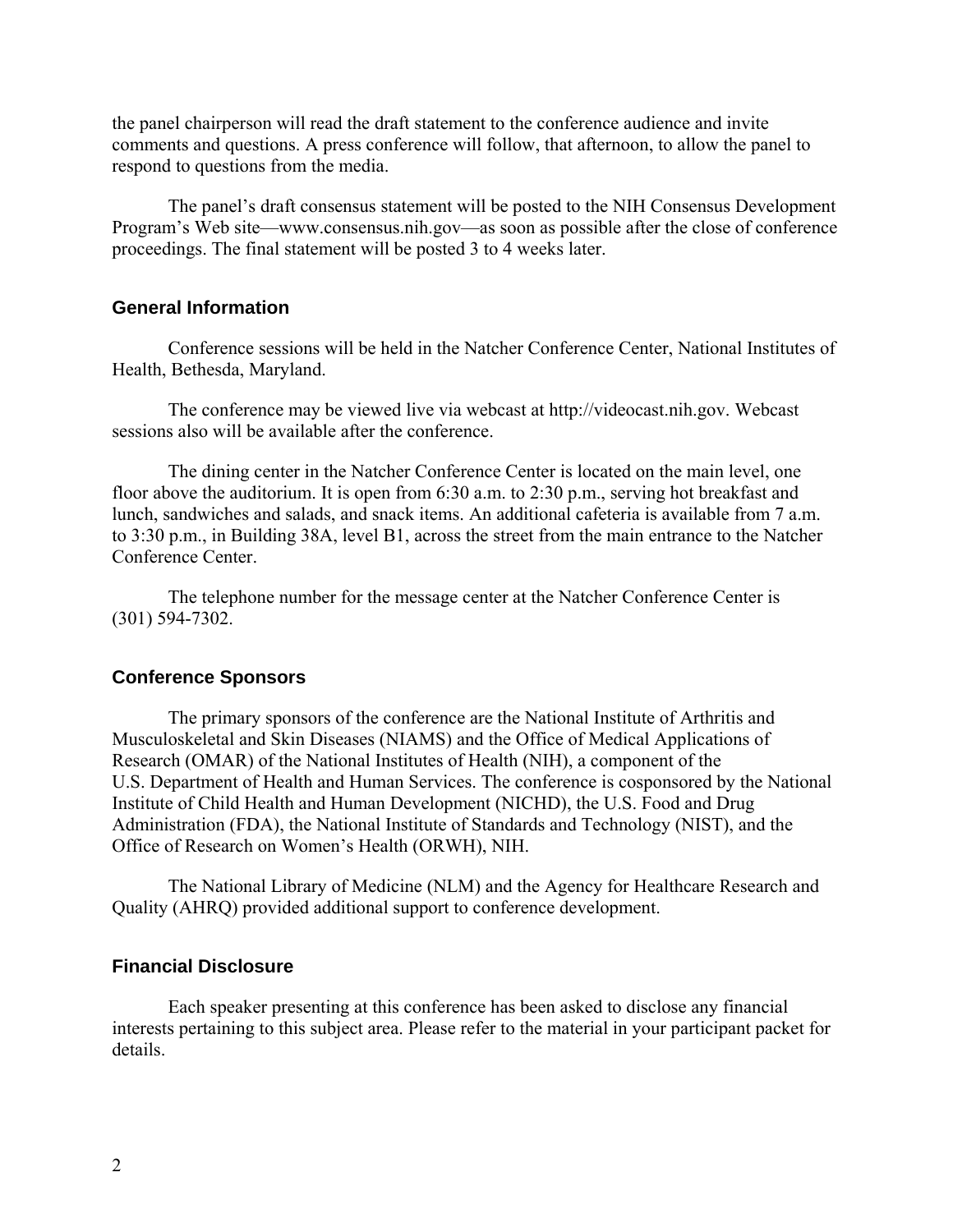the panel chairperson will read the draft statement to the conference audience and invite comments and questions. A press conference will follow, that afternoon, to allow the panel to respond to questions from the media.

The panel's draft consensus statement will be posted to the NIH Consensus Development Program's Web site—www.consensus.nih.gov—as soon as possible after the close of conference proceedings. The final statement will be posted 3 to 4 weeks later.

## General Information

Conference sessions will be held in the Natcher Conference Center, National Institutes of Health, Bethesda, Maryland.

The conference may be viewed live via webcast at http://videocast.nih.gov. Webcast sessions also will be available after the conference.

The dining center in the Natcher Conference Center is located on the main level, one floor above the auditorium. It is open from 6:30 a.m. to 2:30 p.m., serving hot breakfast and lunch, sandwiches and salads, and snack items. An additional cafeteria is available from 7 a.m. to 3:30 p.m., in Building 38A, level B1, across the street from the main entrance to the Natcher Conference Center.

The telephone number for the message center at the Natcher Conference Center is (301) 594-7302.

## Conference Sponsors

The primary sponsors of the conference are the National Institute of Arthritis and Musculoskeletal and Skin Diseases (NIAMS) and the Office of Medical Applications of Research (OMAR) of the National Institutes of Health (NIH), a component of the U.S. Department of Health and Human Services. The conference is cosponsored by the National Institute of Child Health and Human Development (NICHD), the U.S. Food and Drug Administration (FDA), the National Institute of Standards and Technology (NIST), and the Office of Research on Women's Health (ORWH), NIH.

The National Library of Medicine (NLM) and the Agency for Healthcare Research and Quality (AHRQ) provided additional support to conference development.

## Financial Disclosure

Each speaker presenting at this conference has been asked to disclose any financial interests pertaining to this subject area. Please refer to the material in your participant packet for details.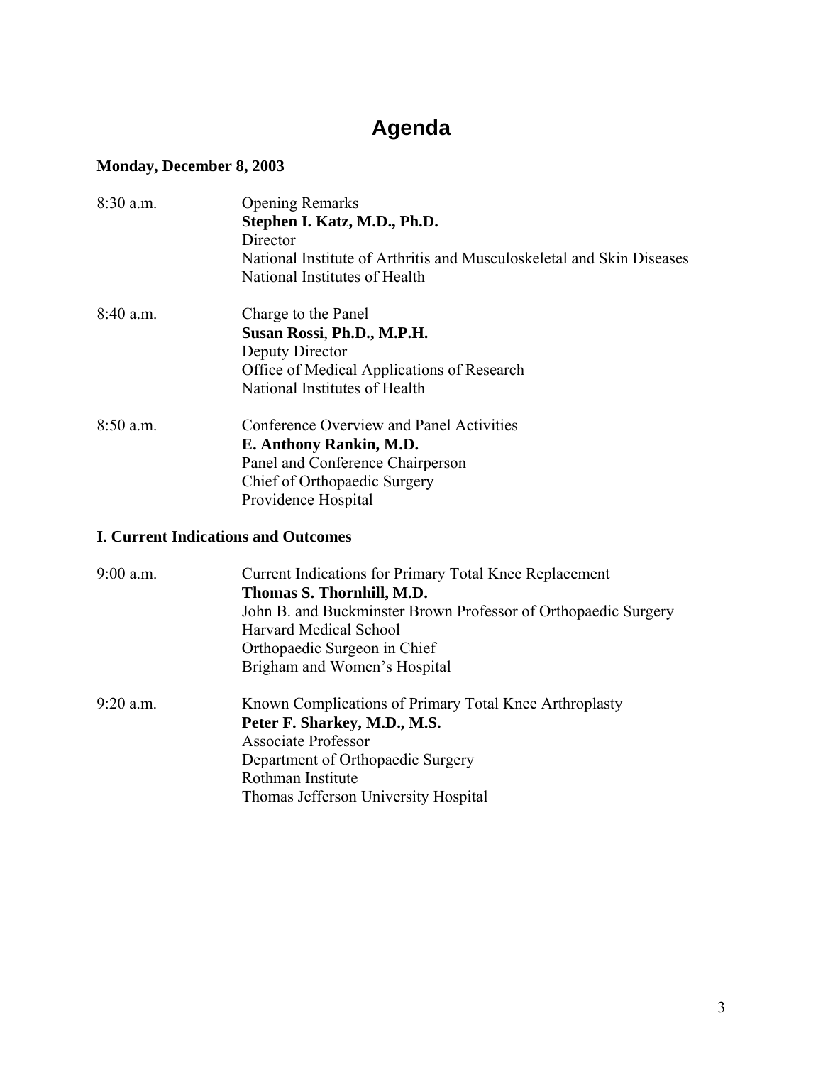# Agenda

**Monday, December 8, 2003**

| | |
|---|---|
| 8:30 a.m. | Opening Remarks<br>**Stephen I. Katz, M.D., Ph.D.**<br>Director<br>National Institute of Arthritis and Musculoskeletal and Skin Diseases<br>National Institutes of Health |
| 8:40 a.m. | Charge to the Panel<br>**Susan Rossi, Ph.D., M.P.H.**<br>Deputy Director<br>Office of Medical Applications of Research<br>National Institutes of Health |
| 8:50 a.m. | Conference Overview and Panel Activities<br>**E. Anthony Rankin, M.D.**<br>Panel and Conference Chairperson<br>Chief of Orthopaedic Surgery<br>Providence Hospital |

**I. Current Indications and Outcomes**

| | |
|---|---|
| 9:00 a.m. | Current Indications for Primary Total Knee Replacement<br>**Thomas S. Thornhill, M.D.**<br>John B. and Buckminster Brown Professor of Orthopaedic Surgery<br>Harvard Medical School<br>Orthopaedic Surgeon in Chief<br>Brigham and Women's Hospital |
| 9:20 a.m. | Known Complications of Primary Total Knee Arthroplasty<br>**Peter F. Sharkey, M.D., M.S.**<br>Associate Professor<br>Department of Orthopaedic Surgery<br>Rothman Institute<br>Thomas Jefferson University Hospital |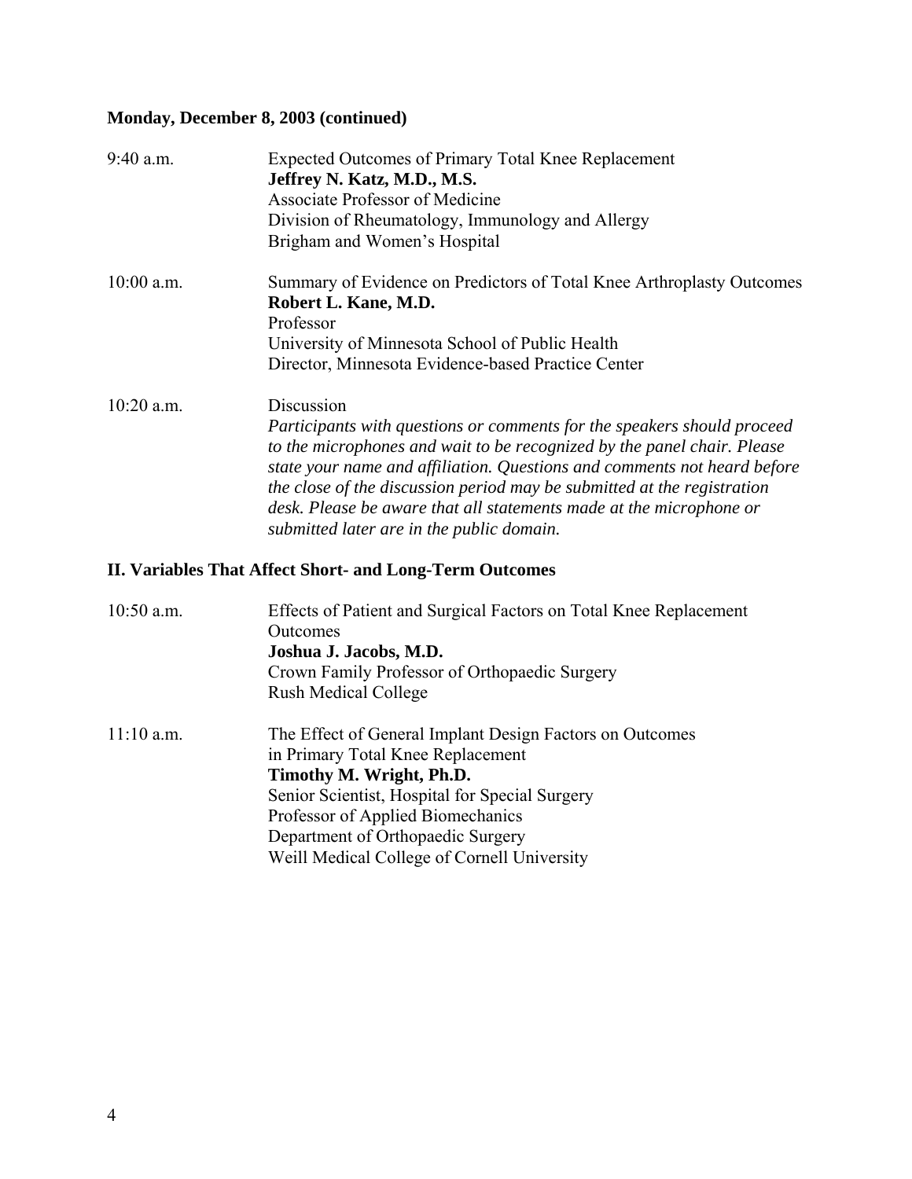**Monday, December 8, 2003 (continued)**

9:40 a.m. Expected Outcomes of Primary Total Knee Replacement
**Jeffrey N. Katz, M.D., M.S.**
Associate Professor of Medicine
Division of Rheumatology, Immunology and Allergy
Brigham and Women's Hospital

10:00 a.m. Summary of Evidence on Predictors of Total Knee Arthroplasty Outcomes
**Robert L. Kane, M.D.**
Professor
University of Minnesota School of Public Health
Director, Minnesota Evidence-based Practice Center

10:20 a.m. Discussion
*Participants with questions or comments for the speakers should proceed to the microphones and wait to be recognized by the panel chair. Please state your name and affiliation. Questions and comments not heard before the close of the discussion period may be submitted at the registration desk. Please be aware that all statements made at the microphone or submitted later are in the public domain.*

## II. Variables That Affect Short- and Long-Term Outcomes

10:50 a.m. Effects of Patient and Surgical Factors on Total Knee Replacement Outcomes
**Joshua J. Jacobs, M.D.**
Crown Family Professor of Orthopaedic Surgery
Rush Medical College

11:10 a.m. The Effect of General Implant Design Factors on Outcomes in Primary Total Knee Replacement
**Timothy M. Wright, Ph.D.**
Senior Scientist, Hospital for Special Surgery
Professor of Applied Biomechanics
Department of Orthopaedic Surgery
Weill Medical College of Cornell University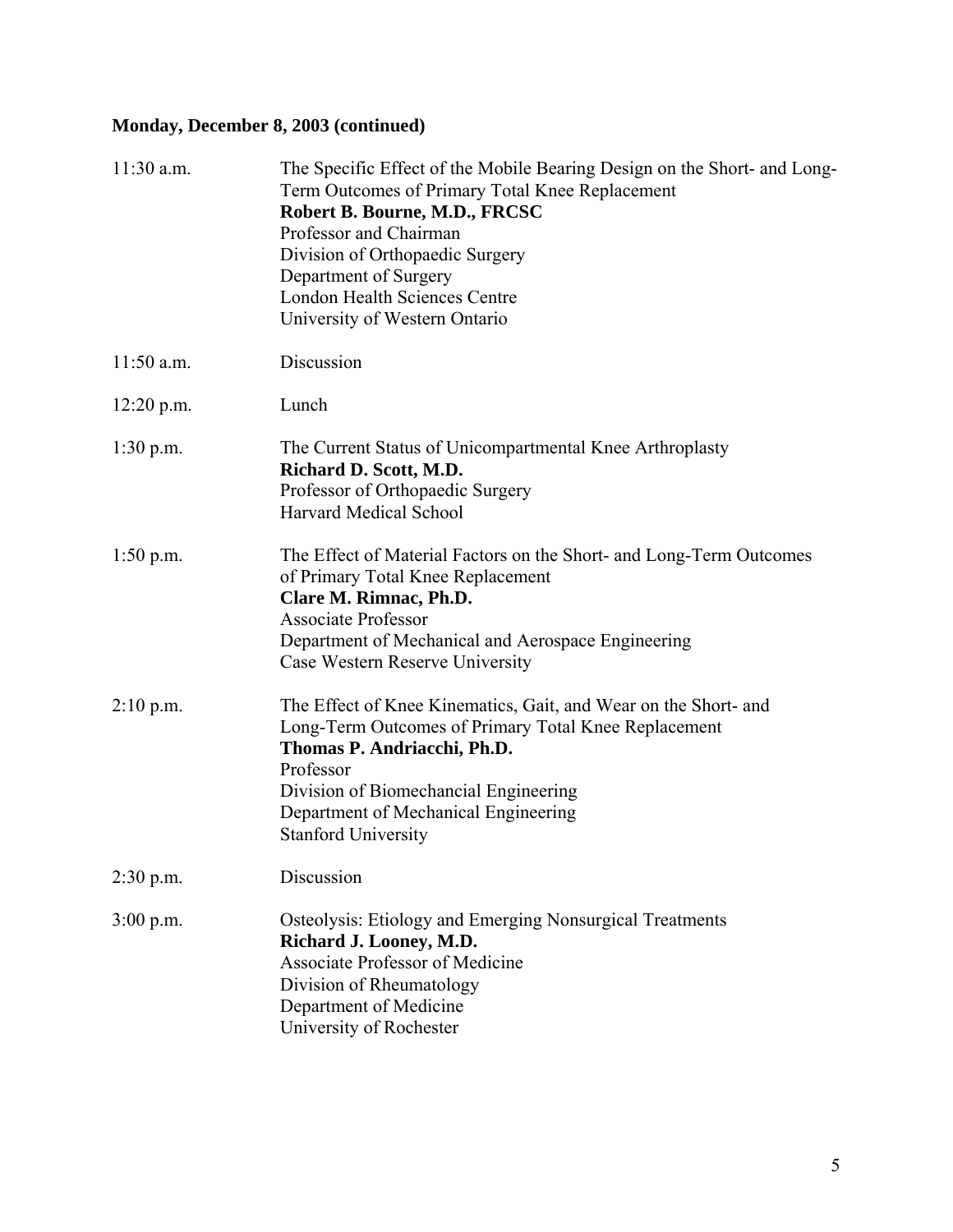**Monday, December 8, 2003 (continued)**

11:30 a.m. The Specific Effect of the Mobile Bearing Design on the Short- and Long-Term Outcomes of Primary Total Knee Replacement
**Robert B. Bourne, M.D., FRCSC**
Professor and Chairman
Division of Orthopaedic Surgery
Department of Surgery
London Health Sciences Centre
University of Western Ontario

11:50 a.m. Discussion

12:20 p.m. Lunch

1:30 p.m. The Current Status of Unicompartmental Knee Arthroplasty
**Richard D. Scott, M.D.**
Professor of Orthopaedic Surgery
Harvard Medical School

1:50 p.m. The Effect of Material Factors on the Short- and Long-Term Outcomes of Primary Total Knee Replacement
**Clare M. Rimnac, Ph.D.**
Associate Professor
Department of Mechanical and Aerospace Engineering
Case Western Reserve University

2:10 p.m. The Effect of Knee Kinematics, Gait, and Wear on the Short- and Long-Term Outcomes of Primary Total Knee Replacement
**Thomas P. Andriacchi, Ph.D.**
Professor
Division of Biomechancial Engineering
Department of Mechanical Engineering
Stanford University

2:30 p.m. Discussion

3:00 p.m. Osteolysis: Etiology and Emerging Nonsurgical Treatments
**Richard J. Looney, M.D.**
Associate Professor of Medicine
Division of Rheumatology
Department of Medicine
University of Rochester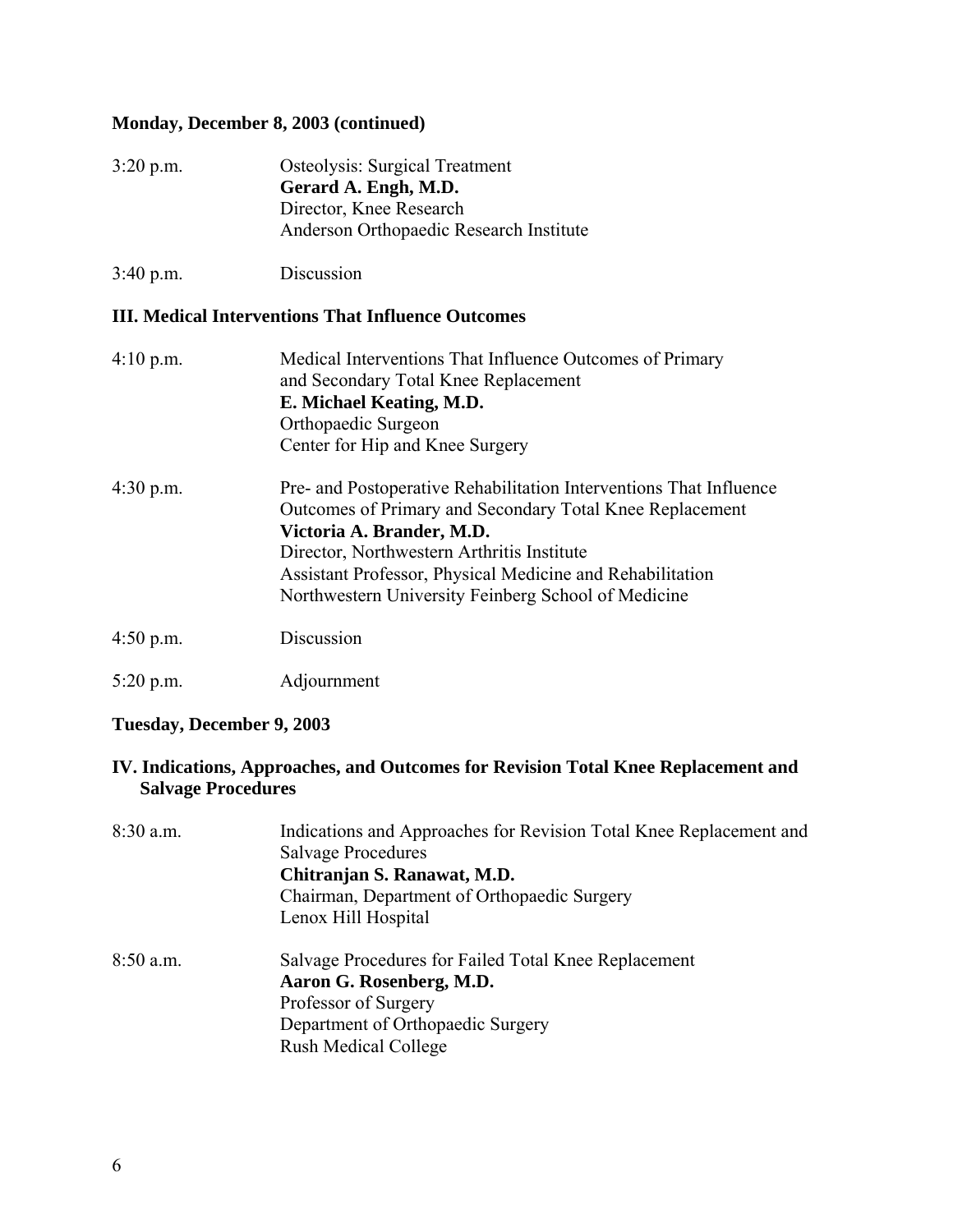**Monday, December 8, 2003 (continued)**

3:20 p.m. Osteolysis: Surgical Treatment
**Gerard A. Engh, M.D.**
Director, Knee Research
Anderson Orthopaedic Research Institute

3:40 p.m. Discussion

**III. Medical Interventions That Influence Outcomes**

4:10 p.m. Medical Interventions That Influence Outcomes of Primary and Secondary Total Knee Replacement
**E. Michael Keating, M.D.**
Orthopaedic Surgeon
Center for Hip and Knee Surgery

4:30 p.m. Pre- and Postoperative Rehabilitation Interventions That Influence Outcomes of Primary and Secondary Total Knee Replacement
**Victoria A. Brander, M.D.**
Director, Northwestern Arthritis Institute
Assistant Professor, Physical Medicine and Rehabilitation
Northwestern University Feinberg School of Medicine

4:50 p.m. Discussion

5:20 p.m. Adjournment

**Tuesday, December 9, 2003**

**IV. Indications, Approaches, and Outcomes for Revision Total Knee Replacement and Salvage Procedures**

8:30 a.m. Indications and Approaches for Revision Total Knee Replacement and Salvage Procedures
**Chitranjan S. Ranawat, M.D.**
Chairman, Department of Orthopaedic Surgery
Lenox Hill Hospital

8:50 a.m. Salvage Procedures for Failed Total Knee Replacement
**Aaron G. Rosenberg, M.D.**
Professor of Surgery
Department of Orthopaedic Surgery
Rush Medical College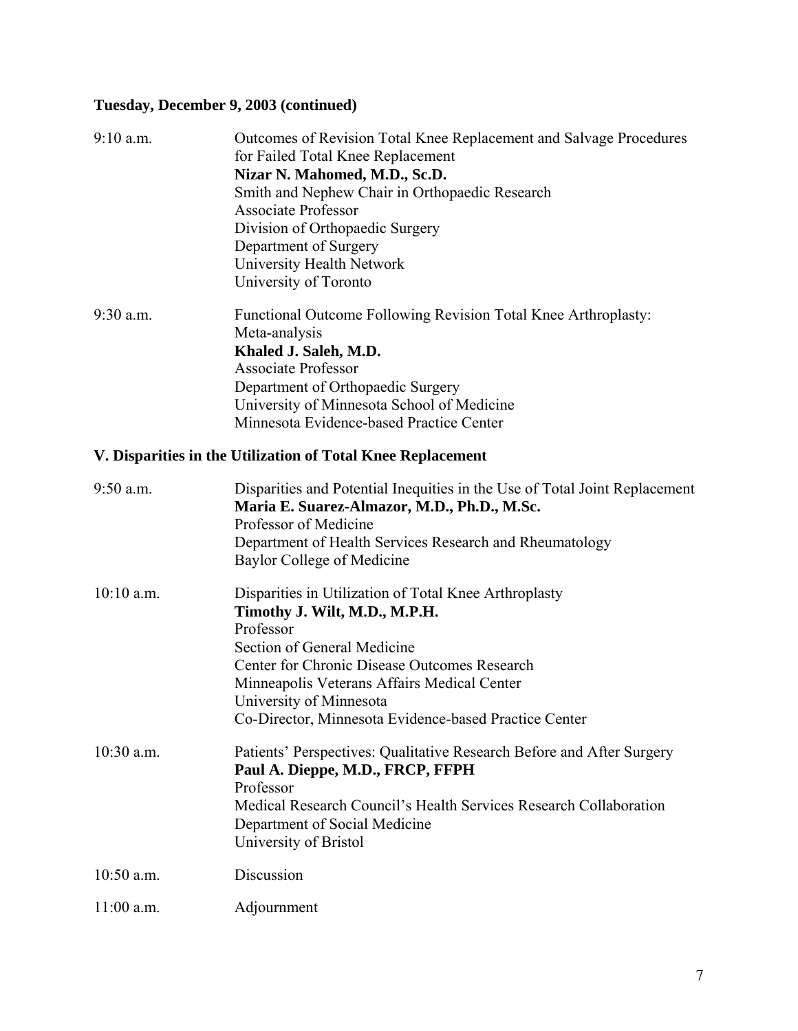**Tuesday, December 9, 2003 (continued)**

9:10 a.m. Outcomes of Revision Total Knee Replacement and Salvage Procedures for Failed Total Knee Replacement
**Nizar N. Mahomed, M.D., Sc.D.**
Smith and Nephew Chair in Orthopaedic Research
Associate Professor
Division of Orthopaedic Surgery
Department of Surgery
University Health Network
University of Toronto

9:30 a.m. Functional Outcome Following Revision Total Knee Arthroplasty: Meta-analysis
**Khaled J. Saleh, M.D.**
Associate Professor
Department of Orthopaedic Surgery
University of Minnesota School of Medicine
Minnesota Evidence-based Practice Center

## V. Disparities in the Utilization of Total Knee Replacement

9:50 a.m. Disparities and Potential Inequities in the Use of Total Joint Replacement
**Maria E. Suarez-Almazor, M.D., Ph.D., M.Sc.**
Professor of Medicine
Department of Health Services Research and Rheumatology
Baylor College of Medicine

10:10 a.m. Disparities in Utilization of Total Knee Arthroplasty
**Timothy J. Wilt, M.D., M.P.H.**
Professor
Section of General Medicine
Center for Chronic Disease Outcomes Research
Minneapolis Veterans Affairs Medical Center
University of Minnesota
Co-Director, Minnesota Evidence-based Practice Center

10:30 a.m. Patients' Perspectives: Qualitative Research Before and After Surgery
**Paul A. Dieppe, M.D., FRCP, FFPH**
Professor
Medical Research Council's Health Services Research Collaboration
Department of Social Medicine
University of Bristol

10:50 a.m. Discussion

11:00 a.m. Adjournment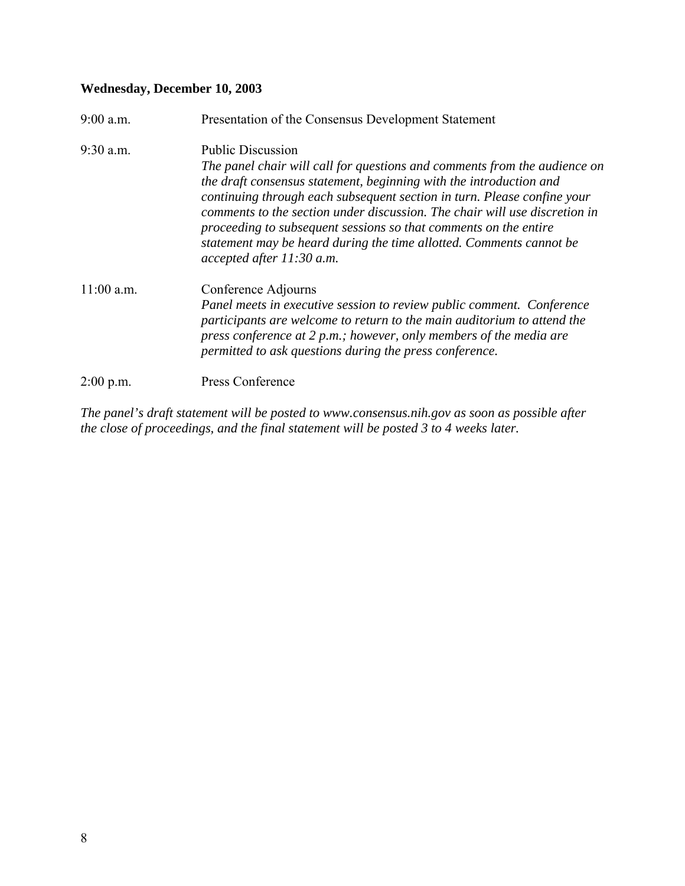**Wednesday, December 10, 2003**

9:00 a.m. Presentation of the Consensus Development Statement

9:30 a.m. Public Discussion
*The panel chair will call for questions and comments from the audience on the draft consensus statement, beginning with the introduction and continuing through each subsequent section in turn. Please confine your comments to the section under discussion. The chair will use discretion in proceeding to subsequent sessions so that comments on the entire statement may be heard during the time allotted. Comments cannot be accepted after 11:30 a.m.*

11:00 a.m. Conference Adjourns
*Panel meets in executive session to review public comment. Conference participants are welcome to return to the main auditorium to attend the press conference at 2 p.m.; however, only members of the media are permitted to ask questions during the press conference.*

2:00 p.m. Press Conference

*The panel's draft statement will be posted to www.consensus.nih.gov as soon as possible after the close of proceedings, and the final statement will be posted 3 to 4 weeks later.*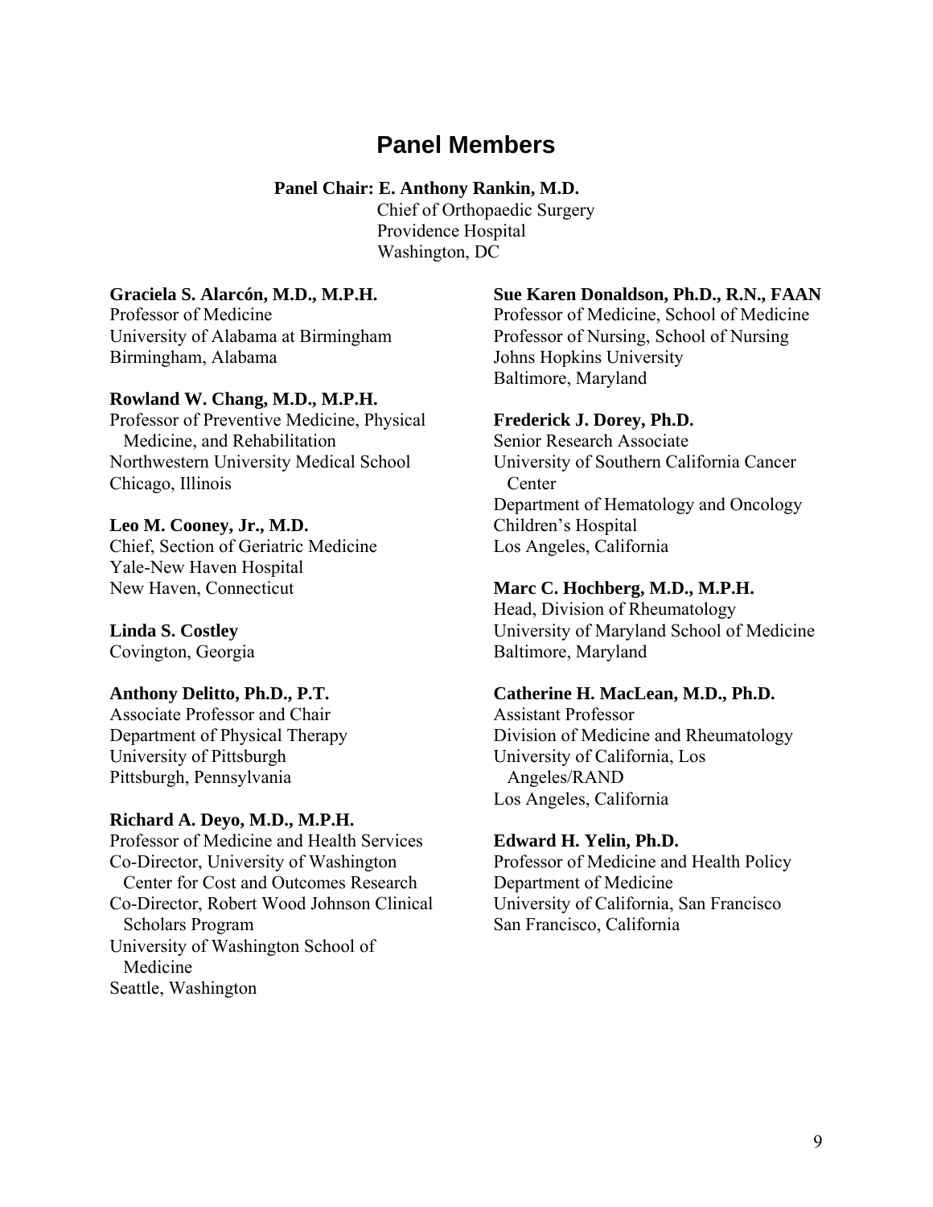## Panel Members

**Panel Chair: E. Anthony Rankin, M.D.**
Chief of Orthopaedic Surgery
Providence Hospital
Washington, DC

**Graciela S. Alarcón, M.D., M.P.H.**
Professor of Medicine
University of Alabama at Birmingham
Birmingham, Alabama

**Rowland W. Chang, M.D., M.P.H.**
Professor of Preventive Medicine, Physical Medicine, and Rehabilitation
Northwestern University Medical School
Chicago, Illinois

**Leo M. Cooney, Jr., M.D.**
Chief, Section of Geriatric Medicine
Yale-New Haven Hospital
New Haven, Connecticut

**Linda S. Costley**
Covington, Georgia

**Anthony Delitto, Ph.D., P.T.**
Associate Professor and Chair
Department of Physical Therapy
University of Pittsburgh
Pittsburgh, Pennsylvania

**Richard A. Deyo, M.D., M.P.H.**
Professor of Medicine and Health Services
Co-Director, University of Washington Center for Cost and Outcomes Research
Co-Director, Robert Wood Johnson Clinical Scholars Program
University of Washington School of Medicine
Seattle, Washington

**Sue Karen Donaldson, Ph.D., R.N., FAAN**
Professor of Medicine, School of Medicine
Professor of Nursing, School of Nursing
Johns Hopkins University
Baltimore, Maryland

**Frederick J. Dorey, Ph.D.**
Senior Research Associate
University of Southern California Cancer Center
Department of Hematology and Oncology
Children's Hospital
Los Angeles, California

**Marc C. Hochberg, M.D., M.P.H.**
Head, Division of Rheumatology
University of Maryland School of Medicine
Baltimore, Maryland

**Catherine H. MacLean, M.D., Ph.D.**
Assistant Professor
Division of Medicine and Rheumatology
University of California, Los Angeles/RAND
Los Angeles, California

**Edward H. Yelin, Ph.D.**
Professor of Medicine and Health Policy
Department of Medicine
University of California, San Francisco
San Francisco, California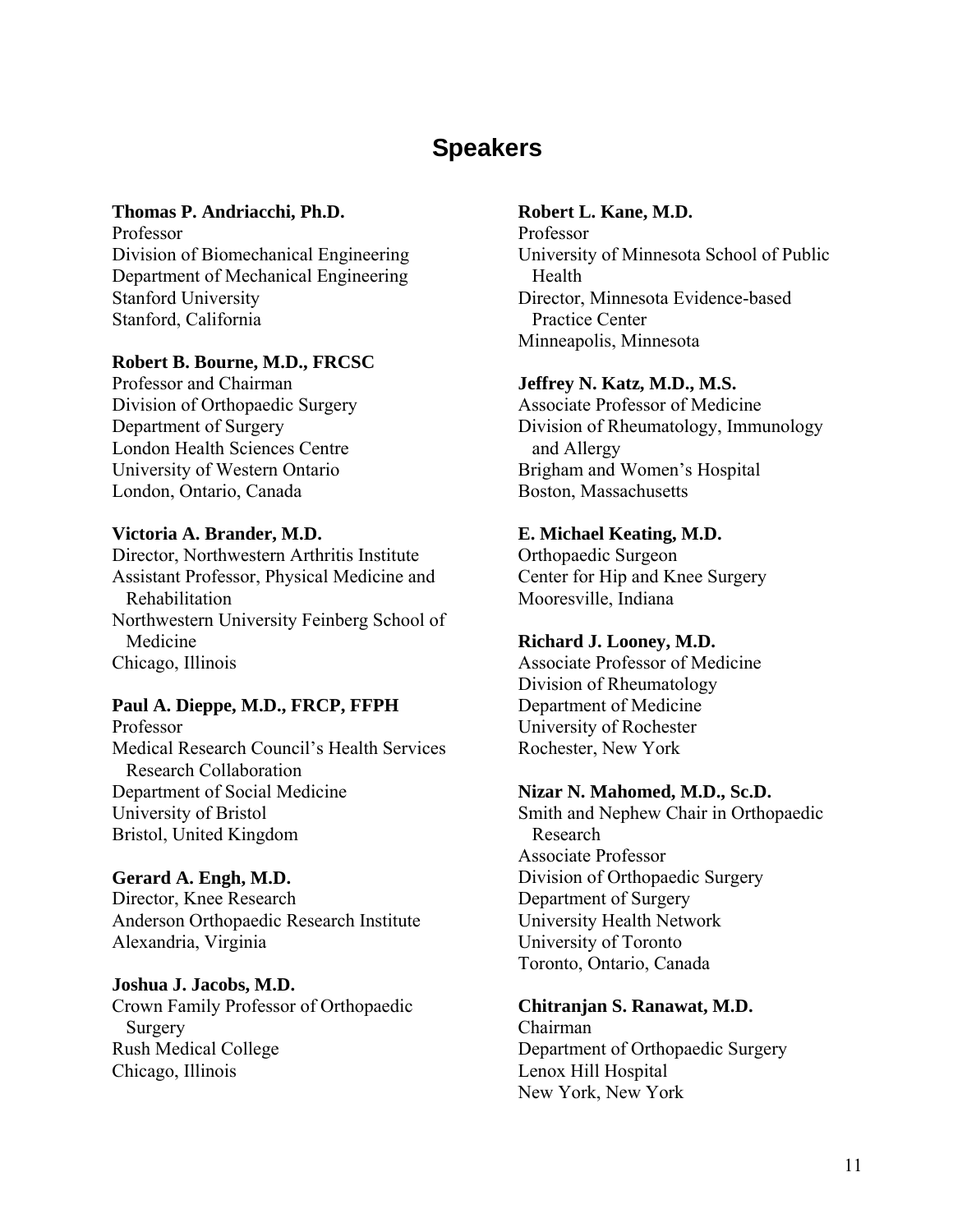# Speakers

**Thomas P. Andriacchi, Ph.D.**
Professor
Division of Biomechanical Engineering
Department of Mechanical Engineering
Stanford University
Stanford, California

**Robert B. Bourne, M.D., FRCSC**
Professor and Chairman
Division of Orthopaedic Surgery
Department of Surgery
London Health Sciences Centre
University of Western Ontario
London, Ontario, Canada

**Victoria A. Brander, M.D.**
Director, Northwestern Arthritis Institute
Assistant Professor, Physical Medicine and Rehabilitation
Northwestern University Feinberg School of Medicine
Chicago, Illinois

**Paul A. Dieppe, M.D., FRCP, FFPH**
Professor
Medical Research Council's Health Services Research Collaboration
Department of Social Medicine
University of Bristol
Bristol, United Kingdom

**Gerard A. Engh, M.D.**
Director, Knee Research
Anderson Orthopaedic Research Institute
Alexandria, Virginia

**Joshua J. Jacobs, M.D.**
Crown Family Professor of Orthopaedic Surgery
Rush Medical College
Chicago, Illinois

**Robert L. Kane, M.D.**
Professor
University of Minnesota School of Public Health
Director, Minnesota Evidence-based Practice Center
Minneapolis, Minnesota

**Jeffrey N. Katz, M.D., M.S.**
Associate Professor of Medicine
Division of Rheumatology, Immunology and Allergy
Brigham and Women's Hospital
Boston, Massachusetts

**E. Michael Keating, M.D.**
Orthopaedic Surgeon
Center for Hip and Knee Surgery
Mooresville, Indiana

**Richard J. Looney, M.D.**
Associate Professor of Medicine
Division of Rheumatology
Department of Medicine
University of Rochester
Rochester, New York

**Nizar N. Mahomed, M.D., Sc.D.**
Smith and Nephew Chair in Orthopaedic Research
Associate Professor
Division of Orthopaedic Surgery
Department of Surgery
University Health Network
University of Toronto
Toronto, Ontario, Canada

**Chitranjan S. Ranawat, M.D.**
Chairman
Department of Orthopaedic Surgery
Lenox Hill Hospital
New York, New York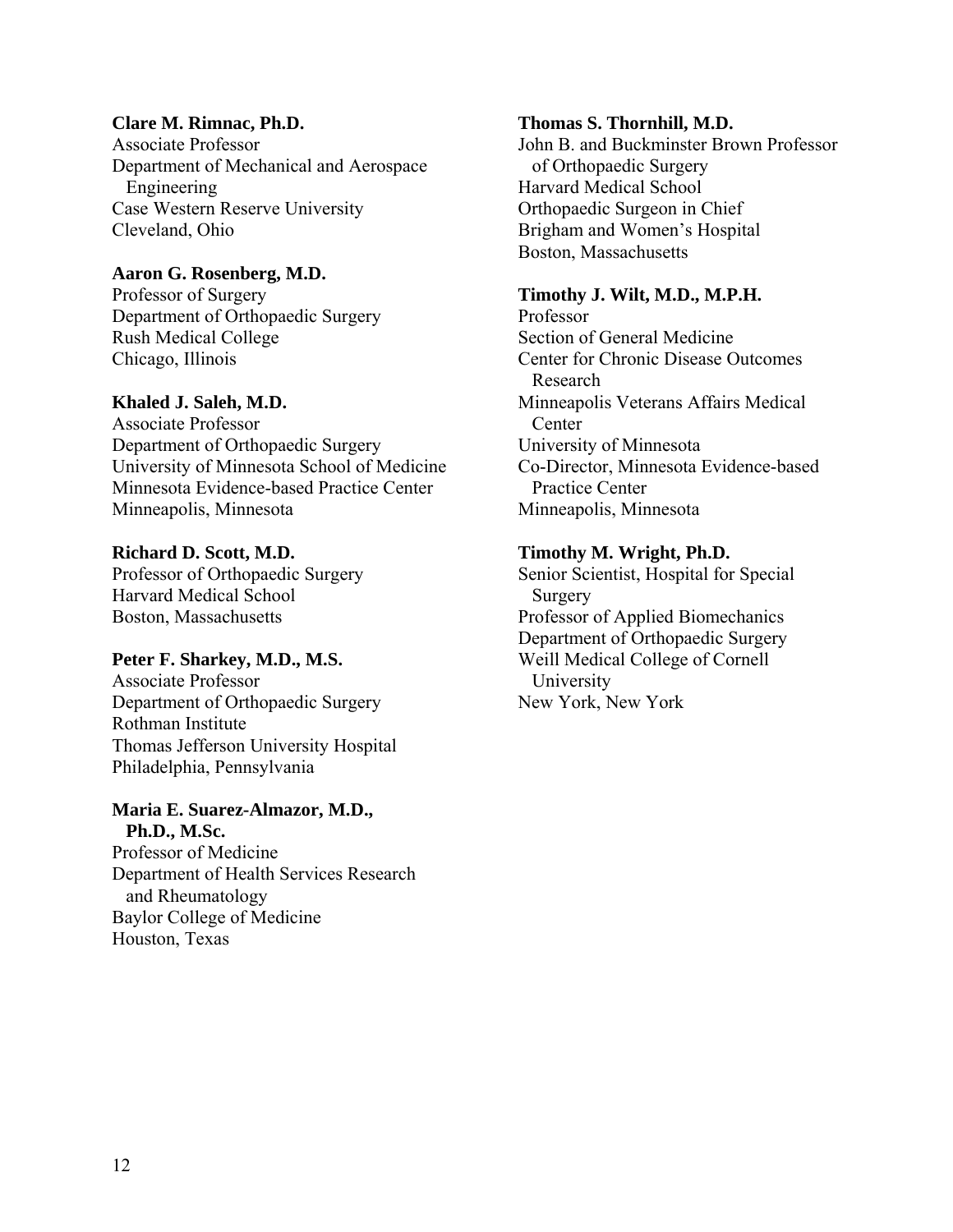**Clare M. Rimnac, Ph.D.**
Associate Professor
Department of Mechanical and Aerospace Engineering
Case Western Reserve University
Cleveland, Ohio

**Aaron G. Rosenberg, M.D.**
Professor of Surgery
Department of Orthopaedic Surgery
Rush Medical College
Chicago, Illinois

**Khaled J. Saleh, M.D.**
Associate Professor
Department of Orthopaedic Surgery
University of Minnesota School of Medicine
Minnesota Evidence-based Practice Center
Minneapolis, Minnesota

**Richard D. Scott, M.D.**
Professor of Orthopaedic Surgery
Harvard Medical School
Boston, Massachusetts

**Peter F. Sharkey, M.D., M.S.**
Associate Professor
Department of Orthopaedic Surgery
Rothman Institute
Thomas Jefferson University Hospital
Philadelphia, Pennsylvania

**Maria E. Suarez-Almazor, M.D., Ph.D., M.Sc.**
Professor of Medicine
Department of Health Services Research and Rheumatology
Baylor College of Medicine
Houston, Texas

**Thomas S. Thornhill, M.D.**
John B. and Buckminster Brown Professor of Orthopaedic Surgery
Harvard Medical School
Orthopaedic Surgeon in Chief
Brigham and Women's Hospital
Boston, Massachusetts

**Timothy J. Wilt, M.D., M.P.H.**
Professor
Section of General Medicine
Center for Chronic Disease Outcomes Research
Minneapolis Veterans Affairs Medical Center
University of Minnesota
Co-Director, Minnesota Evidence-based Practice Center
Minneapolis, Minnesota

**Timothy M. Wright, Ph.D.**
Senior Scientist, Hospital for Special Surgery
Professor of Applied Biomechanics
Department of Orthopaedic Surgery
Weill Medical College of Cornell University
New York, New York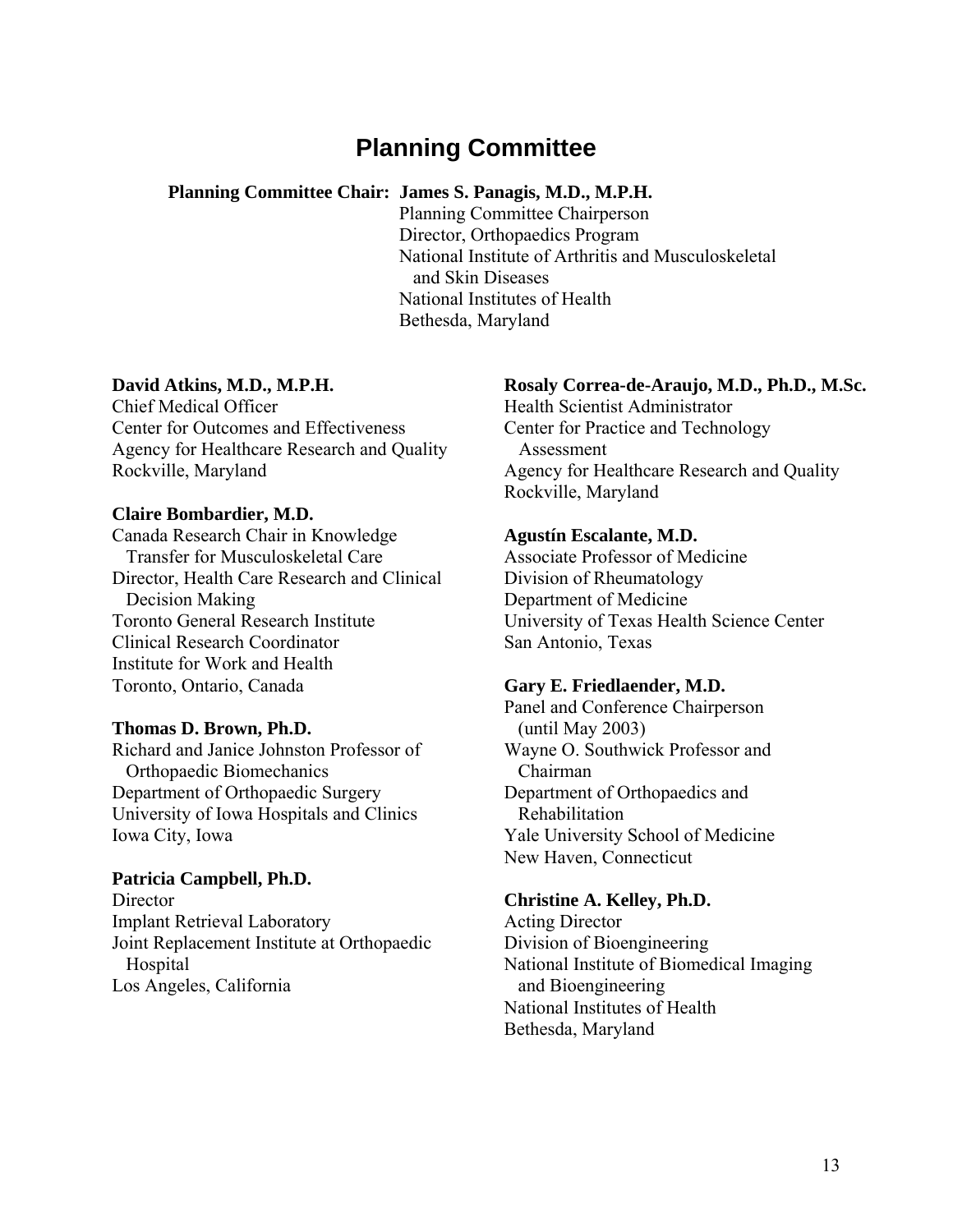# Planning Committee

**Planning Committee Chair:** **James S. Panagis, M.D., M.P.H.**
Planning Committee Chairperson
Director, Orthopaedics Program
National Institute of Arthritis and Musculoskeletal and Skin Diseases
National Institutes of Health
Bethesda, Maryland

**David Atkins, M.D., M.P.H.**
Chief Medical Officer
Center for Outcomes and Effectiveness
Agency for Healthcare Research and Quality
Rockville, Maryland

**Claire Bombardier, M.D.**
Canada Research Chair in Knowledge Transfer for Musculoskeletal Care
Director, Health Care Research and Clinical Decision Making
Toronto General Research Institute
Clinical Research Coordinator
Institute for Work and Health
Toronto, Ontario, Canada

**Thomas D. Brown, Ph.D.**
Richard and Janice Johnston Professor of Orthopaedic Biomechanics
Department of Orthopaedic Surgery
University of Iowa Hospitals and Clinics
Iowa City, Iowa

**Patricia Campbell, Ph.D.**
Director
Implant Retrieval Laboratory
Joint Replacement Institute at Orthopaedic Hospital
Los Angeles, California

**Rosaly Correa-de-Araujo, M.D., Ph.D., M.Sc.**
Health Scientist Administrator
Center for Practice and Technology Assessment
Agency for Healthcare Research and Quality
Rockville, Maryland

**Agustín Escalante, M.D.**
Associate Professor of Medicine
Division of Rheumatology
Department of Medicine
University of Texas Health Science Center
San Antonio, Texas

**Gary E. Friedlaender, M.D.**
Panel and Conference Chairperson (until May 2003)
Wayne O. Southwick Professor and Chairman
Department of Orthopaedics and Rehabilitation
Yale University School of Medicine
New Haven, Connecticut

**Christine A. Kelley, Ph.D.**
Acting Director
Division of Bioengineering
National Institute of Biomedical Imaging and Bioengineering
National Institutes of Health
Bethesda, Maryland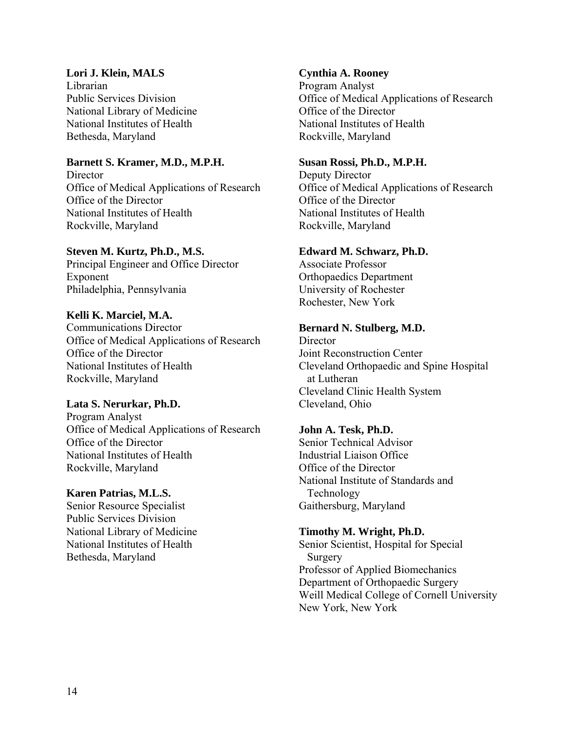**Lori J. Klein, MALS**
Librarian
Public Services Division
National Library of Medicine
National Institutes of Health
Bethesda, Maryland

**Barnett S. Kramer, M.D., M.P.H.**
Director
Office of Medical Applications of Research
Office of the Director
National Institutes of Health
Rockville, Maryland

**Steven M. Kurtz, Ph.D., M.S.**
Principal Engineer and Office Director
Exponent
Philadelphia, Pennsylvania

**Kelli K. Marciel, M.A.**
Communications Director
Office of Medical Applications of Research
Office of the Director
National Institutes of Health
Rockville, Maryland

**Lata S. Nerurkar, Ph.D.**
Program Analyst
Office of Medical Applications of Research
Office of the Director
National Institutes of Health
Rockville, Maryland

**Karen Patrias, M.L.S.**
Senior Resource Specialist
Public Services Division
National Library of Medicine
National Institutes of Health
Bethesda, Maryland

**Cynthia A. Rooney**
Program Analyst
Office of Medical Applications of Research
Office of the Director
National Institutes of Health
Rockville, Maryland

**Susan Rossi, Ph.D., M.P.H.**
Deputy Director
Office of Medical Applications of Research
Office of the Director
National Institutes of Health
Rockville, Maryland

**Edward M. Schwarz, Ph.D.**
Associate Professor
Orthopaedics Department
University of Rochester
Rochester, New York

**Bernard N. Stulberg, M.D.**
Director
Joint Reconstruction Center
Cleveland Orthopaedic and Spine Hospital at Lutheran
Cleveland Clinic Health System
Cleveland, Ohio

**John A. Tesk, Ph.D.**
Senior Technical Advisor
Industrial Liaison Office
Office of the Director
National Institute of Standards and Technology
Gaithersburg, Maryland

**Timothy M. Wright, Ph.D.**
Senior Scientist, Hospital for Special Surgery
Professor of Applied Biomechanics
Department of Orthopaedic Surgery
Weill Medical College of Cornell University
New York, New York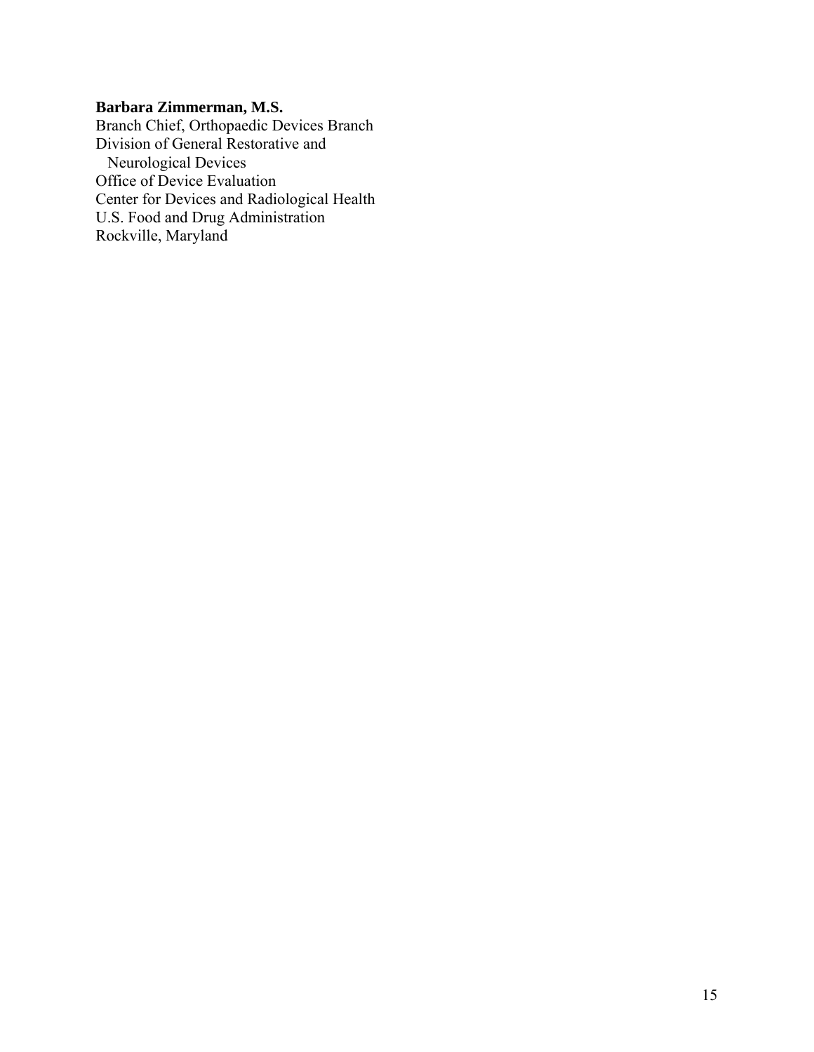**Barbara Zimmerman, M.S.**
Branch Chief, Orthopaedic Devices Branch
Division of General Restorative and
Neurological Devices
Office of Device Evaluation
Center for Devices and Radiological Health
U.S. Food and Drug Administration
Rockville, Maryland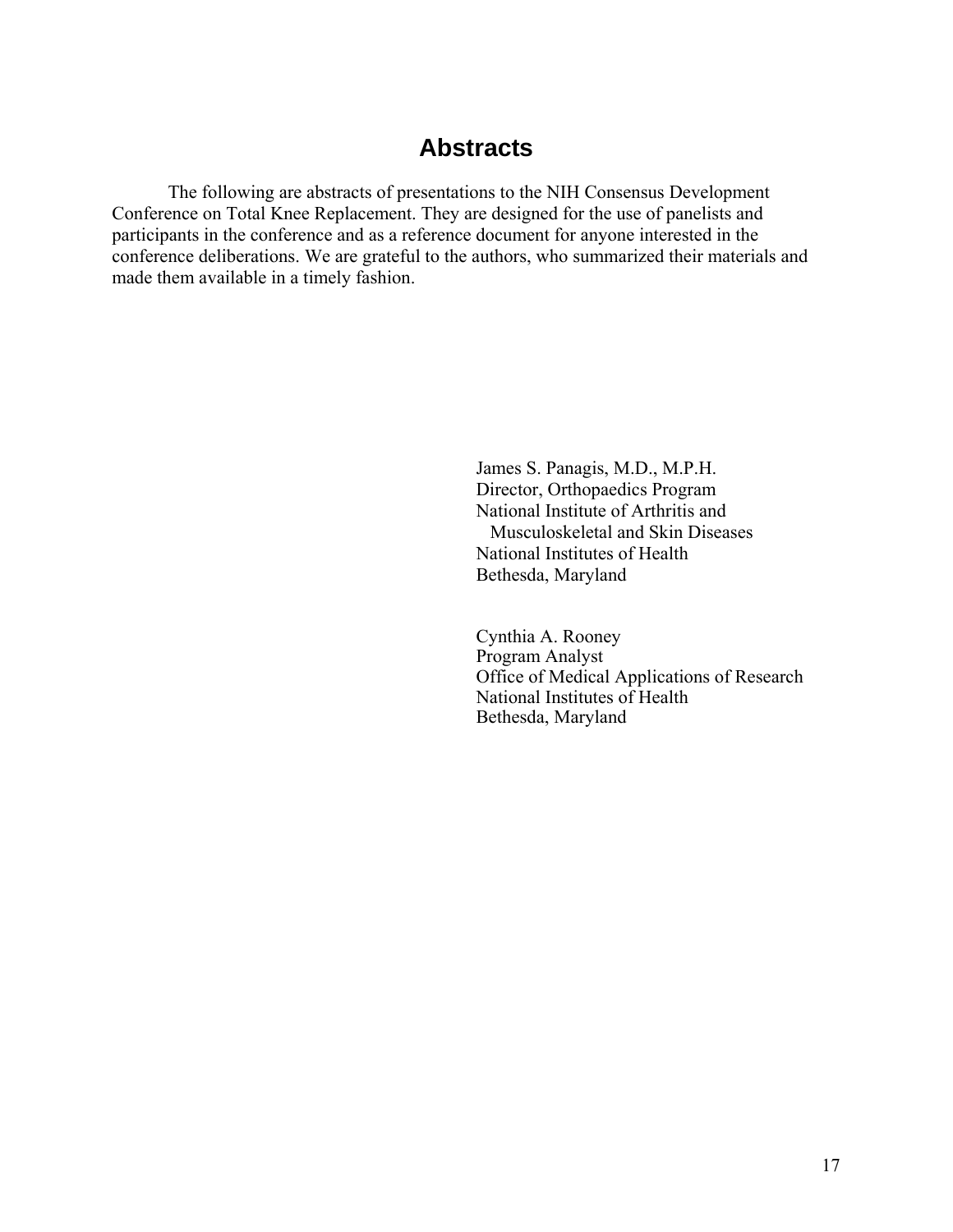# Abstracts

The following are abstracts of presentations to the NIH Consensus Development Conference on Total Knee Replacement. They are designed for the use of panelists and participants in the conference and as a reference document for anyone interested in the conference deliberations. We are grateful to the authors, who summarized their materials and made them available in a timely fashion.

James S. Panagis, M.D., M.P.H.
Director, Orthopaedics Program
National Institute of Arthritis and Musculoskeletal and Skin Diseases
National Institutes of Health
Bethesda, Maryland

Cynthia A. Rooney
Program Analyst
Office of Medical Applications of Research
National Institutes of Health
Bethesda, Maryland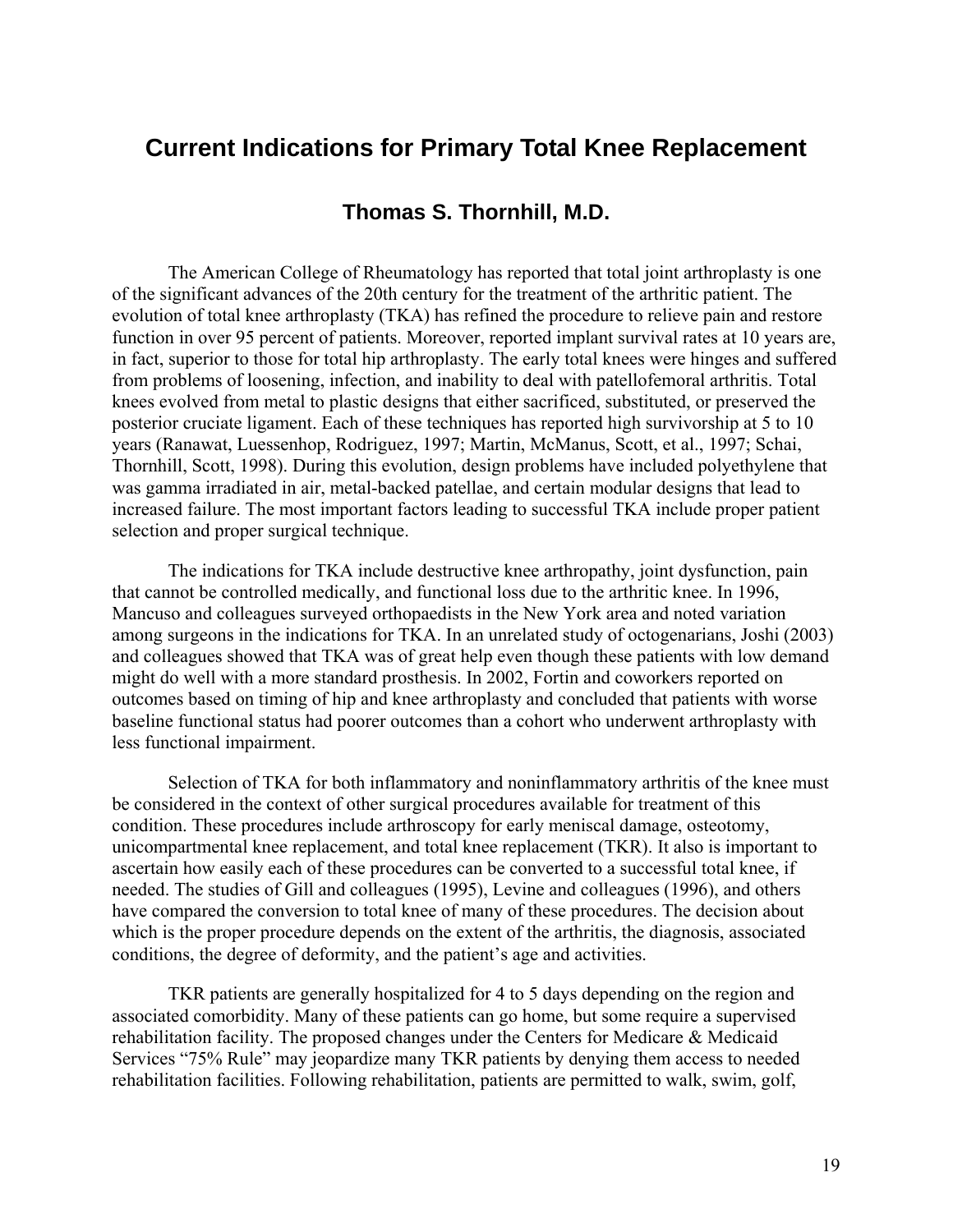# Current Indications for Primary Total Knee Replacement

## Thomas S. Thornhill, M.D.

The American College of Rheumatology has reported that total joint arthroplasty is one of the significant advances of the 20th century for the treatment of the arthritic patient. The evolution of total knee arthroplasty (TKA) has refined the procedure to relieve pain and restore function in over 95 percent of patients. Moreover, reported implant survival rates at 10 years are, in fact, superior to those for total hip arthroplasty. The early total knees were hinges and suffered from problems of loosening, infection, and inability to deal with patellofemoral arthritis. Total knees evolved from metal to plastic designs that either sacrificed, substituted, or preserved the posterior cruciate ligament. Each of these techniques has reported high survivorship at 5 to 10 years (Ranawat, Luessenhop, Rodriguez, 1997; Martin, McManus, Scott, et al., 1997; Schai, Thornhill, Scott, 1998). During this evolution, design problems have included polyethylene that was gamma irradiated in air, metal-backed patellae, and certain modular designs that lead to increased failure. The most important factors leading to successful TKA include proper patient selection and proper surgical technique.

The indications for TKA include destructive knee arthropathy, joint dysfunction, pain that cannot be controlled medically, and functional loss due to the arthritic knee. In 1996, Mancuso and colleagues surveyed orthopaedists in the New York area and noted variation among surgeons in the indications for TKA. In an unrelated study of octogenarians, Joshi (2003) and colleagues showed that TKA was of great help even though these patients with low demand might do well with a more standard prosthesis. In 2002, Fortin and coworkers reported on outcomes based on timing of hip and knee arthroplasty and concluded that patients with worse baseline functional status had poorer outcomes than a cohort who underwent arthroplasty with less functional impairment.

Selection of TKA for both inflammatory and noninflammatory arthritis of the knee must be considered in the context of other surgical procedures available for treatment of this condition. These procedures include arthroscopy for early meniscal damage, osteotomy, unicompartmental knee replacement, and total knee replacement (TKR). It also is important to ascertain how easily each of these procedures can be converted to a successful total knee, if needed. The studies of Gill and colleagues (1995), Levine and colleagues (1996), and others have compared the conversion to total knee of many of these procedures. The decision about which is the proper procedure depends on the extent of the arthritis, the diagnosis, associated conditions, the degree of deformity, and the patient's age and activities.

TKR patients are generally hospitalized for 4 to 5 days depending on the region and associated comorbidity. Many of these patients can go home, but some require a supervised rehabilitation facility. The proposed changes under the Centers for Medicare & Medicaid Services "75% Rule" may jeopardize many TKR patients by denying them access to needed rehabilitation facilities. Following rehabilitation, patients are permitted to walk, swim, golf,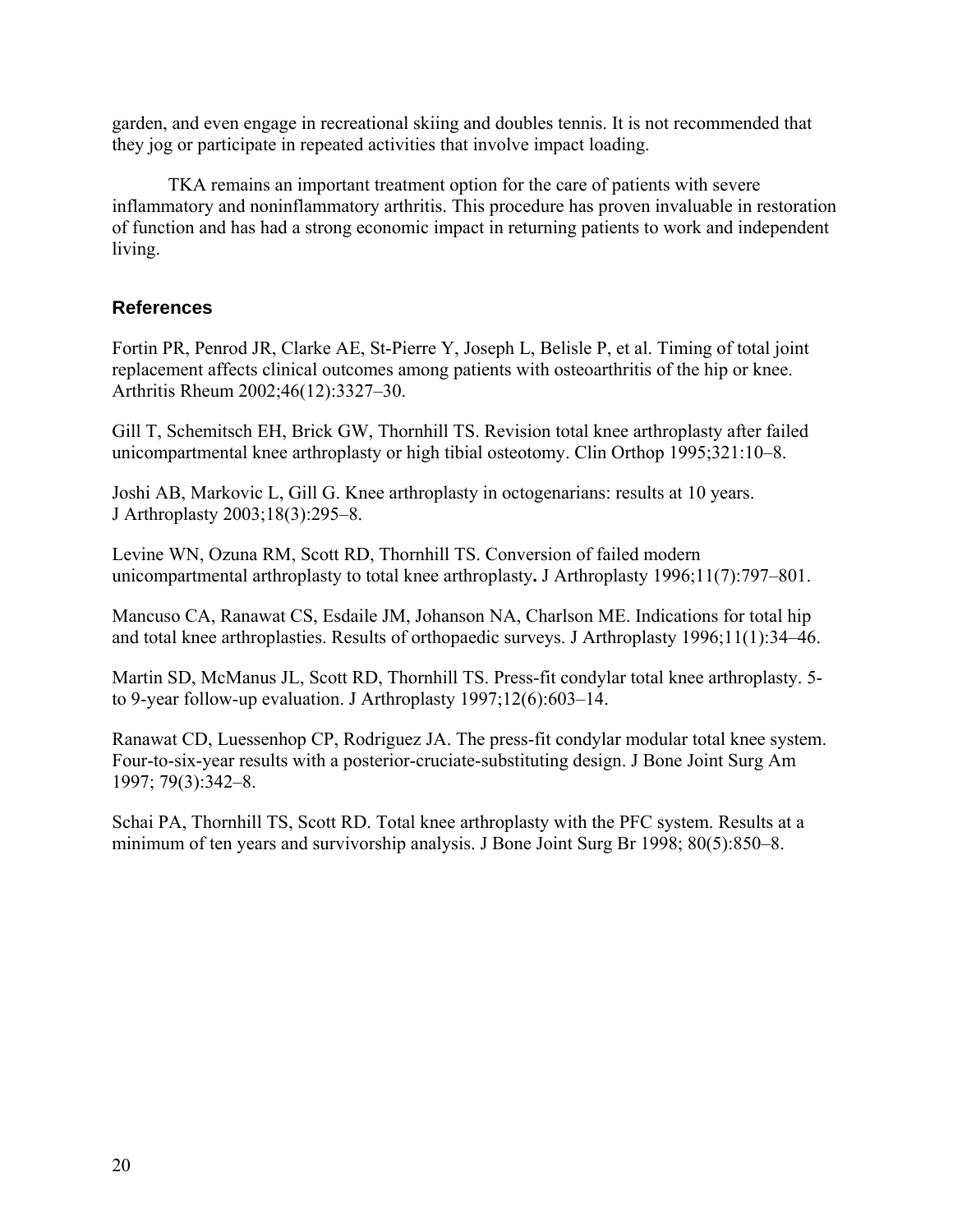garden, and even engage in recreational skiing and doubles tennis. It is not recommended that they jog or participate in repeated activities that involve impact loading.

TKA remains an important treatment option for the care of patients with severe inflammatory and noninflammatory arthritis. This procedure has proven invaluable in restoration of function and has had a strong economic impact in returning patients to work and independent living.

## References

Fortin PR, Penrod JR, Clarke AE, St-Pierre Y, Joseph L, Belisle P, et al. Timing of total joint replacement affects clinical outcomes among patients with osteoarthritis of the hip or knee. Arthritis Rheum 2002;46(12):3327–30.

Gill T, Schemitsch EH, Brick GW, Thornhill TS. Revision total knee arthroplasty after failed unicompartmental knee arthroplasty or high tibial osteotomy. Clin Orthop 1995;321:10–8.

Joshi AB, Markovic L, Gill G. Knee arthroplasty in octogenarians: results at 10 years. J Arthroplasty 2003;18(3):295–8.

Levine WN, Ozuna RM, Scott RD, Thornhill TS. Conversion of failed modern unicompartmental arthroplasty to total knee arthroplasty**.** J Arthroplasty 1996;11(7):797–801.

Mancuso CA, Ranawat CS, Esdaile JM, Johanson NA, Charlson ME. Indications for total hip and total knee arthroplasties. Results of orthopaedic surveys. J Arthroplasty 1996;11(1):34–46.

Martin SD, McManus JL, Scott RD, Thornhill TS. Press-fit condylar total knee arthroplasty. 5- to 9-year follow-up evaluation. J Arthroplasty 1997;12(6):603–14.

Ranawat CD, Luessenhop CP, Rodriguez JA. The press-fit condylar modular total knee system. Four-to-six-year results with a posterior-cruciate-substituting design. J Bone Joint Surg Am 1997; 79(3):342–8.

Schai PA, Thornhill TS, Scott RD. Total knee arthroplasty with the PFC system. Results at a minimum of ten years and survivorship analysis. J Bone Joint Surg Br 1998; 80(5):850–8.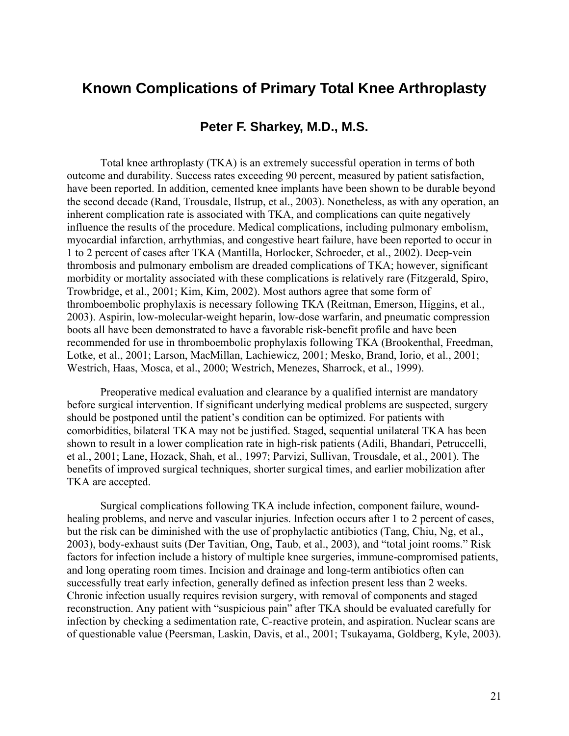# Known Complications of Primary Total Knee Arthroplasty

## Peter F. Sharkey, M.D., M.S.

Total knee arthroplasty (TKA) is an extremely successful operation in terms of both outcome and durability. Success rates exceeding 90 percent, measured by patient satisfaction, have been reported. In addition, cemented knee implants have been shown to be durable beyond the second decade (Rand, Trousdale, Ilstrup, et al., 2003). Nonetheless, as with any operation, an inherent complication rate is associated with TKA, and complications can quite negatively influence the results of the procedure. Medical complications, including pulmonary embolism, myocardial infarction, arrhythmias, and congestive heart failure, have been reported to occur in 1 to 2 percent of cases after TKA (Mantilla, Horlocker, Schroeder, et al., 2002). Deep-vein thrombosis and pulmonary embolism are dreaded complications of TKA; however, significant morbidity or mortality associated with these complications is relatively rare (Fitzgerald, Spiro, Trowbridge, et al., 2001; Kim, Kim, 2002). Most authors agree that some form of thromboembolic prophylaxis is necessary following TKA (Reitman, Emerson, Higgins, et al., 2003). Aspirin, low-molecular-weight heparin, low-dose warfarin, and pneumatic compression boots all have been demonstrated to have a favorable risk-benefit profile and have been recommended for use in thromboembolic prophylaxis following TKA (Brookenthal, Freedman, Lotke, et al., 2001; Larson, MacMillan, Lachiewicz, 2001; Mesko, Brand, Iorio, et al., 2001; Westrich, Haas, Mosca, et al., 2000; Westrich, Menezes, Sharrock, et al., 1999).

Preoperative medical evaluation and clearance by a qualified internist are mandatory before surgical intervention. If significant underlying medical problems are suspected, surgery should be postponed until the patient's condition can be optimized. For patients with comorbidities, bilateral TKA may not be justified. Staged, sequential unilateral TKA has been shown to result in a lower complication rate in high-risk patients (Adili, Bhandari, Petruccelli, et al., 2001; Lane, Hozack, Shah, et al., 1997; Parvizi, Sullivan, Trousdale, et al., 2001). The benefits of improved surgical techniques, shorter surgical times, and earlier mobilization after TKA are accepted.

Surgical complications following TKA include infection, component failure, wound-healing problems, and nerve and vascular injuries. Infection occurs after 1 to 2 percent of cases, but the risk can be diminished with the use of prophylactic antibiotics (Tang, Chiu, Ng, et al., 2003), body-exhaust suits (Der Tavitian, Ong, Taub, et al., 2003), and "total joint rooms." Risk factors for infection include a history of multiple knee surgeries, immune-compromised patients, and long operating room times. Incision and drainage and long-term antibiotics often can successfully treat early infection, generally defined as infection present less than 2 weeks. Chronic infection usually requires revision surgery, with removal of components and staged reconstruction. Any patient with "suspicious pain" after TKA should be evaluated carefully for infection by checking a sedimentation rate, C-reactive protein, and aspiration. Nuclear scans are of questionable value (Peersman, Laskin, Davis, et al., 2001; Tsukayama, Goldberg, Kyle, 2003).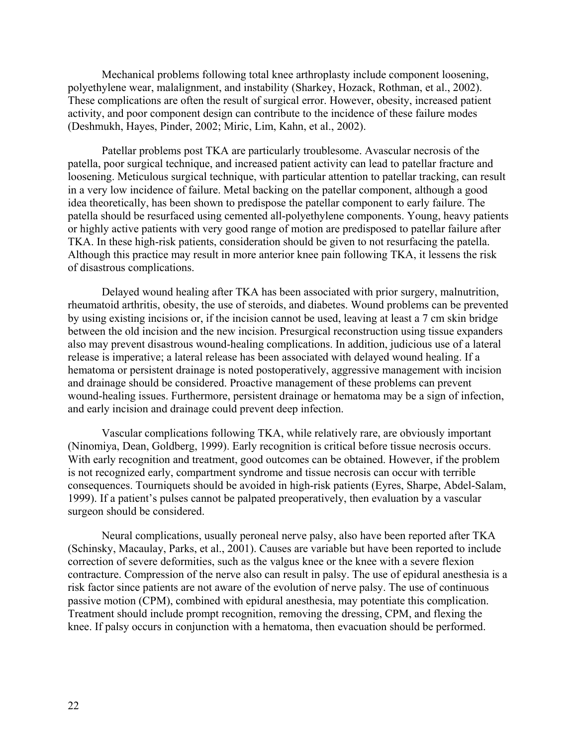Mechanical problems following total knee arthroplasty include component loosening, polyethylene wear, malalignment, and instability (Sharkey, Hozack, Rothman, et al., 2002). These complications are often the result of surgical error. However, obesity, increased patient activity, and poor component design can contribute to the incidence of these failure modes (Deshmukh, Hayes, Pinder, 2002; Miric, Lim, Kahn, et al., 2002).

Patellar problems post TKA are particularly troublesome. Avascular necrosis of the patella, poor surgical technique, and increased patient activity can lead to patellar fracture and loosening. Meticulous surgical technique, with particular attention to patellar tracking, can result in a very low incidence of failure. Metal backing on the patellar component, although a good idea theoretically, has been shown to predispose the patellar component to early failure. The patella should be resurfaced using cemented all-polyethylene components. Young, heavy patients or highly active patients with very good range of motion are predisposed to patellar failure after TKA. In these high-risk patients, consideration should be given to not resurfacing the patella. Although this practice may result in more anterior knee pain following TKA, it lessens the risk of disastrous complications.

Delayed wound healing after TKA has been associated with prior surgery, malnutrition, rheumatoid arthritis, obesity, the use of steroids, and diabetes. Wound problems can be prevented by using existing incisions or, if the incision cannot be used, leaving at least a 7 cm skin bridge between the old incision and the new incision. Presurgical reconstruction using tissue expanders also may prevent disastrous wound-healing complications. In addition, judicious use of a lateral release is imperative; a lateral release has been associated with delayed wound healing. If a hematoma or persistent drainage is noted postoperatively, aggressive management with incision and drainage should be considered. Proactive management of these problems can prevent wound-healing issues. Furthermore, persistent drainage or hematoma may be a sign of infection, and early incision and drainage could prevent deep infection.

Vascular complications following TKA, while relatively rare, are obviously important (Ninomiya, Dean, Goldberg, 1999). Early recognition is critical before tissue necrosis occurs. With early recognition and treatment, good outcomes can be obtained. However, if the problem is not recognized early, compartment syndrome and tissue necrosis can occur with terrible consequences. Tourniquets should be avoided in high-risk patients (Eyres, Sharpe, Abdel-Salam, 1999). If a patient's pulses cannot be palpated preoperatively, then evaluation by a vascular surgeon should be considered.

Neural complications, usually peroneal nerve palsy, also have been reported after TKA (Schinsky, Macaulay, Parks, et al., 2001). Causes are variable but have been reported to include correction of severe deformities, such as the valgus knee or the knee with a severe flexion contracture. Compression of the nerve also can result in palsy. The use of epidural anesthesia is a risk factor since patients are not aware of the evolution of nerve palsy. The use of continuous passive motion (CPM), combined with epidural anesthesia, may potentiate this complication. Treatment should include prompt recognition, removing the dressing, CPM, and flexing the knee. If palsy occurs in conjunction with a hematoma, then evacuation should be performed.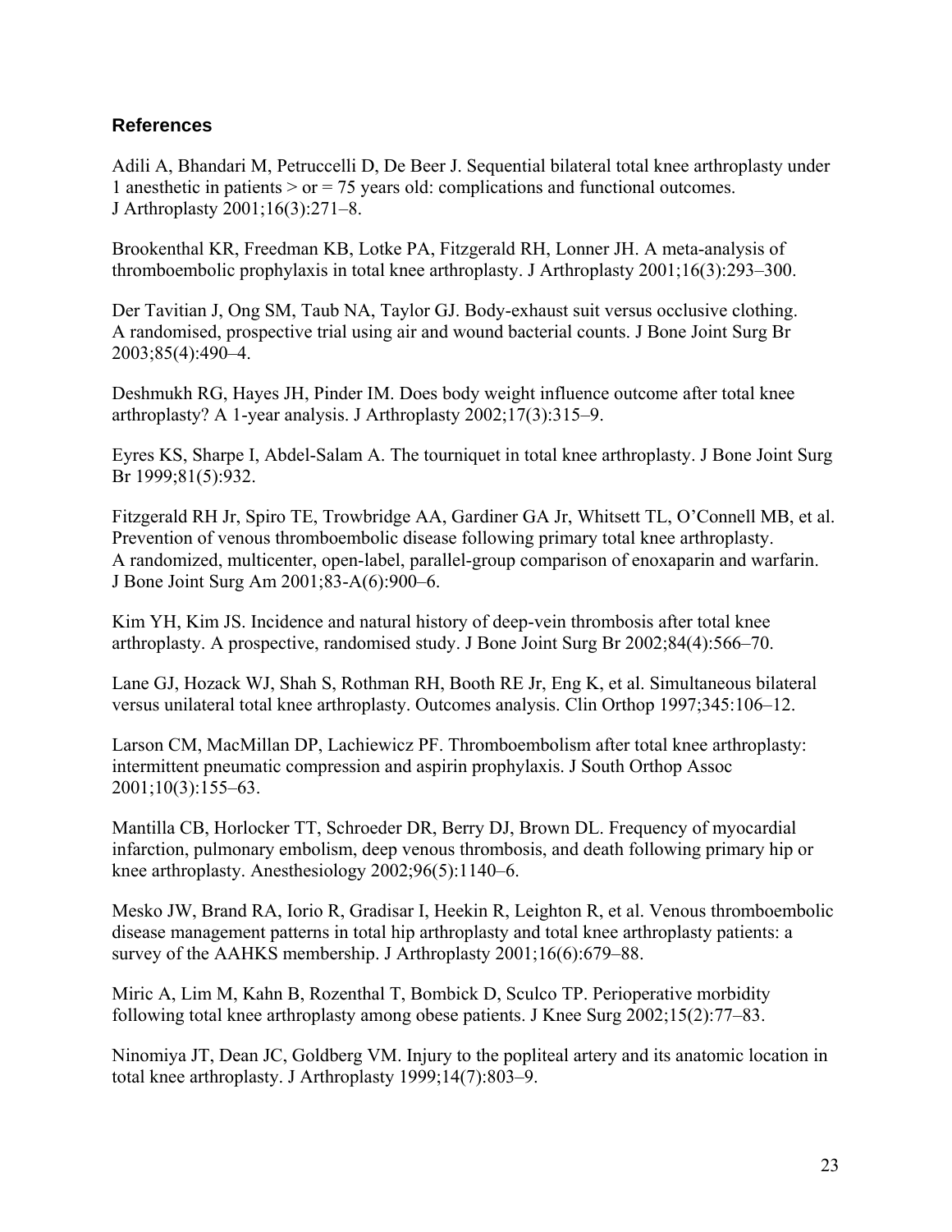### References

Adili A, Bhandari M, Petruccelli D, De Beer J. Sequential bilateral total knee arthroplasty under 1 anesthetic in patients > or = 75 years old: complications and functional outcomes. J Arthroplasty 2001;16(3):271–8.

Brookenthal KR, Freedman KB, Lotke PA, Fitzgerald RH, Lonner JH. A meta-analysis of thromboembolic prophylaxis in total knee arthroplasty. J Arthroplasty 2001;16(3):293–300.

Der Tavitian J, Ong SM, Taub NA, Taylor GJ. Body-exhaust suit versus occlusive clothing. A randomised, prospective trial using air and wound bacterial counts. J Bone Joint Surg Br 2003;85(4):490–4.

Deshmukh RG, Hayes JH, Pinder IM. Does body weight influence outcome after total knee arthroplasty? A 1-year analysis. J Arthroplasty 2002;17(3):315–9.

Eyres KS, Sharpe I, Abdel-Salam A. The tourniquet in total knee arthroplasty. J Bone Joint Surg Br 1999;81(5):932.

Fitzgerald RH Jr, Spiro TE, Trowbridge AA, Gardiner GA Jr, Whitsett TL, O'Connell MB, et al. Prevention of venous thromboembolic disease following primary total knee arthroplasty. A randomized, multicenter, open-label, parallel-group comparison of enoxaparin and warfarin. J Bone Joint Surg Am 2001;83-A(6):900–6.

Kim YH, Kim JS. Incidence and natural history of deep-vein thrombosis after total knee arthroplasty. A prospective, randomised study. J Bone Joint Surg Br 2002;84(4):566–70.

Lane GJ, Hozack WJ, Shah S, Rothman RH, Booth RE Jr, Eng K, et al. Simultaneous bilateral versus unilateral total knee arthroplasty. Outcomes analysis. Clin Orthop 1997;345:106–12.

Larson CM, MacMillan DP, Lachiewicz PF. Thromboembolism after total knee arthroplasty: intermittent pneumatic compression and aspirin prophylaxis. J South Orthop Assoc 2001;10(3):155–63.

Mantilla CB, Horlocker TT, Schroeder DR, Berry DJ, Brown DL. Frequency of myocardial infarction, pulmonary embolism, deep venous thrombosis, and death following primary hip or knee arthroplasty. Anesthesiology 2002;96(5):1140–6.

Mesko JW, Brand RA, Iorio R, Gradisar I, Heekin R, Leighton R, et al. Venous thromboembolic disease management patterns in total hip arthroplasty and total knee arthroplasty patients: a survey of the AAHKS membership. J Arthroplasty 2001;16(6):679–88.

Miric A, Lim M, Kahn B, Rozenthal T, Bombick D, Sculco TP. Perioperative morbidity following total knee arthroplasty among obese patients. J Knee Surg 2002;15(2):77–83.

Ninomiya JT, Dean JC, Goldberg VM. Injury to the popliteal artery and its anatomic location in total knee arthroplasty. J Arthroplasty 1999;14(7):803–9.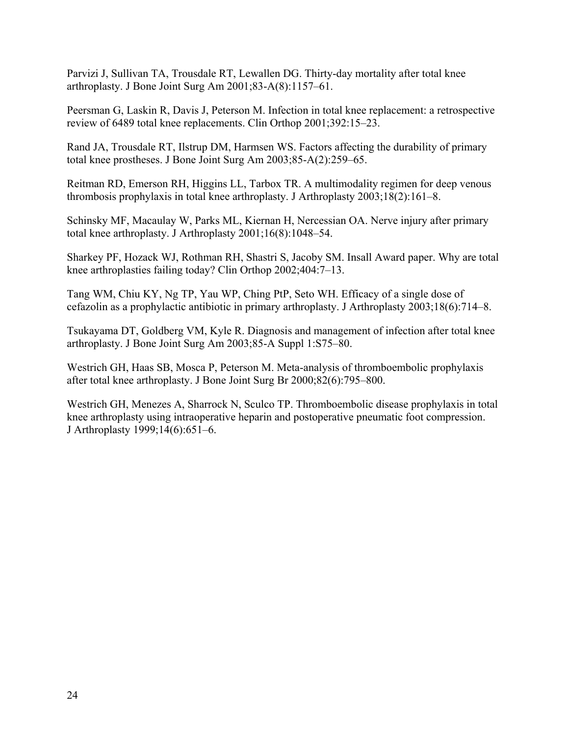Parvizi J, Sullivan TA, Trousdale RT, Lewallen DG. Thirty-day mortality after total knee arthroplasty. J Bone Joint Surg Am 2001;83-A(8):1157–61.

Peersman G, Laskin R, Davis J, Peterson M. Infection in total knee replacement: a retrospective review of 6489 total knee replacements. Clin Orthop 2001;392:15–23.

Rand JA, Trousdale RT, Ilstrup DM, Harmsen WS. Factors affecting the durability of primary total knee prostheses. J Bone Joint Surg Am 2003;85-A(2):259–65.

Reitman RD, Emerson RH, Higgins LL, Tarbox TR. A multimodality regimen for deep venous thrombosis prophylaxis in total knee arthroplasty. J Arthroplasty 2003;18(2):161–8.

Schinsky MF, Macaulay W, Parks ML, Kiernan H, Nercessian OA. Nerve injury after primary total knee arthroplasty. J Arthroplasty 2001;16(8):1048–54.

Sharkey PF, Hozack WJ, Rothman RH, Shastri S, Jacoby SM. Insall Award paper. Why are total knee arthroplasties failing today? Clin Orthop 2002;404:7–13.

Tang WM, Chiu KY, Ng TP, Yau WP, Ching PtP, Seto WH. Efficacy of a single dose of cefazolin as a prophylactic antibiotic in primary arthroplasty. J Arthroplasty 2003;18(6):714–8.

Tsukayama DT, Goldberg VM, Kyle R. Diagnosis and management of infection after total knee arthroplasty. J Bone Joint Surg Am 2003;85-A Suppl 1:S75–80.

Westrich GH, Haas SB, Mosca P, Peterson M. Meta-analysis of thromboembolic prophylaxis after total knee arthroplasty. J Bone Joint Surg Br 2000;82(6):795–800.

Westrich GH, Menezes A, Sharrock N, Sculco TP. Thromboembolic disease prophylaxis in total knee arthroplasty using intraoperative heparin and postoperative pneumatic foot compression. J Arthroplasty 1999;14(6):651–6.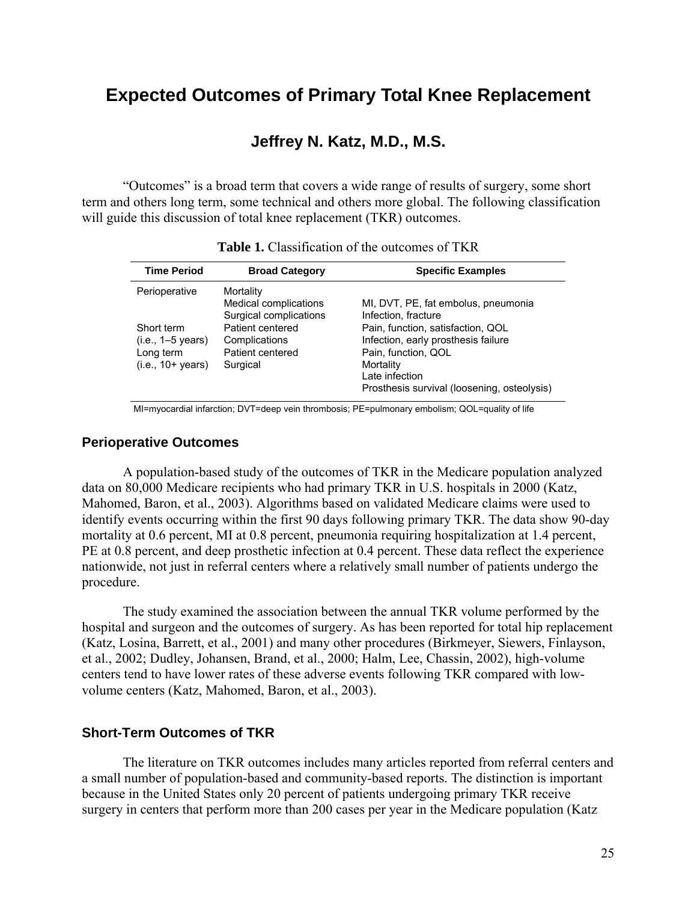# Expected Outcomes of Primary Total Knee Replacement

## Jeffrey N. Katz, M.D., M.S.

"Outcomes" is a broad term that covers a wide range of results of surgery, some short term and others long term, some technical and others more global. The following classification will guide this discussion of total knee replacement (TKR) outcomes.

**Table 1.** Classification of the outcomes of TKR

| Time Period | Broad Category | Specific Examples |
|---|---|---|
| Perioperative | Mortality | |
| | Medical complications | MI, DVT, PE, fat embolus, pneumonia |
| | Surgical complications | Infection, fracture |
| Short term | Patient centered | Pain, function, satisfaction, QOL |
| (i.e., 1–5 years) | Complications | Infection, early prosthesis failure |
| Long term | Patient centered | Pain, function, QOL |
| (i.e., 10+ years) | Surgical | Mortality |
| | | Late infection |
| | | Prosthesis survival (loosening, osteolysis) |

MI=myocardial infarction; DVT=deep vein thrombosis; PE=pulmonary embolism; QOL=quality of life

### Perioperative Outcomes

A population-based study of the outcomes of TKR in the Medicare population analyzed data on 80,000 Medicare recipients who had primary TKR in U.S. hospitals in 2000 (Katz, Mahomed, Baron, et al., 2003). Algorithms based on validated Medicare claims were used to identify events occurring within the first 90 days following primary TKR. The data show 90-day mortality at 0.6 percent, MI at 0.8 percent, pneumonia requiring hospitalization at 1.4 percent, PE at 0.8 percent, and deep prosthetic infection at 0.4 percent. These data reflect the experience nationwide, not just in referral centers where a relatively small number of patients undergo the procedure.

The study examined the association between the annual TKR volume performed by the hospital and surgeon and the outcomes of surgery. As has been reported for total hip replacement (Katz, Losina, Barrett, et al., 2001) and many other procedures (Birkmeyer, Siewers, Finlayson, et al., 2002; Dudley, Johansen, Brand, et al., 2000; Halm, Lee, Chassin, 2002), high-volume centers tend to have lower rates of these adverse events following TKR compared with low-volume centers (Katz, Mahomed, Baron, et al., 2003).

### Short-Term Outcomes of TKR

The literature on TKR outcomes includes many articles reported from referral centers and a small number of population-based and community-based reports. The distinction is important because in the United States only 20 percent of patients undergoing primary TKR receive surgery in centers that perform more than 200 cases per year in the Medicare population (Katz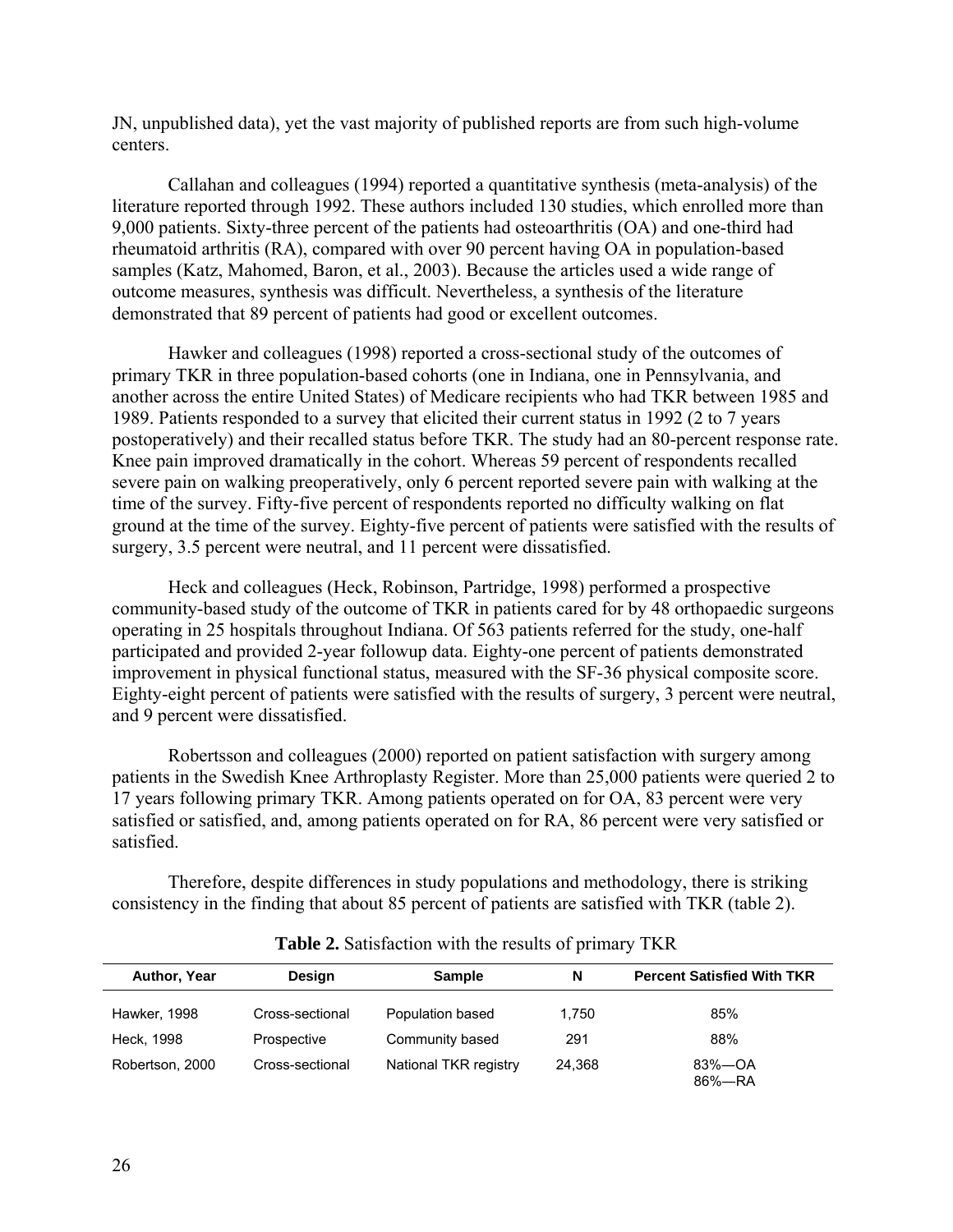JN, unpublished data), yet the vast majority of published reports are from such high-volume centers.

Callahan and colleagues (1994) reported a quantitative synthesis (meta-analysis) of the literature reported through 1992. These authors included 130 studies, which enrolled more than 9,000 patients. Sixty-three percent of the patients had osteoarthritis (OA) and one-third had rheumatoid arthritis (RA), compared with over 90 percent having OA in population-based samples (Katz, Mahomed, Baron, et al., 2003). Because the articles used a wide range of outcome measures, synthesis was difficult. Nevertheless, a synthesis of the literature demonstrated that 89 percent of patients had good or excellent outcomes.

Hawker and colleagues (1998) reported a cross-sectional study of the outcomes of primary TKR in three population-based cohorts (one in Indiana, one in Pennsylvania, and another across the entire United States) of Medicare recipients who had TKR between 1985 and 1989. Patients responded to a survey that elicited their current status in 1992 (2 to 7 years postoperatively) and their recalled status before TKR. The study had an 80-percent response rate. Knee pain improved dramatically in the cohort. Whereas 59 percent of respondents recalled severe pain on walking preoperatively, only 6 percent reported severe pain with walking at the time of the survey. Fifty-five percent of respondents reported no difficulty walking on flat ground at the time of the survey. Eighty-five percent of patients were satisfied with the results of surgery, 3.5 percent were neutral, and 11 percent were dissatisfied.

Heck and colleagues (Heck, Robinson, Partridge, 1998) performed a prospective community-based study of the outcome of TKR in patients cared for by 48 orthopaedic surgeons operating in 25 hospitals throughout Indiana. Of 563 patients referred for the study, one-half participated and provided 2-year followup data. Eighty-one percent of patients demonstrated improvement in physical functional status, measured with the SF-36 physical composite score. Eighty-eight percent of patients were satisfied with the results of surgery, 3 percent were neutral, and 9 percent were dissatisfied.

Robertsson and colleagues (2000) reported on patient satisfaction with surgery among patients in the Swedish Knee Arthroplasty Register. More than 25,000 patients were queried 2 to 17 years following primary TKR. Among patients operated on for OA, 83 percent were very satisfied or satisfied, and, among patients operated on for RA, 86 percent were very satisfied or satisfied.

Therefore, despite differences in study populations and methodology, there is striking consistency in the finding that about 85 percent of patients are satisfied with TKR (table 2).

**Table 2.** Satisfaction with the results of primary TKR

| Author, Year | Design | Sample | N | Percent Satisfied With TKR |
|---|---|---|---|---|
| Hawker, 1998 | Cross-sectional | Population based | 1,750 | 85% |
| Heck, 1998 | Prospective | Community based | 291 | 88% |
| Robertson, 2000 | Cross-sectional | National TKR registry | 24,368 | 83%—OA<br>86%—RA |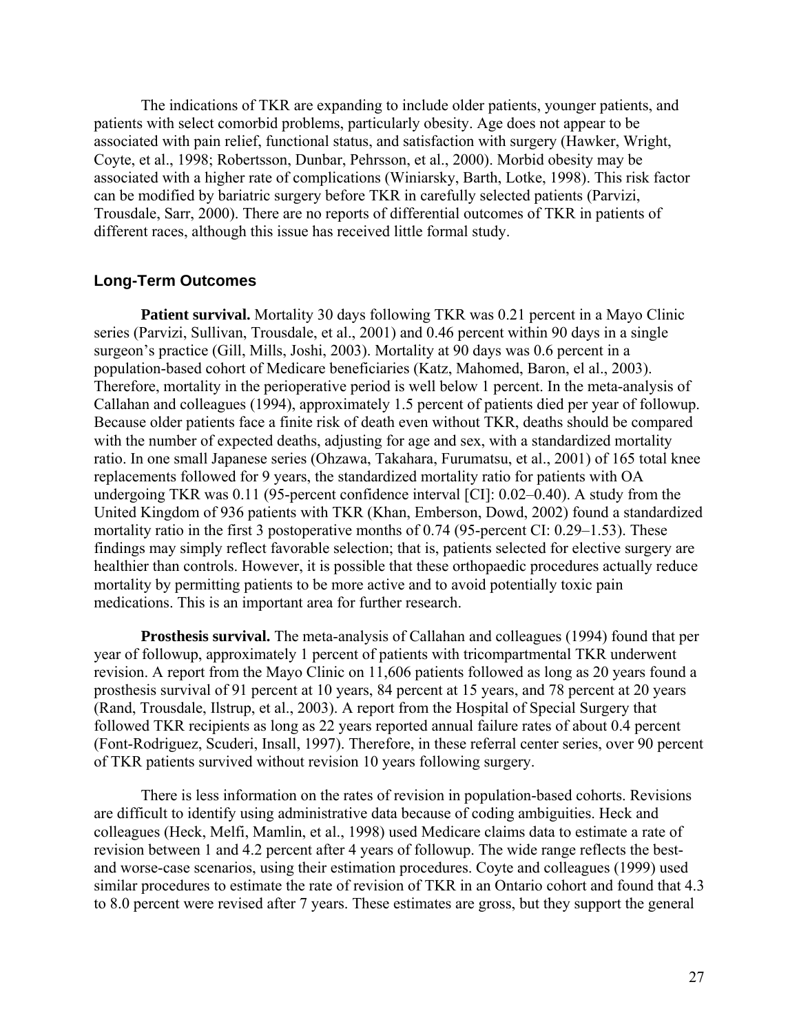The indications of TKR are expanding to include older patients, younger patients, and patients with select comorbid problems, particularly obesity. Age does not appear to be associated with pain relief, functional status, and satisfaction with surgery (Hawker, Wright, Coyte, et al., 1998; Robertsson, Dunbar, Pehrsson, et al., 2000). Morbid obesity may be associated with a higher rate of complications (Winiarsky, Barth, Lotke, 1998). This risk factor can be modified by bariatric surgery before TKR in carefully selected patients (Parvizi, Trousdale, Sarr, 2000). There are no reports of differential outcomes of TKR in patients of different races, although this issue has received little formal study.

## Long-Term Outcomes

**Patient survival.** Mortality 30 days following TKR was 0.21 percent in a Mayo Clinic series (Parvizi, Sullivan, Trousdale, et al., 2001) and 0.46 percent within 90 days in a single surgeon's practice (Gill, Mills, Joshi, 2003). Mortality at 90 days was 0.6 percent in a population-based cohort of Medicare beneficiaries (Katz, Mahomed, Baron, el al., 2003). Therefore, mortality in the perioperative period is well below 1 percent. In the meta-analysis of Callahan and colleagues (1994), approximately 1.5 percent of patients died per year of followup. Because older patients face a finite risk of death even without TKR, deaths should be compared with the number of expected deaths, adjusting for age and sex, with a standardized mortality ratio. In one small Japanese series (Ohzawa, Takahara, Furumatsu, et al., 2001) of 165 total knee replacements followed for 9 years, the standardized mortality ratio for patients with OA undergoing TKR was 0.11 (95-percent confidence interval [CI]: 0.02–0.40). A study from the United Kingdom of 936 patients with TKR (Khan, Emberson, Dowd, 2002) found a standardized mortality ratio in the first 3 postoperative months of 0.74 (95-percent CI: 0.29–1.53). These findings may simply reflect favorable selection; that is, patients selected for elective surgery are healthier than controls. However, it is possible that these orthopaedic procedures actually reduce mortality by permitting patients to be more active and to avoid potentially toxic pain medications. This is an important area for further research.

**Prosthesis survival.** The meta-analysis of Callahan and colleagues (1994) found that per year of followup, approximately 1 percent of patients with tricompartmental TKR underwent revision. A report from the Mayo Clinic on 11,606 patients followed as long as 20 years found a prosthesis survival of 91 percent at 10 years, 84 percent at 15 years, and 78 percent at 20 years (Rand, Trousdale, Ilstrup, et al., 2003). A report from the Hospital of Special Surgery that followed TKR recipients as long as 22 years reported annual failure rates of about 0.4 percent (Font-Rodriguez, Scuderi, Insall, 1997). Therefore, in these referral center series, over 90 percent of TKR patients survived without revision 10 years following surgery.

There is less information on the rates of revision in population-based cohorts. Revisions are difficult to identify using administrative data because of coding ambiguities. Heck and colleagues (Heck, Melfi, Mamlin, et al., 1998) used Medicare claims data to estimate a rate of revision between 1 and 4.2 percent after 4 years of followup. The wide range reflects the best- and worse-case scenarios, using their estimation procedures. Coyte and colleagues (1999) used similar procedures to estimate the rate of revision of TKR in an Ontario cohort and found that 4.3 to 8.0 percent were revised after 7 years. These estimates are gross, but they support the general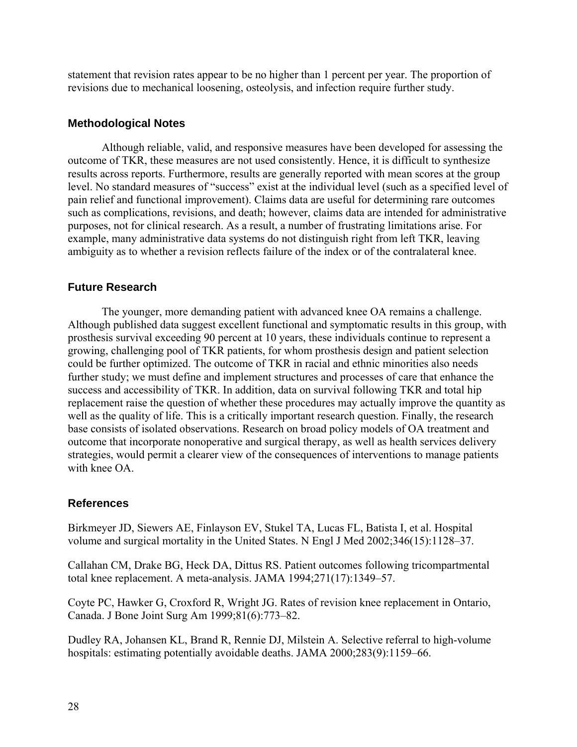statement that revision rates appear to be no higher than 1 percent per year. The proportion of revisions due to mechanical loosening, osteolysis, and infection require further study.

### Methodological Notes

Although reliable, valid, and responsive measures have been developed for assessing the outcome of TKR, these measures are not used consistently. Hence, it is difficult to synthesize results across reports. Furthermore, results are generally reported with mean scores at the group level. No standard measures of "success" exist at the individual level (such as a specified level of pain relief and functional improvement). Claims data are useful for determining rare outcomes such as complications, revisions, and death; however, claims data are intended for administrative purposes, not for clinical research. As a result, a number of frustrating limitations arise. For example, many administrative data systems do not distinguish right from left TKR, leaving ambiguity as to whether a revision reflects failure of the index or of the contralateral knee.

### Future Research

The younger, more demanding patient with advanced knee OA remains a challenge. Although published data suggest excellent functional and symptomatic results in this group, with prosthesis survival exceeding 90 percent at 10 years, these individuals continue to represent a growing, challenging pool of TKR patients, for whom prosthesis design and patient selection could be further optimized. The outcome of TKR in racial and ethnic minorities also needs further study; we must define and implement structures and processes of care that enhance the success and accessibility of TKR. In addition, data on survival following TKR and total hip replacement raise the question of whether these procedures may actually improve the quantity as well as the quality of life. This is a critically important research question. Finally, the research base consists of isolated observations. Research on broad policy models of OA treatment and outcome that incorporate nonoperative and surgical therapy, as well as health services delivery strategies, would permit a clearer view of the consequences of interventions to manage patients with knee OA.

### References

Birkmeyer JD, Siewers AE, Finlayson EV, Stukel TA, Lucas FL, Batista I, et al. Hospital volume and surgical mortality in the United States. N Engl J Med 2002;346(15):1128–37.

Callahan CM, Drake BG, Heck DA, Dittus RS. Patient outcomes following tricompartmental total knee replacement. A meta-analysis. JAMA 1994;271(17):1349–57.

Coyte PC, Hawker G, Croxford R, Wright JG. Rates of revision knee replacement in Ontario, Canada. J Bone Joint Surg Am 1999;81(6):773–82.

Dudley RA, Johansen KL, Brand R, Rennie DJ, Milstein A. Selective referral to high-volume hospitals: estimating potentially avoidable deaths. JAMA 2000;283(9):1159–66.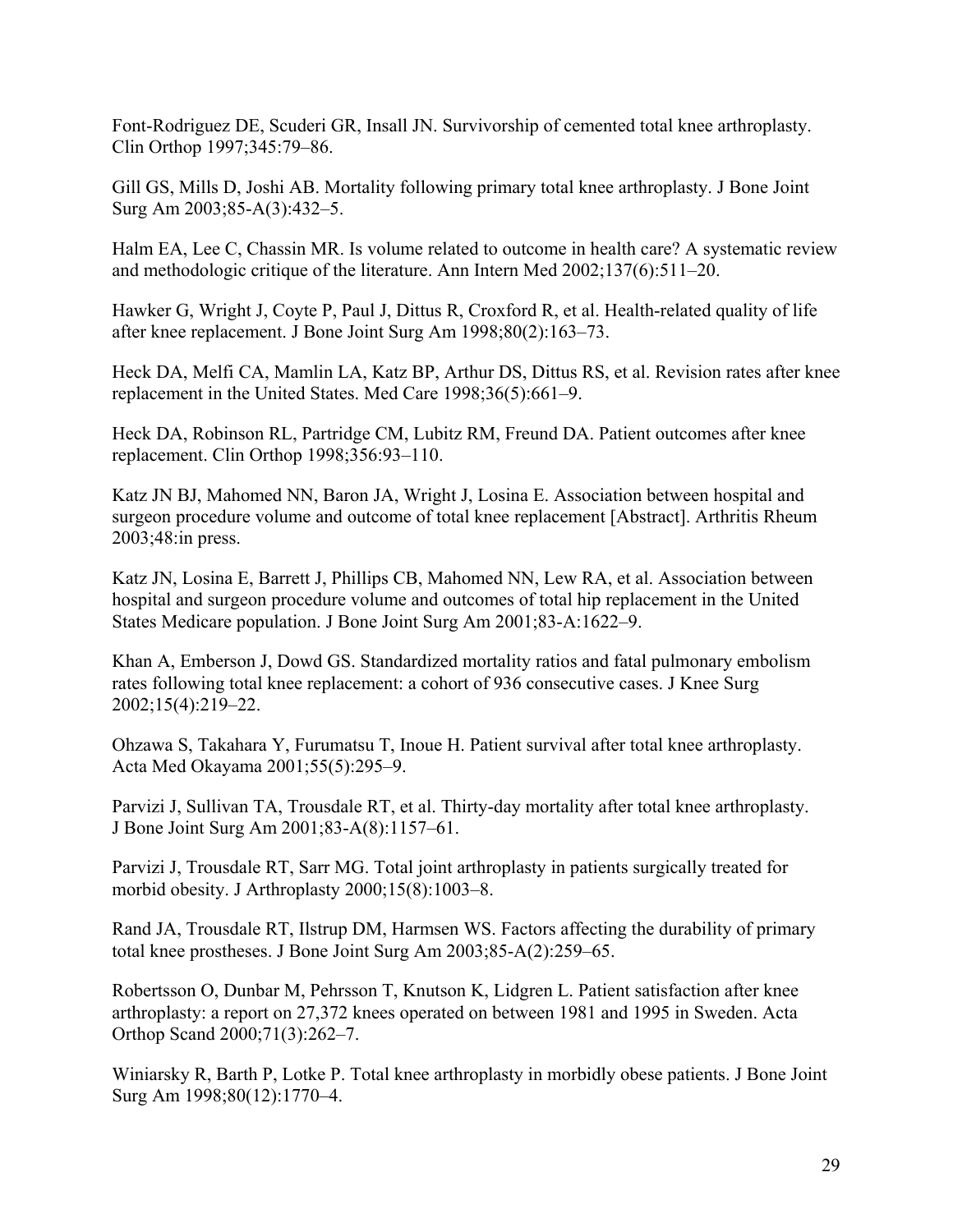Font-Rodriguez DE, Scuderi GR, Insall JN. Survivorship of cemented total knee arthroplasty. Clin Orthop 1997;345:79–86.

Gill GS, Mills D, Joshi AB. Mortality following primary total knee arthroplasty. J Bone Joint Surg Am 2003;85-A(3):432–5.

Halm EA, Lee C, Chassin MR. Is volume related to outcome in health care? A systematic review and methodologic critique of the literature. Ann Intern Med 2002;137(6):511–20.

Hawker G, Wright J, Coyte P, Paul J, Dittus R, Croxford R, et al. Health-related quality of life after knee replacement. J Bone Joint Surg Am 1998;80(2):163–73.

Heck DA, Melfi CA, Mamlin LA, Katz BP, Arthur DS, Dittus RS, et al. Revision rates after knee replacement in the United States. Med Care 1998;36(5):661–9.

Heck DA, Robinson RL, Partridge CM, Lubitz RM, Freund DA. Patient outcomes after knee replacement. Clin Orthop 1998;356:93–110.

Katz JN BJ, Mahomed NN, Baron JA, Wright J, Losina E. Association between hospital and surgeon procedure volume and outcome of total knee replacement [Abstract]. Arthritis Rheum 2003;48:in press.

Katz JN, Losina E, Barrett J, Phillips CB, Mahomed NN, Lew RA, et al. Association between hospital and surgeon procedure volume and outcomes of total hip replacement in the United States Medicare population. J Bone Joint Surg Am 2001;83-A:1622–9.

Khan A, Emberson J, Dowd GS. Standardized mortality ratios and fatal pulmonary embolism rates following total knee replacement: a cohort of 936 consecutive cases. J Knee Surg 2002;15(4):219–22.

Ohzawa S, Takahara Y, Furumatsu T, Inoue H. Patient survival after total knee arthroplasty. Acta Med Okayama 2001;55(5):295–9.

Parvizi J, Sullivan TA, Trousdale RT, et al. Thirty-day mortality after total knee arthroplasty. J Bone Joint Surg Am 2001;83-A(8):1157–61.

Parvizi J, Trousdale RT, Sarr MG. Total joint arthroplasty in patients surgically treated for morbid obesity. J Arthroplasty 2000;15(8):1003–8.

Rand JA, Trousdale RT, Ilstrup DM, Harmsen WS. Factors affecting the durability of primary total knee prostheses. J Bone Joint Surg Am 2003;85-A(2):259–65.

Robertsson O, Dunbar M, Pehrsson T, Knutson K, Lidgren L. Patient satisfaction after knee arthroplasty: a report on 27,372 knees operated on between 1981 and 1995 in Sweden. Acta Orthop Scand 2000;71(3):262–7.

Winiarsky R, Barth P, Lotke P. Total knee arthroplasty in morbidly obese patients. J Bone Joint Surg Am 1998;80(12):1770–4.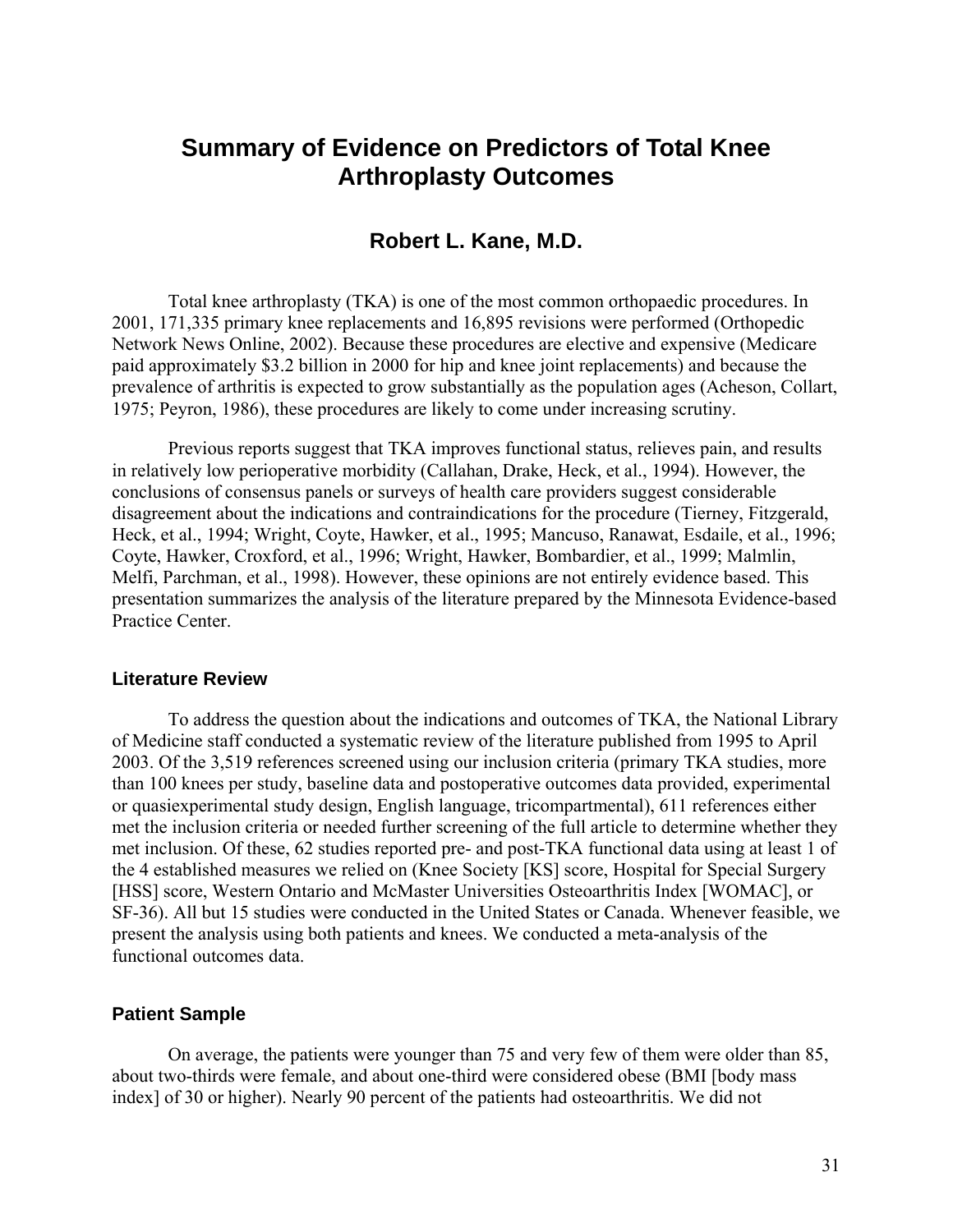# Summary of Evidence on Predictors of Total Knee Arthroplasty Outcomes

## Robert L. Kane, M.D.

Total knee arthroplasty (TKA) is one of the most common orthopaedic procedures. In 2001, 171,335 primary knee replacements and 16,895 revisions were performed (Orthopedic Network News Online, 2002). Because these procedures are elective and expensive (Medicare paid approximately $3.2 billion in 2000 for hip and knee joint replacements) and because the prevalence of arthritis is expected to grow substantially as the population ages (Acheson, Collart, 1975; Peyron, 1986), these procedures are likely to come under increasing scrutiny.

Previous reports suggest that TKA improves functional status, relieves pain, and results in relatively low perioperative morbidity (Callahan, Drake, Heck, et al., 1994). However, the conclusions of consensus panels or surveys of health care providers suggest considerable disagreement about the indications and contraindications for the procedure (Tierney, Fitzgerald, Heck, et al., 1994; Wright, Coyte, Hawker, et al., 1995; Mancuso, Ranawat, Esdaile, et al., 1996; Coyte, Hawker, Croxford, et al., 1996; Wright, Hawker, Bombardier, et al., 1999; Malmlin, Melfi, Parchman, et al., 1998). However, these opinions are not entirely evidence based. This presentation summarizes the analysis of the literature prepared by the Minnesota Evidence-based Practice Center.

### Literature Review

To address the question about the indications and outcomes of TKA, the National Library of Medicine staff conducted a systematic review of the literature published from 1995 to April 2003. Of the 3,519 references screened using our inclusion criteria (primary TKA studies, more than 100 knees per study, baseline data and postoperative outcomes data provided, experimental or quasiexperimental study design, English language, tricompartmental), 611 references either met the inclusion criteria or needed further screening of the full article to determine whether they met inclusion. Of these, 62 studies reported pre- and post-TKA functional data using at least 1 of the 4 established measures we relied on (Knee Society [KS] score, Hospital for Special Surgery [HSS] score, Western Ontario and McMaster Universities Osteoarthritis Index [WOMAC], or SF-36). All but 15 studies were conducted in the United States or Canada. Whenever feasible, we present the analysis using both patients and knees. We conducted a meta-analysis of the functional outcomes data.

### Patient Sample

On average, the patients were younger than 75 and very few of them were older than 85, about two-thirds were female, and about one-third were considered obese (BMI [body mass index] of 30 or higher). Nearly 90 percent of the patients had osteoarthritis. We did not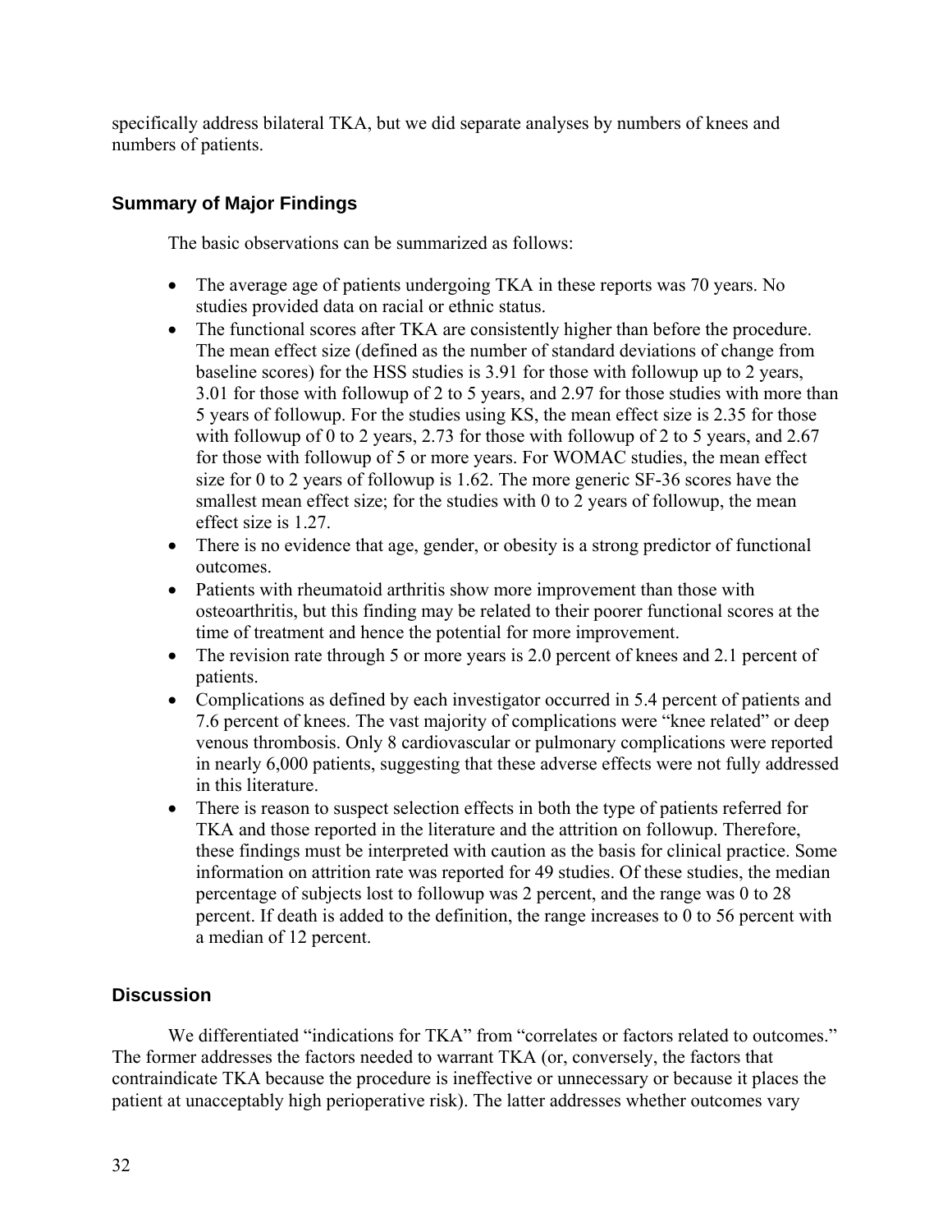specifically address bilateral TKA, but we did separate analyses by numbers of knees and numbers of patients.

### Summary of Major Findings

The basic observations can be summarized as follows:

- The average age of patients undergoing TKA in these reports was 70 years. No studies provided data on racial or ethnic status.
- The functional scores after TKA are consistently higher than before the procedure. The mean effect size (defined as the number of standard deviations of change from baseline scores) for the HSS studies is 3.91 for those with followup up to 2 years, 3.01 for those with followup of 2 to 5 years, and 2.97 for those studies with more than 5 years of followup. For the studies using KS, the mean effect size is 2.35 for those with followup of 0 to 2 years, 2.73 for those with followup of 2 to 5 years, and 2.67 for those with followup of 5 or more years. For WOMAC studies, the mean effect size for 0 to 2 years of followup is 1.62. The more generic SF-36 scores have the smallest mean effect size; for the studies with 0 to 2 years of followup, the mean effect size is 1.27.
- There is no evidence that age, gender, or obesity is a strong predictor of functional outcomes.
- Patients with rheumatoid arthritis show more improvement than those with osteoarthritis, but this finding may be related to their poorer functional scores at the time of treatment and hence the potential for more improvement.
- The revision rate through 5 or more years is 2.0 percent of knees and 2.1 percent of patients.
- Complications as defined by each investigator occurred in 5.4 percent of patients and 7.6 percent of knees. The vast majority of complications were "knee related" or deep venous thrombosis. Only 8 cardiovascular or pulmonary complications were reported in nearly 6,000 patients, suggesting that these adverse effects were not fully addressed in this literature.
- There is reason to suspect selection effects in both the type of patients referred for TKA and those reported in the literature and the attrition on followup. Therefore, these findings must be interpreted with caution as the basis for clinical practice. Some information on attrition rate was reported for 49 studies. Of these studies, the median percentage of subjects lost to followup was 2 percent, and the range was 0 to 28 percent. If death is added to the definition, the range increases to 0 to 56 percent with a median of 12 percent.

### Discussion

We differentiated "indications for TKA" from "correlates or factors related to outcomes." The former addresses the factors needed to warrant TKA (or, conversely, the factors that contraindicate TKA because the procedure is ineffective or unnecessary or because it places the patient at unacceptably high perioperative risk). The latter addresses whether outcomes vary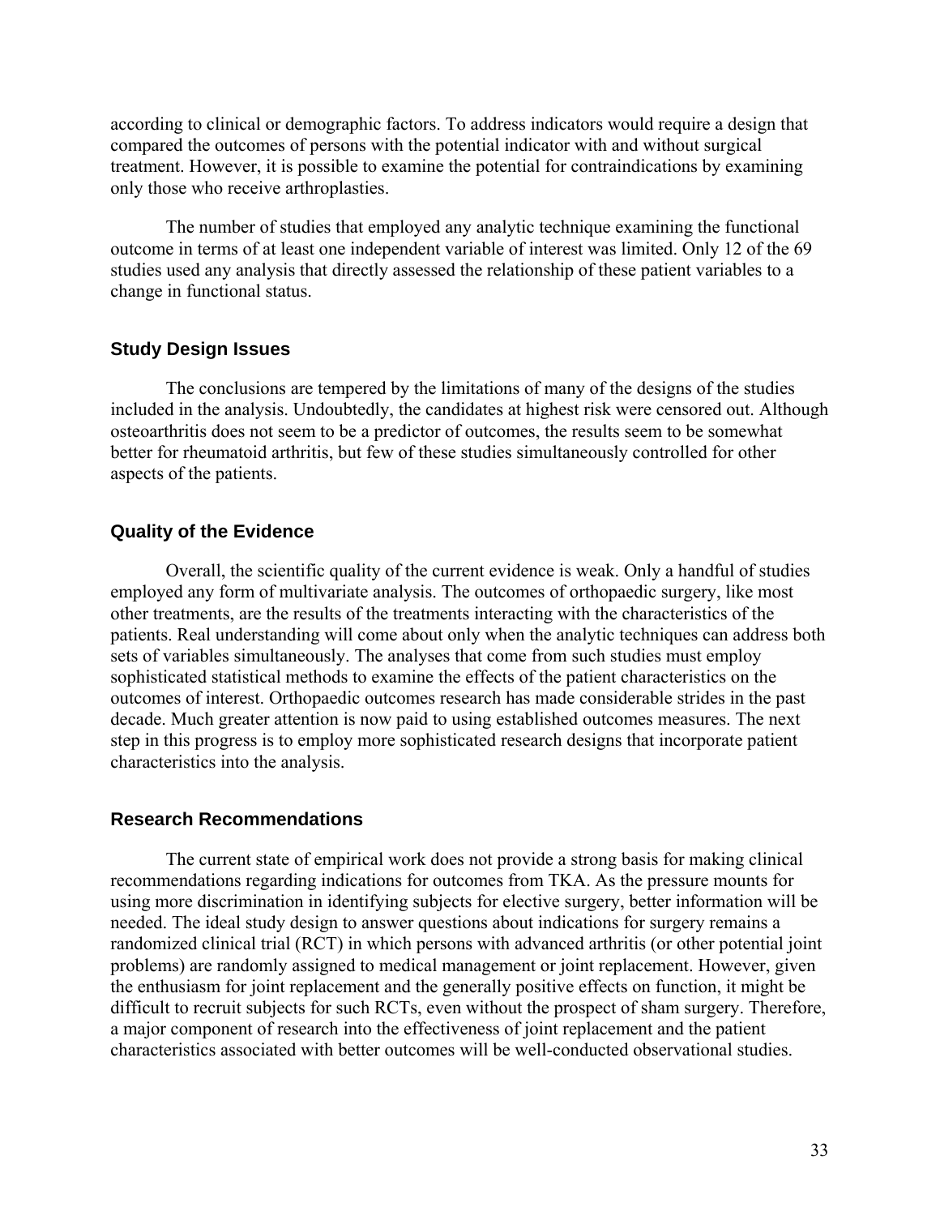according to clinical or demographic factors. To address indicators would require a design that compared the outcomes of persons with the potential indicator with and without surgical treatment. However, it is possible to examine the potential for contraindications by examining only those who receive arthroplasties.

The number of studies that employed any analytic technique examining the functional outcome in terms of at least one independent variable of interest was limited. Only 12 of the 69 studies used any analysis that directly assessed the relationship of these patient variables to a change in functional status.

### Study Design Issues

The conclusions are tempered by the limitations of many of the designs of the studies included in the analysis. Undoubtedly, the candidates at highest risk were censored out. Although osteoarthritis does not seem to be a predictor of outcomes, the results seem to be somewhat better for rheumatoid arthritis, but few of these studies simultaneously controlled for other aspects of the patients.

### Quality of the Evidence

Overall, the scientific quality of the current evidence is weak. Only a handful of studies employed any form of multivariate analysis. The outcomes of orthopaedic surgery, like most other treatments, are the results of the treatments interacting with the characteristics of the patients. Real understanding will come about only when the analytic techniques can address both sets of variables simultaneously. The analyses that come from such studies must employ sophisticated statistical methods to examine the effects of the patient characteristics on the outcomes of interest. Orthopaedic outcomes research has made considerable strides in the past decade. Much greater attention is now paid to using established outcomes measures. The next step in this progress is to employ more sophisticated research designs that incorporate patient characteristics into the analysis.

### Research Recommendations

The current state of empirical work does not provide a strong basis for making clinical recommendations regarding indications for outcomes from TKA. As the pressure mounts for using more discrimination in identifying subjects for elective surgery, better information will be needed. The ideal study design to answer questions about indications for surgery remains a randomized clinical trial (RCT) in which persons with advanced arthritis (or other potential joint problems) are randomly assigned to medical management or joint replacement. However, given the enthusiasm for joint replacement and the generally positive effects on function, it might be difficult to recruit subjects for such RCTs, even without the prospect of sham surgery. Therefore, a major component of research into the effectiveness of joint replacement and the patient characteristics associated with better outcomes will be well-conducted observational studies.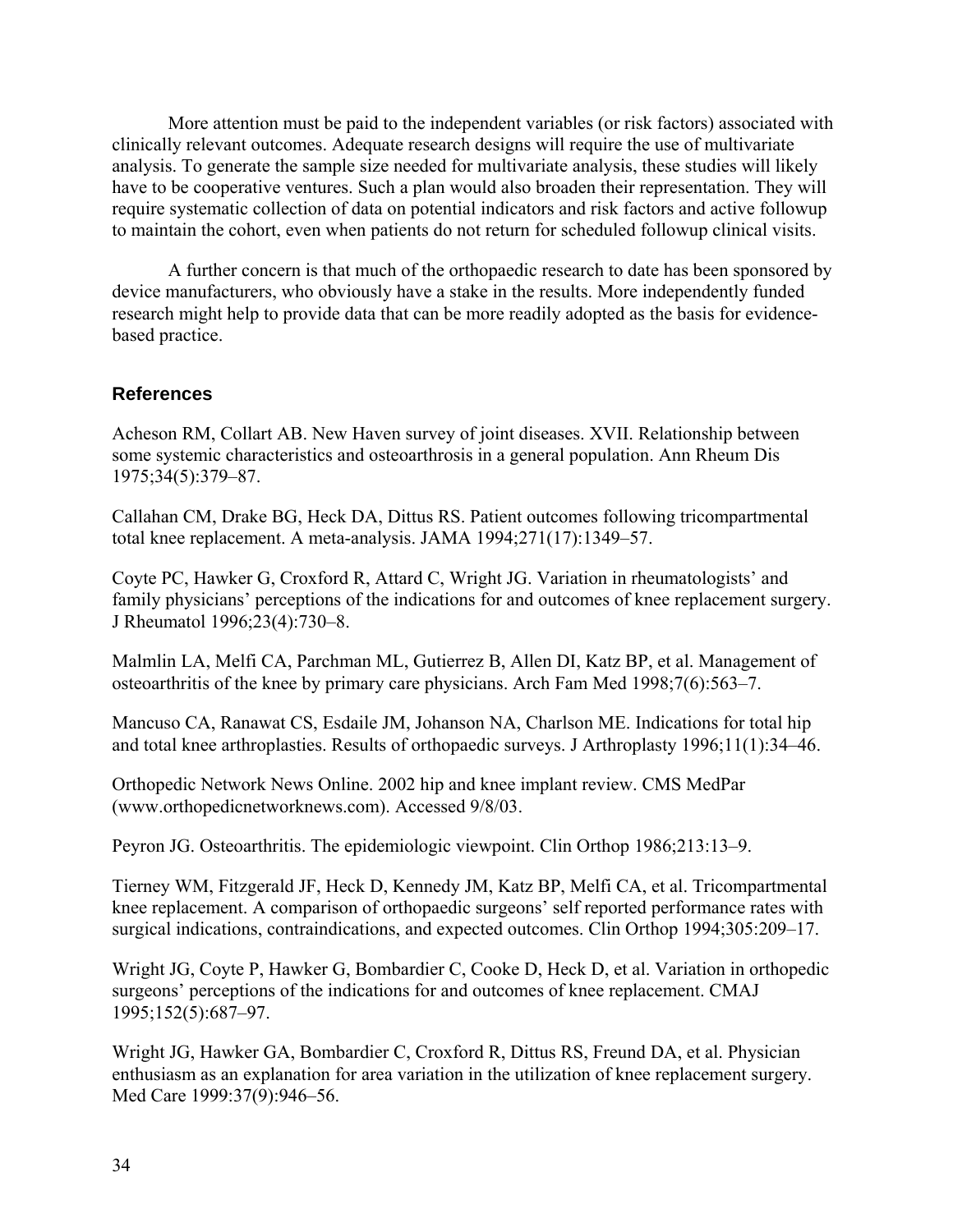More attention must be paid to the independent variables (or risk factors) associated with clinically relevant outcomes. Adequate research designs will require the use of multivariate analysis. To generate the sample size needed for multivariate analysis, these studies will likely have to be cooperative ventures. Such a plan would also broaden their representation. They will require systematic collection of data on potential indicators and risk factors and active followup to maintain the cohort, even when patients do not return for scheduled followup clinical visits.

A further concern is that much of the orthopaedic research to date has been sponsored by device manufacturers, who obviously have a stake in the results. More independently funded research might help to provide data that can be more readily adopted as the basis for evidence-based practice.

## References

Acheson RM, Collart AB. New Haven survey of joint diseases. XVII. Relationship between some systemic characteristics and osteoarthrosis in a general population. Ann Rheum Dis 1975;34(5):379–87.

Callahan CM, Drake BG, Heck DA, Dittus RS. Patient outcomes following tricompartmental total knee replacement. A meta-analysis. JAMA 1994;271(17):1349–57.

Coyte PC, Hawker G, Croxford R, Attard C, Wright JG. Variation in rheumatologists' and family physicians' perceptions of the indications for and outcomes of knee replacement surgery. J Rheumatol 1996;23(4):730–8.

Malmlin LA, Melfi CA, Parchman ML, Gutierrez B, Allen DI, Katz BP, et al. Management of osteoarthritis of the knee by primary care physicians. Arch Fam Med 1998;7(6):563–7.

Mancuso CA, Ranawat CS, Esdaile JM, Johanson NA, Charlson ME. Indications for total hip and total knee arthroplasties. Results of orthopaedic surveys. J Arthroplasty 1996;11(1):34–46.

Orthopedic Network News Online. 2002 hip and knee implant review. CMS MedPar (www.orthopedicnetworknews.com). Accessed 9/8/03.

Peyron JG. Osteoarthritis. The epidemiologic viewpoint. Clin Orthop 1986;213:13–9.

Tierney WM, Fitzgerald JF, Heck D, Kennedy JM, Katz BP, Melfi CA, et al. Tricompartmental knee replacement. A comparison of orthopaedic surgeons' self reported performance rates with surgical indications, contraindications, and expected outcomes. Clin Orthop 1994;305:209–17.

Wright JG, Coyte P, Hawker G, Bombardier C, Cooke D, Heck D, et al. Variation in orthopedic surgeons' perceptions of the indications for and outcomes of knee replacement. CMAJ 1995;152(5):687–97.

Wright JG, Hawker GA, Bombardier C, Croxford R, Dittus RS, Freund DA, et al. Physician enthusiasm as an explanation for area variation in the utilization of knee replacement surgery. Med Care 1999:37(9):946–56.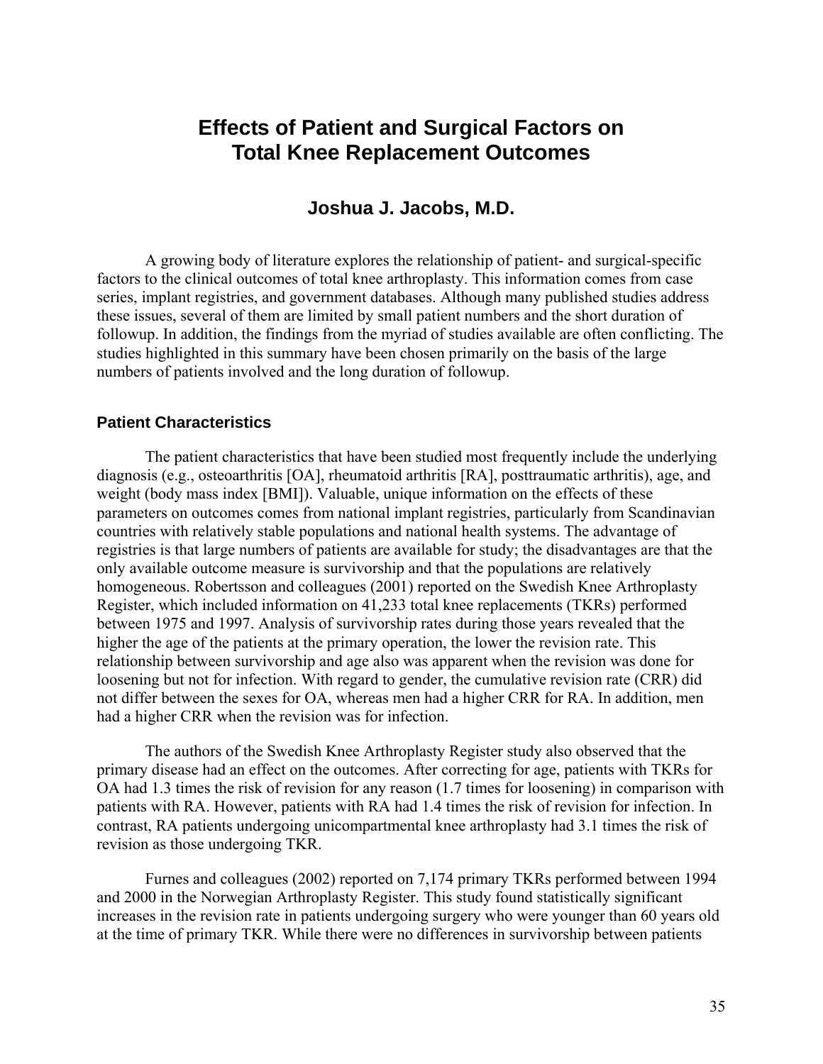# Effects of Patient and Surgical Factors on Total Knee Replacement Outcomes

## Joshua J. Jacobs, M.D.

A growing body of literature explores the relationship of patient- and surgical-specific factors to the clinical outcomes of total knee arthroplasty. This information comes from case series, implant registries, and government databases. Although many published studies address these issues, several of them are limited by small patient numbers and the short duration of followup. In addition, the findings from the myriad of studies available are often conflicting. The studies highlighted in this summary have been chosen primarily on the basis of the large numbers of patients involved and the long duration of followup.

### Patient Characteristics

The patient characteristics that have been studied most frequently include the underlying diagnosis (e.g., osteoarthritis [OA], rheumatoid arthritis [RA], posttraumatic arthritis), age, and weight (body mass index [BMI]). Valuable, unique information on the effects of these parameters on outcomes comes from national implant registries, particularly from Scandinavian countries with relatively stable populations and national health systems. The advantage of registries is that large numbers of patients are available for study; the disadvantages are that the only available outcome measure is survivorship and that the populations are relatively homogeneous. Robertsson and colleagues (2001) reported on the Swedish Knee Arthroplasty Register, which included information on 41,233 total knee replacements (TKRs) performed between 1975 and 1997. Analysis of survivorship rates during those years revealed that the higher the age of the patients at the primary operation, the lower the revision rate. This relationship between survivorship and age also was apparent when the revision was done for loosening but not for infection. With regard to gender, the cumulative revision rate (CRR) did not differ between the sexes for OA, whereas men had a higher CRR for RA. In addition, men had a higher CRR when the revision was for infection.

The authors of the Swedish Knee Arthroplasty Register study also observed that the primary disease had an effect on the outcomes. After correcting for age, patients with TKRs for OA had 1.3 times the risk of revision for any reason (1.7 times for loosening) in comparison with patients with RA. However, patients with RA had 1.4 times the risk of revision for infection. In contrast, RA patients undergoing unicompartmental knee arthroplasty had 3.1 times the risk of revision as those undergoing TKR.

Furnes and colleagues (2002) reported on 7,174 primary TKRs performed between 1994 and 2000 in the Norwegian Arthroplasty Register. This study found statistically significant increases in the revision rate in patients undergoing surgery who were younger than 60 years old at the time of primary TKR. While there were no differences in survivorship between patients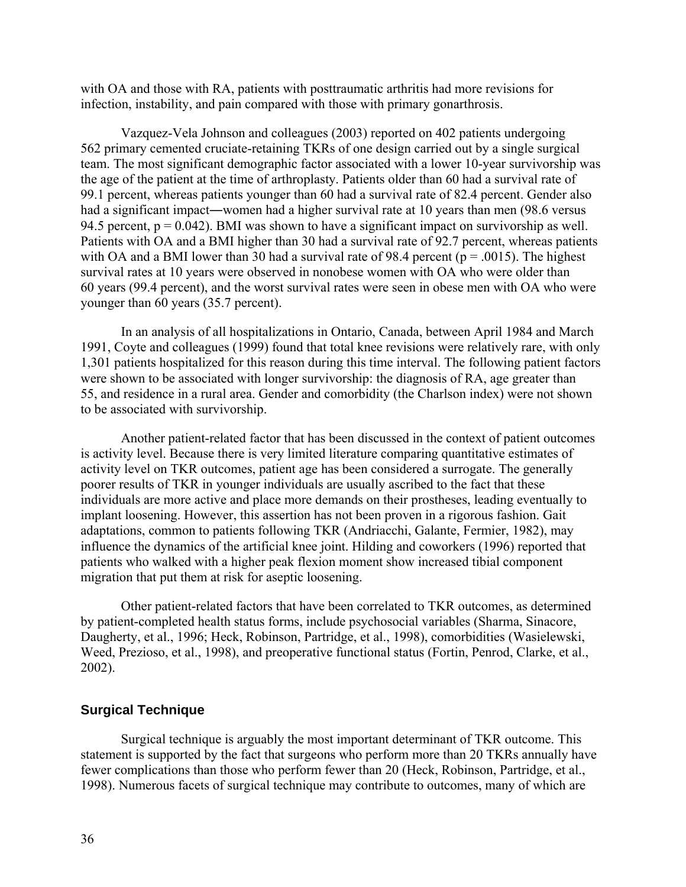with OA and those with RA, patients with posttraumatic arthritis had more revisions for infection, instability, and pain compared with those with primary gonarthrosis.

Vazquez-Vela Johnson and colleagues (2003) reported on 402 patients undergoing 562 primary cemented cruciate-retaining TKRs of one design carried out by a single surgical team. The most significant demographic factor associated with a lower 10-year survivorship was the age of the patient at the time of arthroplasty. Patients older than 60 had a survival rate of 99.1 percent, whereas patients younger than 60 had a survival rate of 82.4 percent. Gender also had a significant impact―women had a higher survival rate at 10 years than men (98.6 versus 94.5 percent, $p = 0.042$). BMI was shown to have a significant impact on survivorship as well. Patients with OA and a BMI higher than 30 had a survival rate of 92.7 percent, whereas patients with OA and a BMI lower than 30 had a survival rate of 98.4 percent ($p = .0015$). The highest survival rates at 10 years were observed in nonobese women with OA who were older than 60 years (99.4 percent), and the worst survival rates were seen in obese men with OA who were younger than 60 years (35.7 percent).

In an analysis of all hospitalizations in Ontario, Canada, between April 1984 and March 1991, Coyte and colleagues (1999) found that total knee revisions were relatively rare, with only 1,301 patients hospitalized for this reason during this time interval. The following patient factors were shown to be associated with longer survivorship: the diagnosis of RA, age greater than 55, and residence in a rural area. Gender and comorbidity (the Charlson index) were not shown to be associated with survivorship.

Another patient-related factor that has been discussed in the context of patient outcomes is activity level. Because there is very limited literature comparing quantitative estimates of activity level on TKR outcomes, patient age has been considered a surrogate. The generally poorer results of TKR in younger individuals are usually ascribed to the fact that these individuals are more active and place more demands on their prostheses, leading eventually to implant loosening. However, this assertion has not been proven in a rigorous fashion. Gait adaptations, common to patients following TKR (Andriacchi, Galante, Fermier, 1982), may influence the dynamics of the artificial knee joint. Hilding and coworkers (1996) reported that patients who walked with a higher peak flexion moment show increased tibial component migration that put them at risk for aseptic loosening.

Other patient-related factors that have been correlated to TKR outcomes, as determined by patient-completed health status forms, include psychosocial variables (Sharma, Sinacore, Daugherty, et al., 1996; Heck, Robinson, Partridge, et al., 1998), comorbidities (Wasielewski, Weed, Prezioso, et al., 1998), and preoperative functional status (Fortin, Penrod, Clarke, et al., 2002).

### Surgical Technique

Surgical technique is arguably the most important determinant of TKR outcome. This statement is supported by the fact that surgeons who perform more than 20 TKRs annually have fewer complications than those who perform fewer than 20 (Heck, Robinson, Partridge, et al., 1998). Numerous facets of surgical technique may contribute to outcomes, many of which are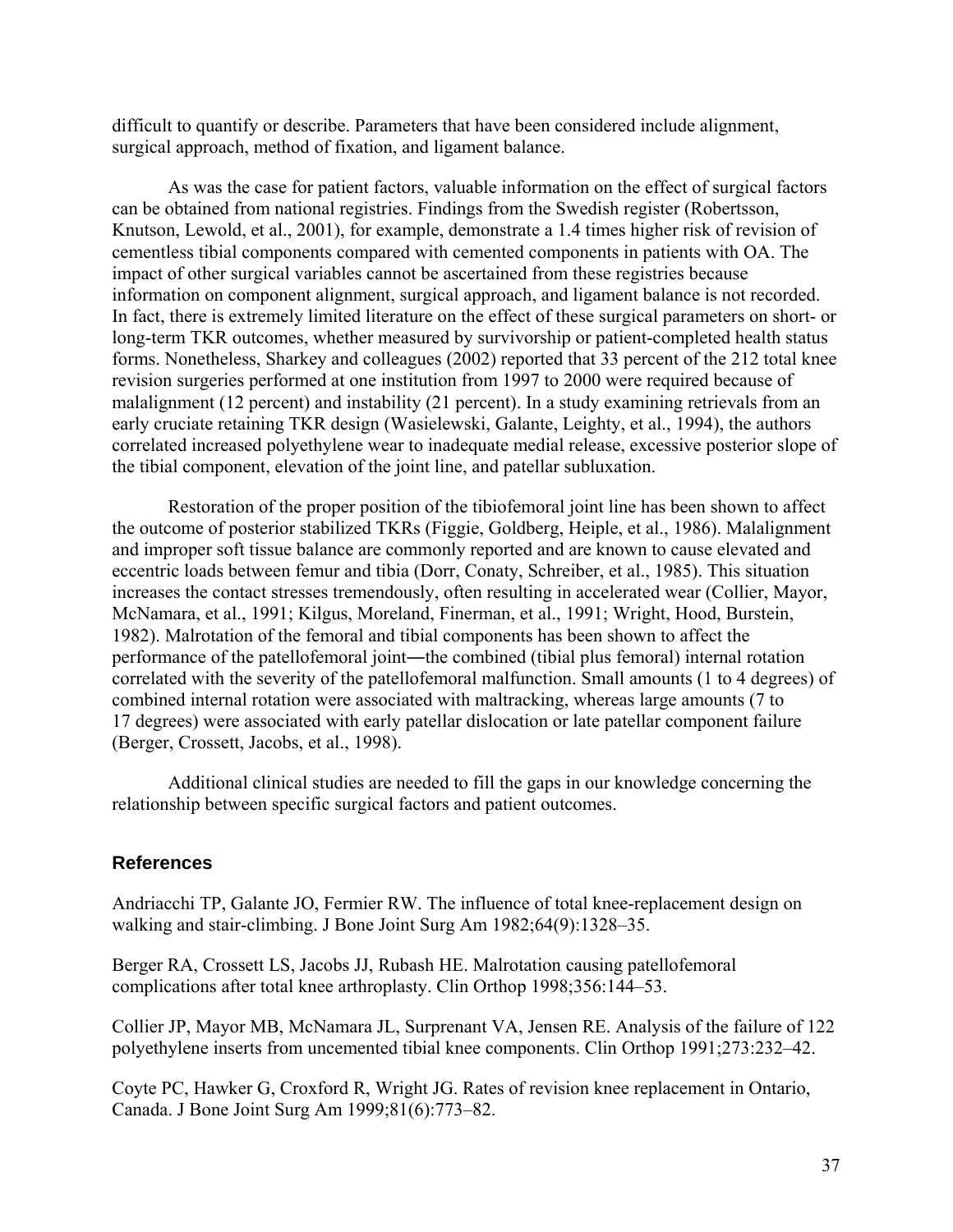difficult to quantify or describe. Parameters that have been considered include alignment, surgical approach, method of fixation, and ligament balance.

As was the case for patient factors, valuable information on the effect of surgical factors can be obtained from national registries. Findings from the Swedish register (Robertsson, Knutson, Lewold, et al., 2001), for example, demonstrate a 1.4 times higher risk of revision of cementless tibial components compared with cemented components in patients with OA. The impact of other surgical variables cannot be ascertained from these registries because information on component alignment, surgical approach, and ligament balance is not recorded. In fact, there is extremely limited literature on the effect of these surgical parameters on short- or long-term TKR outcomes, whether measured by survivorship or patient-completed health status forms. Nonetheless, Sharkey and colleagues (2002) reported that 33 percent of the 212 total knee revision surgeries performed at one institution from 1997 to 2000 were required because of malalignment (12 percent) and instability (21 percent). In a study examining retrievals from an early cruciate retaining TKR design (Wasielewski, Galante, Leighty, et al., 1994), the authors correlated increased polyethylene wear to inadequate medial release, excessive posterior slope of the tibial component, elevation of the joint line, and patellar subluxation.

Restoration of the proper position of the tibiofemoral joint line has been shown to affect the outcome of posterior stabilized TKRs (Figgie, Goldberg, Heiple, et al., 1986). Malalignment and improper soft tissue balance are commonly reported and are known to cause elevated and eccentric loads between femur and tibia (Dorr, Conaty, Schreiber, et al., 1985). This situation increases the contact stresses tremendously, often resulting in accelerated wear (Collier, Mayor, McNamara, et al., 1991; Kilgus, Moreland, Finerman, et al., 1991; Wright, Hood, Burstein, 1982). Malrotation of the femoral and tibial components has been shown to affect the performance of the patellofemoral joint―the combined (tibial plus femoral) internal rotation correlated with the severity of the patellofemoral malfunction. Small amounts (1 to 4 degrees) of combined internal rotation were associated with maltracking, whereas large amounts (7 to 17 degrees) were associated with early patellar dislocation or late patellar component failure (Berger, Crossett, Jacobs, et al., 1998).

Additional clinical studies are needed to fill the gaps in our knowledge concerning the relationship between specific surgical factors and patient outcomes.

## References

Andriacchi TP, Galante JO, Fermier RW. The influence of total knee-replacement design on walking and stair-climbing. J Bone Joint Surg Am 1982;64(9):1328–35.

Berger RA, Crossett LS, Jacobs JJ, Rubash HE. Malrotation causing patellofemoral complications after total knee arthroplasty. Clin Orthop 1998;356:144–53.

Collier JP, Mayor MB, McNamara JL, Surprenant VA, Jensen RE. Analysis of the failure of 122 polyethylene inserts from uncemented tibial knee components. Clin Orthop 1991;273:232–42.

Coyte PC, Hawker G, Croxford R, Wright JG. Rates of revision knee replacement in Ontario, Canada. J Bone Joint Surg Am 1999;81(6):773–82.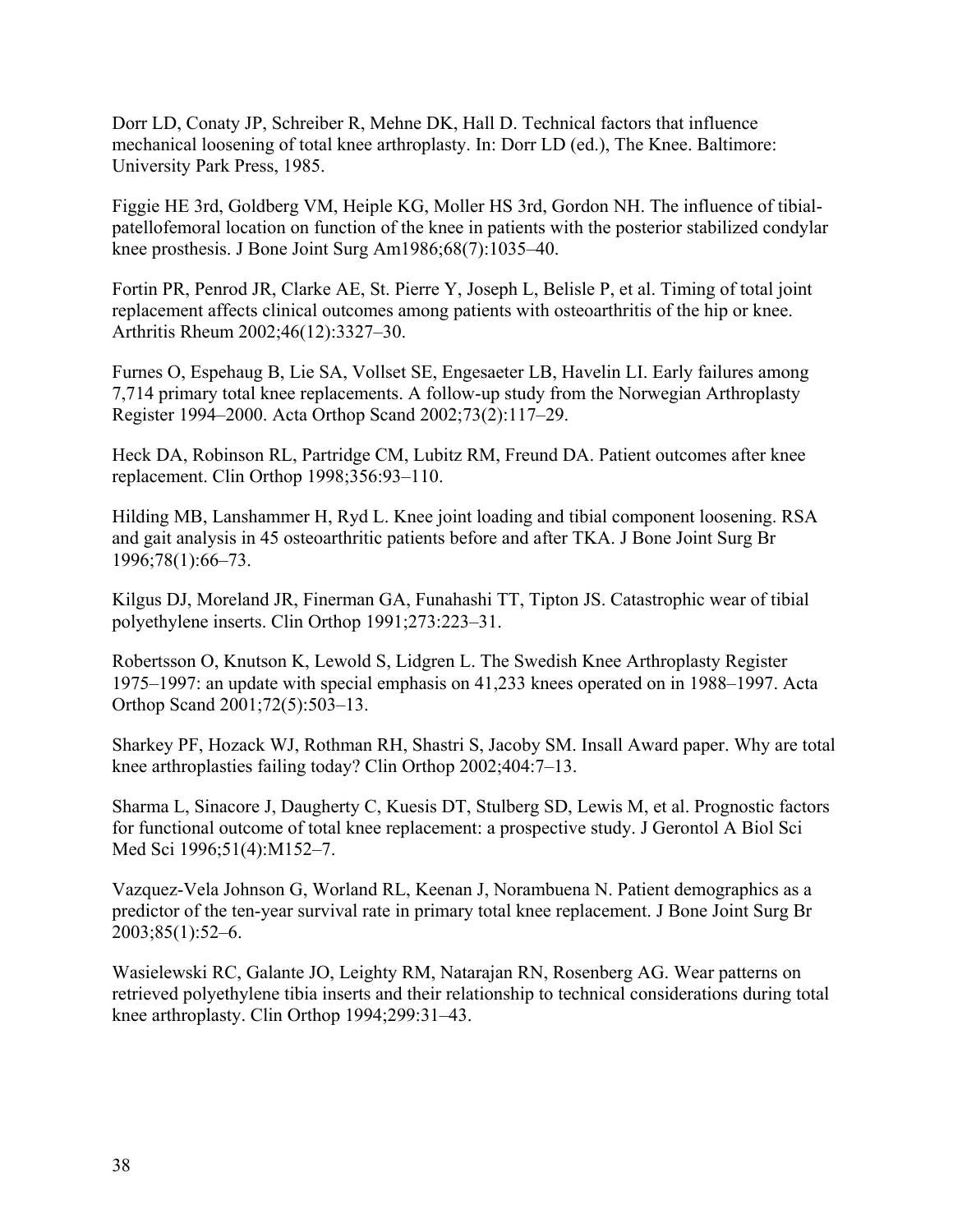Dorr LD, Conaty JP, Schreiber R, Mehne DK, Hall D. Technical factors that influence mechanical loosening of total knee arthroplasty. In: Dorr LD (ed.), The Knee. Baltimore: University Park Press, 1985.

Figgie HE 3rd, Goldberg VM, Heiple KG, Moller HS 3rd, Gordon NH. The influence of tibial-patellofemoral location on function of the knee in patients with the posterior stabilized condylar knee prosthesis. J Bone Joint Surg Am1986;68(7):1035–40.

Fortin PR, Penrod JR, Clarke AE, St. Pierre Y, Joseph L, Belisle P, et al. Timing of total joint replacement affects clinical outcomes among patients with osteoarthritis of the hip or knee. Arthritis Rheum 2002;46(12):3327–30.

Furnes O, Espehaug B, Lie SA, Vollset SE, Engesaeter LB, Havelin LI. Early failures among 7,714 primary total knee replacements. A follow-up study from the Norwegian Arthroplasty Register 1994–2000. Acta Orthop Scand 2002;73(2):117–29.

Heck DA, Robinson RL, Partridge CM, Lubitz RM, Freund DA. Patient outcomes after knee replacement. Clin Orthop 1998;356:93–110.

Hilding MB, Lanshammer H, Ryd L. Knee joint loading and tibial component loosening. RSA and gait analysis in 45 osteoarthritic patients before and after TKA. J Bone Joint Surg Br 1996;78(1):66–73.

Kilgus DJ, Moreland JR, Finerman GA, Funahashi TT, Tipton JS. Catastrophic wear of tibial polyethylene inserts. Clin Orthop 1991;273:223–31.

Robertsson O, Knutson K, Lewold S, Lidgren L. The Swedish Knee Arthroplasty Register 1975–1997: an update with special emphasis on 41,233 knees operated on in 1988–1997. Acta Orthop Scand 2001;72(5):503–13.

Sharkey PF, Hozack WJ, Rothman RH, Shastri S, Jacoby SM. Insall Award paper. Why are total knee arthroplasties failing today? Clin Orthop 2002;404:7–13.

Sharma L, Sinacore J, Daugherty C, Kuesis DT, Stulberg SD, Lewis M, et al. Prognostic factors for functional outcome of total knee replacement: a prospective study. J Gerontol A Biol Sci Med Sci 1996;51(4):M152–7.

Vazquez-Vela Johnson G, Worland RL, Keenan J, Norambuena N. Patient demographics as a predictor of the ten-year survival rate in primary total knee replacement. J Bone Joint Surg Br 2003;85(1):52–6.

Wasielewski RC, Galante JO, Leighty RM, Natarajan RN, Rosenberg AG. Wear patterns on retrieved polyethylene tibia inserts and their relationship to technical considerations during total knee arthroplasty. Clin Orthop 1994;299:31–43.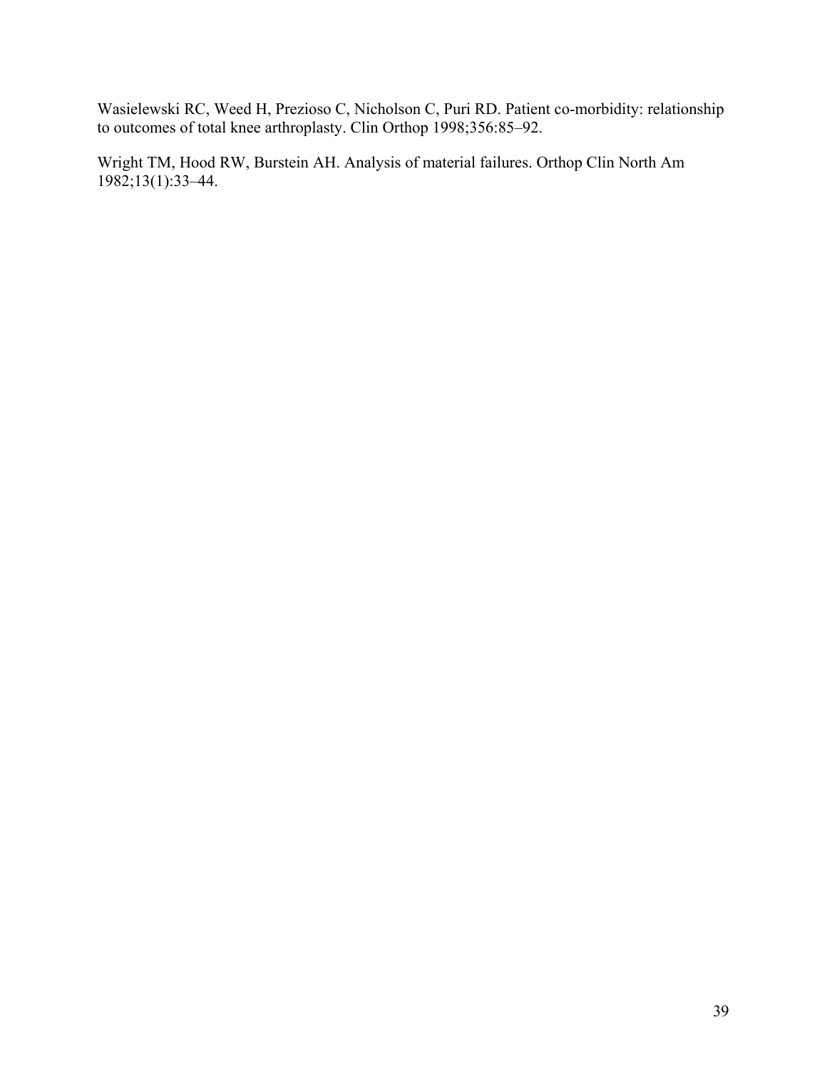Wasielewski RC, Weed H, Prezioso C, Nicholson C, Puri RD. Patient co-morbidity: relationship to outcomes of total knee arthroplasty. Clin Orthop 1998;356:85–92.

Wright TM, Hood RW, Burstein AH. Analysis of material failures. Orthop Clin North Am 1982;13(1):33–44.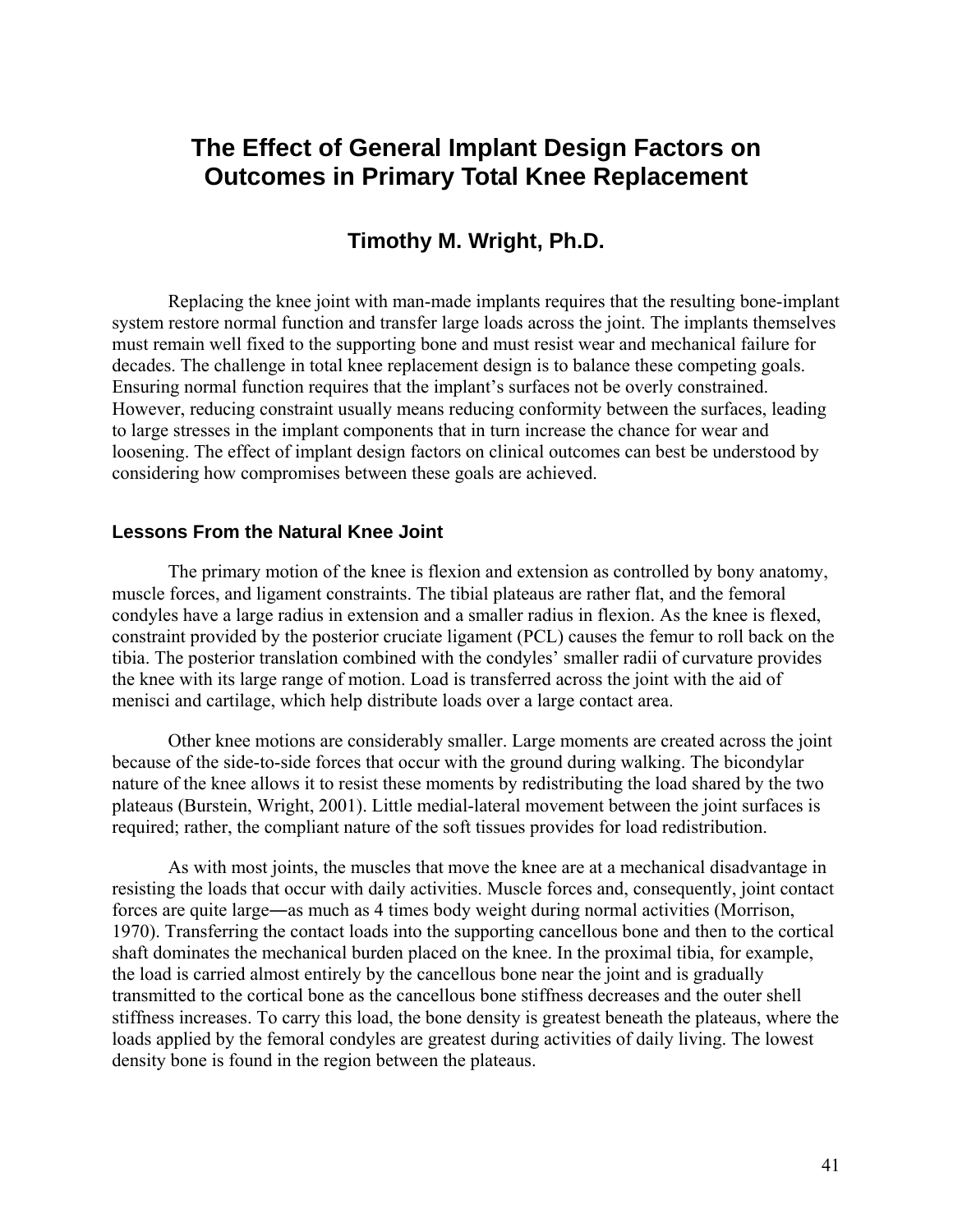# The Effect of General Implant Design Factors on Outcomes in Primary Total Knee Replacement

### Timothy M. Wright, Ph.D.

Replacing the knee joint with man-made implants requires that the resulting bone-implant system restore normal function and transfer large loads across the joint. The implants themselves must remain well fixed to the supporting bone and must resist wear and mechanical failure for decades. The challenge in total knee replacement design is to balance these competing goals. Ensuring normal function requires that the implant's surfaces not be overly constrained. However, reducing constraint usually means reducing conformity between the surfaces, leading to large stresses in the implant components that in turn increase the chance for wear and loosening. The effect of implant design factors on clinical outcomes can best be understood by considering how compromises between these goals are achieved.

## Lessons From the Natural Knee Joint

The primary motion of the knee is flexion and extension as controlled by bony anatomy, muscle forces, and ligament constraints. The tibial plateaus are rather flat, and the femoral condyles have a large radius in extension and a smaller radius in flexion. As the knee is flexed, constraint provided by the posterior cruciate ligament (PCL) causes the femur to roll back on the tibia. The posterior translation combined with the condyles' smaller radii of curvature provides the knee with its large range of motion. Load is transferred across the joint with the aid of menisci and cartilage, which help distribute loads over a large contact area.

Other knee motions are considerably smaller. Large moments are created across the joint because of the side-to-side forces that occur with the ground during walking. The bicondylar nature of the knee allows it to resist these moments by redistributing the load shared by the two plateaus (Burstein, Wright, 2001). Little medial-lateral movement between the joint surfaces is required; rather, the compliant nature of the soft tissues provides for load redistribution.

As with most joints, the muscles that move the knee are at a mechanical disadvantage in resisting the loads that occur with daily activities. Muscle forces and, consequently, joint contact forces are quite large―as much as 4 times body weight during normal activities (Morrison, 1970). Transferring the contact loads into the supporting cancellous bone and then to the cortical shaft dominates the mechanical burden placed on the knee. In the proximal tibia, for example, the load is carried almost entirely by the cancellous bone near the joint and is gradually transmitted to the cortical bone as the cancellous bone stiffness decreases and the outer shell stiffness increases. To carry this load, the bone density is greatest beneath the plateaus, where the loads applied by the femoral condyles are greatest during activities of daily living. The lowest density bone is found in the region between the plateaus.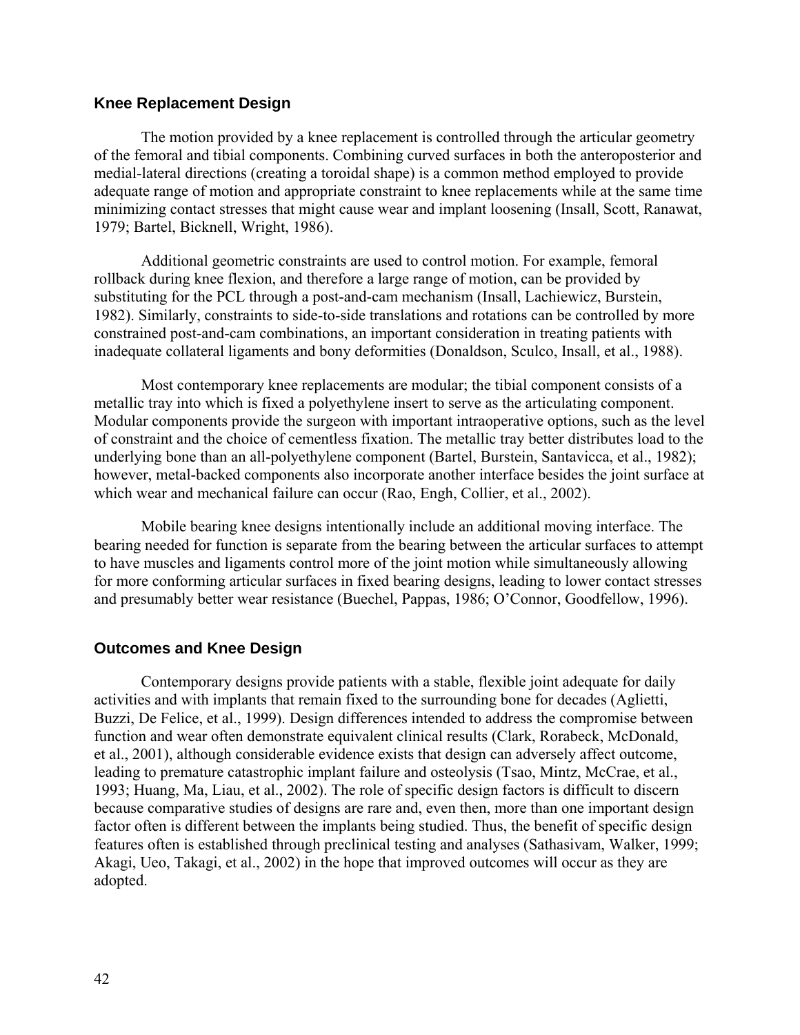## Knee Replacement Design

The motion provided by a knee replacement is controlled through the articular geometry of the femoral and tibial components. Combining curved surfaces in both the anteroposterior and medial-lateral directions (creating a toroidal shape) is a common method employed to provide adequate range of motion and appropriate constraint to knee replacements while at the same time minimizing contact stresses that might cause wear and implant loosening (Insall, Scott, Ranawat, 1979; Bartel, Bicknell, Wright, 1986).

Additional geometric constraints are used to control motion. For example, femoral rollback during knee flexion, and therefore a large range of motion, can be provided by substituting for the PCL through a post-and-cam mechanism (Insall, Lachiewicz, Burstein, 1982). Similarly, constraints to side-to-side translations and rotations can be controlled by more constrained post-and-cam combinations, an important consideration in treating patients with inadequate collateral ligaments and bony deformities (Donaldson, Sculco, Insall, et al., 1988).

Most contemporary knee replacements are modular; the tibial component consists of a metallic tray into which is fixed a polyethylene insert to serve as the articulating component. Modular components provide the surgeon with important intraoperative options, such as the level of constraint and the choice of cementless fixation. The metallic tray better distributes load to the underlying bone than an all-polyethylene component (Bartel, Burstein, Santavicca, et al., 1982); however, metal-backed components also incorporate another interface besides the joint surface at which wear and mechanical failure can occur (Rao, Engh, Collier, et al., 2002).

Mobile bearing knee designs intentionally include an additional moving interface. The bearing needed for function is separate from the bearing between the articular surfaces to attempt to have muscles and ligaments control more of the joint motion while simultaneously allowing for more conforming articular surfaces in fixed bearing designs, leading to lower contact stresses and presumably better wear resistance (Buechel, Pappas, 1986; O'Connor, Goodfellow, 1996).

## Outcomes and Knee Design

Contemporary designs provide patients with a stable, flexible joint adequate for daily activities and with implants that remain fixed to the surrounding bone for decades (Aglietti, Buzzi, De Felice, et al., 1999). Design differences intended to address the compromise between function and wear often demonstrate equivalent clinical results (Clark, Rorabeck, McDonald, et al., 2001), although considerable evidence exists that design can adversely affect outcome, leading to premature catastrophic implant failure and osteolysis (Tsao, Mintz, McCrae, et al., 1993; Huang, Ma, Liau, et al., 2002). The role of specific design factors is difficult to discern because comparative studies of designs are rare and, even then, more than one important design factor often is different between the implants being studied. Thus, the benefit of specific design features often is established through preclinical testing and analyses (Sathasivam, Walker, 1999; Akagi, Ueo, Takagi, et al., 2002) in the hope that improved outcomes will occur as they are adopted.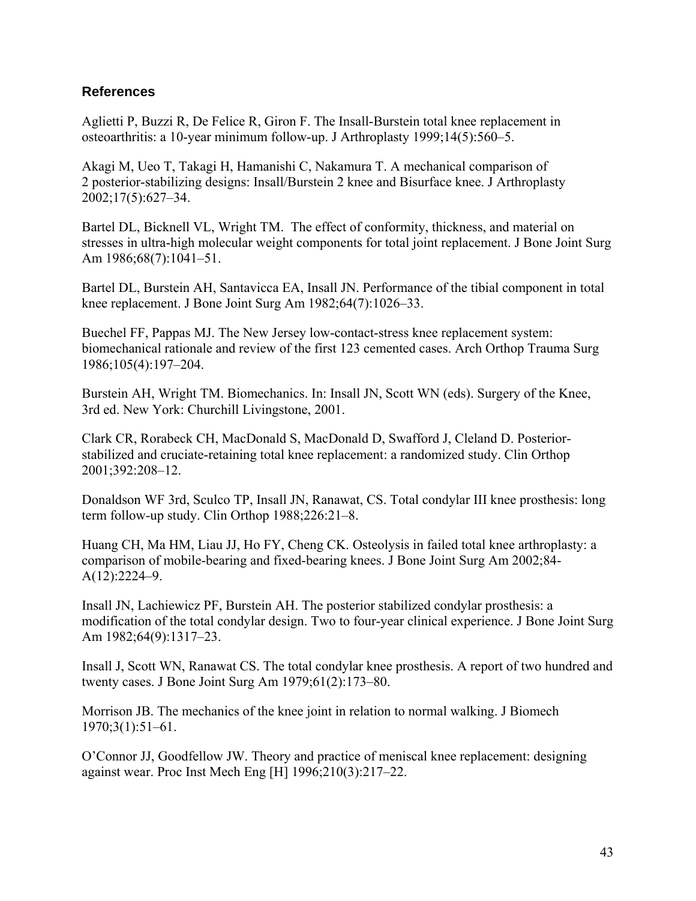## References

Aglietti P, Buzzi R, De Felice R, Giron F. The Insall-Burstein total knee replacement in osteoarthritis: a 10-year minimum follow-up. J Arthroplasty 1999;14(5):560–5.

Akagi M, Ueo T, Takagi H, Hamanishi C, Nakamura T. A mechanical comparison of 2 posterior-stabilizing designs: Insall/Burstein 2 knee and Bisurface knee. J Arthroplasty 2002;17(5):627–34.

Bartel DL, Bicknell VL, Wright TM. The effect of conformity, thickness, and material on stresses in ultra-high molecular weight components for total joint replacement. J Bone Joint Surg Am 1986;68(7):1041–51.

Bartel DL, Burstein AH, Santavicca EA, Insall JN. Performance of the tibial component in total knee replacement. J Bone Joint Surg Am 1982;64(7):1026–33.

Buechel FF, Pappas MJ. The New Jersey low-contact-stress knee replacement system: biomechanical rationale and review of the first 123 cemented cases. Arch Orthop Trauma Surg 1986;105(4):197–204.

Burstein AH, Wright TM. Biomechanics. In: Insall JN, Scott WN (eds). Surgery of the Knee, 3rd ed. New York: Churchill Livingstone, 2001.

Clark CR, Rorabeck CH, MacDonald S, MacDonald D, Swafford J, Cleland D. Posterior-stabilized and cruciate-retaining total knee replacement: a randomized study. Clin Orthop 2001;392:208–12.

Donaldson WF 3rd, Sculco TP, Insall JN, Ranawat, CS. Total condylar III knee prosthesis: long term follow-up study. Clin Orthop 1988;226:21–8.

Huang CH, Ma HM, Liau JJ, Ho FY, Cheng CK. Osteolysis in failed total knee arthroplasty: a comparison of mobile-bearing and fixed-bearing knees. J Bone Joint Surg Am 2002;84-A(12):2224–9.

Insall JN, Lachiewicz PF, Burstein AH. The posterior stabilized condylar prosthesis: a modification of the total condylar design. Two to four-year clinical experience. J Bone Joint Surg Am 1982;64(9):1317–23.

Insall J, Scott WN, Ranawat CS. The total condylar knee prosthesis. A report of two hundred and twenty cases. J Bone Joint Surg Am 1979;61(2):173–80.

Morrison JB. The mechanics of the knee joint in relation to normal walking. J Biomech 1970;3(1):51–61.

O'Connor JJ, Goodfellow JW. Theory and practice of meniscal knee replacement: designing against wear. Proc Inst Mech Eng [H] 1996;210(3):217–22.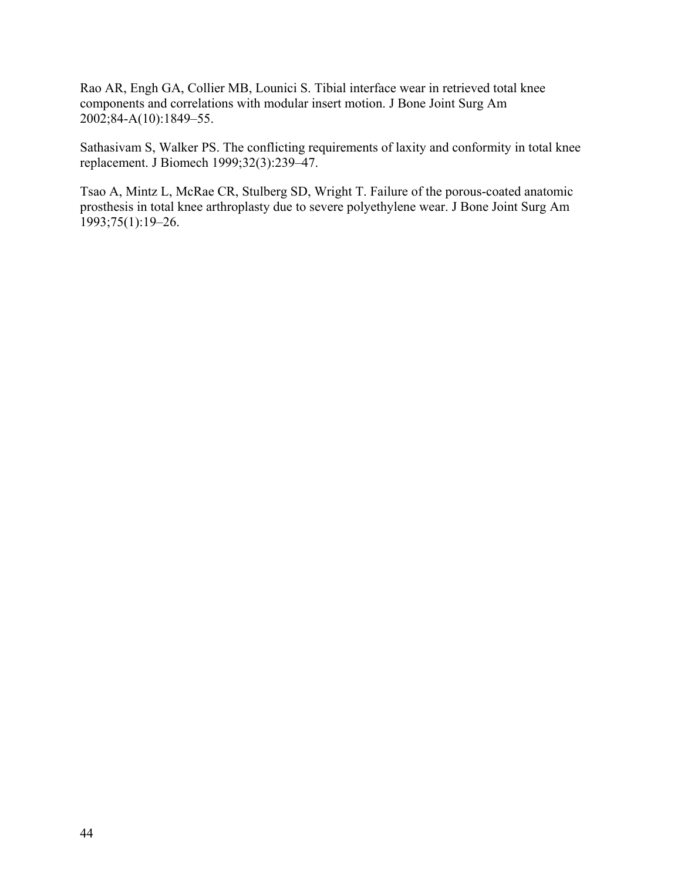Rao AR, Engh GA, Collier MB, Lounici S. Tibial interface wear in retrieved total knee components and correlations with modular insert motion. J Bone Joint Surg Am 2002;84-A(10):1849–55.

Sathasivam S, Walker PS. The conflicting requirements of laxity and conformity in total knee replacement. J Biomech 1999;32(3):239–47.

Tsao A, Mintz L, McRae CR, Stulberg SD, Wright T. Failure of the porous-coated anatomic prosthesis in total knee arthroplasty due to severe polyethylene wear. J Bone Joint Surg Am 1993;75(1):19–26.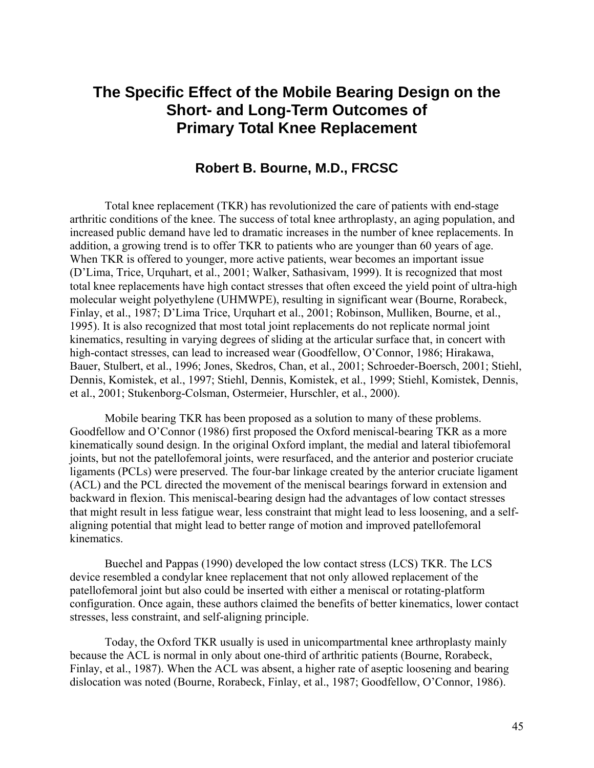# The Specific Effect of the Mobile Bearing Design on the Short- and Long-Term Outcomes of Primary Total Knee Replacement

## Robert B. Bourne, M.D., FRCSC

Total knee replacement (TKR) has revolutionized the care of patients with end-stage arthritic conditions of the knee. The success of total knee arthroplasty, an aging population, and increased public demand have led to dramatic increases in the number of knee replacements. In addition, a growing trend is to offer TKR to patients who are younger than 60 years of age. When TKR is offered to younger, more active patients, wear becomes an important issue (D'Lima, Trice, Urquhart, et al., 2001; Walker, Sathasivam, 1999). It is recognized that most total knee replacements have high contact stresses that often exceed the yield point of ultra-high molecular weight polyethylene (UHMWPE), resulting in significant wear (Bourne, Rorabeck, Finlay, et al., 1987; D'Lima Trice, Urquhart et al., 2001; Robinson, Mulliken, Bourne, et al., 1995). It is also recognized that most total joint replacements do not replicate normal joint kinematics, resulting in varying degrees of sliding at the articular surface that, in concert with high-contact stresses, can lead to increased wear (Goodfellow, O'Connor, 1986; Hirakawa, Bauer, Stulbert, et al., 1996; Jones, Skedros, Chan, et al., 2001; Schroeder-Boersch, 2001; Stiehl, Dennis, Komistek, et al., 1997; Stiehl, Dennis, Komistek, et al., 1999; Stiehl, Komistek, Dennis, et al., 2001; Stukenborg-Colsman, Ostermeier, Hurschler, et al., 2000).

Mobile bearing TKR has been proposed as a solution to many of these problems. Goodfellow and O'Connor (1986) first proposed the Oxford meniscal-bearing TKR as a more kinematically sound design. In the original Oxford implant, the medial and lateral tibiofemoral joints, but not the patellofemoral joints, were resurfaced, and the anterior and posterior cruciate ligaments (PCLs) were preserved. The four-bar linkage created by the anterior cruciate ligament (ACL) and the PCL directed the movement of the meniscal bearings forward in extension and backward in flexion. This meniscal-bearing design had the advantages of low contact stresses that might result in less fatigue wear, less constraint that might lead to less loosening, and a self-aligning potential that might lead to better range of motion and improved patellofemoral kinematics.

Buechel and Pappas (1990) developed the low contact stress (LCS) TKR. The LCS device resembled a condylar knee replacement that not only allowed replacement of the patellofemoral joint but also could be inserted with either a meniscal or rotating-platform configuration. Once again, these authors claimed the benefits of better kinematics, lower contact stresses, less constraint, and self-aligning principle.

Today, the Oxford TKR usually is used in unicompartmental knee arthroplasty mainly because the ACL is normal in only about one-third of arthritic patients (Bourne, Rorabeck, Finlay, et al., 1987). When the ACL was absent, a higher rate of aseptic loosening and bearing dislocation was noted (Bourne, Rorabeck, Finlay, et al., 1987; Goodfellow, O'Connor, 1986).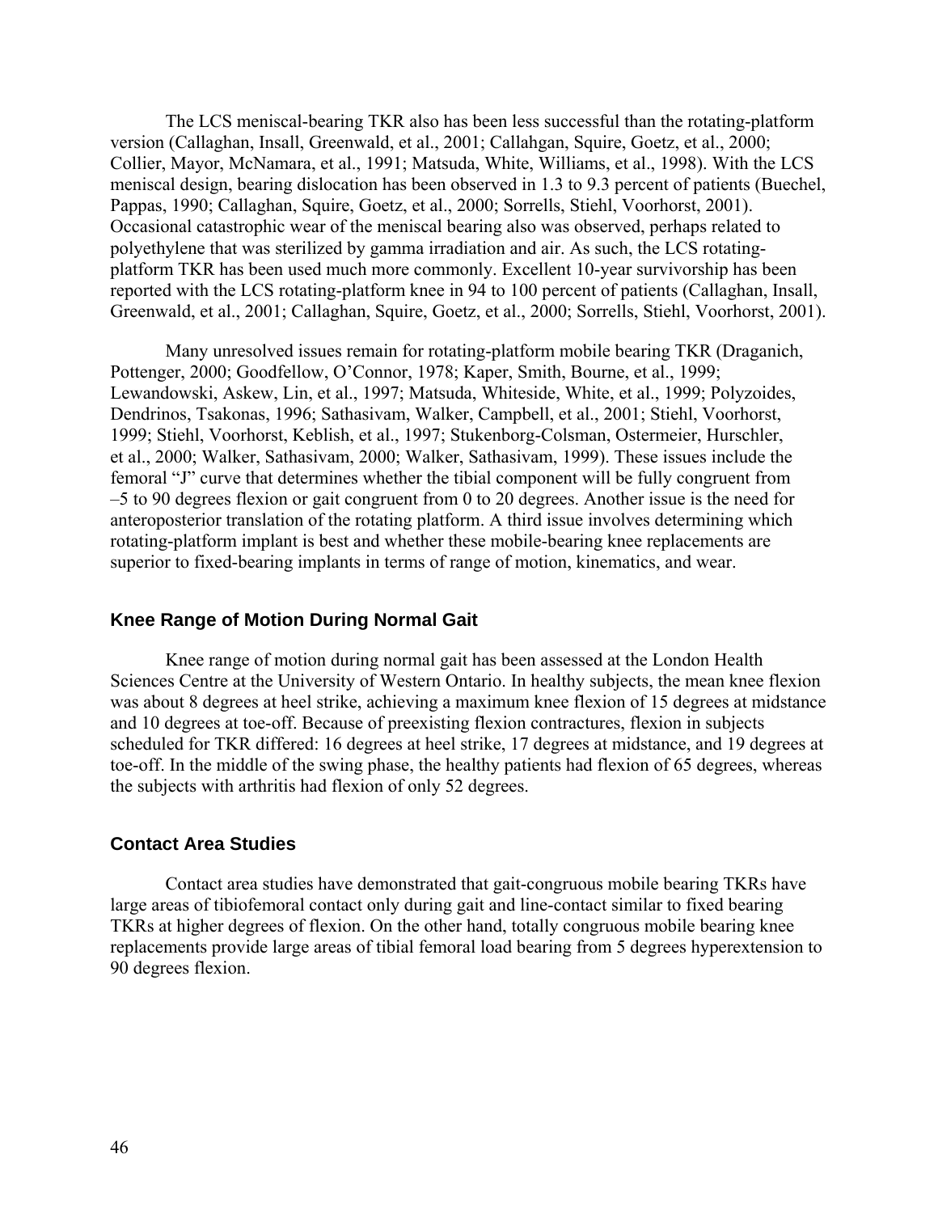The LCS meniscal-bearing TKR also has been less successful than the rotating-platform version (Callaghan, Insall, Greenwald, et al., 2001; Callahgan, Squire, Goetz, et al., 2000; Collier, Mayor, McNamara, et al., 1991; Matsuda, White, Williams, et al., 1998). With the LCS meniscal design, bearing dislocation has been observed in 1.3 to 9.3 percent of patients (Buechel, Pappas, 1990; Callaghan, Squire, Goetz, et al., 2000; Sorrells, Stiehl, Voorhorst, 2001). Occasional catastrophic wear of the meniscal bearing also was observed, perhaps related to polyethylene that was sterilized by gamma irradiation and air. As such, the LCS rotating-platform TKR has been used much more commonly. Excellent 10-year survivorship has been reported with the LCS rotating-platform knee in 94 to 100 percent of patients (Callaghan, Insall, Greenwald, et al., 2001; Callaghan, Squire, Goetz, et al., 2000; Sorrells, Stiehl, Voorhorst, 2001).

Many unresolved issues remain for rotating-platform mobile bearing TKR (Draganich, Pottenger, 2000; Goodfellow, O'Connor, 1978; Kaper, Smith, Bourne, et al., 1999; Lewandowski, Askew, Lin, et al., 1997; Matsuda, Whiteside, White, et al., 1999; Polyzoides, Dendrinos, Tsakonas, 1996; Sathasivam, Walker, Campbell, et al., 2001; Stiehl, Voorhorst, 1999; Stiehl, Voorhorst, Keblish, et al., 1997; Stukenborg-Colsman, Ostermeier, Hurschler, et al., 2000; Walker, Sathasivam, 2000; Walker, Sathasivam, 1999). These issues include the femoral "J" curve that determines whether the tibial component will be fully congruent from –5 to 90 degrees flexion or gait congruent from 0 to 20 degrees. Another issue is the need for anteroposterior translation of the rotating platform. A third issue involves determining which rotating-platform implant is best and whether these mobile-bearing knee replacements are superior to fixed-bearing implants in terms of range of motion, kinematics, and wear.

### Knee Range of Motion During Normal Gait

Knee range of motion during normal gait has been assessed at the London Health Sciences Centre at the University of Western Ontario. In healthy subjects, the mean knee flexion was about 8 degrees at heel strike, achieving a maximum knee flexion of 15 degrees at midstance and 10 degrees at toe-off. Because of preexisting flexion contractures, flexion in subjects scheduled for TKR differed: 16 degrees at heel strike, 17 degrees at midstance, and 19 degrees at toe-off. In the middle of the swing phase, the healthy patients had flexion of 65 degrees, whereas the subjects with arthritis had flexion of only 52 degrees.

### Contact Area Studies

Contact area studies have demonstrated that gait-congruous mobile bearing TKRs have large areas of tibiofemoral contact only during gait and line-contact similar to fixed bearing TKRs at higher degrees of flexion. On the other hand, totally congruous mobile bearing knee replacements provide large areas of tibial femoral load bearing from 5 degrees hyperextension to 90 degrees flexion.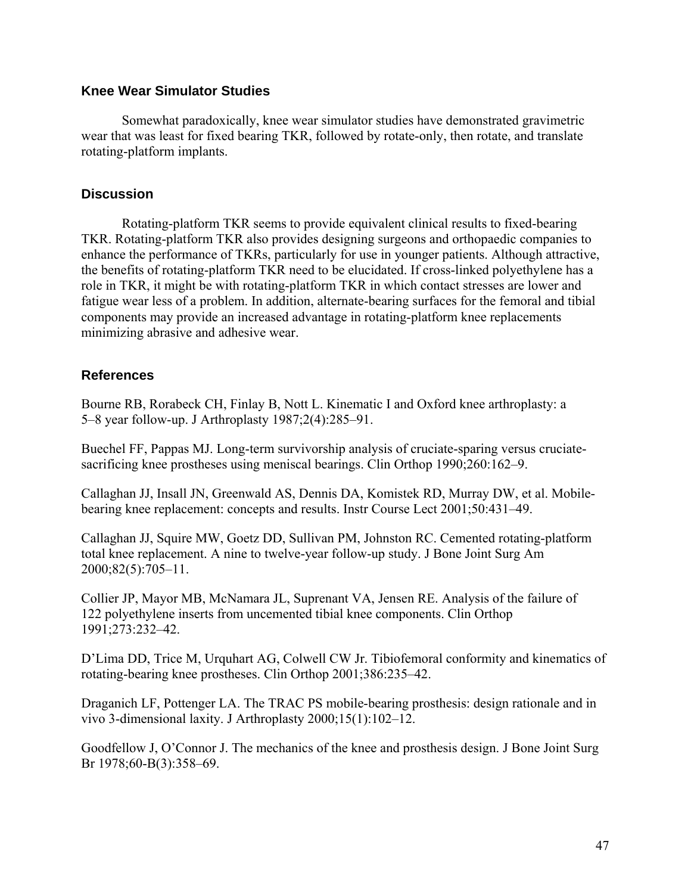### Knee Wear Simulator Studies

Somewhat paradoxically, knee wear simulator studies have demonstrated gravimetric wear that was least for fixed bearing TKR, followed by rotate-only, then rotate, and translate rotating-platform implants.

### Discussion

Rotating-platform TKR seems to provide equivalent clinical results to fixed-bearing TKR. Rotating-platform TKR also provides designing surgeons and orthopaedic companies to enhance the performance of TKRs, particularly for use in younger patients. Although attractive, the benefits of rotating-platform TKR need to be elucidated. If cross-linked polyethylene has a role in TKR, it might be with rotating-platform TKR in which contact stresses are lower and fatigue wear less of a problem. In addition, alternate-bearing surfaces for the femoral and tibial components may provide an increased advantage in rotating-platform knee replacements minimizing abrasive and adhesive wear.

### References

Bourne RB, Rorabeck CH, Finlay B, Nott L. Kinematic I and Oxford knee arthroplasty: a 5–8 year follow-up. J Arthroplasty 1987;2(4):285–91.

Buechel FF, Pappas MJ. Long-term survivorship analysis of cruciate-sparing versus cruciate-sacrificing knee prostheses using meniscal bearings. Clin Orthop 1990;260:162–9.

Callaghan JJ, Insall JN, Greenwald AS, Dennis DA, Komistek RD, Murray DW, et al. Mobile-bearing knee replacement: concepts and results. Instr Course Lect 2001;50:431–49.

Callaghan JJ, Squire MW, Goetz DD, Sullivan PM, Johnston RC. Cemented rotating-platform total knee replacement. A nine to twelve-year follow-up study. J Bone Joint Surg Am 2000;82(5):705–11.

Collier JP, Mayor MB, McNamara JL, Suprenant VA, Jensen RE. Analysis of the failure of 122 polyethylene inserts from uncemented tibial knee components. Clin Orthop 1991;273:232–42.

D'Lima DD, Trice M, Urquhart AG, Colwell CW Jr. Tibiofemoral conformity and kinematics of rotating-bearing knee prostheses. Clin Orthop 2001;386:235–42.

Draganich LF, Pottenger LA. The TRAC PS mobile-bearing prosthesis: design rationale and in vivo 3-dimensional laxity. J Arthroplasty 2000;15(1):102–12.

Goodfellow J, O'Connor J. The mechanics of the knee and prosthesis design. J Bone Joint Surg Br 1978;60-B(3):358–69.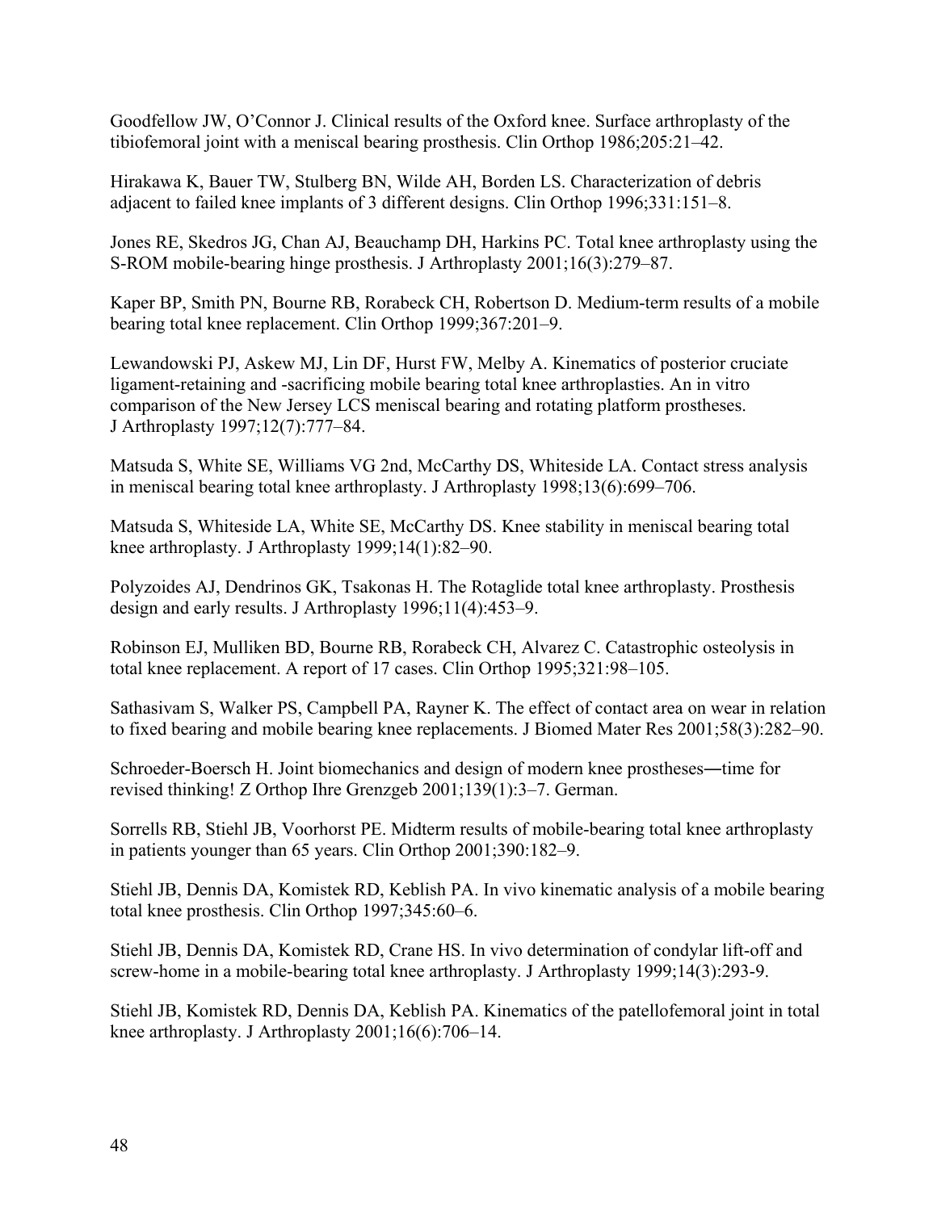Goodfellow JW, O'Connor J. Clinical results of the Oxford knee. Surface arthroplasty of the tibiofemoral joint with a meniscal bearing prosthesis. Clin Orthop 1986;205:21–42.

Hirakawa K, Bauer TW, Stulberg BN, Wilde AH, Borden LS. Characterization of debris adjacent to failed knee implants of 3 different designs. Clin Orthop 1996;331:151–8.

Jones RE, Skedros JG, Chan AJ, Beauchamp DH, Harkins PC. Total knee arthroplasty using the S-ROM mobile-bearing hinge prosthesis. J Arthroplasty 2001;16(3):279–87.

Kaper BP, Smith PN, Bourne RB, Rorabeck CH, Robertson D. Medium-term results of a mobile bearing total knee replacement. Clin Orthop 1999;367:201–9.

Lewandowski PJ, Askew MJ, Lin DF, Hurst FW, Melby A. Kinematics of posterior cruciate ligament-retaining and -sacrificing mobile bearing total knee arthroplasties. An in vitro comparison of the New Jersey LCS meniscal bearing and rotating platform prostheses. J Arthroplasty 1997;12(7):777–84.

Matsuda S, White SE, Williams VG 2nd, McCarthy DS, Whiteside LA. Contact stress analysis in meniscal bearing total knee arthroplasty. J Arthroplasty 1998;13(6):699–706.

Matsuda S, Whiteside LA, White SE, McCarthy DS. Knee stability in meniscal bearing total knee arthroplasty. J Arthroplasty 1999;14(1):82–90.

Polyzoides AJ, Dendrinos GK, Tsakonas H. The Rotaglide total knee arthroplasty. Prosthesis design and early results. J Arthroplasty 1996;11(4):453–9.

Robinson EJ, Mulliken BD, Bourne RB, Rorabeck CH, Alvarez C. Catastrophic osteolysis in total knee replacement. A report of 17 cases. Clin Orthop 1995;321:98–105.

Sathasivam S, Walker PS, Campbell PA, Rayner K. The effect of contact area on wear in relation to fixed bearing and mobile bearing knee replacements. J Biomed Mater Res 2001;58(3):282–90.

Schroeder-Boersch H. Joint biomechanics and design of modern knee prostheses―time for revised thinking! Z Orthop Ihre Grenzgeb 2001;139(1):3–7. German.

Sorrells RB, Stiehl JB, Voorhorst PE. Midterm results of mobile-bearing total knee arthroplasty in patients younger than 65 years. Clin Orthop 2001;390:182–9.

Stiehl JB, Dennis DA, Komistek RD, Keblish PA. In vivo kinematic analysis of a mobile bearing total knee prosthesis. Clin Orthop 1997;345:60–6.

Stiehl JB, Dennis DA, Komistek RD, Crane HS. In vivo determination of condylar lift-off and screw-home in a mobile-bearing total knee arthroplasty. J Arthroplasty 1999;14(3):293-9.

Stiehl JB, Komistek RD, Dennis DA, Keblish PA. Kinematics of the patellofemoral joint in total knee arthroplasty. J Arthroplasty 2001;16(6):706–14.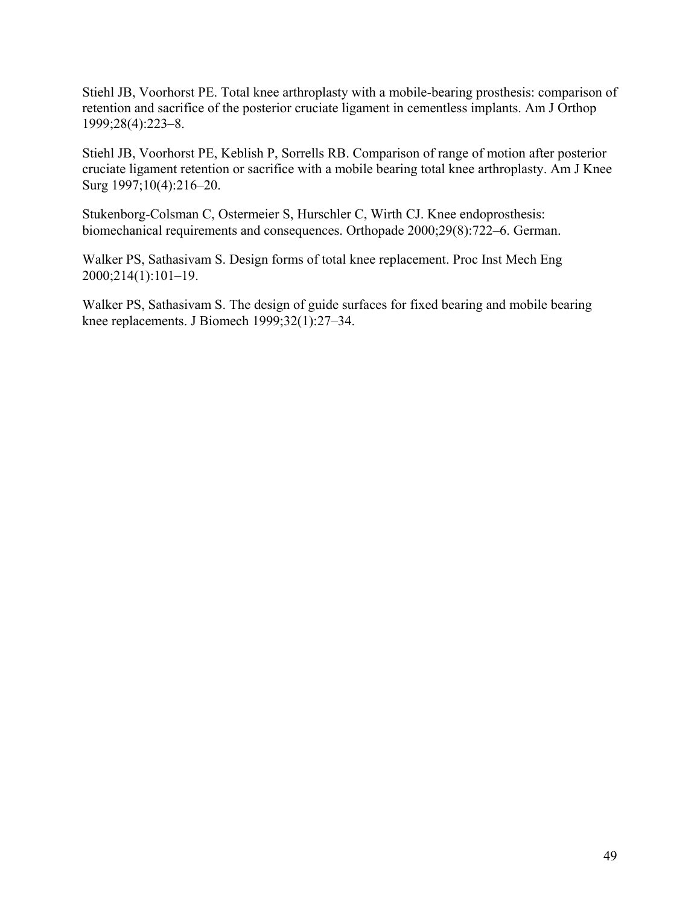Stiehl JB, Voorhorst PE. Total knee arthroplasty with a mobile-bearing prosthesis: comparison of retention and sacrifice of the posterior cruciate ligament in cementless implants. Am J Orthop 1999;28(4):223–8.

Stiehl JB, Voorhorst PE, Keblish P, Sorrells RB. Comparison of range of motion after posterior cruciate ligament retention or sacrifice with a mobile bearing total knee arthroplasty. Am J Knee Surg 1997;10(4):216–20.

Stukenborg-Colsman C, Ostermeier S, Hurschler C, Wirth CJ. Knee endoprosthesis: biomechanical requirements and consequences. Orthopade 2000;29(8):722–6. German.

Walker PS, Sathasivam S. Design forms of total knee replacement. Proc Inst Mech Eng 2000;214(1):101–19.

Walker PS, Sathasivam S. The design of guide surfaces for fixed bearing and mobile bearing knee replacements. J Biomech 1999;32(1):27–34.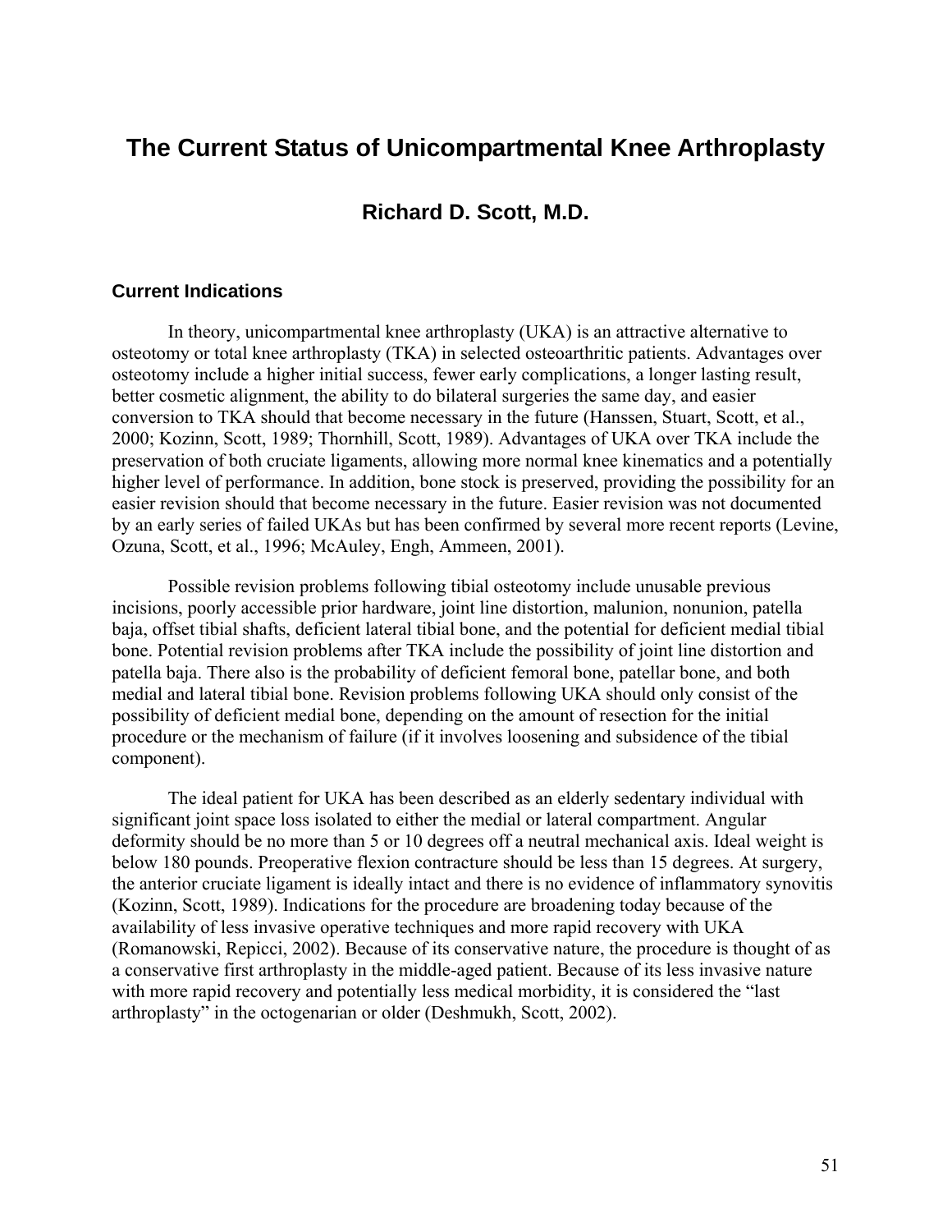# The Current Status of Unicompartmental Knee Arthroplasty

## Richard D. Scott, M.D.

### Current Indications

In theory, unicompartmental knee arthroplasty (UKA) is an attractive alternative to osteotomy or total knee arthroplasty (TKA) in selected osteoarthritic patients. Advantages over osteotomy include a higher initial success, fewer early complications, a longer lasting result, better cosmetic alignment, the ability to do bilateral surgeries the same day, and easier conversion to TKA should that become necessary in the future (Hanssen, Stuart, Scott, et al., 2000; Kozinn, Scott, 1989; Thornhill, Scott, 1989). Advantages of UKA over TKA include the preservation of both cruciate ligaments, allowing more normal knee kinematics and a potentially higher level of performance. In addition, bone stock is preserved, providing the possibility for an easier revision should that become necessary in the future. Easier revision was not documented by an early series of failed UKAs but has been confirmed by several more recent reports (Levine, Ozuna, Scott, et al., 1996; McAuley, Engh, Ammeen, 2001).

Possible revision problems following tibial osteotomy include unusable previous incisions, poorly accessible prior hardware, joint line distortion, malunion, nonunion, patella baja, offset tibial shafts, deficient lateral tibial bone, and the potential for deficient medial tibial bone. Potential revision problems after TKA include the possibility of joint line distortion and patella baja. There also is the probability of deficient femoral bone, patellar bone, and both medial and lateral tibial bone. Revision problems following UKA should only consist of the possibility of deficient medial bone, depending on the amount of resection for the initial procedure or the mechanism of failure (if it involves loosening and subsidence of the tibial component).

The ideal patient for UKA has been described as an elderly sedentary individual with significant joint space loss isolated to either the medial or lateral compartment. Angular deformity should be no more than 5 or 10 degrees off a neutral mechanical axis. Ideal weight is below 180 pounds. Preoperative flexion contracture should be less than 15 degrees. At surgery, the anterior cruciate ligament is ideally intact and there is no evidence of inflammatory synovitis (Kozinn, Scott, 1989). Indications for the procedure are broadening today because of the availability of less invasive operative techniques and more rapid recovery with UKA (Romanowski, Repicci, 2002). Because of its conservative nature, the procedure is thought of as a conservative first arthroplasty in the middle-aged patient. Because of its less invasive nature with more rapid recovery and potentially less medical morbidity, it is considered the "last arthroplasty" in the octogenarian or older (Deshmukh, Scott, 2002).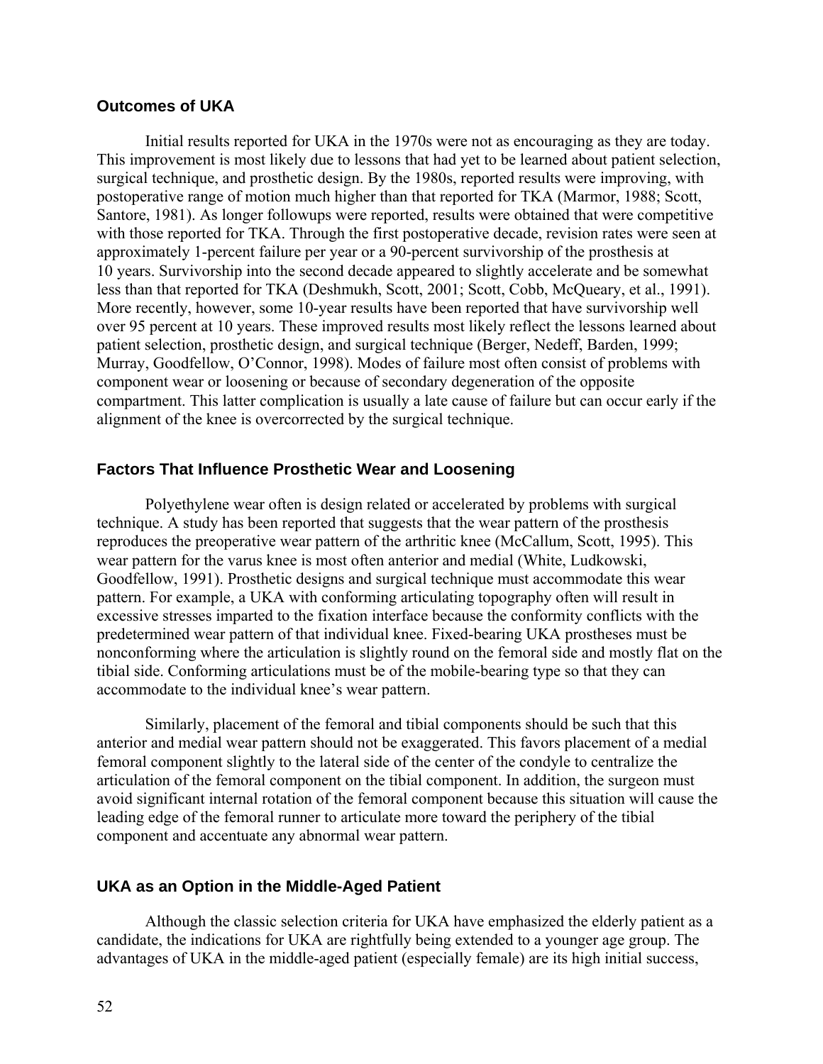### Outcomes of UKA

Initial results reported for UKA in the 1970s were not as encouraging as they are today. This improvement is most likely due to lessons that had yet to be learned about patient selection, surgical technique, and prosthetic design. By the 1980s, reported results were improving, with postoperative range of motion much higher than that reported for TKA (Marmor, 1988; Scott, Santore, 1981). As longer followups were reported, results were obtained that were competitive with those reported for TKA. Through the first postoperative decade, revision rates were seen at approximately 1-percent failure per year or a 90-percent survivorship of the prosthesis at 10 years. Survivorship into the second decade appeared to slightly accelerate and be somewhat less than that reported for TKA (Deshmukh, Scott, 2001; Scott, Cobb, McQueary, et al., 1991). More recently, however, some 10-year results have been reported that have survivorship well over 95 percent at 10 years. These improved results most likely reflect the lessons learned about patient selection, prosthetic design, and surgical technique (Berger, Nedeff, Barden, 1999; Murray, Goodfellow, O'Connor, 1998). Modes of failure most often consist of problems with component wear or loosening or because of secondary degeneration of the opposite compartment. This latter complication is usually a late cause of failure but can occur early if the alignment of the knee is overcorrected by the surgical technique.

### Factors That Influence Prosthetic Wear and Loosening

Polyethylene wear often is design related or accelerated by problems with surgical technique. A study has been reported that suggests that the wear pattern of the prosthesis reproduces the preoperative wear pattern of the arthritic knee (McCallum, Scott, 1995). This wear pattern for the varus knee is most often anterior and medial (White, Ludkowski, Goodfellow, 1991). Prosthetic designs and surgical technique must accommodate this wear pattern. For example, a UKA with conforming articulating topography often will result in excessive stresses imparted to the fixation interface because the conformity conflicts with the predetermined wear pattern of that individual knee. Fixed-bearing UKA prostheses must be nonconforming where the articulation is slightly round on the femoral side and mostly flat on the tibial side. Conforming articulations must be of the mobile-bearing type so that they can accommodate to the individual knee's wear pattern.

Similarly, placement of the femoral and tibial components should be such that this anterior and medial wear pattern should not be exaggerated. This favors placement of a medial femoral component slightly to the lateral side of the center of the condyle to centralize the articulation of the femoral component on the tibial component. In addition, the surgeon must avoid significant internal rotation of the femoral component because this situation will cause the leading edge of the femoral runner to articulate more toward the periphery of the tibial component and accentuate any abnormal wear pattern.

### UKA as an Option in the Middle-Aged Patient

Although the classic selection criteria for UKA have emphasized the elderly patient as a candidate, the indications for UKA are rightfully being extended to a younger age group. The advantages of UKA in the middle-aged patient (especially female) are its high initial success,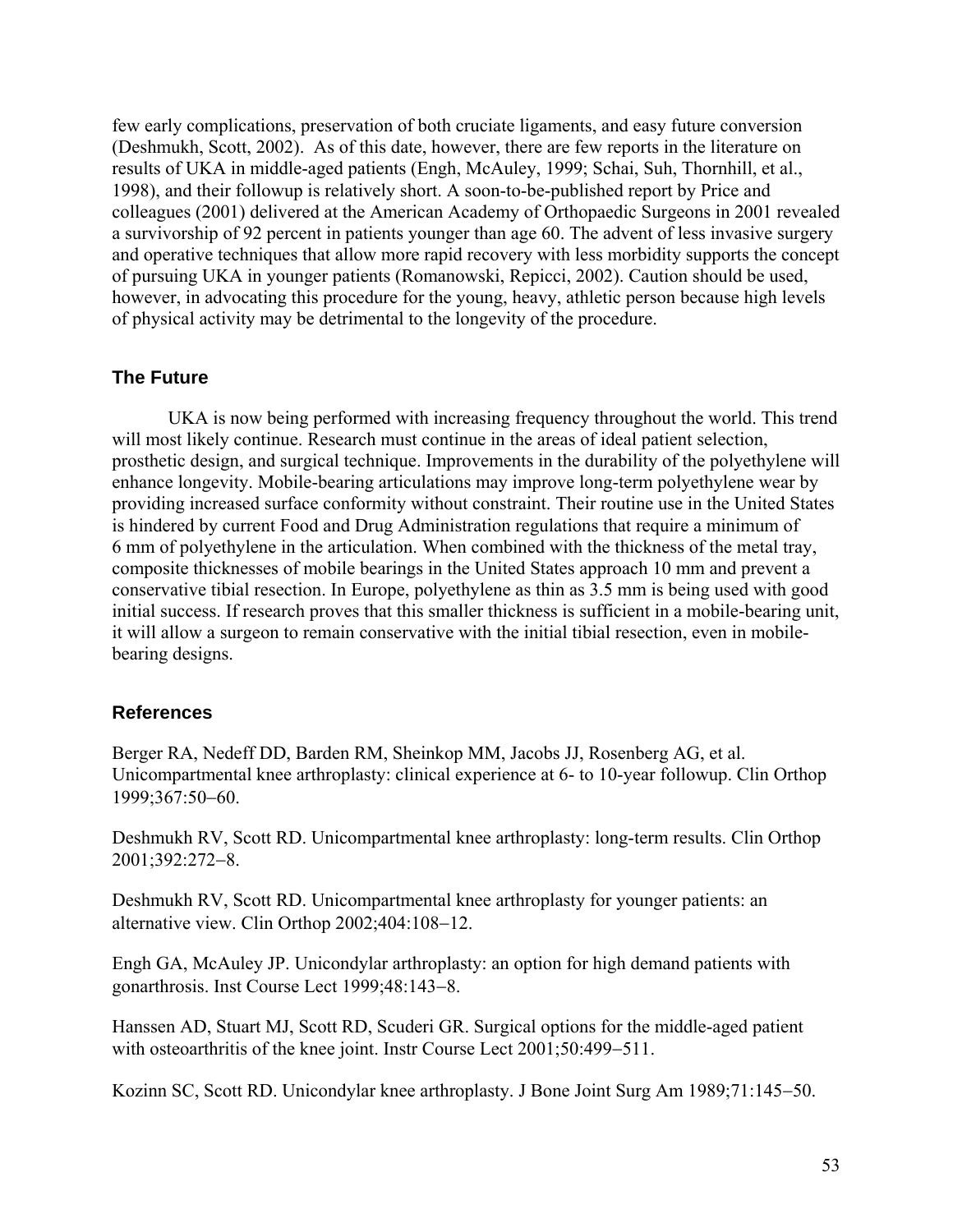few early complications, preservation of both cruciate ligaments, and easy future conversion (Deshmukh, Scott, 2002). As of this date, however, there are few reports in the literature on results of UKA in middle-aged patients (Engh, McAuley, 1999; Schai, Suh, Thornhill, et al., 1998), and their followup is relatively short. A soon-to-be-published report by Price and colleagues (2001) delivered at the American Academy of Orthopaedic Surgeons in 2001 revealed a survivorship of 92 percent in patients younger than age 60. The advent of less invasive surgery and operative techniques that allow more rapid recovery with less morbidity supports the concept of pursuing UKA in younger patients (Romanowski, Repicci, 2002). Caution should be used, however, in advocating this procedure for the young, heavy, athletic person because high levels of physical activity may be detrimental to the longevity of the procedure.

## The Future

UKA is now being performed with increasing frequency throughout the world. This trend will most likely continue. Research must continue in the areas of ideal patient selection, prosthetic design, and surgical technique. Improvements in the durability of the polyethylene will enhance longevity. Mobile-bearing articulations may improve long-term polyethylene wear by providing increased surface conformity without constraint. Their routine use in the United States is hindered by current Food and Drug Administration regulations that require a minimum of 6 mm of polyethylene in the articulation. When combined with the thickness of the metal tray, composite thicknesses of mobile bearings in the United States approach 10 mm and prevent a conservative tibial resection. In Europe, polyethylene as thin as 3.5 mm is being used with good initial success. If research proves that this smaller thickness is sufficient in a mobile-bearing unit, it will allow a surgeon to remain conservative with the initial tibial resection, even in mobile-bearing designs.

## References

Berger RA, Nedeff DD, Barden RM, Sheinkop MM, Jacobs JJ, Rosenberg AG, et al. Unicompartmental knee arthroplasty: clinical experience at 6- to 10-year followup. Clin Orthop 1999;367:50–60.

Deshmukh RV, Scott RD. Unicompartmental knee arthroplasty: long-term results. Clin Orthop 2001;392:272–8.

Deshmukh RV, Scott RD. Unicompartmental knee arthroplasty for younger patients: an alternative view. Clin Orthop 2002;404:108–12.

Engh GA, McAuley JP. Unicondylar arthroplasty: an option for high demand patients with gonarthrosis. Inst Course Lect 1999;48:143–8.

Hanssen AD, Stuart MJ, Scott RD, Scuderi GR. Surgical options for the middle-aged patient with osteoarthritis of the knee joint. Instr Course Lect 2001;50:499–511.

Kozinn SC, Scott RD. Unicondylar knee arthroplasty. J Bone Joint Surg Am 1989;71:145–50.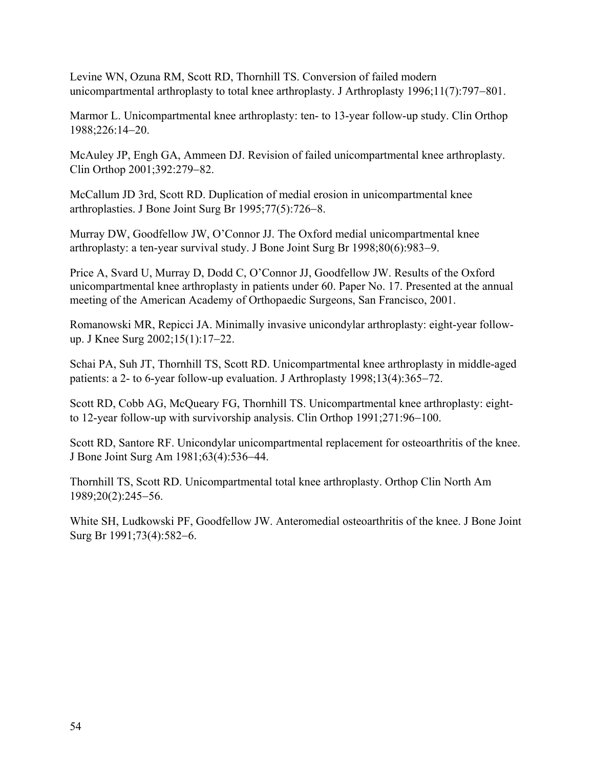Levine WN, Ozuna RM, Scott RD, Thornhill TS. Conversion of failed modern unicompartmental arthroplasty to total knee arthroplasty. J Arthroplasty 1996;11(7):797–801.

Marmor L. Unicompartmental knee arthroplasty: ten- to 13-year follow-up study. Clin Orthop 1988;226:14–20.

McAuley JP, Engh GA, Ammeen DJ. Revision of failed unicompartmental knee arthroplasty. Clin Orthop 2001;392:279–82.

McCallum JD 3rd, Scott RD. Duplication of medial erosion in unicompartmental knee arthroplasties. J Bone Joint Surg Br 1995;77(5):726–8.

Murray DW, Goodfellow JW, O'Connor JJ. The Oxford medial unicompartmental knee arthroplasty: a ten-year survival study. J Bone Joint Surg Br 1998;80(6):983–9.

Price A, Svard U, Murray D, Dodd C, O'Connor JJ, Goodfellow JW. Results of the Oxford unicompartmental knee arthroplasty in patients under 60. Paper No. 17. Presented at the annual meeting of the American Academy of Orthopaedic Surgeons, San Francisco, 2001.

Romanowski MR, Repicci JA. Minimally invasive unicondylar arthroplasty: eight-year follow-up. J Knee Surg 2002;15(1):17–22.

Schai PA, Suh JT, Thornhill TS, Scott RD. Unicompartmental knee arthroplasty in middle-aged patients: a 2- to 6-year follow-up evaluation. J Arthroplasty 1998;13(4):365–72.

Scott RD, Cobb AG, McQueary FG, Thornhill TS. Unicompartmental knee arthroplasty: eight- to 12-year follow-up with survivorship analysis. Clin Orthop 1991;271:96–100.

Scott RD, Santore RF. Unicondylar unicompartmental replacement for osteoarthritis of the knee. J Bone Joint Surg Am 1981;63(4):536–44.

Thornhill TS, Scott RD. Unicompartmental total knee arthroplasty. Orthop Clin North Am 1989;20(2):245–56.

White SH, Ludkowski PF, Goodfellow JW. Anteromedial osteoarthritis of the knee. J Bone Joint Surg Br 1991;73(4):582–6.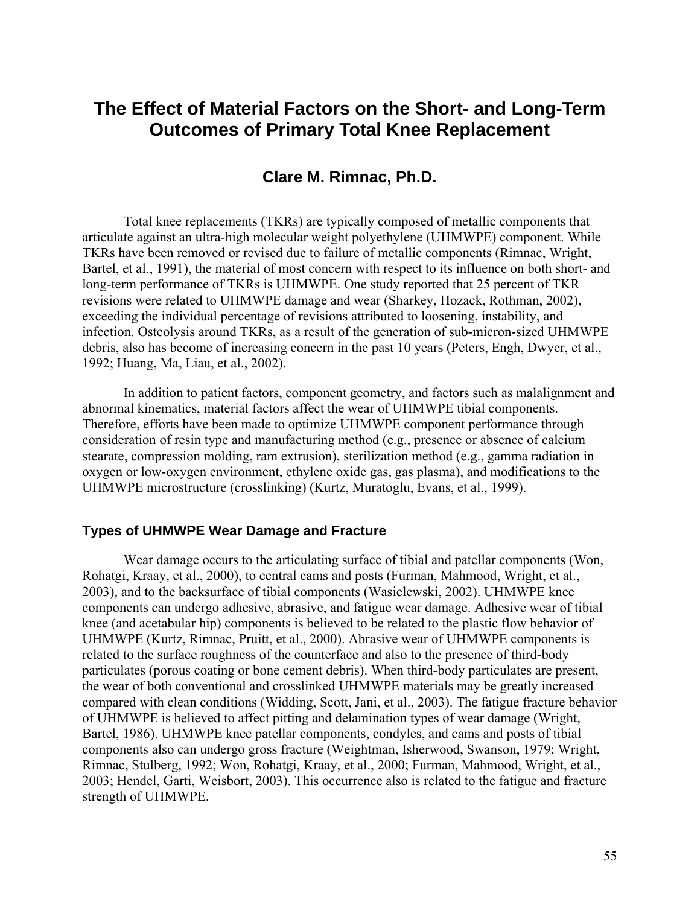# The Effect of Material Factors on the Short- and Long-Term Outcomes of Primary Total Knee Replacement

## Clare M. Rimnac, Ph.D.

Total knee replacements (TKRs) are typically composed of metallic components that articulate against an ultra-high molecular weight polyethylene (UHMWPE) component. While TKRs have been removed or revised due to failure of metallic components (Rimnac, Wright, Bartel, et al., 1991), the material of most concern with respect to its influence on both short- and long-term performance of TKRs is UHMWPE. One study reported that 25 percent of TKR revisions were related to UHMWPE damage and wear (Sharkey, Hozack, Rothman, 2002), exceeding the individual percentage of revisions attributed to loosening, instability, and infection. Osteolysis around TKRs, as a result of the generation of sub-micron-sized UHMWPE debris, also has become of increasing concern in the past 10 years (Peters, Engh, Dwyer, et al., 1992; Huang, Ma, Liau, et al., 2002).

In addition to patient factors, component geometry, and factors such as malalignment and abnormal kinematics, material factors affect the wear of UHMWPE tibial components. Therefore, efforts have been made to optimize UHMWPE component performance through consideration of resin type and manufacturing method (e.g., presence or absence of calcium stearate, compression molding, ram extrusion), sterilization method (e.g., gamma radiation in oxygen or low-oxygen environment, ethylene oxide gas, gas plasma), and modifications to the UHMWPE microstructure (crosslinking) (Kurtz, Muratoglu, Evans, et al., 1999).

### Types of UHMWPE Wear Damage and Fracture

Wear damage occurs to the articulating surface of tibial and patellar components (Won, Rohatgi, Kraay, et al., 2000), to central cams and posts (Furman, Mahmood, Wright, et al., 2003), and to the backsurface of tibial components (Wasielewski, 2002). UHMWPE knee components can undergo adhesive, abrasive, and fatigue wear damage. Adhesive wear of tibial knee (and acetabular hip) components is believed to be related to the plastic flow behavior of UHMWPE (Kurtz, Rimnac, Pruitt, et al., 2000). Abrasive wear of UHMWPE components is related to the surface roughness of the counterface and also to the presence of third-body particulates (porous coating or bone cement debris). When third-body particulates are present, the wear of both conventional and crosslinked UHMWPE materials may be greatly increased compared with clean conditions (Widding, Scott, Jani, et al., 2003). The fatigue fracture behavior of UHMWPE is believed to affect pitting and delamination types of wear damage (Wright, Bartel, 1986). UHMWPE knee patellar components, condyles, and cams and posts of tibial components also can undergo gross fracture (Weightman, Isherwood, Swanson, 1979; Wright, Rimnac, Stulberg, 1992; Won, Rohatgi, Kraay, et al., 2000; Furman, Mahmood, Wright, et al., 2003; Hendel, Garti, Weisbort, 2003). This occurrence also is related to the fatigue and fracture strength of UHMWPE.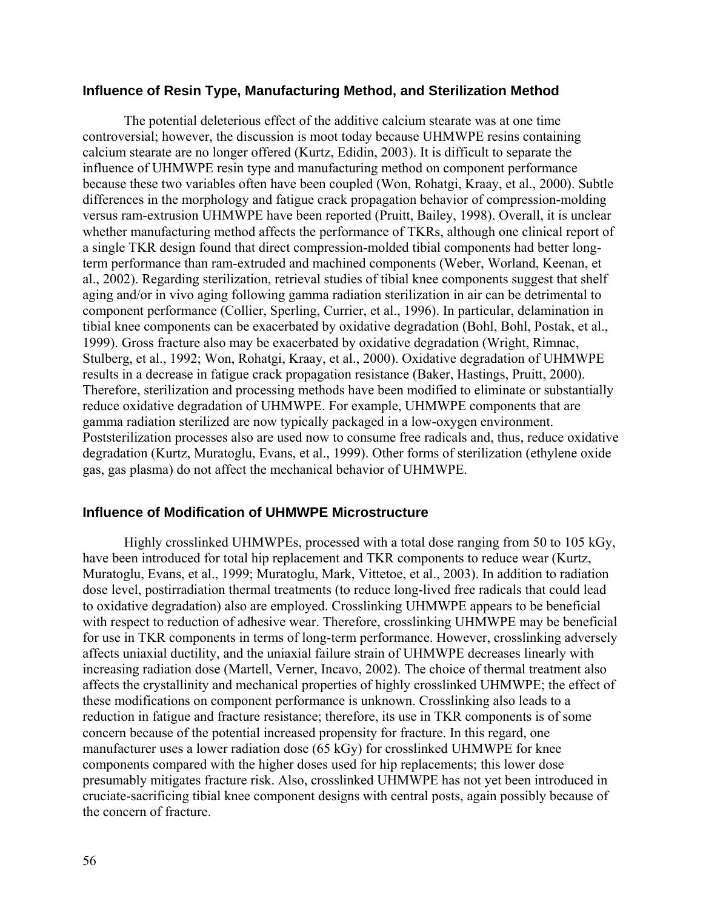## Influence of Resin Type, Manufacturing Method, and Sterilization Method

The potential deleterious effect of the additive calcium stearate was at one time controversial; however, the discussion is moot today because UHMWPE resins containing calcium stearate are no longer offered (Kurtz, Edidin, 2003). It is difficult to separate the influence of UHMWPE resin type and manufacturing method on component performance because these two variables often have been coupled (Won, Rohatgi, Kraay, et al., 2000). Subtle differences in the morphology and fatigue crack propagation behavior of compression-molding versus ram-extrusion UHMWPE have been reported (Pruitt, Bailey, 1998). Overall, it is unclear whether manufacturing method affects the performance of TKRs, although one clinical report of a single TKR design found that direct compression-molded tibial components had better long-term performance than ram-extruded and machined components (Weber, Worland, Keenan, et al., 2002). Regarding sterilization, retrieval studies of tibial knee components suggest that shelf aging and/or in vivo aging following gamma radiation sterilization in air can be detrimental to component performance (Collier, Sperling, Currier, et al., 1996). In particular, delamination in tibial knee components can be exacerbated by oxidative degradation (Bohl, Bohl, Postak, et al., 1999). Gross fracture also may be exacerbated by oxidative degradation (Wright, Rimnac, Stulberg, et al., 1992; Won, Rohatgi, Kraay, et al., 2000). Oxidative degradation of UHMWPE results in a decrease in fatigue crack propagation resistance (Baker, Hastings, Pruitt, 2000). Therefore, sterilization and processing methods have been modified to eliminate or substantially reduce oxidative degradation of UHMWPE. For example, UHMWPE components that are gamma radiation sterilized are now typically packaged in a low-oxygen environment. Poststerilization processes also are used now to consume free radicals and, thus, reduce oxidative degradation (Kurtz, Muratoglu, Evans, et al., 1999). Other forms of sterilization (ethylene oxide gas, gas plasma) do not affect the mechanical behavior of UHMWPE.

## Influence of Modification of UHMWPE Microstructure

Highly crosslinked UHMWPEs, processed with a total dose ranging from 50 to 105 kGy, have been introduced for total hip replacement and TKR components to reduce wear (Kurtz, Muratoglu, Evans, et al., 1999; Muratoglu, Mark, Vittetoe, et al., 2003). In addition to radiation dose level, postirradiation thermal treatments (to reduce long-lived free radicals that could lead to oxidative degradation) also are employed. Crosslinking UHMWPE appears to be beneficial with respect to reduction of adhesive wear. Therefore, crosslinking UHMWPE may be beneficial for use in TKR components in terms of long-term performance. However, crosslinking adversely affects uniaxial ductility, and the uniaxial failure strain of UHMWPE decreases linearly with increasing radiation dose (Martell, Verner, Incavo, 2002). The choice of thermal treatment also affects the crystallinity and mechanical properties of highly crosslinked UHMWPE; the effect of these modifications on component performance is unknown. Crosslinking also leads to a reduction in fatigue and fracture resistance; therefore, its use in TKR components is of some concern because of the potential increased propensity for fracture. In this regard, one manufacturer uses a lower radiation dose (65 kGy) for crosslinked UHMWPE for knee components compared with the higher doses used for hip replacements; this lower dose presumably mitigates fracture risk. Also, crosslinked UHMWPE has not yet been introduced in cruciate-sacrificing tibial knee component designs with central posts, again possibly because of the concern of fracture.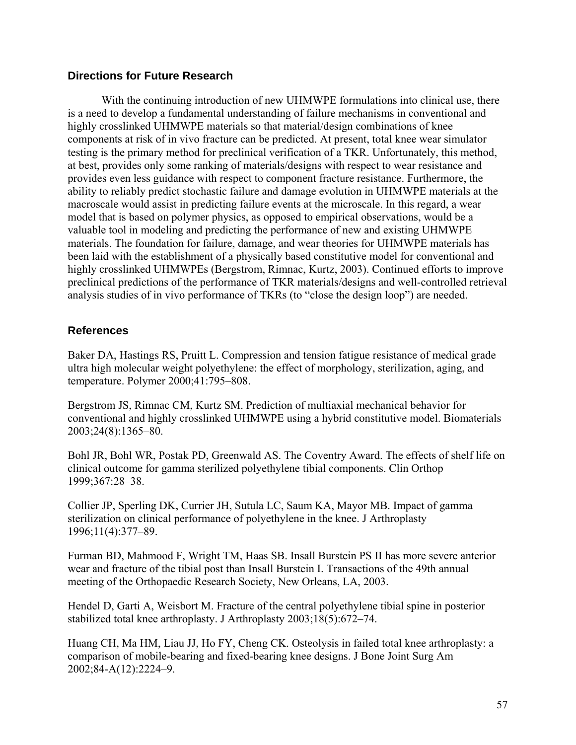## Directions for Future Research

With the continuing introduction of new UHMWPE formulations into clinical use, there is a need to develop a fundamental understanding of failure mechanisms in conventional and highly crosslinked UHMWPE materials so that material/design combinations of knee components at risk of in vivo fracture can be predicted. At present, total knee wear simulator testing is the primary method for preclinical verification of a TKR. Unfortunately, this method, at best, provides only some ranking of materials/designs with respect to wear resistance and provides even less guidance with respect to component fracture resistance. Furthermore, the ability to reliably predict stochastic failure and damage evolution in UHMWPE materials at the macroscale would assist in predicting failure events at the microscale. In this regard, a wear model that is based on polymer physics, as opposed to empirical observations, would be a valuable tool in modeling and predicting the performance of new and existing UHMWPE materials. The foundation for failure, damage, and wear theories for UHMWPE materials has been laid with the establishment of a physically based constitutive model for conventional and highly crosslinked UHMWPEs (Bergstrom, Rimnac, Kurtz, 2003). Continued efforts to improve preclinical predictions of the performance of TKR materials/designs and well-controlled retrieval analysis studies of in vivo performance of TKRs (to "close the design loop") are needed.

## References

Baker DA, Hastings RS, Pruitt L. Compression and tension fatigue resistance of medical grade ultra high molecular weight polyethylene: the effect of morphology, sterilization, aging, and temperature. Polymer 2000;41:795–808.

Bergstrom JS, Rimnac CM, Kurtz SM. Prediction of multiaxial mechanical behavior for conventional and highly crosslinked UHMWPE using a hybrid constitutive model. Biomaterials 2003;24(8):1365–80.

Bohl JR, Bohl WR, Postak PD, Greenwald AS. The Coventry Award. The effects of shelf life on clinical outcome for gamma sterilized polyethylene tibial components. Clin Orthop 1999;367:28–38.

Collier JP, Sperling DK, Currier JH, Sutula LC, Saum KA, Mayor MB. Impact of gamma sterilization on clinical performance of polyethylene in the knee. J Arthroplasty 1996;11(4):377–89.

Furman BD, Mahmood F, Wright TM, Haas SB. Insall Burstein PS II has more severe anterior wear and fracture of the tibial post than Insall Burstein I. Transactions of the 49th annual meeting of the Orthopaedic Research Society, New Orleans, LA, 2003.

Hendel D, Garti A, Weisbort M. Fracture of the central polyethylene tibial spine in posterior stabilized total knee arthroplasty. J Arthroplasty 2003;18(5):672–74.

Huang CH, Ma HM, Liau JJ, Ho FY, Cheng CK. Osteolysis in failed total knee arthroplasty: a comparison of mobile-bearing and fixed-bearing knee designs. J Bone Joint Surg Am 2002;84-A(12):2224–9.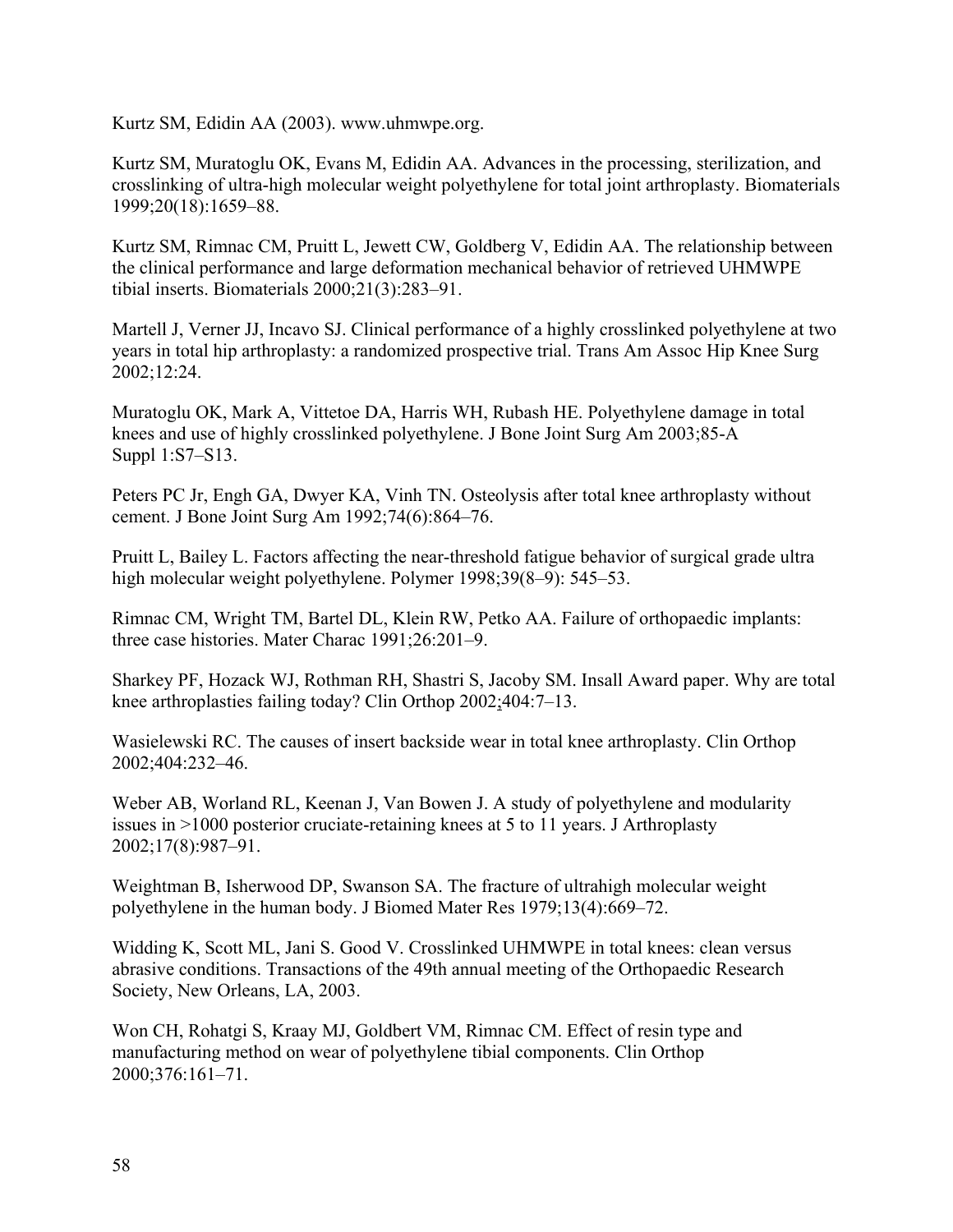Kurtz SM, Edidin AA (2003). www.uhmwpe.org.

Kurtz SM, Muratoglu OK, Evans M, Edidin AA. Advances in the processing, sterilization, and crosslinking of ultra-high molecular weight polyethylene for total joint arthroplasty. Biomaterials 1999;20(18):1659–88.

Kurtz SM, Rimnac CM, Pruitt L, Jewett CW, Goldberg V, Edidin AA. The relationship between the clinical performance and large deformation mechanical behavior of retrieved UHMWPE tibial inserts. Biomaterials 2000;21(3):283–91.

Martell J, Verner JJ, Incavo SJ. Clinical performance of a highly crosslinked polyethylene at two years in total hip arthroplasty: a randomized prospective trial. Trans Am Assoc Hip Knee Surg 2002;12:24.

Muratoglu OK, Mark A, Vittetoe DA, Harris WH, Rubash HE. Polyethylene damage in total knees and use of highly crosslinked polyethylene. J Bone Joint Surg Am 2003;85-A Suppl 1:S7–S13.

Peters PC Jr, Engh GA, Dwyer KA, Vinh TN. Osteolysis after total knee arthroplasty without cement. J Bone Joint Surg Am 1992;74(6):864–76.

Pruitt L, Bailey L. Factors affecting the near-threshold fatigue behavior of surgical grade ultra high molecular weight polyethylene. Polymer 1998;39(8–9): 545–53.

Rimnac CM, Wright TM, Bartel DL, Klein RW, Petko AA. Failure of orthopaedic implants: three case histories. Mater Charac 1991;26:201–9.

Sharkey PF, Hozack WJ, Rothman RH, Shastri S, Jacoby SM. Insall Award paper. Why are total knee arthroplasties failing today? Clin Orthop 2002;404:7–13.

Wasielewski RC. The causes of insert backside wear in total knee arthroplasty. Clin Orthop 2002;404:232–46.

Weber AB, Worland RL, Keenan J, Van Bowen J. A study of polyethylene and modularity issues in >1000 posterior cruciate-retaining knees at 5 to 11 years. J Arthroplasty 2002;17(8):987–91.

Weightman B, Isherwood DP, Swanson SA. The fracture of ultrahigh molecular weight polyethylene in the human body. J Biomed Mater Res 1979;13(4):669–72.

Widding K, Scott ML, Jani S. Good V. Crosslinked UHMWPE in total knees: clean versus abrasive conditions. Transactions of the 49th annual meeting of the Orthopaedic Research Society, New Orleans, LA, 2003.

Won CH, Rohatgi S, Kraay MJ, Goldbert VM, Rimnac CM. Effect of resin type and manufacturing method on wear of polyethylene tibial components. Clin Orthop 2000;376:161–71.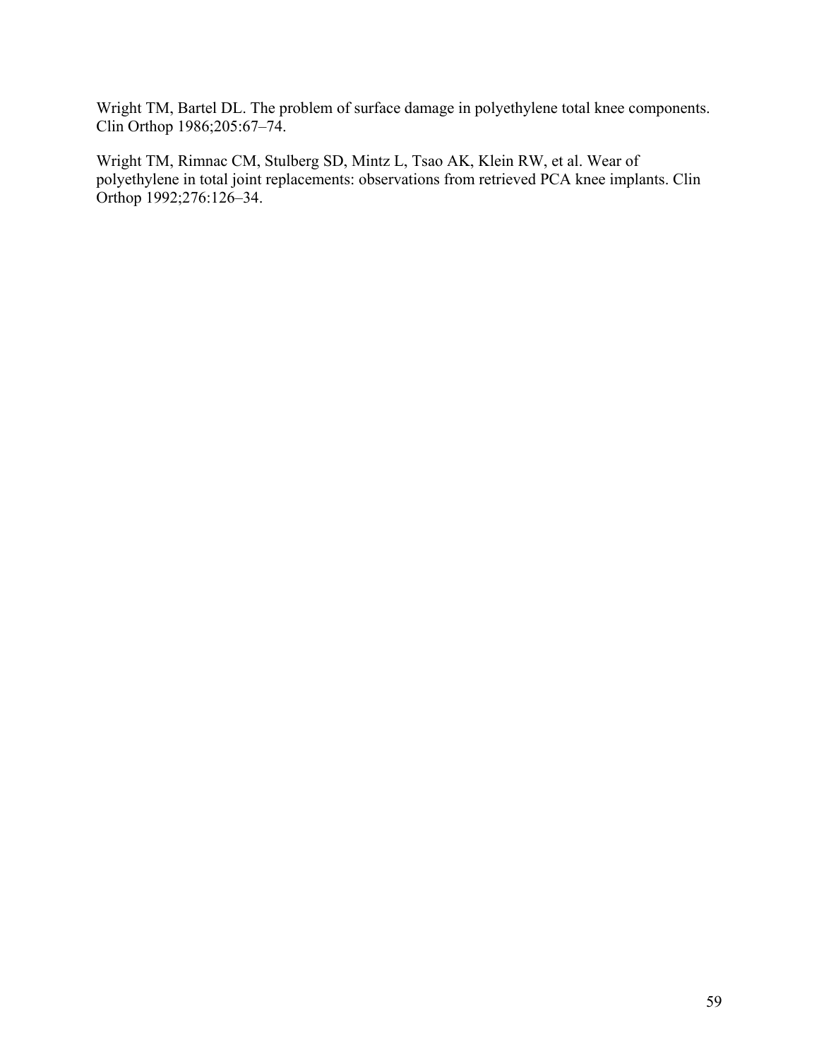Wright TM, Bartel DL. The problem of surface damage in polyethylene total knee components. Clin Orthop 1986;205:67–74.

Wright TM, Rimnac CM, Stulberg SD, Mintz L, Tsao AK, Klein RW, et al. Wear of polyethylene in total joint replacements: observations from retrieved PCA knee implants. Clin Orthop 1992;276:126–34.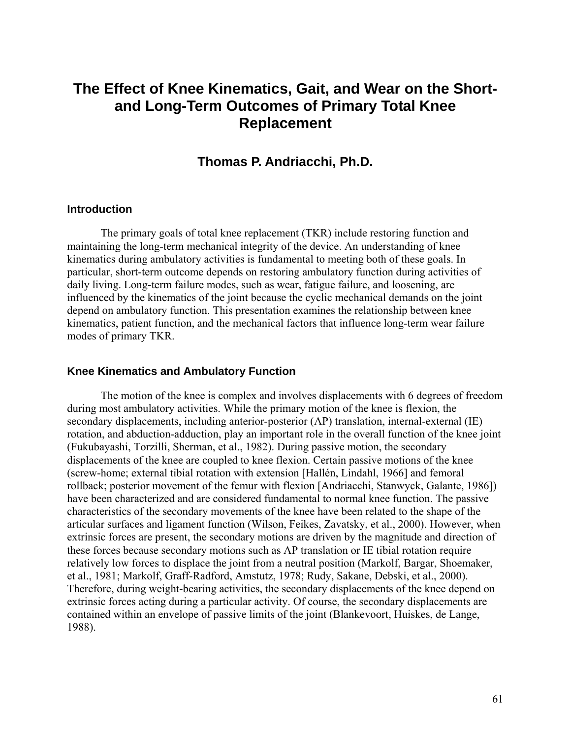# The Effect of Knee Kinematics, Gait, and Wear on the Short- and Long-Term Outcomes of Primary Total Knee Replacement

## Thomas P. Andriacchi, Ph.D.

### Introduction

The primary goals of total knee replacement (TKR) include restoring function and maintaining the long-term mechanical integrity of the device. An understanding of knee kinematics during ambulatory activities is fundamental to meeting both of these goals. In particular, short-term outcome depends on restoring ambulatory function during activities of daily living. Long-term failure modes, such as wear, fatigue failure, and loosening, are influenced by the kinematics of the joint because the cyclic mechanical demands on the joint depend on ambulatory function. This presentation examines the relationship between knee kinematics, patient function, and the mechanical factors that influence long-term wear failure modes of primary TKR.

### Knee Kinematics and Ambulatory Function

The motion of the knee is complex and involves displacements with 6 degrees of freedom during most ambulatory activities. While the primary motion of the knee is flexion, the secondary displacements, including anterior-posterior (AP) translation, internal-external (IE) rotation, and abduction-adduction, play an important role in the overall function of the knee joint (Fukubayashi, Torzilli, Sherman, et al., 1982). During passive motion, the secondary displacements of the knee are coupled to knee flexion. Certain passive motions of the knee (screw-home; external tibial rotation with extension [Hallén, Lindahl, 1966] and femoral rollback; posterior movement of the femur with flexion [Andriacchi, Stanwyck, Galante, 1986]) have been characterized and are considered fundamental to normal knee function. The passive characteristics of the secondary movements of the knee have been related to the shape of the articular surfaces and ligament function (Wilson, Feikes, Zavatsky, et al., 2000). However, when extrinsic forces are present, the secondary motions are driven by the magnitude and direction of these forces because secondary motions such as AP translation or IE tibial rotation require relatively low forces to displace the joint from a neutral position (Markolf, Bargar, Shoemaker, et al., 1981; Markolf, Graff-Radford, Amstutz, 1978; Rudy, Sakane, Debski, et al., 2000). Therefore, during weight-bearing activities, the secondary displacements of the knee depend on extrinsic forces acting during a particular activity. Of course, the secondary displacements are contained within an envelope of passive limits of the joint (Blankevoort, Huiskes, de Lange, 1988).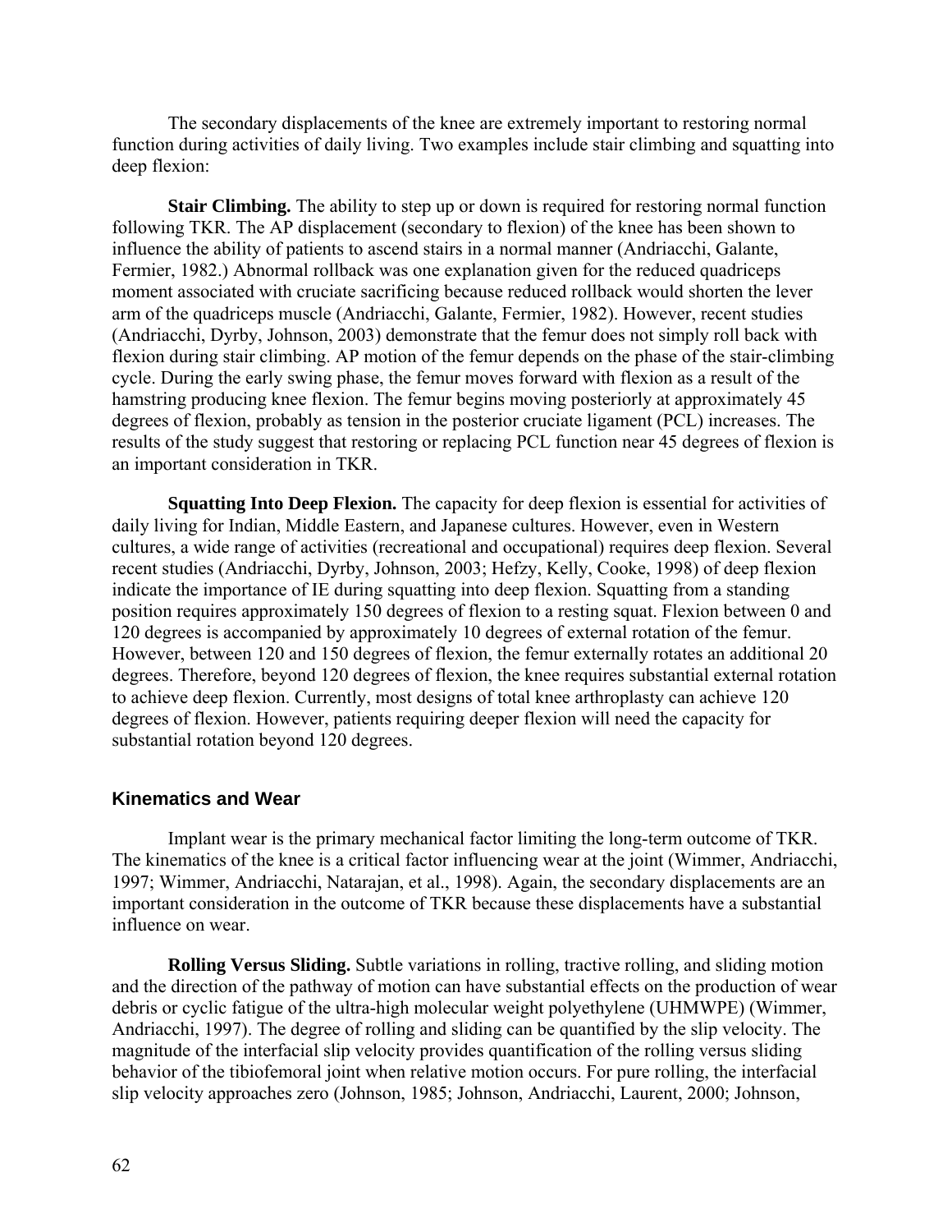The secondary displacements of the knee are extremely important to restoring normal function during activities of daily living. Two examples include stair climbing and squatting into deep flexion:

**Stair Climbing.** The ability to step up or down is required for restoring normal function following TKR. The AP displacement (secondary to flexion) of the knee has been shown to influence the ability of patients to ascend stairs in a normal manner (Andriacchi, Galante, Fermier, 1982.) Abnormal rollback was one explanation given for the reduced quadriceps moment associated with cruciate sacrificing because reduced rollback would shorten the lever arm of the quadriceps muscle (Andriacchi, Galante, Fermier, 1982). However, recent studies (Andriacchi, Dyrby, Johnson, 2003) demonstrate that the femur does not simply roll back with flexion during stair climbing. AP motion of the femur depends on the phase of the stair-climbing cycle. During the early swing phase, the femur moves forward with flexion as a result of the hamstring producing knee flexion. The femur begins moving posteriorly at approximately 45 degrees of flexion, probably as tension in the posterior cruciate ligament (PCL) increases. The results of the study suggest that restoring or replacing PCL function near 45 degrees of flexion is an important consideration in TKR.

**Squatting Into Deep Flexion.** The capacity for deep flexion is essential for activities of daily living for Indian, Middle Eastern, and Japanese cultures. However, even in Western cultures, a wide range of activities (recreational and occupational) requires deep flexion. Several recent studies (Andriacchi, Dyrby, Johnson, 2003; Hefzy, Kelly, Cooke, 1998) of deep flexion indicate the importance of IE during squatting into deep flexion. Squatting from a standing position requires approximately 150 degrees of flexion to a resting squat. Flexion between 0 and 120 degrees is accompanied by approximately 10 degrees of external rotation of the femur. However, between 120 and 150 degrees of flexion, the femur externally rotates an additional 20 degrees. Therefore, beyond 120 degrees of flexion, the knee requires substantial external rotation to achieve deep flexion. Currently, most designs of total knee arthroplasty can achieve 120 degrees of flexion. However, patients requiring deeper flexion will need the capacity for substantial rotation beyond 120 degrees.

### Kinematics and Wear

Implant wear is the primary mechanical factor limiting the long-term outcome of TKR. The kinematics of the knee is a critical factor influencing wear at the joint (Wimmer, Andriacchi, 1997; Wimmer, Andriacchi, Natarajan, et al., 1998). Again, the secondary displacements are an important consideration in the outcome of TKR because these displacements have a substantial influence on wear.

**Rolling Versus Sliding.** Subtle variations in rolling, tractive rolling, and sliding motion and the direction of the pathway of motion can have substantial effects on the production of wear debris or cyclic fatigue of the ultra-high molecular weight polyethylene (UHMWPE) (Wimmer, Andriacchi, 1997). The degree of rolling and sliding can be quantified by the slip velocity. The magnitude of the interfacial slip velocity provides quantification of the rolling versus sliding behavior of the tibiofemoral joint when relative motion occurs. For pure rolling, the interfacial slip velocity approaches zero (Johnson, 1985; Johnson, Andriacchi, Laurent, 2000; Johnson,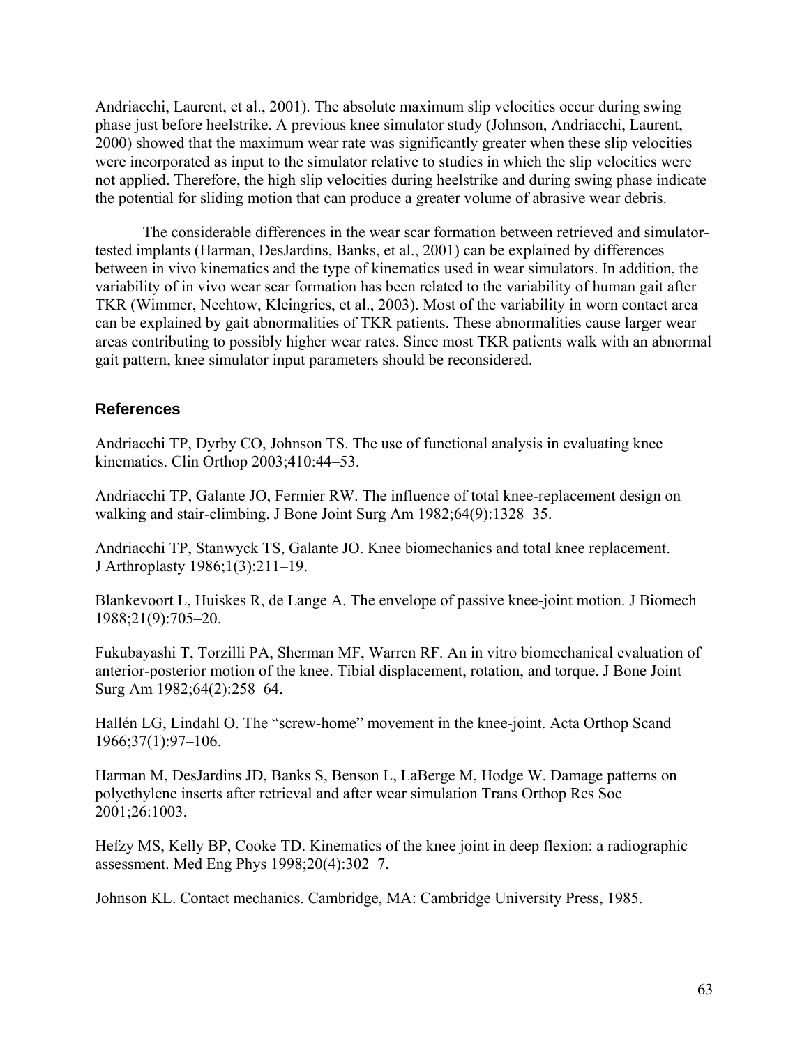Andriacchi, Laurent, et al., 2001). The absolute maximum slip velocities occur during swing phase just before heelstrike. A previous knee simulator study (Johnson, Andriacchi, Laurent, 2000) showed that the maximum wear rate was significantly greater when these slip velocities were incorporated as input to the simulator relative to studies in which the slip velocities were not applied. Therefore, the high slip velocities during heelstrike and during swing phase indicate the potential for sliding motion that can produce a greater volume of abrasive wear debris.

The considerable differences in the wear scar formation between retrieved and simulator-tested implants (Harman, DesJardins, Banks, et al., 2001) can be explained by differences between in vivo kinematics and the type of kinematics used in wear simulators. In addition, the variability of in vivo wear scar formation has been related to the variability of human gait after TKR (Wimmer, Nechtow, Kleingries, et al., 2003). Most of the variability in worn contact area can be explained by gait abnormalities of TKR patients. These abnormalities cause larger wear areas contributing to possibly higher wear rates. Since most TKR patients walk with an abnormal gait pattern, knee simulator input parameters should be reconsidered.

## References

Andriacchi TP, Dyrby CO, Johnson TS. The use of functional analysis in evaluating knee kinematics. Clin Orthop 2003;410:44–53.

Andriacchi TP, Galante JO, Fermier RW. The influence of total knee-replacement design on walking and stair-climbing. J Bone Joint Surg Am 1982;64(9):1328–35.

Andriacchi TP, Stanwyck TS, Galante JO. Knee biomechanics and total knee replacement. J Arthroplasty 1986;1(3):211–19.

Blankevoort L, Huiskes R, de Lange A. The envelope of passive knee-joint motion. J Biomech 1988;21(9):705–20.

Fukubayashi T, Torzilli PA, Sherman MF, Warren RF. An in vitro biomechanical evaluation of anterior-posterior motion of the knee. Tibial displacement, rotation, and torque. J Bone Joint Surg Am 1982;64(2):258–64.

Hallén LG, Lindahl O. The "screw-home" movement in the knee-joint. Acta Orthop Scand 1966;37(1):97–106.

Harman M, DesJardins JD, Banks S, Benson L, LaBerge M, Hodge W. Damage patterns on polyethylene inserts after retrieval and after wear simulation Trans Orthop Res Soc 2001;26:1003.

Hefzy MS, Kelly BP, Cooke TD. Kinematics of the knee joint in deep flexion: a radiographic assessment. Med Eng Phys 1998;20(4):302–7.

Johnson KL. Contact mechanics. Cambridge, MA: Cambridge University Press, 1985.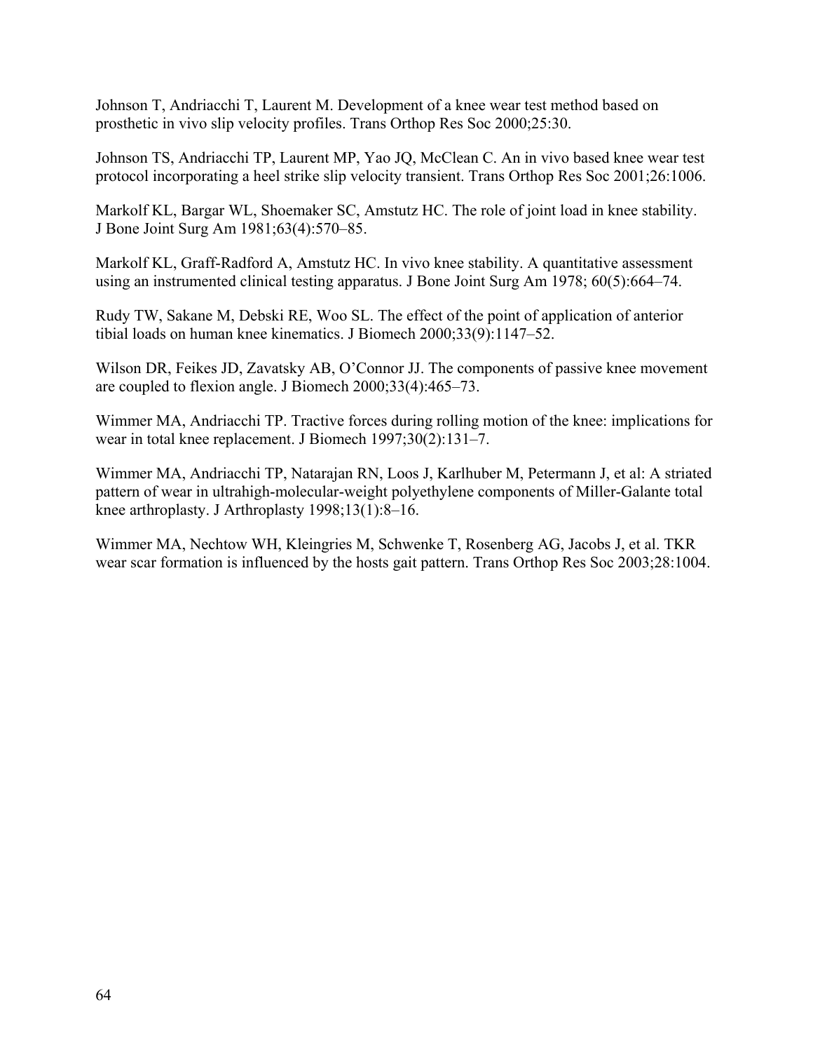Johnson T, Andriacchi T, Laurent M. Development of a knee wear test method based on prosthetic in vivo slip velocity profiles. Trans Orthop Res Soc 2000;25:30.

Johnson TS, Andriacchi TP, Laurent MP, Yao JQ, McClean C. An in vivo based knee wear test protocol incorporating a heel strike slip velocity transient. Trans Orthop Res Soc 2001;26:1006.

Markolf KL, Bargar WL, Shoemaker SC, Amstutz HC. The role of joint load in knee stability. J Bone Joint Surg Am 1981;63(4):570–85.

Markolf KL, Graff-Radford A, Amstutz HC. In vivo knee stability. A quantitative assessment using an instrumented clinical testing apparatus. J Bone Joint Surg Am 1978; 60(5):664–74.

Rudy TW, Sakane M, Debski RE, Woo SL. The effect of the point of application of anterior tibial loads on human knee kinematics. J Biomech 2000;33(9):1147–52.

Wilson DR, Feikes JD, Zavatsky AB, O'Connor JJ. The components of passive knee movement are coupled to flexion angle. J Biomech 2000;33(4):465–73.

Wimmer MA, Andriacchi TP. Tractive forces during rolling motion of the knee: implications for wear in total knee replacement. J Biomech 1997;30(2):131–7.

Wimmer MA, Andriacchi TP, Natarajan RN, Loos J, Karlhuber M, Petermann J, et al: A striated pattern of wear in ultrahigh-molecular-weight polyethylene components of Miller-Galante total knee arthroplasty. J Arthroplasty 1998;13(1):8–16.

Wimmer MA, Nechtow WH, Kleingries M, Schwenke T, Rosenberg AG, Jacobs J, et al. TKR wear scar formation is influenced by the hosts gait pattern. Trans Orthop Res Soc 2003;28:1004.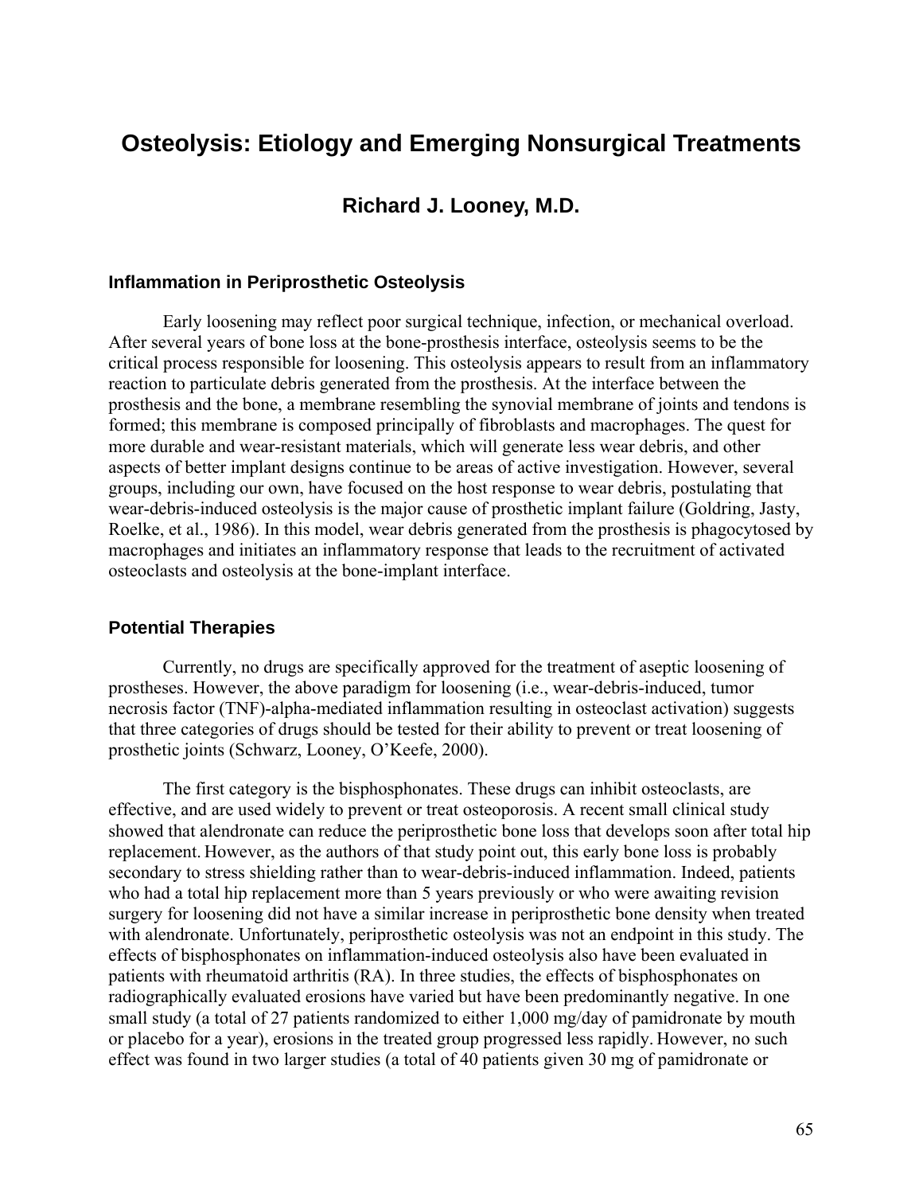# Osteolysis: Etiology and Emerging Nonsurgical Treatments

## Richard J. Looney, M.D.

### Inflammation in Periprosthetic Osteolysis

Early loosening may reflect poor surgical technique, infection, or mechanical overload. After several years of bone loss at the bone-prosthesis interface, osteolysis seems to be the critical process responsible for loosening. This osteolysis appears to result from an inflammatory reaction to particulate debris generated from the prosthesis. At the interface between the prosthesis and the bone, a membrane resembling the synovial membrane of joints and tendons is formed; this membrane is composed principally of fibroblasts and macrophages. The quest for more durable and wear-resistant materials, which will generate less wear debris, and other aspects of better implant designs continue to be areas of active investigation. However, several groups, including our own, have focused on the host response to wear debris, postulating that wear-debris-induced osteolysis is the major cause of prosthetic implant failure (Goldring, Jasty, Roelke, et al., 1986). In this model, wear debris generated from the prosthesis is phagocytosed by macrophages and initiates an inflammatory response that leads to the recruitment of activated osteoclasts and osteolysis at the bone-implant interface.

### Potential Therapies

Currently, no drugs are specifically approved for the treatment of aseptic loosening of prostheses. However, the above paradigm for loosening (i.e., wear-debris-induced, tumor necrosis factor (TNF)-alpha-mediated inflammation resulting in osteoclast activation) suggests that three categories of drugs should be tested for their ability to prevent or treat loosening of prosthetic joints (Schwarz, Looney, O'Keefe, 2000).

The first category is the bisphosphonates. These drugs can inhibit osteoclasts, are effective, and are used widely to prevent or treat osteoporosis. A recent small clinical study showed that alendronate can reduce the periprosthetic bone loss that develops soon after total hip replacement. However, as the authors of that study point out, this early bone loss is probably secondary to stress shielding rather than to wear-debris-induced inflammation. Indeed, patients who had a total hip replacement more than 5 years previously or who were awaiting revision surgery for loosening did not have a similar increase in periprosthetic bone density when treated with alendronate. Unfortunately, periprosthetic osteolysis was not an endpoint in this study. The effects of bisphosphonates on inflammation-induced osteolysis also have been evaluated in patients with rheumatoid arthritis (RA). In three studies, the effects of bisphosphonates on radiographically evaluated erosions have varied but have been predominantly negative. In one small study (a total of 27 patients randomized to either 1,000 mg/day of pamidronate by mouth or placebo for a year), erosions in the treated group progressed less rapidly. However, no such effect was found in two larger studies (a total of 40 patients given 30 mg of pamidronate or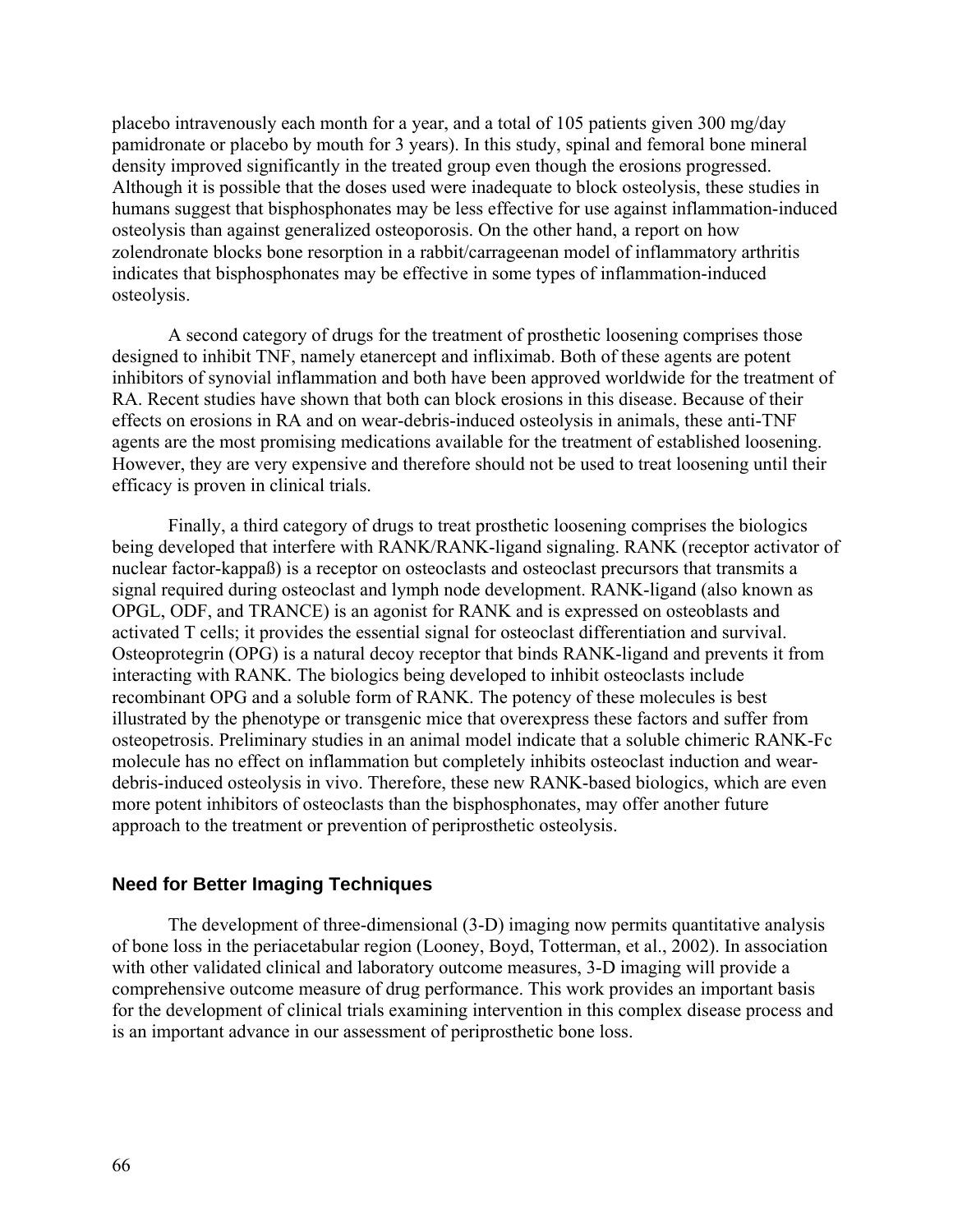placebo intravenously each month for a year, and a total of 105 patients given 300 mg/day pamidronate or placebo by mouth for 3 years). In this study, spinal and femoral bone mineral density improved significantly in the treated group even though the erosions progressed. Although it is possible that the doses used were inadequate to block osteolysis, these studies in humans suggest that bisphosphonates may be less effective for use against inflammation-induced osteolysis than against generalized osteoporosis. On the other hand, a report on how zolendronate blocks bone resorption in a rabbit/carrageenan model of inflammatory arthritis indicates that bisphosphonates may be effective in some types of inflammation-induced osteolysis.

A second category of drugs for the treatment of prosthetic loosening comprises those designed to inhibit TNF, namely etanercept and infliximab. Both of these agents are potent inhibitors of synovial inflammation and both have been approved worldwide for the treatment of RA. Recent studies have shown that both can block erosions in this disease. Because of their effects on erosions in RA and on wear-debris-induced osteolysis in animals, these anti-TNF agents are the most promising medications available for the treatment of established loosening. However, they are very expensive and therefore should not be used to treat loosening until their efficacy is proven in clinical trials.

Finally, a third category of drugs to treat prosthetic loosening comprises the biologics being developed that interfere with RANK/RANK-ligand signaling. RANK (receptor activator of nuclear factor-kappaß) is a receptor on osteoclasts and osteoclast precursors that transmits a signal required during osteoclast and lymph node development. RANK-ligand (also known as OPGL, ODF, and TRANCE) is an agonist for RANK and is expressed on osteoblasts and activated T cells; it provides the essential signal for osteoclast differentiation and survival. Osteoprotegrin (OPG) is a natural decoy receptor that binds RANK-ligand and prevents it from interacting with RANK. The biologics being developed to inhibit osteoclasts include recombinant OPG and a soluble form of RANK. The potency of these molecules is best illustrated by the phenotype or transgenic mice that overexpress these factors and suffer from osteopetrosis. Preliminary studies in an animal model indicate that a soluble chimeric RANK-Fc molecule has no effect on inflammation but completely inhibits osteoclast induction and wear-debris-induced osteolysis in vivo. Therefore, these new RANK-based biologics, which are even more potent inhibitors of osteoclasts than the bisphosphonates, may offer another future approach to the treatment or prevention of periprosthetic osteolysis.

### Need for Better Imaging Techniques

The development of three-dimensional (3-D) imaging now permits quantitative analysis of bone loss in the periacetabular region (Looney, Boyd, Totterman, et al., 2002). In association with other validated clinical and laboratory outcome measures, 3-D imaging will provide a comprehensive outcome measure of drug performance. This work provides an important basis for the development of clinical trials examining intervention in this complex disease process and is an important advance in our assessment of periprosthetic bone loss.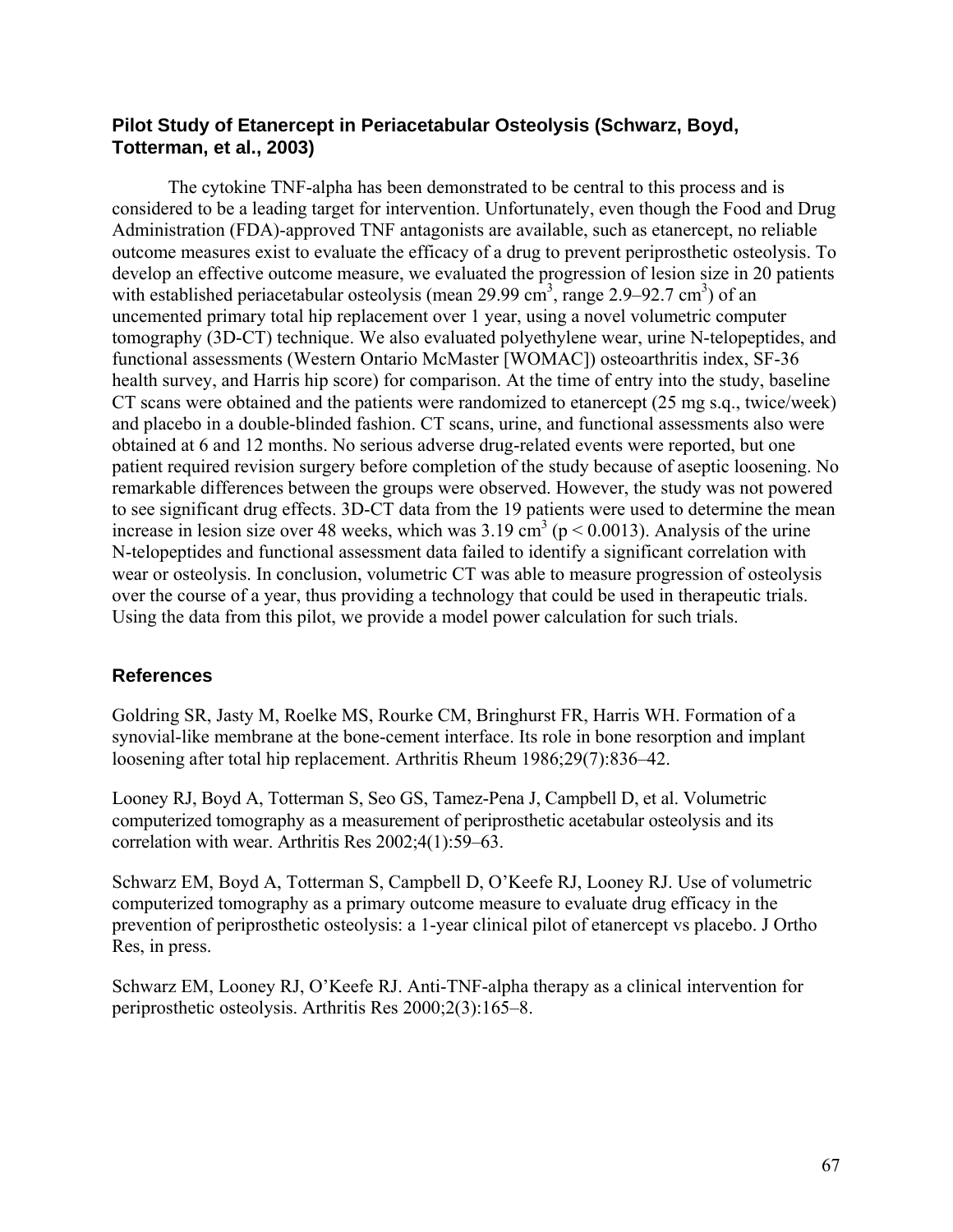### Pilot Study of Etanercept in Periacetabular Osteolysis (Schwarz, Boyd, Totterman, et al., 2003)

The cytokine TNF-alpha has been demonstrated to be central to this process and is considered to be a leading target for intervention. Unfortunately, even though the Food and Drug Administration (FDA)-approved TNF antagonists are available, such as etanercept, no reliable outcome measures exist to evaluate the efficacy of a drug to prevent periprosthetic osteolysis. To develop an effective outcome measure, we evaluated the progression of lesion size in 20 patients with established periacetabular osteolysis (mean 29.99 $cm^3$, range 2.9–92.7 $cm^3$) of an uncemented primary total hip replacement over 1 year, using a novel volumetric computer tomography (3D-CT) technique. We also evaluated polyethylene wear, urine N-telopeptides, and functional assessments (Western Ontario McMaster [WOMAC]) osteoarthritis index, SF-36 health survey, and Harris hip score) for comparison. At the time of entry into the study, baseline CT scans were obtained and the patients were randomized to etanercept (25 mg s.q., twice/week) and placebo in a double-blinded fashion. CT scans, urine, and functional assessments also were obtained at 6 and 12 months. No serious adverse drug-related events were reported, but one patient required revision surgery before completion of the study because of aseptic loosening. No remarkable differences between the groups were observed. However, the study was not powered to see significant drug effects. 3D-CT data from the 19 patients were used to determine the mean increase in lesion size over 48 weeks, which was 3.19 $cm^3$ ($p < 0.0013$). Analysis of the urine N-telopeptides and functional assessment data failed to identify a significant correlation with wear or osteolysis. In conclusion, volumetric CT was able to measure progression of osteolysis over the course of a year, thus providing a technology that could be used in therapeutic trials. Using the data from this pilot, we provide a model power calculation for such trials.

### References

Goldring SR, Jasty M, Roelke MS, Rourke CM, Bringhurst FR, Harris WH. Formation of a synovial-like membrane at the bone-cement interface. Its role in bone resorption and implant loosening after total hip replacement. Arthritis Rheum 1986;29(7):836–42.

Looney RJ, Boyd A, Totterman S, Seo GS, Tamez-Pena J, Campbell D, et al. Volumetric computerized tomography as a measurement of periprosthetic acetabular osteolysis and its correlation with wear. Arthritis Res 2002;4(1):59–63.

Schwarz EM, Boyd A, Totterman S, Campbell D, O'Keefe RJ, Looney RJ. Use of volumetric computerized tomography as a primary outcome measure to evaluate drug efficacy in the prevention of periprosthetic osteolysis: a 1-year clinical pilot of etanercept vs placebo. J Ortho Res, in press.

Schwarz EM, Looney RJ, O'Keefe RJ. Anti-TNF-alpha therapy as a clinical intervention for periprosthetic osteolysis. Arthritis Res 2000;2(3):165–8.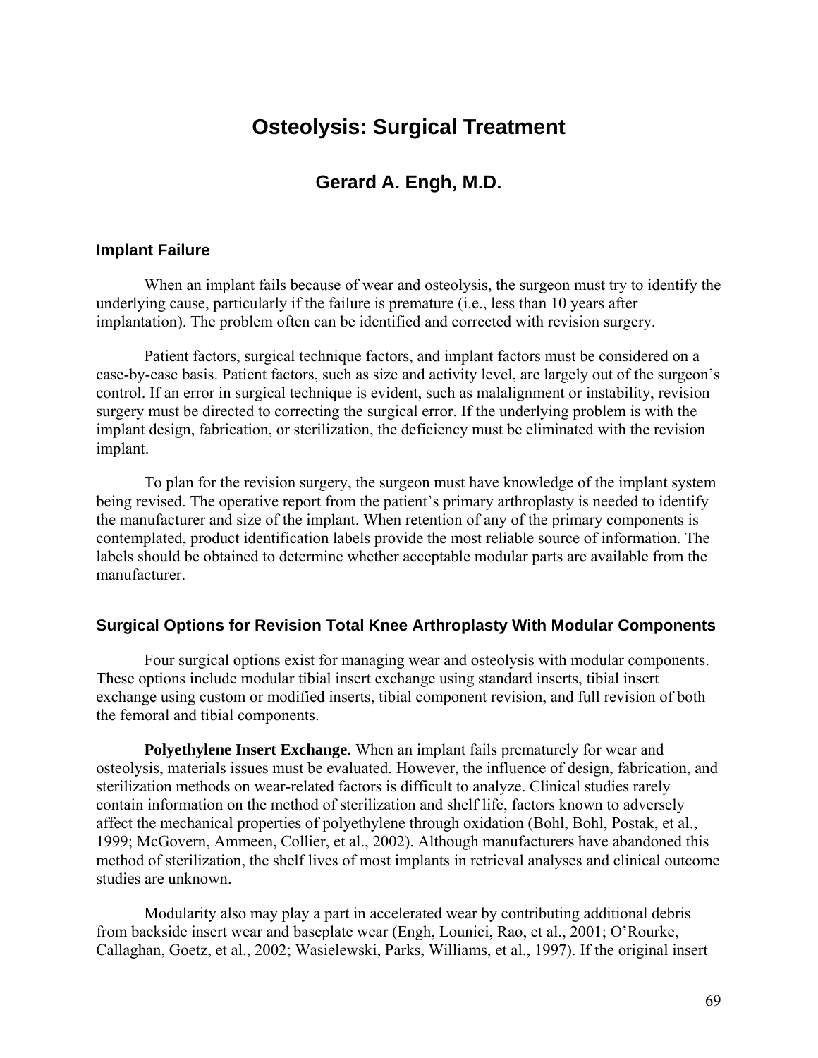# Osteolysis: Surgical Treatment

## Gerard A. Engh, M.D.

### Implant Failure

When an implant fails because of wear and osteolysis, the surgeon must try to identify the underlying cause, particularly if the failure is premature (i.e., less than 10 years after implantation). The problem often can be identified and corrected with revision surgery.

Patient factors, surgical technique factors, and implant factors must be considered on a case-by-case basis. Patient factors, such as size and activity level, are largely out of the surgeon's control. If an error in surgical technique is evident, such as malalignment or instability, revision surgery must be directed to correcting the surgical error. If the underlying problem is with the implant design, fabrication, or sterilization, the deficiency must be eliminated with the revision implant.

To plan for the revision surgery, the surgeon must have knowledge of the implant system being revised. The operative report from the patient's primary arthroplasty is needed to identify the manufacturer and size of the implant. When retention of any of the primary components is contemplated, product identification labels provide the most reliable source of information. The labels should be obtained to determine whether acceptable modular parts are available from the manufacturer.

### Surgical Options for Revision Total Knee Arthroplasty With Modular Components

Four surgical options exist for managing wear and osteolysis with modular components. These options include modular tibial insert exchange using standard inserts, tibial insert exchange using custom or modified inserts, tibial component revision, and full revision of both the femoral and tibial components.

**Polyethylene Insert Exchange.** When an implant fails prematurely for wear and osteolysis, materials issues must be evaluated. However, the influence of design, fabrication, and sterilization methods on wear-related factors is difficult to analyze. Clinical studies rarely contain information on the method of sterilization and shelf life, factors known to adversely affect the mechanical properties of polyethylene through oxidation (Bohl, Bohl, Postak, et al., 1999; McGovern, Ammeen, Collier, et al., 2002). Although manufacturers have abandoned this method of sterilization, the shelf lives of most implants in retrieval analyses and clinical outcome studies are unknown.

Modularity also may play a part in accelerated wear by contributing additional debris from backside insert wear and baseplate wear (Engh, Lounici, Rao, et al., 2001; O'Rourke, Callaghan, Goetz, et al., 2002; Wasielewski, Parks, Williams, et al., 1997). If the original insert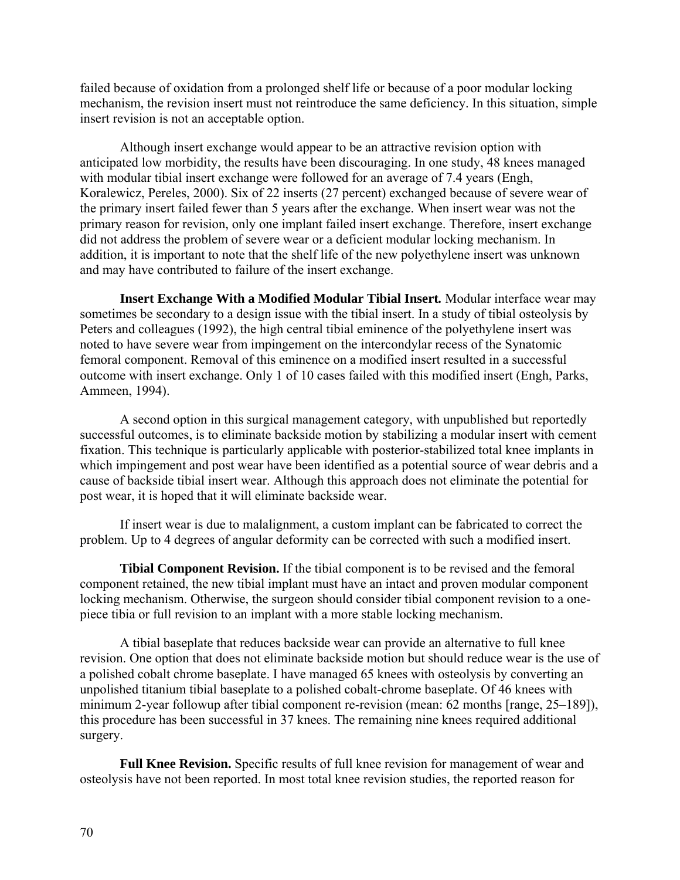failed because of oxidation from a prolonged shelf life or because of a poor modular locking mechanism, the revision insert must not reintroduce the same deficiency. In this situation, simple insert revision is not an acceptable option.

Although insert exchange would appear to be an attractive revision option with anticipated low morbidity, the results have been discouraging. In one study, 48 knees managed with modular tibial insert exchange were followed for an average of 7.4 years (Engh, Koralewicz, Pereles, 2000). Six of 22 inserts (27 percent) exchanged because of severe wear of the primary insert failed fewer than 5 years after the exchange. When insert wear was not the primary reason for revision, only one implant failed insert exchange. Therefore, insert exchange did not address the problem of severe wear or a deficient modular locking mechanism. In addition, it is important to note that the shelf life of the new polyethylene insert was unknown and may have contributed to failure of the insert exchange.

**Insert Exchange With a Modified Modular Tibial Insert.** Modular interface wear may sometimes be secondary to a design issue with the tibial insert. In a study of tibial osteolysis by Peters and colleagues (1992), the high central tibial eminence of the polyethylene insert was noted to have severe wear from impingement on the intercondylar recess of the Synatomic femoral component. Removal of this eminence on a modified insert resulted in a successful outcome with insert exchange. Only 1 of 10 cases failed with this modified insert (Engh, Parks, Ammeen, 1994).

A second option in this surgical management category, with unpublished but reportedly successful outcomes, is to eliminate backside motion by stabilizing a modular insert with cement fixation. This technique is particularly applicable with posterior-stabilized total knee implants in which impingement and post wear have been identified as a potential source of wear debris and a cause of backside tibial insert wear. Although this approach does not eliminate the potential for post wear, it is hoped that it will eliminate backside wear.

If insert wear is due to malalignment, a custom implant can be fabricated to correct the problem. Up to 4 degrees of angular deformity can be corrected with such a modified insert.

**Tibial Component Revision.** If the tibial component is to be revised and the femoral component retained, the new tibial implant must have an intact and proven modular component locking mechanism. Otherwise, the surgeon should consider tibial component revision to a one-piece tibia or full revision to an implant with a more stable locking mechanism.

A tibial baseplate that reduces backside wear can provide an alternative to full knee revision. One option that does not eliminate backside motion but should reduce wear is the use of a polished cobalt chrome baseplate. I have managed 65 knees with osteolysis by converting an unpolished titanium tibial baseplate to a polished cobalt-chrome baseplate. Of 46 knees with minimum 2-year followup after tibial component re-revision (mean: 62 months [range, 25–189]), this procedure has been successful in 37 knees. The remaining nine knees required additional surgery.

**Full Knee Revision.** Specific results of full knee revision for management of wear and osteolysis have not been reported. In most total knee revision studies, the reported reason for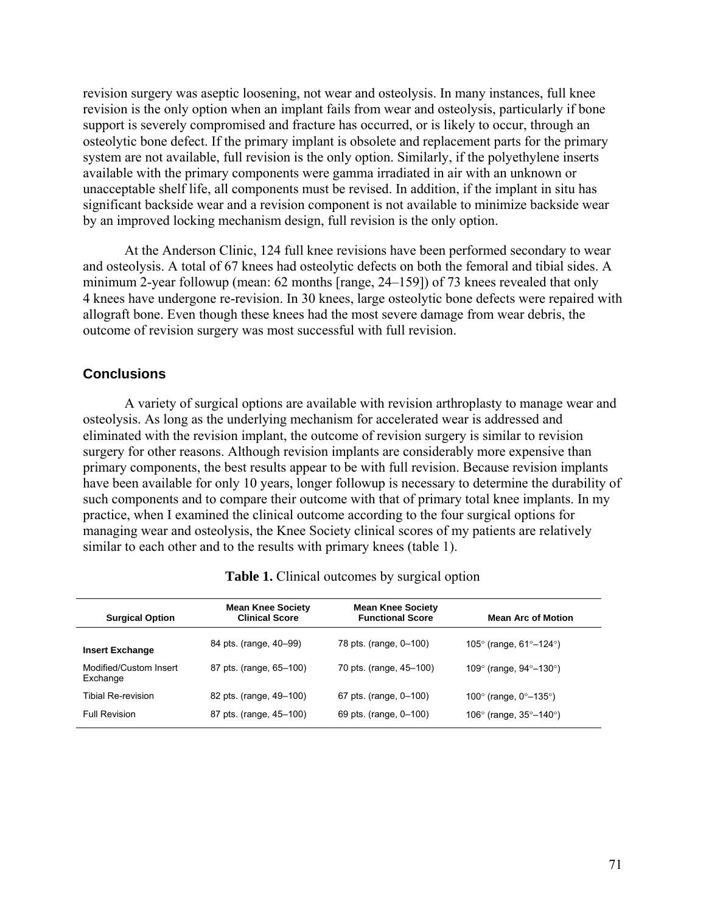revision surgery was aseptic loosening, not wear and osteolysis. In many instances, full knee revision is the only option when an implant fails from wear and osteolysis, particularly if bone support is severely compromised and fracture has occurred, or is likely to occur, through an osteolytic bone defect. If the primary implant is obsolete and replacement parts for the primary system are not available, full revision is the only option. Similarly, if the polyethylene inserts available with the primary components were gamma irradiated in air with an unknown or unacceptable shelf life, all components must be revised. In addition, if the implant in situ has significant backside wear and a revision component is not available to minimize backside wear by an improved locking mechanism design, full revision is the only option.

At the Anderson Clinic, 124 full knee revisions have been performed secondary to wear and osteolysis. A total of 67 knees had osteolytic defects on both the femoral and tibial sides. A minimum 2-year followup (mean: 62 months [range, 24–159]) of 73 knees revealed that only 4 knees have undergone re-revision. In 30 knees, large osteolytic bone defects were repaired with allograft bone. Even though these knees had the most severe damage from wear debris, the outcome of revision surgery was most successful with full revision.

## Conclusions

A variety of surgical options are available with revision arthroplasty to manage wear and osteolysis. As long as the underlying mechanism for accelerated wear is addressed and eliminated with the revision implant, the outcome of revision surgery is similar to revision surgery for other reasons. Although revision implants are considerably more expensive than primary components, the best results appear to be with full revision. Because revision implants have been available for only 10 years, longer followup is necessary to determine the durability of such components and to compare their outcome with that of primary total knee implants. In my practice, when I examined the clinical outcome according to the four surgical options for managing wear and osteolysis, the Knee Society clinical scores of my patients are relatively similar to each other and to the results with primary knees (table 1).

**Table 1.** Clinical outcomes by surgical option

| Surgical Option | Mean Knee Society Clinical Score | Mean Knee Society Functional Score | Mean Arc of Motion |
|---|---|---|---|
| **Insert Exchange** | 84 pts. (range, 40–99) | 78 pts. (range, 0–100) | 105° (range, 61°–124°) |
| Modified/Custom Insert Exchange | 87 pts. (range, 65–100) | 70 pts. (range, 45–100) | 109° (range, 94°–130°) |
| Tibial Re-revision | 82 pts. (range, 49–100) | 67 pts. (range, 0–100) | 100° (range, 0°–135°) |
| Full Revision | 87 pts. (range, 45–100) | 69 pts. (range, 0–100) | 106° (range, 35°–140°) |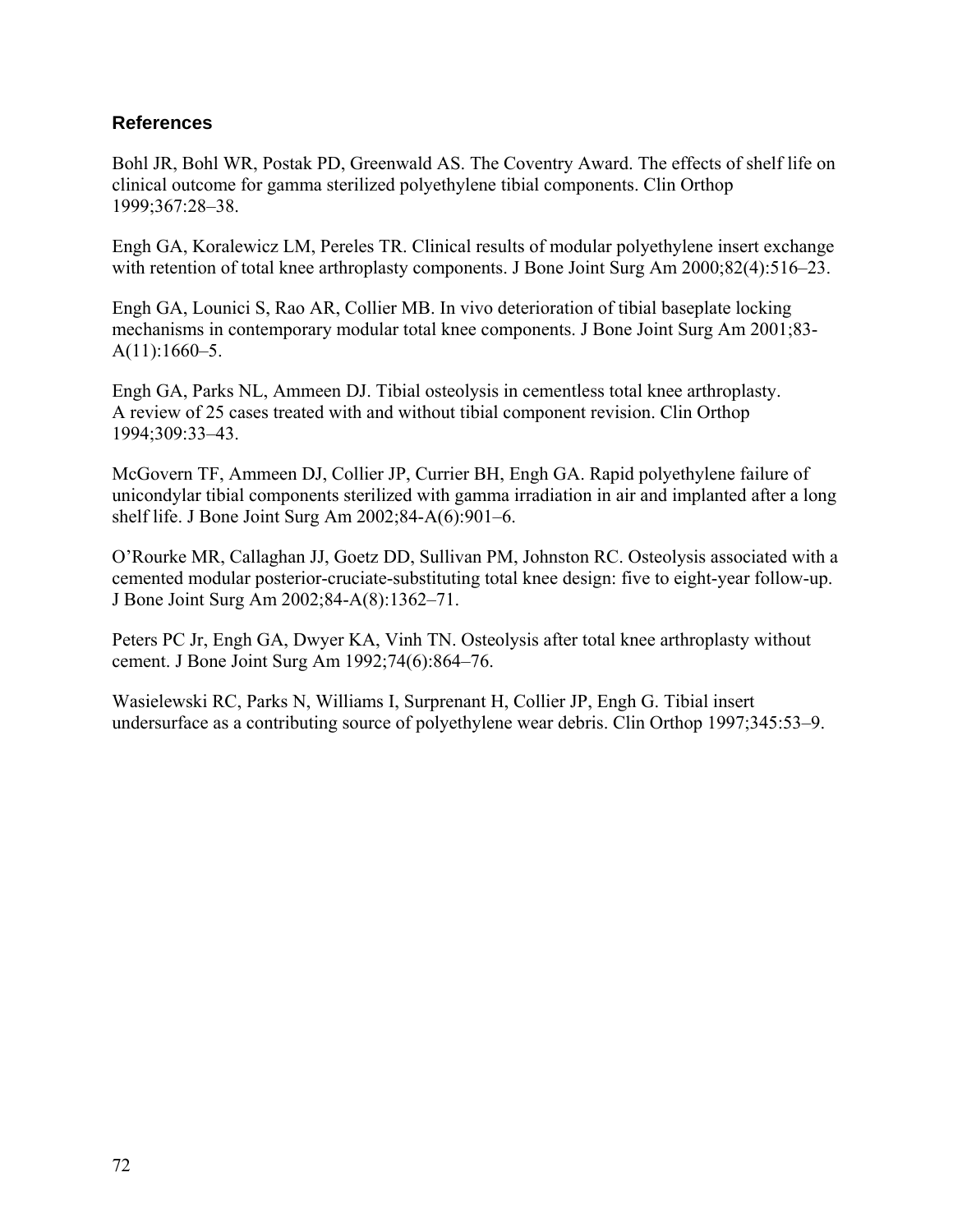### References

Bohl JR, Bohl WR, Postak PD, Greenwald AS. The Coventry Award. The effects of shelf life on clinical outcome for gamma sterilized polyethylene tibial components. Clin Orthop 1999;367:28–38.

Engh GA, Koralewicz LM, Pereles TR. Clinical results of modular polyethylene insert exchange with retention of total knee arthroplasty components. J Bone Joint Surg Am 2000;82(4):516–23.

Engh GA, Lounici S, Rao AR, Collier MB. In vivo deterioration of tibial baseplate locking mechanisms in contemporary modular total knee components. J Bone Joint Surg Am 2001;83-A(11):1660–5.

Engh GA, Parks NL, Ammeen DJ. Tibial osteolysis in cementless total knee arthroplasty. A review of 25 cases treated with and without tibial component revision. Clin Orthop 1994;309:33–43.

McGovern TF, Ammeen DJ, Collier JP, Currier BH, Engh GA. Rapid polyethylene failure of unicondylar tibial components sterilized with gamma irradiation in air and implanted after a long shelf life. J Bone Joint Surg Am 2002;84-A(6):901–6.

O'Rourke MR, Callaghan JJ, Goetz DD, Sullivan PM, Johnston RC. Osteolysis associated with a cemented modular posterior-cruciate-substituting total knee design: five to eight-year follow-up. J Bone Joint Surg Am 2002;84-A(8):1362–71.

Peters PC Jr, Engh GA, Dwyer KA, Vinh TN. Osteolysis after total knee arthroplasty without cement. J Bone Joint Surg Am 1992;74(6):864–76.

Wasielewski RC, Parks N, Williams I, Surprenant H, Collier JP, Engh G. Tibial insert undersurface as a contributing source of polyethylene wear debris. Clin Orthop 1997;345:53–9.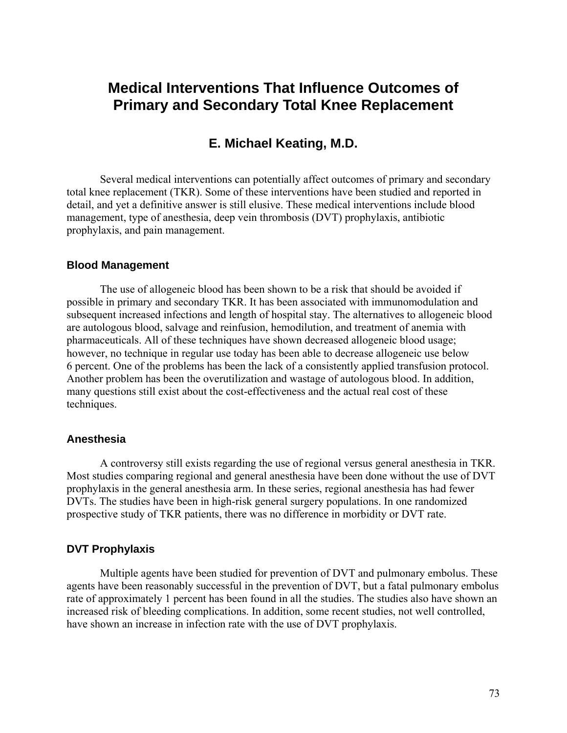# Medical Interventions That Influence Outcomes of Primary and Secondary Total Knee Replacement

## E. Michael Keating, M.D.

Several medical interventions can potentially affect outcomes of primary and secondary total knee replacement (TKR). Some of these interventions have been studied and reported in detail, and yet a definitive answer is still elusive. These medical interventions include blood management, type of anesthesia, deep vein thrombosis (DVT) prophylaxis, antibiotic prophylaxis, and pain management.

### Blood Management

The use of allogeneic blood has been shown to be a risk that should be avoided if possible in primary and secondary TKR. It has been associated with immunomodulation and subsequent increased infections and length of hospital stay. The alternatives to allogeneic blood are autologous blood, salvage and reinfusion, hemodilution, and treatment of anemia with pharmaceuticals. All of these techniques have shown decreased allogeneic blood usage; however, no technique in regular use today has been able to decrease allogeneic use below 6 percent. One of the problems has been the lack of a consistently applied transfusion protocol. Another problem has been the overutilization and wastage of autologous blood. In addition, many questions still exist about the cost-effectiveness and the actual real cost of these techniques.

### Anesthesia

A controversy still exists regarding the use of regional versus general anesthesia in TKR. Most studies comparing regional and general anesthesia have been done without the use of DVT prophylaxis in the general anesthesia arm. In these series, regional anesthesia has had fewer DVTs. The studies have been in high-risk general surgery populations. In one randomized prospective study of TKR patients, there was no difference in morbidity or DVT rate.

### DVT Prophylaxis

Multiple agents have been studied for prevention of DVT and pulmonary embolus. These agents have been reasonably successful in the prevention of DVT, but a fatal pulmonary embolus rate of approximately 1 percent has been found in all the studies. The studies also have shown an increased risk of bleeding complications. In addition, some recent studies, not well controlled, have shown an increase in infection rate with the use of DVT prophylaxis.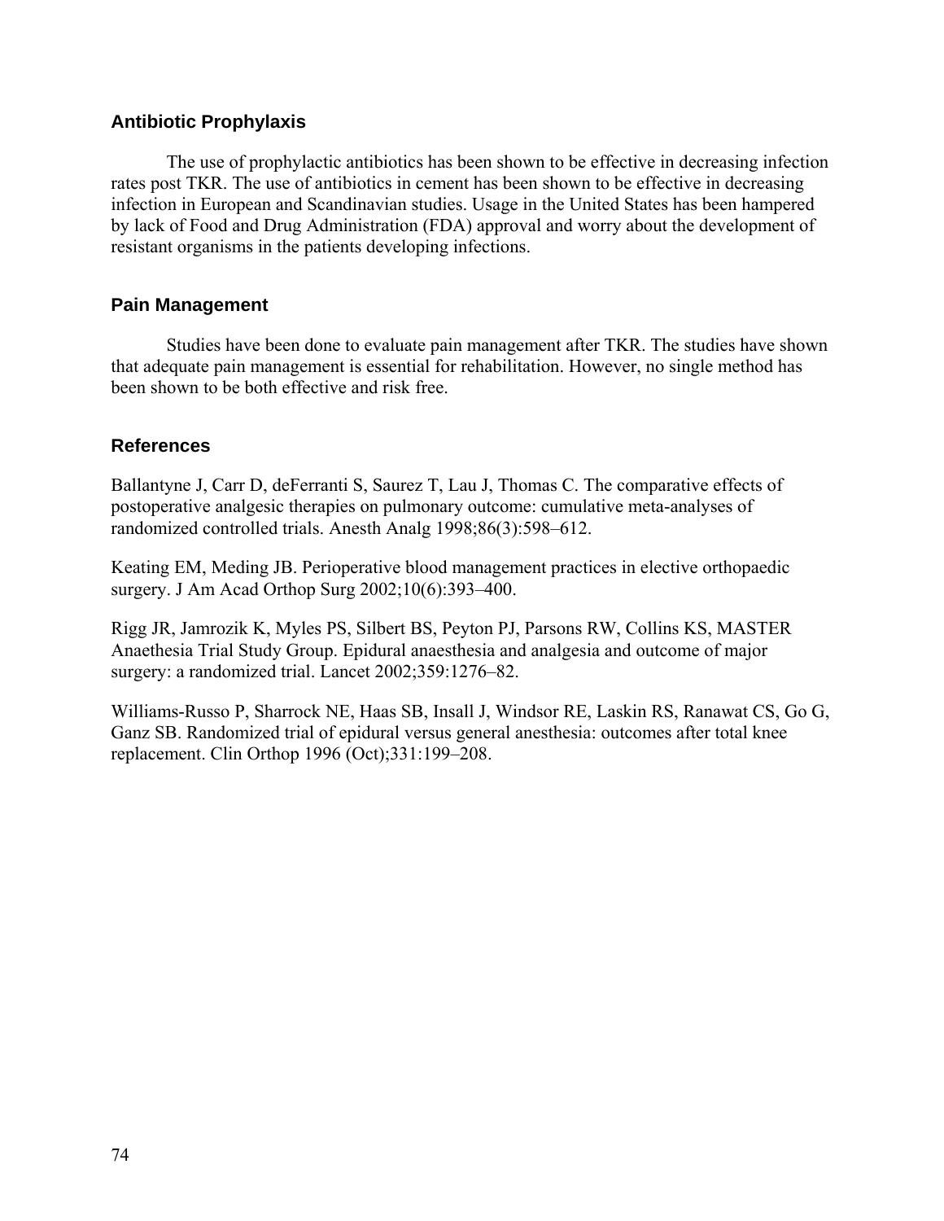### Antibiotic Prophylaxis

The use of prophylactic antibiotics has been shown to be effective in decreasing infection rates post TKR. The use of antibiotics in cement has been shown to be effective in decreasing infection in European and Scandinavian studies. Usage in the United States has been hampered by lack of Food and Drug Administration (FDA) approval and worry about the development of resistant organisms in the patients developing infections.

### Pain Management

Studies have been done to evaluate pain management after TKR. The studies have shown that adequate pain management is essential for rehabilitation. However, no single method has been shown to be both effective and risk free.

### References

Ballantyne J, Carr D, deFerranti S, Saurez T, Lau J, Thomas C. The comparative effects of postoperative analgesic therapies on pulmonary outcome: cumulative meta-analyses of randomized controlled trials. Anesth Analg 1998;86(3):598–612.

Keating EM, Meding JB. Perioperative blood management practices in elective orthopaedic surgery. J Am Acad Orthop Surg 2002;10(6):393–400.

Rigg JR, Jamrozik K, Myles PS, Silbert BS, Peyton PJ, Parsons RW, Collins KS, MASTER Anaethesia Trial Study Group. Epidural anaesthesia and analgesia and outcome of major surgery: a randomized trial. Lancet 2002;359:1276–82.

Williams-Russo P, Sharrock NE, Haas SB, Insall J, Windsor RE, Laskin RS, Ranawat CS, Go G, Ganz SB. Randomized trial of epidural versus general anesthesia: outcomes after total knee replacement. Clin Orthop 1996 (Oct);331:199–208.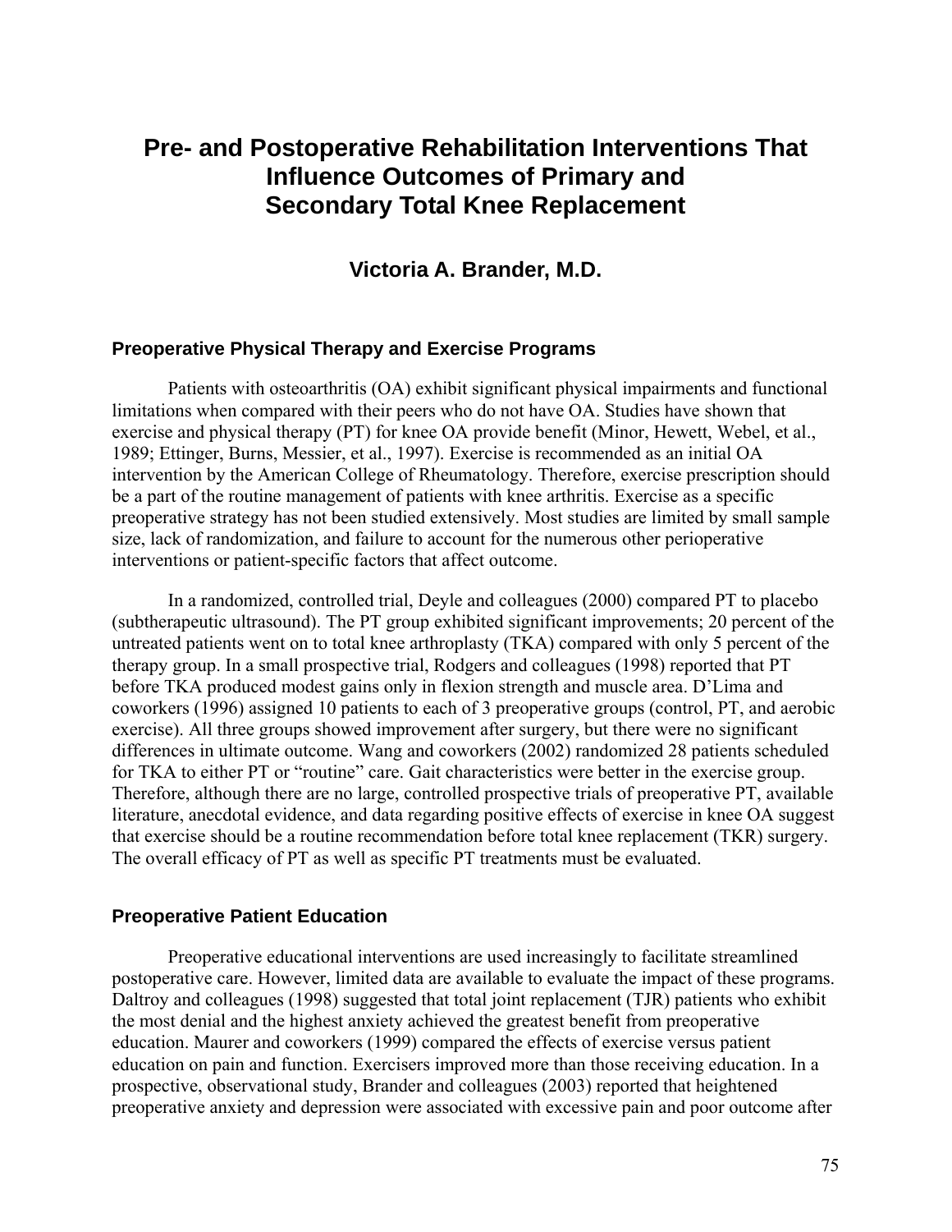# Pre- and Postoperative Rehabilitation Interventions That Influence Outcomes of Primary and Secondary Total Knee Replacement

## Victoria A. Brander, M.D.

### Preoperative Physical Therapy and Exercise Programs

Patients with osteoarthritis (OA) exhibit significant physical impairments and functional limitations when compared with their peers who do not have OA. Studies have shown that exercise and physical therapy (PT) for knee OA provide benefit (Minor, Hewett, Webel, et al., 1989; Ettinger, Burns, Messier, et al., 1997). Exercise is recommended as an initial OA intervention by the American College of Rheumatology. Therefore, exercise prescription should be a part of the routine management of patients with knee arthritis. Exercise as a specific preoperative strategy has not been studied extensively. Most studies are limited by small sample size, lack of randomization, and failure to account for the numerous other perioperative interventions or patient-specific factors that affect outcome.

In a randomized, controlled trial, Deyle and colleagues (2000) compared PT to placebo (subtherapeutic ultrasound). The PT group exhibited significant improvements; 20 percent of the untreated patients went on to total knee arthroplasty (TKA) compared with only 5 percent of the therapy group. In a small prospective trial, Rodgers and colleagues (1998) reported that PT before TKA produced modest gains only in flexion strength and muscle area. D'Lima and coworkers (1996) assigned 10 patients to each of 3 preoperative groups (control, PT, and aerobic exercise). All three groups showed improvement after surgery, but there were no significant differences in ultimate outcome. Wang and coworkers (2002) randomized 28 patients scheduled for TKA to either PT or "routine" care. Gait characteristics were better in the exercise group. Therefore, although there are no large, controlled prospective trials of preoperative PT, available literature, anecdotal evidence, and data regarding positive effects of exercise in knee OA suggest that exercise should be a routine recommendation before total knee replacement (TKR) surgery. The overall efficacy of PT as well as specific PT treatments must be evaluated.

### Preoperative Patient Education

Preoperative educational interventions are used increasingly to facilitate streamlined postoperative care. However, limited data are available to evaluate the impact of these programs. Daltroy and colleagues (1998) suggested that total joint replacement (TJR) patients who exhibit the most denial and the highest anxiety achieved the greatest benefit from preoperative education. Maurer and coworkers (1999) compared the effects of exercise versus patient education on pain and function. Exercisers improved more than those receiving education. In a prospective, observational study, Brander and colleagues (2003) reported that heightened preoperative anxiety and depression were associated with excessive pain and poor outcome after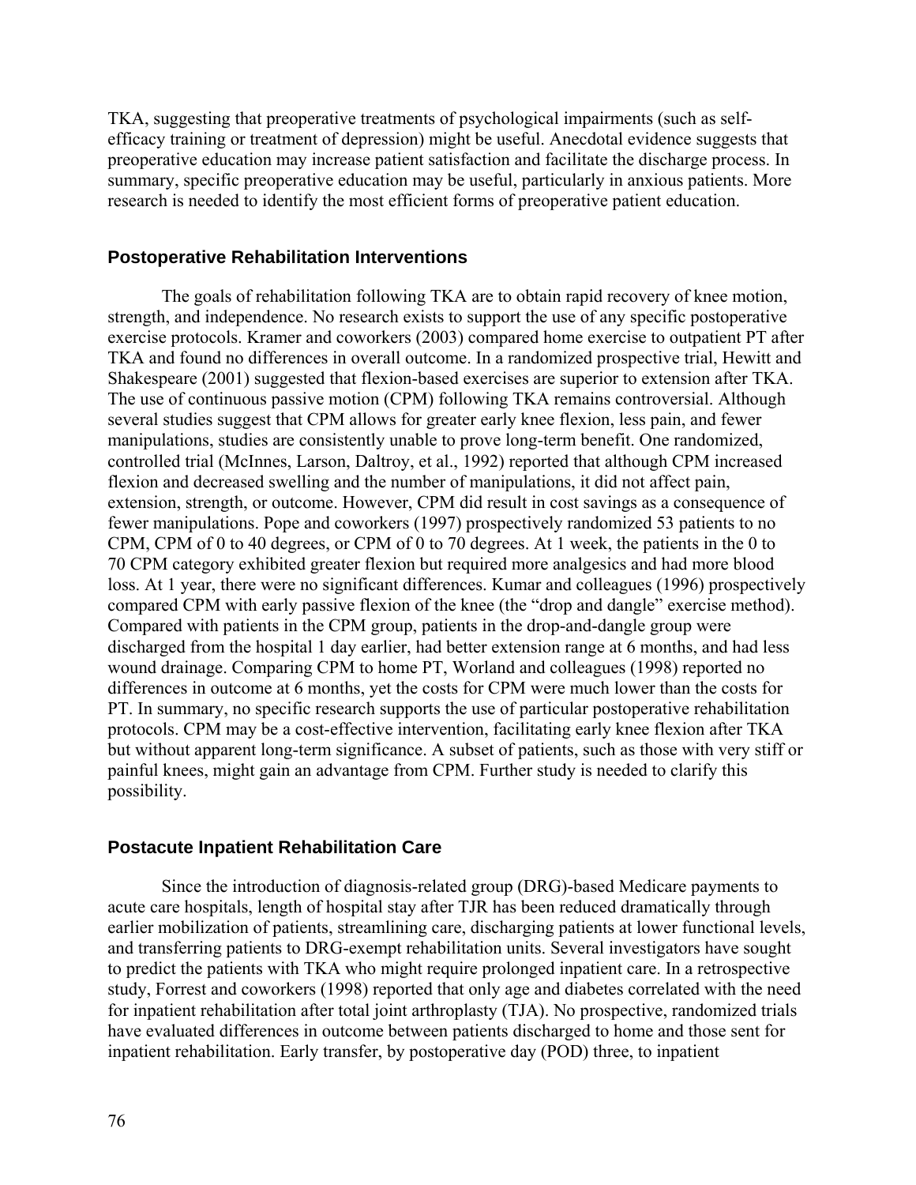TKA, suggesting that preoperative treatments of psychological impairments (such as self-efficacy training or treatment of depression) might be useful. Anecdotal evidence suggests that preoperative education may increase patient satisfaction and facilitate the discharge process. In summary, specific preoperative education may be useful, particularly in anxious patients. More research is needed to identify the most efficient forms of preoperative patient education.

### Postoperative Rehabilitation Interventions

The goals of rehabilitation following TKA are to obtain rapid recovery of knee motion, strength, and independence. No research exists to support the use of any specific postoperative exercise protocols. Kramer and coworkers (2003) compared home exercise to outpatient PT after TKA and found no differences in overall outcome. In a randomized prospective trial, Hewitt and Shakespeare (2001) suggested that flexion-based exercises are superior to extension after TKA. The use of continuous passive motion (CPM) following TKA remains controversial. Although several studies suggest that CPM allows for greater early knee flexion, less pain, and fewer manipulations, studies are consistently unable to prove long-term benefit. One randomized, controlled trial (McInnes, Larson, Daltroy, et al., 1992) reported that although CPM increased flexion and decreased swelling and the number of manipulations, it did not affect pain, extension, strength, or outcome. However, CPM did result in cost savings as a consequence of fewer manipulations. Pope and coworkers (1997) prospectively randomized 53 patients to no CPM, CPM of 0 to 40 degrees, or CPM of 0 to 70 degrees. At 1 week, the patients in the 0 to 70 CPM category exhibited greater flexion but required more analgesics and had more blood loss. At 1 year, there were no significant differences. Kumar and colleagues (1996) prospectively compared CPM with early passive flexion of the knee (the "drop and dangle" exercise method). Compared with patients in the CPM group, patients in the drop-and-dangle group were discharged from the hospital 1 day earlier, had better extension range at 6 months, and had less wound drainage. Comparing CPM to home PT, Worland and colleagues (1998) reported no differences in outcome at 6 months, yet the costs for CPM were much lower than the costs for PT. In summary, no specific research supports the use of particular postoperative rehabilitation protocols. CPM may be a cost-effective intervention, facilitating early knee flexion after TKA but without apparent long-term significance. A subset of patients, such as those with very stiff or painful knees, might gain an advantage from CPM. Further study is needed to clarify this possibility.

### Postacute Inpatient Rehabilitation Care

Since the introduction of diagnosis-related group (DRG)-based Medicare payments to acute care hospitals, length of hospital stay after TJR has been reduced dramatically through earlier mobilization of patients, streamlining care, discharging patients at lower functional levels, and transferring patients to DRG-exempt rehabilitation units. Several investigators have sought to predict the patients with TKA who might require prolonged inpatient care. In a retrospective study, Forrest and coworkers (1998) reported that only age and diabetes correlated with the need for inpatient rehabilitation after total joint arthroplasty (TJA). No prospective, randomized trials have evaluated differences in outcome between patients discharged to home and those sent for inpatient rehabilitation. Early transfer, by postoperative day (POD) three, to inpatient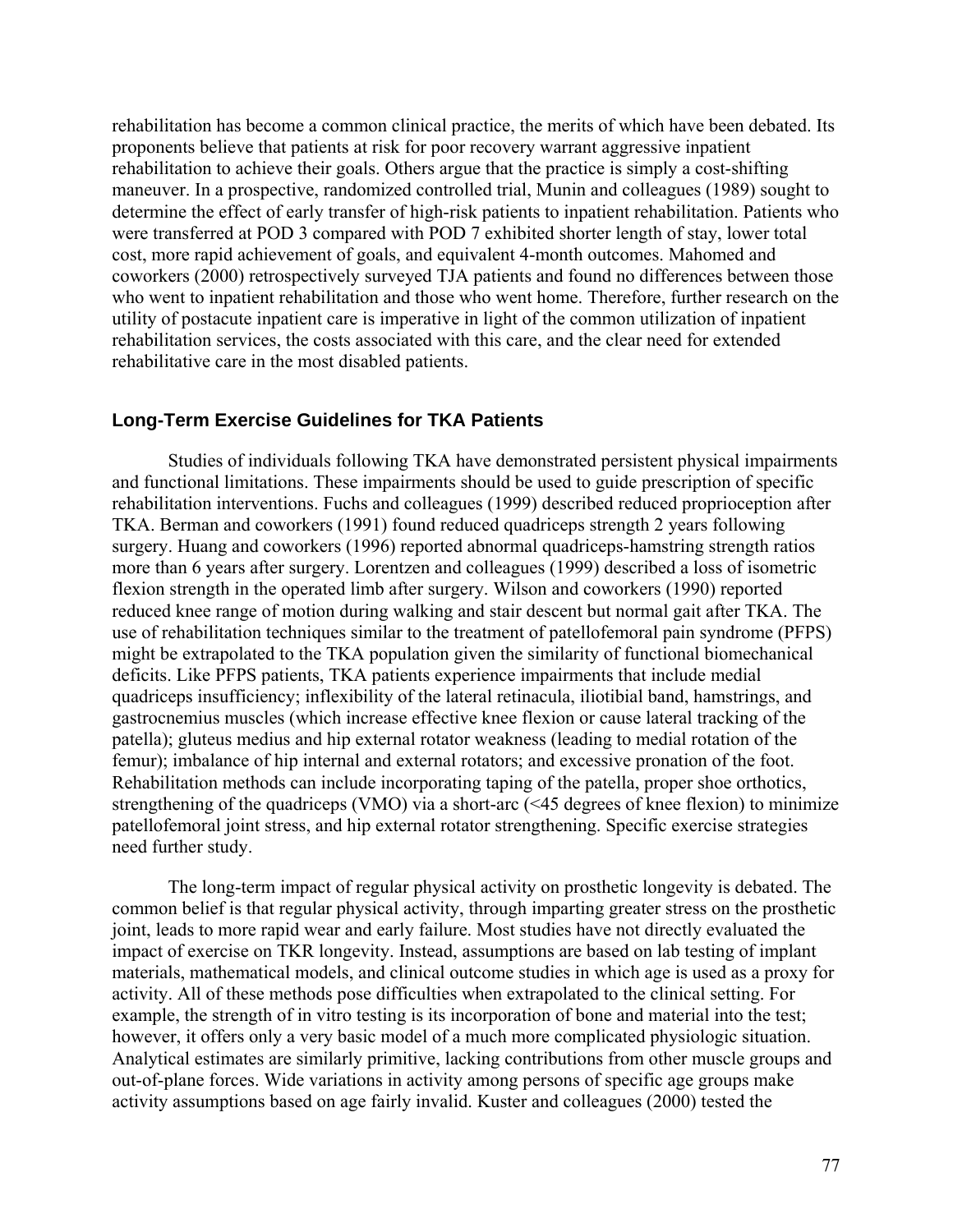rehabilitation has become a common clinical practice, the merits of which have been debated. Its proponents believe that patients at risk for poor recovery warrant aggressive inpatient rehabilitation to achieve their goals. Others argue that the practice is simply a cost-shifting maneuver. In a prospective, randomized controlled trial, Munin and colleagues (1989) sought to determine the effect of early transfer of high-risk patients to inpatient rehabilitation. Patients who were transferred at POD 3 compared with POD 7 exhibited shorter length of stay, lower total cost, more rapid achievement of goals, and equivalent 4-month outcomes. Mahomed and coworkers (2000) retrospectively surveyed TJA patients and found no differences between those who went to inpatient rehabilitation and those who went home. Therefore, further research on the utility of postacute inpatient care is imperative in light of the common utilization of inpatient rehabilitation services, the costs associated with this care, and the clear need for extended rehabilitative care in the most disabled patients.

### Long-Term Exercise Guidelines for TKA Patients

Studies of individuals following TKA have demonstrated persistent physical impairments and functional limitations. These impairments should be used to guide prescription of specific rehabilitation interventions. Fuchs and colleagues (1999) described reduced proprioception after TKA. Berman and coworkers (1991) found reduced quadriceps strength 2 years following surgery. Huang and coworkers (1996) reported abnormal quadriceps-hamstring strength ratios more than 6 years after surgery. Lorentzen and colleagues (1999) described a loss of isometric flexion strength in the operated limb after surgery. Wilson and coworkers (1990) reported reduced knee range of motion during walking and stair descent but normal gait after TKA. The use of rehabilitation techniques similar to the treatment of patellofemoral pain syndrome (PFPS) might be extrapolated to the TKA population given the similarity of functional biomechanical deficits. Like PFPS patients, TKA patients experience impairments that include medial quadriceps insufficiency; inflexibility of the lateral retinacula, iliotibial band, hamstrings, and gastrocnemius muscles (which increase effective knee flexion or cause lateral tracking of the patella); gluteus medius and hip external rotator weakness (leading to medial rotation of the femur); imbalance of hip internal and external rotators; and excessive pronation of the foot. Rehabilitation methods can include incorporating taping of the patella, proper shoe orthotics, strengthening of the quadriceps (VMO) via a short-arc (<45 degrees of knee flexion) to minimize patellofemoral joint stress, and hip external rotator strengthening. Specific exercise strategies need further study.

The long-term impact of regular physical activity on prosthetic longevity is debated. The common belief is that regular physical activity, through imparting greater stress on the prosthetic joint, leads to more rapid wear and early failure. Most studies have not directly evaluated the impact of exercise on TKR longevity. Instead, assumptions are based on lab testing of implant materials, mathematical models, and clinical outcome studies in which age is used as a proxy for activity. All of these methods pose difficulties when extrapolated to the clinical setting. For example, the strength of in vitro testing is its incorporation of bone and material into the test; however, it offers only a very basic model of a much more complicated physiologic situation. Analytical estimates are similarly primitive, lacking contributions from other muscle groups and out-of-plane forces. Wide variations in activity among persons of specific age groups make activity assumptions based on age fairly invalid. Kuster and colleagues (2000) tested the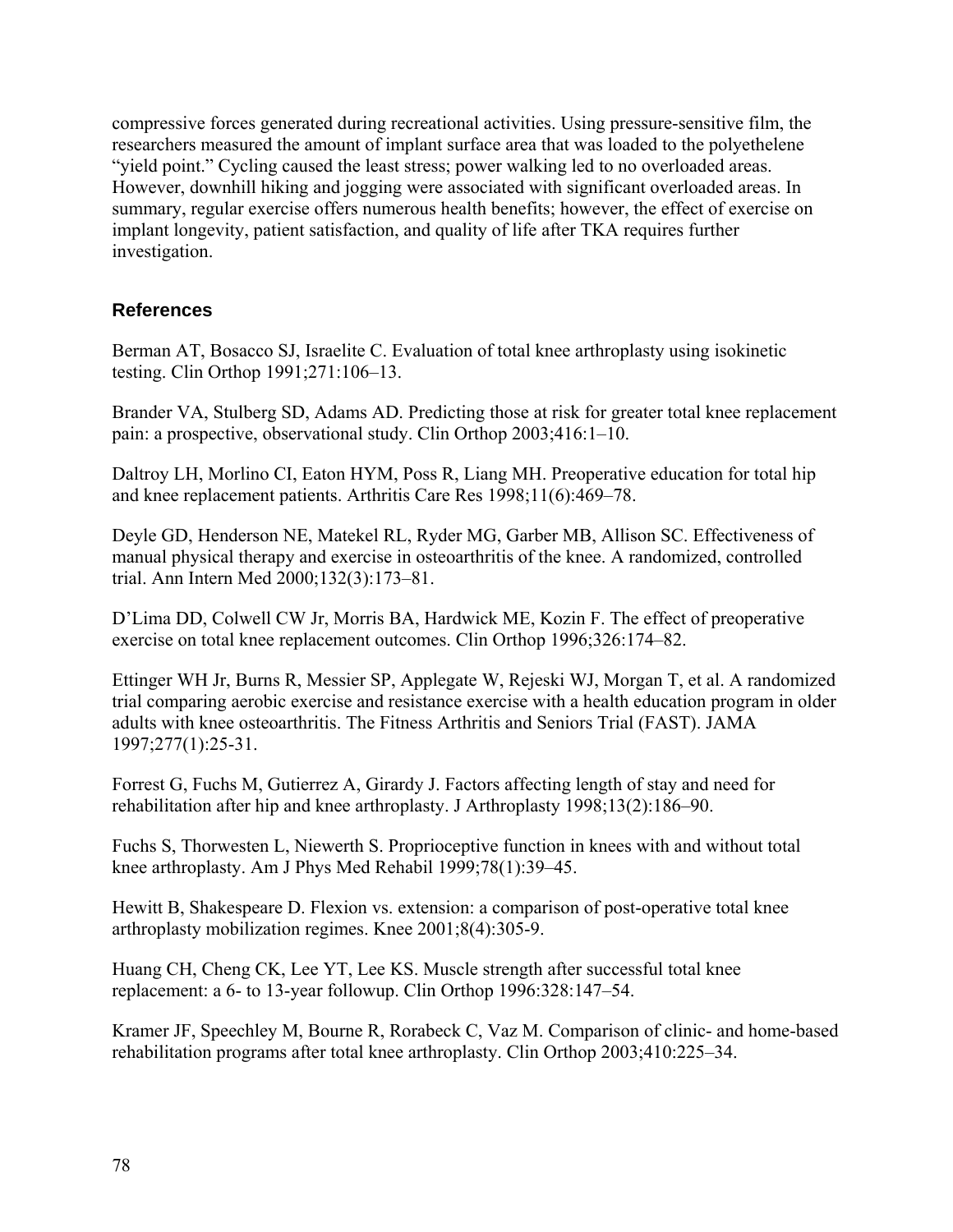compressive forces generated during recreational activities. Using pressure-sensitive film, the researchers measured the amount of implant surface area that was loaded to the polyethelene "yield point." Cycling caused the least stress; power walking led to no overloaded areas. However, downhill hiking and jogging were associated with significant overloaded areas. In summary, regular exercise offers numerous health benefits; however, the effect of exercise on implant longevity, patient satisfaction, and quality of life after TKA requires further investigation.

### References

Berman AT, Bosacco SJ, Israelite C. Evaluation of total knee arthroplasty using isokinetic testing. Clin Orthop 1991;271:106–13.

Brander VA, Stulberg SD, Adams AD. Predicting those at risk for greater total knee replacement pain: a prospective, observational study. Clin Orthop 2003;416:1–10.

Daltroy LH, Morlino CI, Eaton HYM, Poss R, Liang MH. Preoperative education for total hip and knee replacement patients. Arthritis Care Res 1998;11(6):469–78.

Deyle GD, Henderson NE, Matekel RL, Ryder MG, Garber MB, Allison SC. Effectiveness of manual physical therapy and exercise in osteoarthritis of the knee. A randomized, controlled trial. Ann Intern Med 2000;132(3):173–81.

D'Lima DD, Colwell CW Jr, Morris BA, Hardwick ME, Kozin F. The effect of preoperative exercise on total knee replacement outcomes. Clin Orthop 1996;326:174–82.

Ettinger WH Jr, Burns R, Messier SP, Applegate W, Rejeski WJ, Morgan T, et al. A randomized trial comparing aerobic exercise and resistance exercise with a health education program in older adults with knee osteoarthritis. The Fitness Arthritis and Seniors Trial (FAST). JAMA 1997;277(1):25-31.

Forrest G, Fuchs M, Gutierrez A, Girardy J. Factors affecting length of stay and need for rehabilitation after hip and knee arthroplasty. J Arthroplasty 1998;13(2):186–90.

Fuchs S, Thorwesten L, Niewerth S. Proprioceptive function in knees with and without total knee arthroplasty. Am J Phys Med Rehabil 1999;78(1):39–45.

Hewitt B, Shakespeare D. Flexion vs. extension: a comparison of post-operative total knee arthroplasty mobilization regimes. Knee 2001;8(4):305-9.

Huang CH, Cheng CK, Lee YT, Lee KS. Muscle strength after successful total knee replacement: a 6- to 13-year followup. Clin Orthop 1996:328:147–54.

Kramer JF, Speechley M, Bourne R, Rorabeck C, Vaz M. Comparison of clinic- and home-based rehabilitation programs after total knee arthroplasty. Clin Orthop 2003;410:225–34.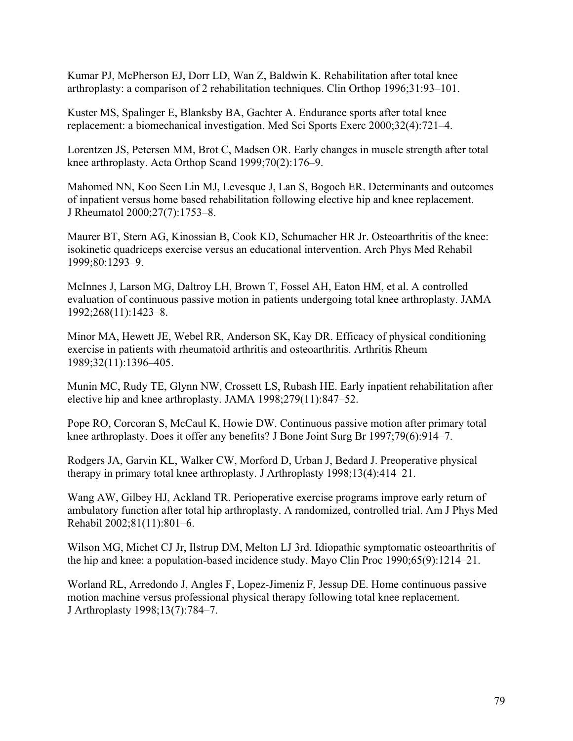Kumar PJ, McPherson EJ, Dorr LD, Wan Z, Baldwin K. Rehabilitation after total knee arthroplasty: a comparison of 2 rehabilitation techniques. Clin Orthop 1996;31:93–101.

Kuster MS, Spalinger E, Blanksby BA, Gachter A. Endurance sports after total knee replacement: a biomechanical investigation. Med Sci Sports Exerc 2000;32(4):721–4.

Lorentzen JS, Petersen MM, Brot C, Madsen OR. Early changes in muscle strength after total knee arthroplasty. Acta Orthop Scand 1999;70(2):176–9.

Mahomed NN, Koo Seen Lin MJ, Levesque J, Lan S, Bogoch ER. Determinants and outcomes of inpatient versus home based rehabilitation following elective hip and knee replacement. J Rheumatol 2000;27(7):1753–8.

Maurer BT, Stern AG, Kinossian B, Cook KD, Schumacher HR Jr. Osteoarthritis of the knee: isokinetic quadriceps exercise versus an educational intervention. Arch Phys Med Rehabil 1999;80:1293–9.

McInnes J, Larson MG, Daltroy LH, Brown T, Fossel AH, Eaton HM, et al. A controlled evaluation of continuous passive motion in patients undergoing total knee arthroplasty. JAMA 1992;268(11):1423–8.

Minor MA, Hewett JE, Webel RR, Anderson SK, Kay DR. Efficacy of physical conditioning exercise in patients with rheumatoid arthritis and osteoarthritis. Arthritis Rheum 1989;32(11):1396–405.

Munin MC, Rudy TE, Glynn NW, Crossett LS, Rubash HE. Early inpatient rehabilitation after elective hip and knee arthroplasty. JAMA 1998;279(11):847–52.

Pope RO, Corcoran S, McCaul K, Howie DW. Continuous passive motion after primary total knee arthroplasty. Does it offer any benefits? J Bone Joint Surg Br 1997;79(6):914–7.

Rodgers JA, Garvin KL, Walker CW, Morford D, Urban J, Bedard J. Preoperative physical therapy in primary total knee arthroplasty. J Arthroplasty 1998;13(4):414–21.

Wang AW, Gilbey HJ, Ackland TR. Perioperative exercise programs improve early return of ambulatory function after total hip arthroplasty. A randomized, controlled trial. Am J Phys Med Rehabil 2002;81(11):801–6.

Wilson MG, Michet CJ Jr, Ilstrup DM, Melton LJ 3rd. Idiopathic symptomatic osteoarthritis of the hip and knee: a population-based incidence study. Mayo Clin Proc 1990;65(9):1214–21.

Worland RL, Arredondo J, Angles F, Lopez-Jimeniz F, Jessup DE. Home continuous passive motion machine versus professional physical therapy following total knee replacement. J Arthroplasty 1998;13(7):784–7.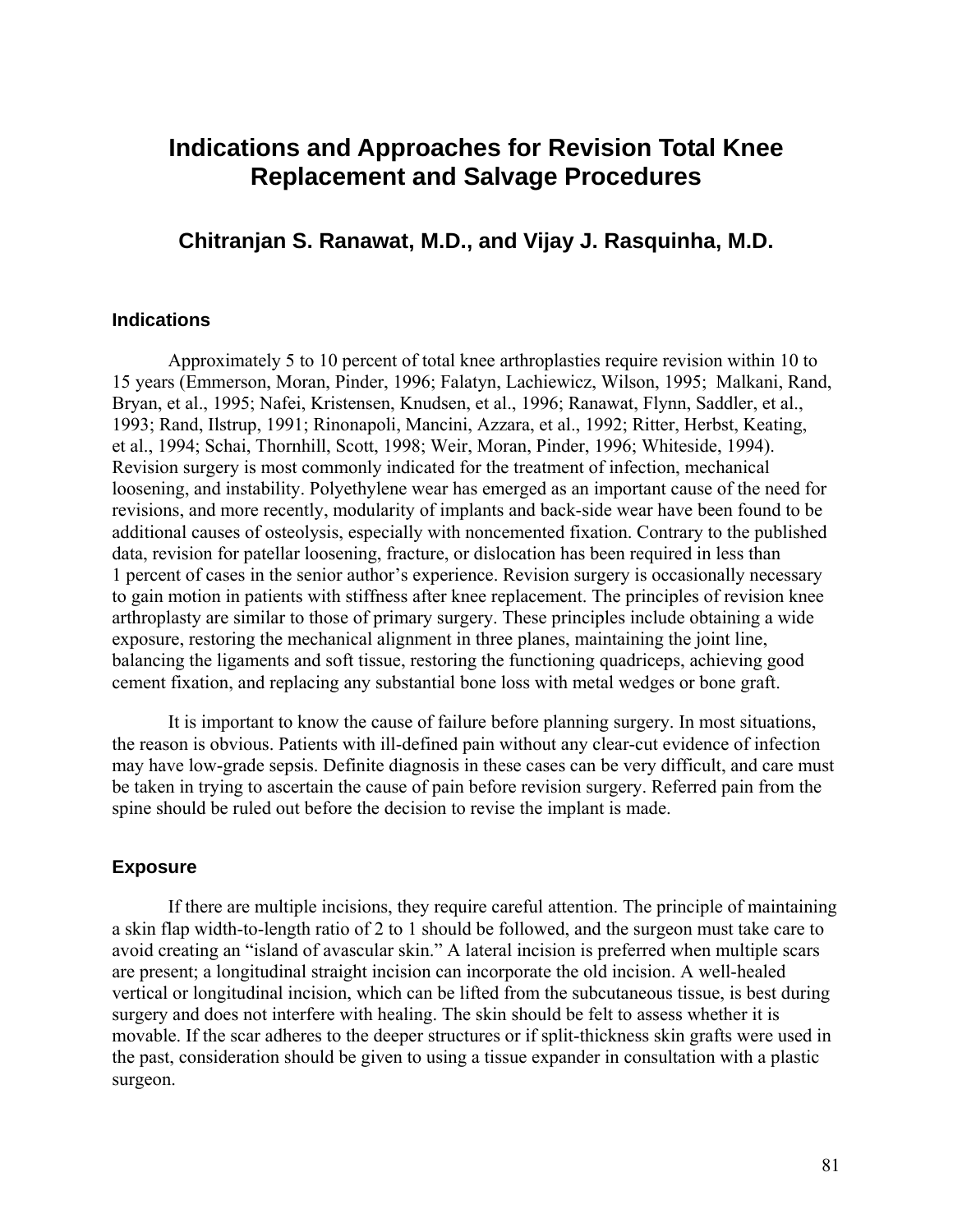# Indications and Approaches for Revision Total Knee Replacement and Salvage Procedures

### Chitranjan S. Ranawat, M.D., and Vijay J. Rasquinha, M.D.

## Indications

Approximately 5 to 10 percent of total knee arthroplasties require revision within 10 to 15 years (Emmerson, Moran, Pinder, 1996; Falatyn, Lachiewicz, Wilson, 1995; Malkani, Rand, Bryan, et al., 1995; Nafei, Kristensen, Knudsen, et al., 1996; Ranawat, Flynn, Saddler, et al., 1993; Rand, Ilstrup, 1991; Rinonapoli, Mancini, Azzara, et al., 1992; Ritter, Herbst, Keating, et al., 1994; Schai, Thornhill, Scott, 1998; Weir, Moran, Pinder, 1996; Whiteside, 1994). Revision surgery is most commonly indicated for the treatment of infection, mechanical loosening, and instability. Polyethylene wear has emerged as an important cause of the need for revisions, and more recently, modularity of implants and back-side wear have been found to be additional causes of osteolysis, especially with noncemented fixation. Contrary to the published data, revision for patellar loosening, fracture, or dislocation has been required in less than 1 percent of cases in the senior author's experience. Revision surgery is occasionally necessary to gain motion in patients with stiffness after knee replacement. The principles of revision knee arthroplasty are similar to those of primary surgery. These principles include obtaining a wide exposure, restoring the mechanical alignment in three planes, maintaining the joint line, balancing the ligaments and soft tissue, restoring the functioning quadriceps, achieving good cement fixation, and replacing any substantial bone loss with metal wedges or bone graft.

It is important to know the cause of failure before planning surgery. In most situations, the reason is obvious. Patients with ill-defined pain without any clear-cut evidence of infection may have low-grade sepsis. Definite diagnosis in these cases can be very difficult, and care must be taken in trying to ascertain the cause of pain before revision surgery. Referred pain from the spine should be ruled out before the decision to revise the implant is made.

## Exposure

If there are multiple incisions, they require careful attention. The principle of maintaining a skin flap width-to-length ratio of 2 to 1 should be followed, and the surgeon must take care to avoid creating an "island of avascular skin." A lateral incision is preferred when multiple scars are present; a longitudinal straight incision can incorporate the old incision. A well-healed vertical or longitudinal incision, which can be lifted from the subcutaneous tissue, is best during surgery and does not interfere with healing. The skin should be felt to assess whether it is movable. If the scar adheres to the deeper structures or if split-thickness skin grafts were used in the past, consideration should be given to using a tissue expander in consultation with a plastic surgeon.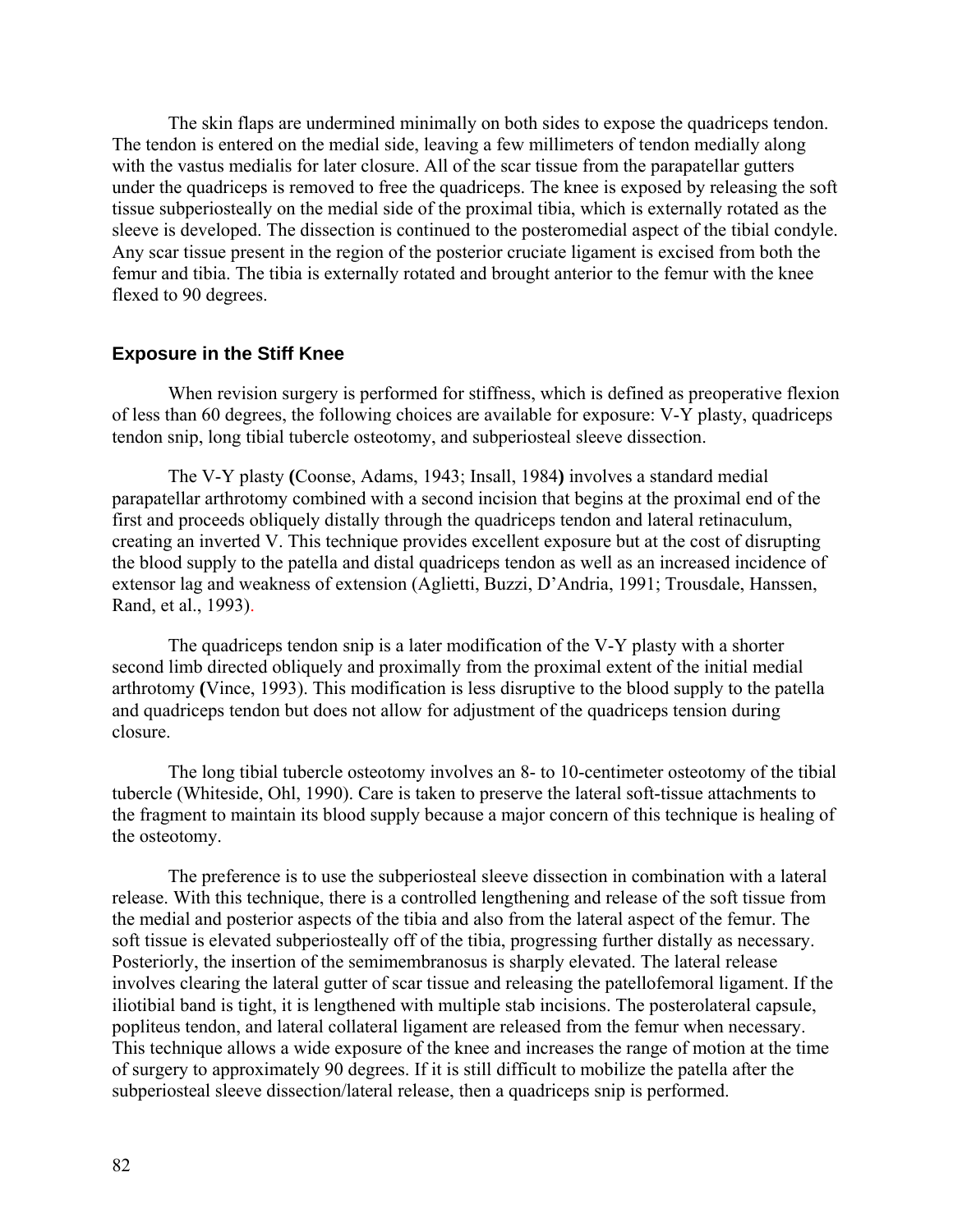The skin flaps are undermined minimally on both sides to expose the quadriceps tendon. The tendon is entered on the medial side, leaving a few millimeters of tendon medially along with the vastus medialis for later closure. All of the scar tissue from the parapatellar gutters under the quadriceps is removed to free the quadriceps. The knee is exposed by releasing the soft tissue subperiosteally on the medial side of the proximal tibia, which is externally rotated as the sleeve is developed. The dissection is continued to the posteromedial aspect of the tibial condyle. Any scar tissue present in the region of the posterior cruciate ligament is excised from both the femur and tibia. The tibia is externally rotated and brought anterior to the femur with the knee flexed to 90 degrees.

### Exposure in the Stiff Knee

When revision surgery is performed for stiffness, which is defined as preoperative flexion of less than 60 degrees, the following choices are available for exposure: V-Y plasty, quadriceps tendon snip, long tibial tubercle osteotomy, and subperiosteal sleeve dissection.

The V-Y plasty **(**Coonse, Adams, 1943; Insall, 1984**)** involves a standard medial parapatellar arthrotomy combined with a second incision that begins at the proximal end of the first and proceeds obliquely distally through the quadriceps tendon and lateral retinaculum, creating an inverted V. This technique provides excellent exposure but at the cost of disrupting the blood supply to the patella and distal quadriceps tendon as well as an increased incidence of extensor lag and weakness of extension (Aglietti, Buzzi, D'Andria, 1991; Trousdale, Hanssen, Rand, et al., 1993).

The quadriceps tendon snip is a later modification of the V-Y plasty with a shorter second limb directed obliquely and proximally from the proximal extent of the initial medial arthrotomy **(**Vince, 1993). This modification is less disruptive to the blood supply to the patella and quadriceps tendon but does not allow for adjustment of the quadriceps tension during closure.

The long tibial tubercle osteotomy involves an 8- to 10-centimeter osteotomy of the tibial tubercle (Whiteside, Ohl, 1990). Care is taken to preserve the lateral soft-tissue attachments to the fragment to maintain its blood supply because a major concern of this technique is healing of the osteotomy.

The preference is to use the subperiosteal sleeve dissection in combination with a lateral release. With this technique, there is a controlled lengthening and release of the soft tissue from the medial and posterior aspects of the tibia and also from the lateral aspect of the femur. The soft tissue is elevated subperiosteally off of the tibia, progressing further distally as necessary. Posteriorly, the insertion of the semimembranosus is sharply elevated. The lateral release involves clearing the lateral gutter of scar tissue and releasing the patellofemoral ligament. If the iliotibial band is tight, it is lengthened with multiple stab incisions. The posterolateral capsule, popliteus tendon, and lateral collateral ligament are released from the femur when necessary. This technique allows a wide exposure of the knee and increases the range of motion at the time of surgery to approximately 90 degrees. If it is still difficult to mobilize the patella after the subperiosteal sleeve dissection/lateral release, then a quadriceps snip is performed.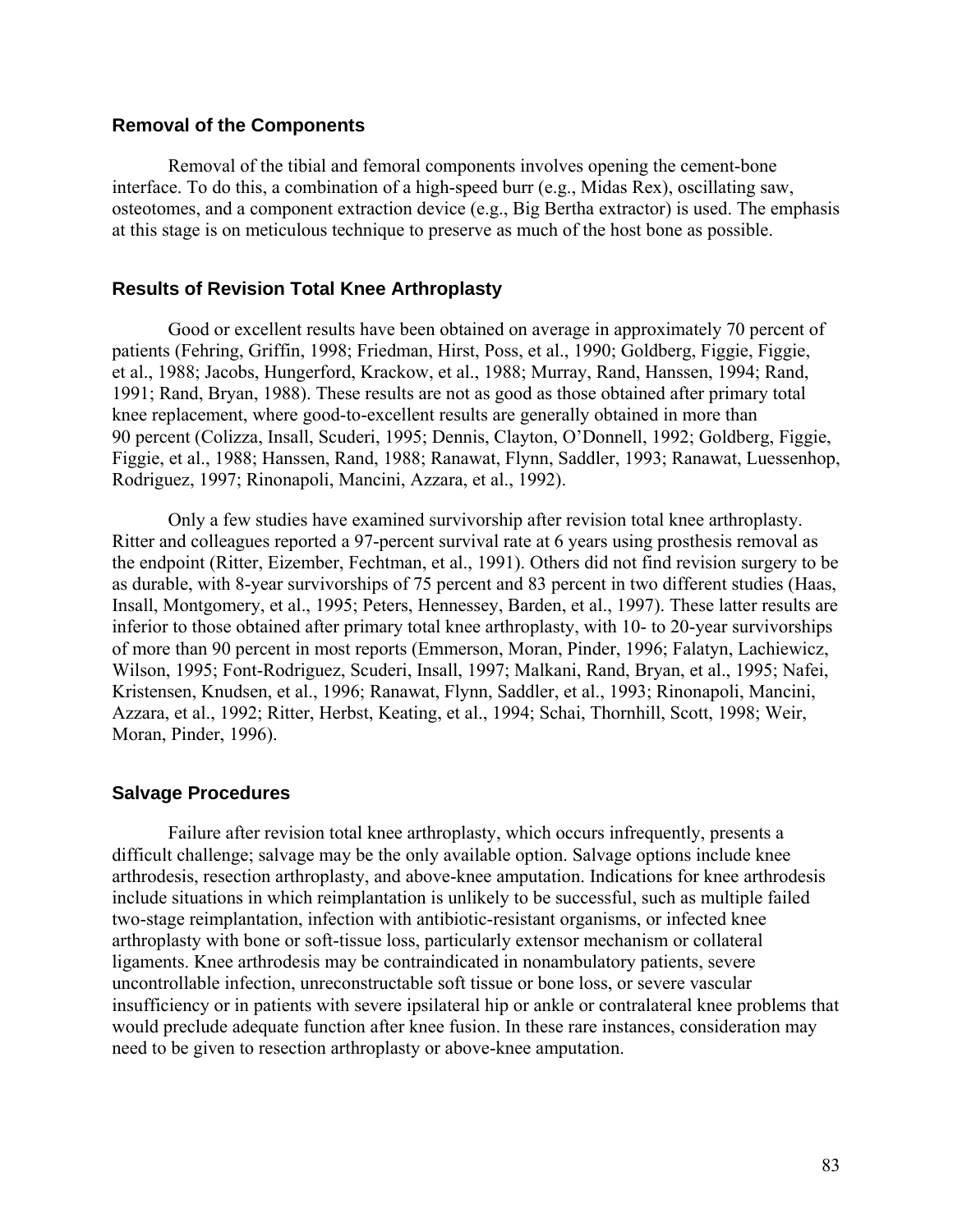## Removal of the Components

Removal of the tibial and femoral components involves opening the cement-bone interface. To do this, a combination of a high-speed burr (e.g., Midas Rex), oscillating saw, osteotomes, and a component extraction device (e.g., Big Bertha extractor) is used. The emphasis at this stage is on meticulous technique to preserve as much of the host bone as possible.

## Results of Revision Total Knee Arthroplasty

Good or excellent results have been obtained on average in approximately 70 percent of patients (Fehring, Griffin, 1998; Friedman, Hirst, Poss, et al., 1990; Goldberg, Figgie, Figgie, et al., 1988; Jacobs, Hungerford, Krackow, et al., 1988; Murray, Rand, Hanssen, 1994; Rand, 1991; Rand, Bryan, 1988). These results are not as good as those obtained after primary total knee replacement, where good-to-excellent results are generally obtained in more than 90 percent (Colizza, Insall, Scuderi, 1995; Dennis, Clayton, O'Donnell, 1992; Goldberg, Figgie, Figgie, et al., 1988; Hanssen, Rand, 1988; Ranawat, Flynn, Saddler, 1993; Ranawat, Luessenhop, Rodriguez, 1997; Rinonapoli, Mancini, Azzara, et al., 1992).

Only a few studies have examined survivorship after revision total knee arthroplasty. Ritter and colleagues reported a 97-percent survival rate at 6 years using prosthesis removal as the endpoint (Ritter, Eizember, Fechtman, et al., 1991). Others did not find revision surgery to be as durable, with 8-year survivorships of 75 percent and 83 percent in two different studies (Haas, Insall, Montgomery, et al., 1995; Peters, Hennessey, Barden, et al., 1997). These latter results are inferior to those obtained after primary total knee arthroplasty, with 10- to 20-year survivorships of more than 90 percent in most reports (Emmerson, Moran, Pinder, 1996; Falatyn, Lachiewicz, Wilson, 1995; Font-Rodriguez, Scuderi, Insall, 1997; Malkani, Rand, Bryan, et al., 1995; Nafei, Kristensen, Knudsen, et al., 1996; Ranawat, Flynn, Saddler, et al., 1993; Rinonapoli, Mancini, Azzara, et al., 1992; Ritter, Herbst, Keating, et al., 1994; Schai, Thornhill, Scott, 1998; Weir, Moran, Pinder, 1996).

## Salvage Procedures

Failure after revision total knee arthroplasty, which occurs infrequently, presents a difficult challenge; salvage may be the only available option. Salvage options include knee arthrodesis, resection arthroplasty, and above-knee amputation. Indications for knee arthrodesis include situations in which reimplantation is unlikely to be successful, such as multiple failed two-stage reimplantation, infection with antibiotic-resistant organisms, or infected knee arthroplasty with bone or soft-tissue loss, particularly extensor mechanism or collateral ligaments. Knee arthrodesis may be contraindicated in nonambulatory patients, severe uncontrollable infection, unreconstructable soft tissue or bone loss, or severe vascular insufficiency or in patients with severe ipsilateral hip or ankle or contralateral knee problems that would preclude adequate function after knee fusion. In these rare instances, consideration may need to be given to resection arthroplasty or above-knee amputation.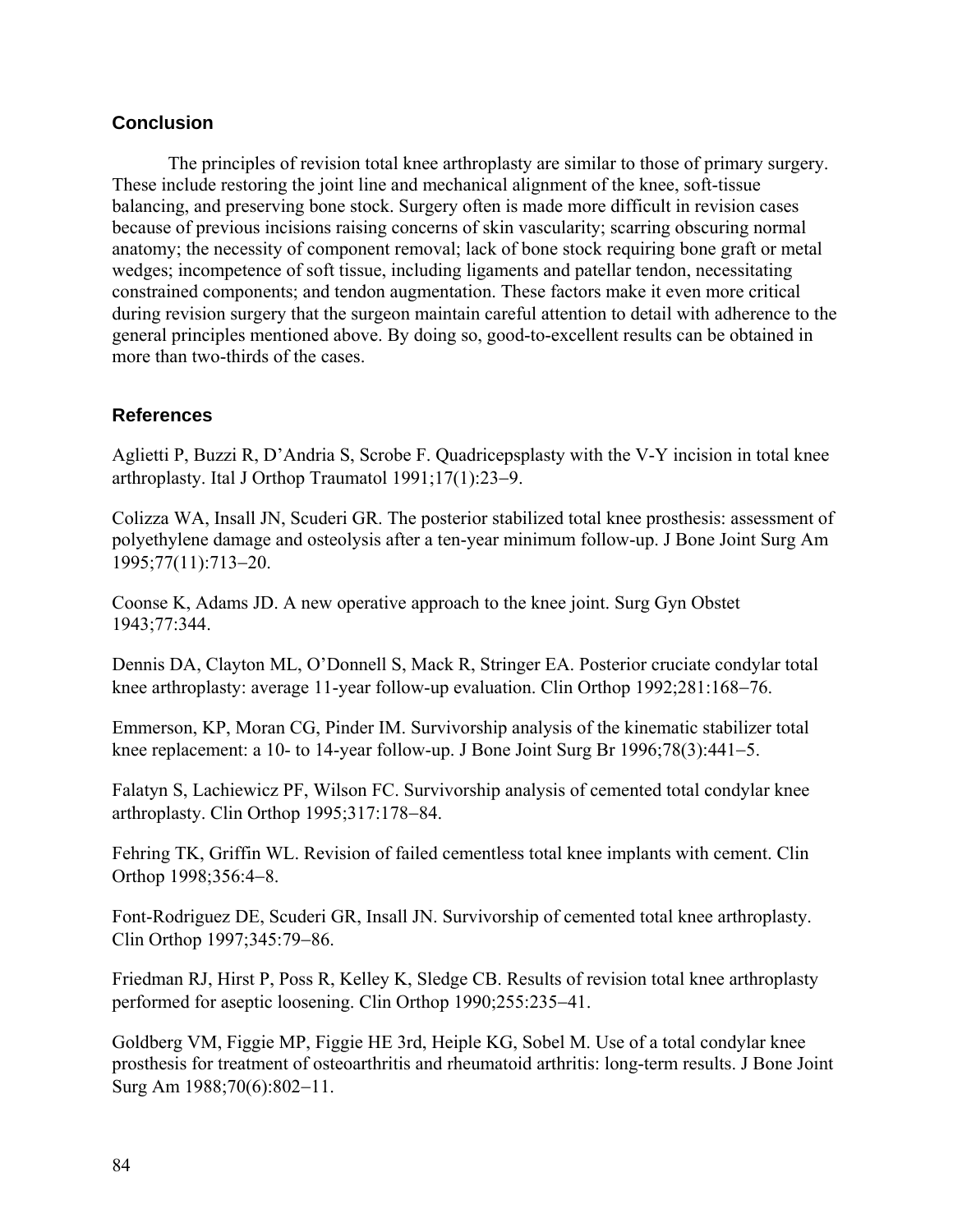## Conclusion

The principles of revision total knee arthroplasty are similar to those of primary surgery. These include restoring the joint line and mechanical alignment of the knee, soft-tissue balancing, and preserving bone stock. Surgery often is made more difficult in revision cases because of previous incisions raising concerns of skin vascularity; scarring obscuring normal anatomy; the necessity of component removal; lack of bone stock requiring bone graft or metal wedges; incompetence of soft tissue, including ligaments and patellar tendon, necessitating constrained components; and tendon augmentation. These factors make it even more critical during revision surgery that the surgeon maintain careful attention to detail with adherence to the general principles mentioned above. By doing so, good-to-excellent results can be obtained in more than two-thirds of the cases.

## References

Aglietti P, Buzzi R, D'Andria S, Scrobe F. Quadricepsplasty with the V-Y incision in total knee arthroplasty. Ital J Orthop Traumatol 1991;17(1):23–9.

Colizza WA, Insall JN, Scuderi GR. The posterior stabilized total knee prosthesis: assessment of polyethylene damage and osteolysis after a ten-year minimum follow-up. J Bone Joint Surg Am 1995;77(11):713–20.

Coonse K, Adams JD. A new operative approach to the knee joint. Surg Gyn Obstet 1943;77:344.

Dennis DA, Clayton ML, O'Donnell S, Mack R, Stringer EA. Posterior cruciate condylar total knee arthroplasty: average 11-year follow-up evaluation. Clin Orthop 1992;281:168–76.

Emmerson, KP, Moran CG, Pinder IM. Survivorship analysis of the kinematic stabilizer total knee replacement: a 10- to 14-year follow-up. J Bone Joint Surg Br 1996;78(3):441–5.

Falatyn S, Lachiewicz PF, Wilson FC. Survivorship analysis of cemented total condylar knee arthroplasty. Clin Orthop 1995;317:178–84.

Fehring TK, Griffin WL. Revision of failed cementless total knee implants with cement. Clin Orthop 1998;356:4–8.

Font-Rodriguez DE, Scuderi GR, Insall JN. Survivorship of cemented total knee arthroplasty. Clin Orthop 1997;345:79–86.

Friedman RJ, Hirst P, Poss R, Kelley K, Sledge CB. Results of revision total knee arthroplasty performed for aseptic loosening. Clin Orthop 1990;255:235–41.

Goldberg VM, Figgie MP, Figgie HE 3rd, Heiple KG, Sobel M. Use of a total condylar knee prosthesis for treatment of osteoarthritis and rheumatoid arthritis: long-term results. J Bone Joint Surg Am 1988;70(6):802–11.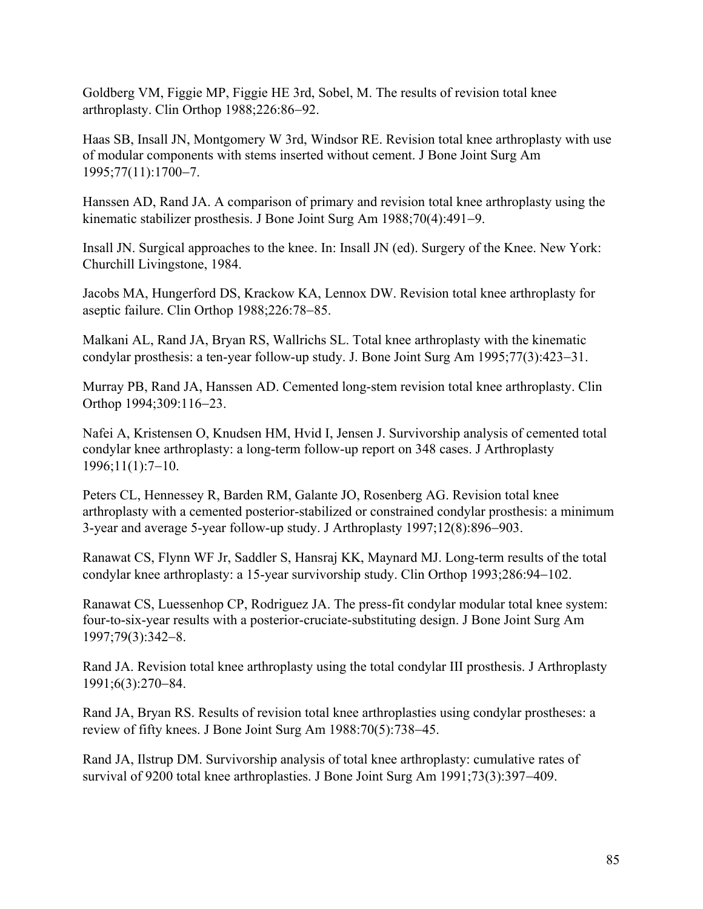Goldberg VM, Figgie MP, Figgie HE 3rd, Sobel, M. The results of revision total knee arthroplasty. Clin Orthop 1988;226:86−92.

Haas SB, Insall JN, Montgomery W 3rd, Windsor RE. Revision total knee arthroplasty with use of modular components with stems inserted without cement. J Bone Joint Surg Am 1995;77(11):1700−7.

Hanssen AD, Rand JA. A comparison of primary and revision total knee arthroplasty using the kinematic stabilizer prosthesis. J Bone Joint Surg Am 1988;70(4):491−9.

Insall JN. Surgical approaches to the knee. In: Insall JN (ed). Surgery of the Knee. New York: Churchill Livingstone, 1984.

Jacobs MA, Hungerford DS, Krackow KA, Lennox DW. Revision total knee arthroplasty for aseptic failure. Clin Orthop 1988;226:78−85.

Malkani AL, Rand JA, Bryan RS, Wallrichs SL. Total knee arthroplasty with the kinematic condylar prosthesis: a ten-year follow-up study. J. Bone Joint Surg Am 1995;77(3):423−31.

Murray PB, Rand JA, Hanssen AD. Cemented long-stem revision total knee arthroplasty. Clin Orthop 1994;309:116−23.

Nafei A, Kristensen O, Knudsen HM, Hvid I, Jensen J. Survivorship analysis of cemented total condylar knee arthroplasty: a long-term follow-up report on 348 cases. J Arthroplasty 1996;11(1):7−10.

Peters CL, Hennessey R, Barden RM, Galante JO, Rosenberg AG. Revision total knee arthroplasty with a cemented posterior-stabilized or constrained condylar prosthesis: a minimum 3-year and average 5-year follow-up study. J Arthroplasty 1997;12(8):896−903.

Ranawat CS, Flynn WF Jr, Saddler S, Hansraj KK, Maynard MJ. Long-term results of the total condylar knee arthroplasty: a 15-year survivorship study. Clin Orthop 1993;286:94−102.

Ranawat CS, Luessenhop CP, Rodriguez JA. The press-fit condylar modular total knee system: four-to-six-year results with a posterior-cruciate-substituting design. J Bone Joint Surg Am 1997;79(3):342−8.

Rand JA. Revision total knee arthroplasty using the total condylar III prosthesis. J Arthroplasty 1991;6(3):270−84.

Rand JA, Bryan RS. Results of revision total knee arthroplasties using condylar prostheses: a review of fifty knees. J Bone Joint Surg Am 1988:70(5):738−45.

Rand JA, Ilstrup DM. Survivorship analysis of total knee arthroplasty: cumulative rates of survival of 9200 total knee arthroplasties. J Bone Joint Surg Am 1991;73(3):397−409.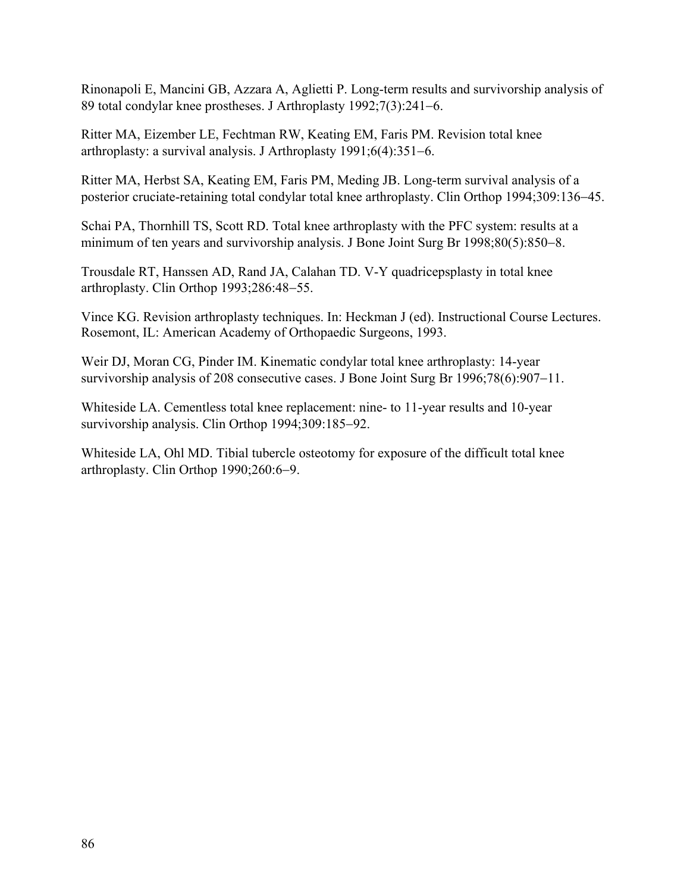Rinonapoli E, Mancini GB, Azzara A, Aglietti P. Long-term results and survivorship analysis of 89 total condylar knee prostheses. J Arthroplasty 1992;7(3):241−6.

Ritter MA, Eizember LE, Fechtman RW, Keating EM, Faris PM. Revision total knee arthroplasty: a survival analysis. J Arthroplasty 1991;6(4):351−6.

Ritter MA, Herbst SA, Keating EM, Faris PM, Meding JB. Long-term survival analysis of a posterior cruciate-retaining total condylar total knee arthroplasty. Clin Orthop 1994;309:136−45.

Schai PA, Thornhill TS, Scott RD. Total knee arthroplasty with the PFC system: results at a minimum of ten years and survivorship analysis. J Bone Joint Surg Br 1998;80(5):850−8.

Trousdale RT, Hanssen AD, Rand JA, Calahan TD. V-Y quadricepsplasty in total knee arthroplasty. Clin Orthop 1993;286:48−55.

Vince KG. Revision arthroplasty techniques. In: Heckman J (ed). Instructional Course Lectures. Rosemont, IL: American Academy of Orthopaedic Surgeons, 1993.

Weir DJ, Moran CG, Pinder IM. Kinematic condylar total knee arthroplasty: 14-year survivorship analysis of 208 consecutive cases. J Bone Joint Surg Br 1996;78(6):907−11.

Whiteside LA. Cementless total knee replacement: nine- to 11-year results and 10-year survivorship analysis. Clin Orthop 1994;309:185−92.

Whiteside LA, Ohl MD. Tibial tubercle osteotomy for exposure of the difficult total knee arthroplasty. Clin Orthop 1990;260:6−9.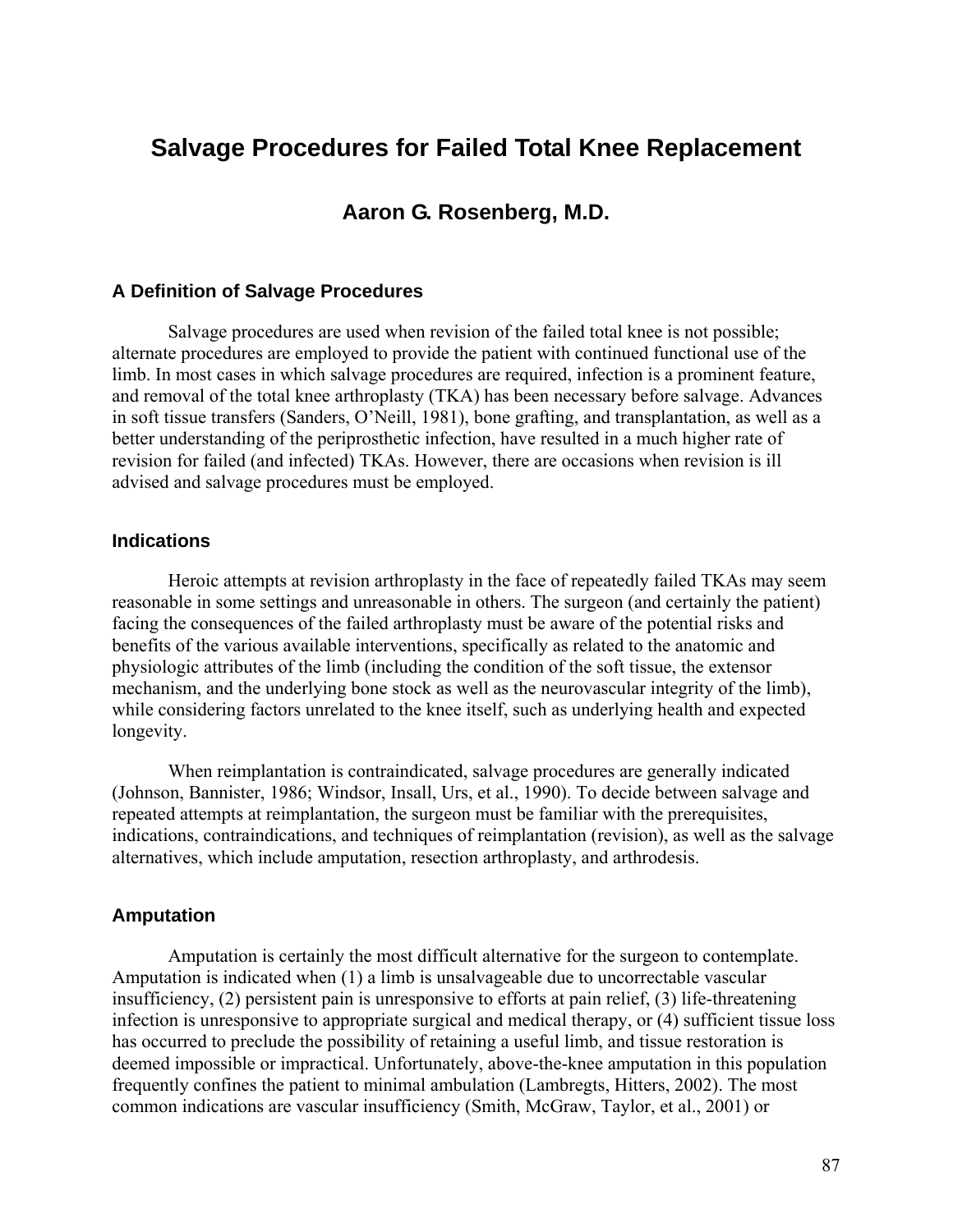# Salvage Procedures for Failed Total Knee Replacement

## Aaron G. Rosenberg, M.D.

### A Definition of Salvage Procedures

Salvage procedures are used when revision of the failed total knee is not possible; alternate procedures are employed to provide the patient with continued functional use of the limb. In most cases in which salvage procedures are required, infection is a prominent feature, and removal of the total knee arthroplasty (TKA) has been necessary before salvage. Advances in soft tissue transfers (Sanders, O'Neill, 1981), bone grafting, and transplantation, as well as a better understanding of the periprosthetic infection, have resulted in a much higher rate of revision for failed (and infected) TKAs. However, there are occasions when revision is ill advised and salvage procedures must be employed.

### Indications

Heroic attempts at revision arthroplasty in the face of repeatedly failed TKAs may seem reasonable in some settings and unreasonable in others. The surgeon (and certainly the patient) facing the consequences of the failed arthroplasty must be aware of the potential risks and benefits of the various available interventions, specifically as related to the anatomic and physiologic attributes of the limb (including the condition of the soft tissue, the extensor mechanism, and the underlying bone stock as well as the neurovascular integrity of the limb), while considering factors unrelated to the knee itself, such as underlying health and expected longevity.

When reimplantation is contraindicated, salvage procedures are generally indicated (Johnson, Bannister, 1986; Windsor, Insall, Urs, et al., 1990). To decide between salvage and repeated attempts at reimplantation, the surgeon must be familiar with the prerequisites, indications, contraindications, and techniques of reimplantation (revision), as well as the salvage alternatives, which include amputation, resection arthroplasty, and arthrodesis.

### Amputation

Amputation is certainly the most difficult alternative for the surgeon to contemplate. Amputation is indicated when (1) a limb is unsalvageable due to uncorrectable vascular insufficiency, (2) persistent pain is unresponsive to efforts at pain relief, (3) life-threatening infection is unresponsive to appropriate surgical and medical therapy, or (4) sufficient tissue loss has occurred to preclude the possibility of retaining a useful limb, and tissue restoration is deemed impossible or impractical. Unfortunately, above-the-knee amputation in this population frequently confines the patient to minimal ambulation (Lambregts, Hitters, 2002). The most common indications are vascular insufficiency (Smith, McGraw, Taylor, et al., 2001) or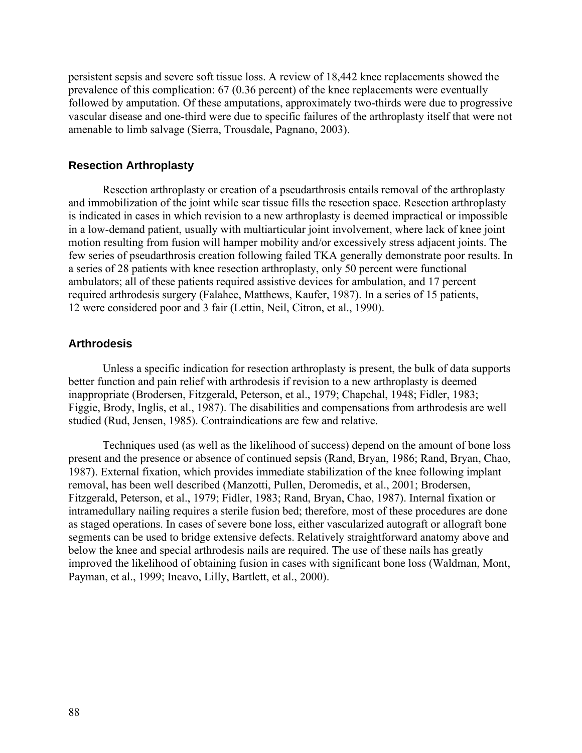persistent sepsis and severe soft tissue loss. A review of 18,442 knee replacements showed the prevalence of this complication: 67 (0.36 percent) of the knee replacements were eventually followed by amputation. Of these amputations, approximately two-thirds were due to progressive vascular disease and one-third were due to specific failures of the arthroplasty itself that were not amenable to limb salvage (Sierra, Trousdale, Pagnano, 2003).

### Resection Arthroplasty

Resection arthroplasty or creation of a pseudarthrosis entails removal of the arthroplasty and immobilization of the joint while scar tissue fills the resection space. Resection arthroplasty is indicated in cases in which revision to a new arthroplasty is deemed impractical or impossible in a low-demand patient, usually with multiarticular joint involvement, where lack of knee joint motion resulting from fusion will hamper mobility and/or excessively stress adjacent joints. The few series of pseudarthrosis creation following failed TKA generally demonstrate poor results. In a series of 28 patients with knee resection arthroplasty, only 50 percent were functional ambulators; all of these patients required assistive devices for ambulation, and 17 percent required arthrodesis surgery (Falahee, Matthews, Kaufer, 1987). In a series of 15 patients, 12 were considered poor and 3 fair (Lettin, Neil, Citron, et al., 1990).

### Arthrodesis

Unless a specific indication for resection arthroplasty is present, the bulk of data supports better function and pain relief with arthrodesis if revision to a new arthroplasty is deemed inappropriate (Brodersen, Fitzgerald, Peterson, et al., 1979; Chapchal, 1948; Fidler, 1983; Figgie, Brody, Inglis, et al., 1987). The disabilities and compensations from arthrodesis are well studied (Rud, Jensen, 1985). Contraindications are few and relative.

Techniques used (as well as the likelihood of success) depend on the amount of bone loss present and the presence or absence of continued sepsis (Rand, Bryan, 1986; Rand, Bryan, Chao, 1987). External fixation, which provides immediate stabilization of the knee following implant removal, has been well described (Manzotti, Pullen, Deromedis, et al., 2001; Brodersen, Fitzgerald, Peterson, et al., 1979; Fidler, 1983; Rand, Bryan, Chao, 1987). Internal fixation or intramedullary nailing requires a sterile fusion bed; therefore, most of these procedures are done as staged operations. In cases of severe bone loss, either vascularized autograft or allograft bone segments can be used to bridge extensive defects. Relatively straightforward anatomy above and below the knee and special arthrodesis nails are required. The use of these nails has greatly improved the likelihood of obtaining fusion in cases with significant bone loss (Waldman, Mont, Payman, et al., 1999; Incavo, Lilly, Bartlett, et al., 2000).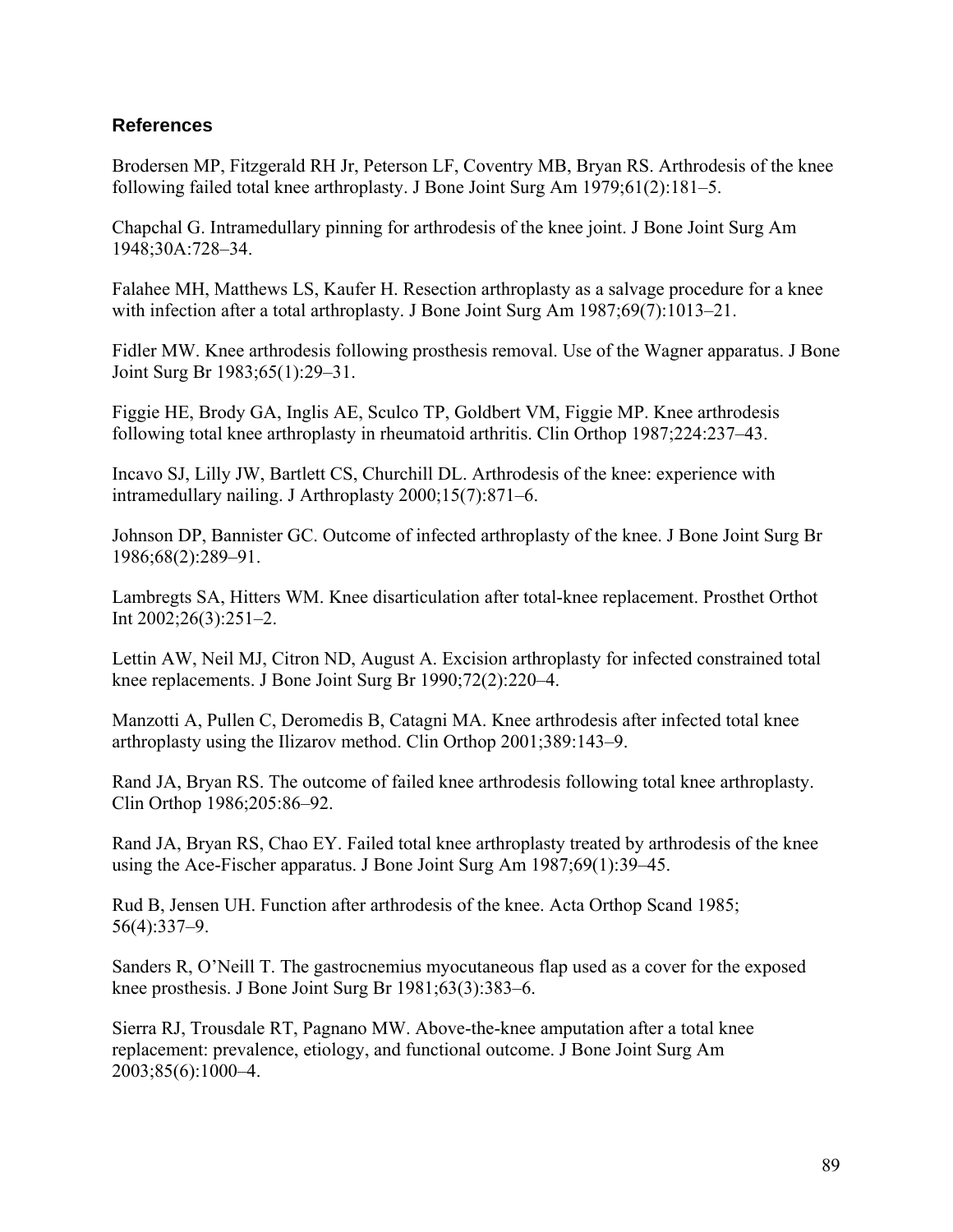## References

Brodersen MP, Fitzgerald RH Jr, Peterson LF, Coventry MB, Bryan RS. Arthrodesis of the knee following failed total knee arthroplasty. J Bone Joint Surg Am 1979;61(2):181–5.

Chapchal G. Intramedullary pinning for arthrodesis of the knee joint. J Bone Joint Surg Am 1948;30A:728–34.

Falahee MH, Matthews LS, Kaufer H. Resection arthroplasty as a salvage procedure for a knee with infection after a total arthroplasty. J Bone Joint Surg Am 1987;69(7):1013–21.

Fidler MW. Knee arthrodesis following prosthesis removal. Use of the Wagner apparatus. J Bone Joint Surg Br 1983;65(1):29–31.

Figgie HE, Brody GA, Inglis AE, Sculco TP, Goldbert VM, Figgie MP. Knee arthrodesis following total knee arthroplasty in rheumatoid arthritis. Clin Orthop 1987;224:237–43.

Incavo SJ, Lilly JW, Bartlett CS, Churchill DL. Arthrodesis of the knee: experience with intramedullary nailing. J Arthroplasty 2000;15(7):871–6.

Johnson DP, Bannister GC. Outcome of infected arthroplasty of the knee. J Bone Joint Surg Br 1986;68(2):289–91.

Lambregts SA, Hitters WM. Knee disarticulation after total-knee replacement. Prosthet Orthot Int 2002;26(3):251–2.

Lettin AW, Neil MJ, Citron ND, August A. Excision arthroplasty for infected constrained total knee replacements. J Bone Joint Surg Br 1990;72(2):220–4.

Manzotti A, Pullen C, Deromedis B, Catagni MA. Knee arthrodesis after infected total knee arthroplasty using the Ilizarov method. Clin Orthop 2001;389:143–9.

Rand JA, Bryan RS. The outcome of failed knee arthrodesis following total knee arthroplasty. Clin Orthop 1986;205:86–92.

Rand JA, Bryan RS, Chao EY. Failed total knee arthroplasty treated by arthrodesis of the knee using the Ace-Fischer apparatus. J Bone Joint Surg Am 1987;69(1):39–45.

Rud B, Jensen UH. Function after arthrodesis of the knee. Acta Orthop Scand 1985; 56(4):337–9.

Sanders R, O'Neill T. The gastrocnemius myocutaneous flap used as a cover for the exposed knee prosthesis. J Bone Joint Surg Br 1981;63(3):383–6.

Sierra RJ, Trousdale RT, Pagnano MW. Above-the-knee amputation after a total knee replacement: prevalence, etiology, and functional outcome. J Bone Joint Surg Am 2003;85(6):1000–4.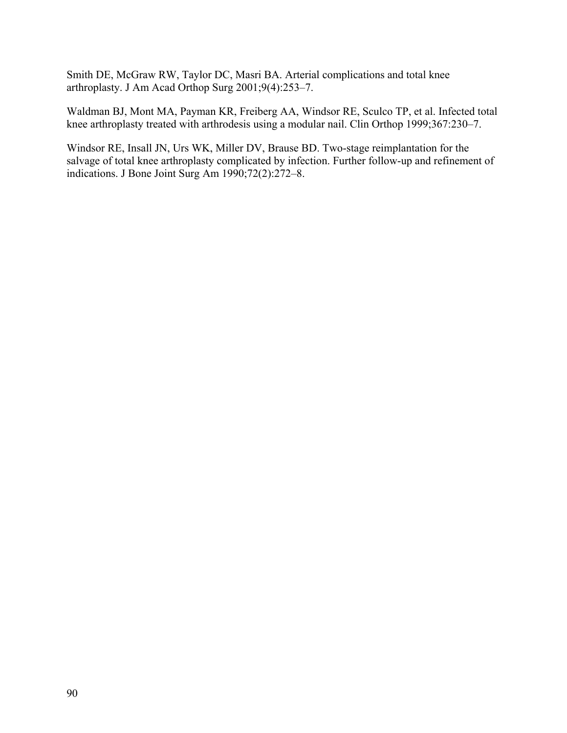Smith DE, McGraw RW, Taylor DC, Masri BA. Arterial complications and total knee arthroplasty. J Am Acad Orthop Surg 2001;9(4):253–7.

Waldman BJ, Mont MA, Payman KR, Freiberg AA, Windsor RE, Sculco TP, et al. Infected total knee arthroplasty treated with arthrodesis using a modular nail. Clin Orthop 1999;367:230–7.

Windsor RE, Insall JN, Urs WK, Miller DV, Brause BD. Two-stage reimplantation for the salvage of total knee arthroplasty complicated by infection. Further follow-up and refinement of indications. J Bone Joint Surg Am 1990;72(2):272–8.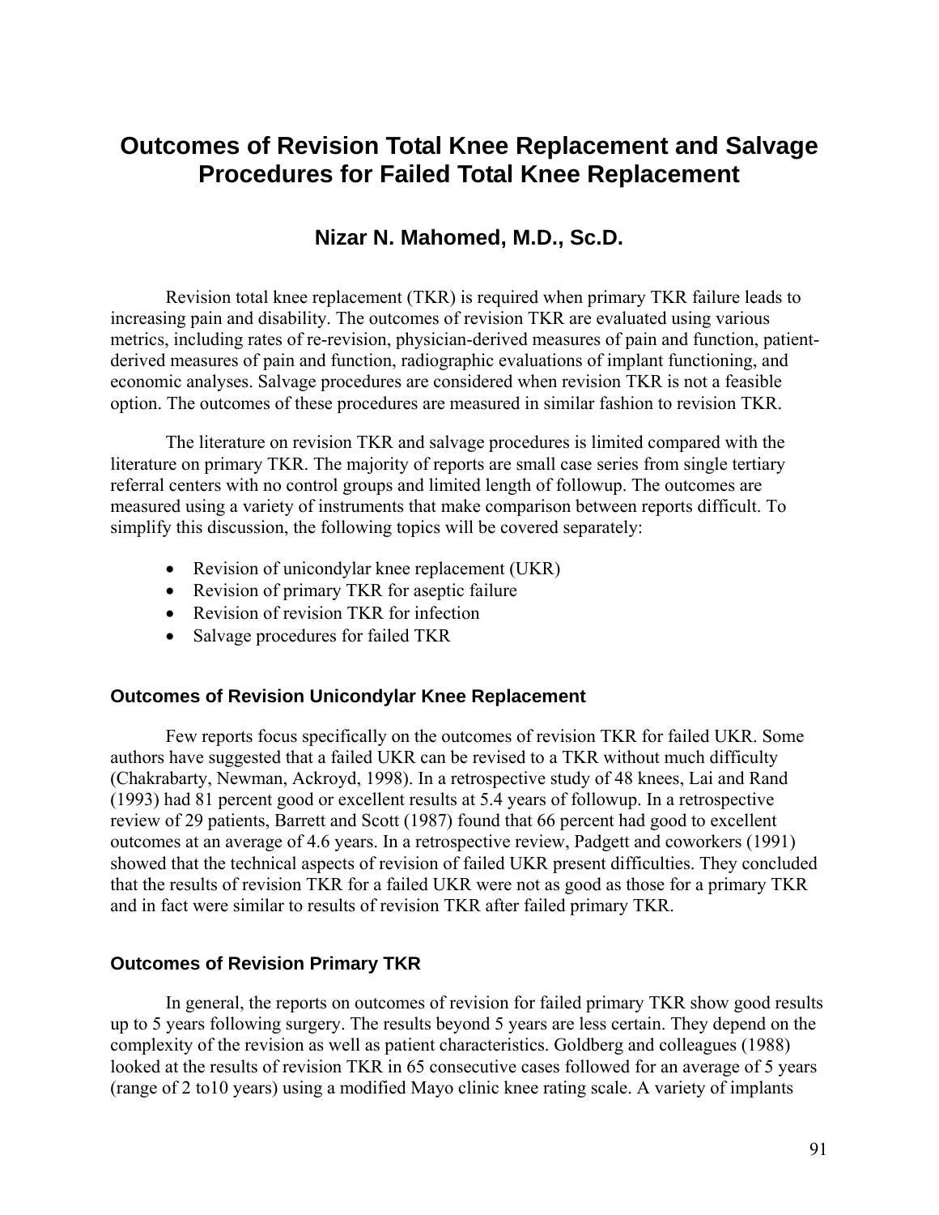# Outcomes of Revision Total Knee Replacement and Salvage Procedures for Failed Total Knee Replacement

## Nizar N. Mahomed, M.D., Sc.D.

Revision total knee replacement (TKR) is required when primary TKR failure leads to increasing pain and disability. The outcomes of revision TKR are evaluated using various metrics, including rates of re-revision, physician-derived measures of pain and function, patient-derived measures of pain and function, radiographic evaluations of implant functioning, and economic analyses. Salvage procedures are considered when revision TKR is not a feasible option. The outcomes of these procedures are measured in similar fashion to revision TKR.

The literature on revision TKR and salvage procedures is limited compared with the literature on primary TKR. The majority of reports are small case series from single tertiary referral centers with no control groups and limited length of followup. The outcomes are measured using a variety of instruments that make comparison between reports difficult. To simplify this discussion, the following topics will be covered separately:

- Revision of unicondylar knee replacement (UKR)
- Revision of primary TKR for aseptic failure
- Revision of revision TKR for infection
- Salvage procedures for failed TKR

### Outcomes of Revision Unicondylar Knee Replacement

Few reports focus specifically on the outcomes of revision TKR for failed UKR. Some authors have suggested that a failed UKR can be revised to a TKR without much difficulty (Chakrabarty, Newman, Ackroyd, 1998). In a retrospective study of 48 knees, Lai and Rand (1993) had 81 percent good or excellent results at 5.4 years of followup. In a retrospective review of 29 patients, Barrett and Scott (1987) found that 66 percent had good to excellent outcomes at an average of 4.6 years. In a retrospective review, Padgett and coworkers (1991) showed that the technical aspects of revision of failed UKR present difficulties. They concluded that the results of revision TKR for a failed UKR were not as good as those for a primary TKR and in fact were similar to results of revision TKR after failed primary TKR.

### Outcomes of Revision Primary TKR

In general, the reports on outcomes of revision for failed primary TKR show good results up to 5 years following surgery. The results beyond 5 years are less certain. They depend on the complexity of the revision as well as patient characteristics. Goldberg and colleagues (1988) looked at the results of revision TKR in 65 consecutive cases followed for an average of 5 years (range of 2 to10 years) using a modified Mayo clinic knee rating scale. A variety of implants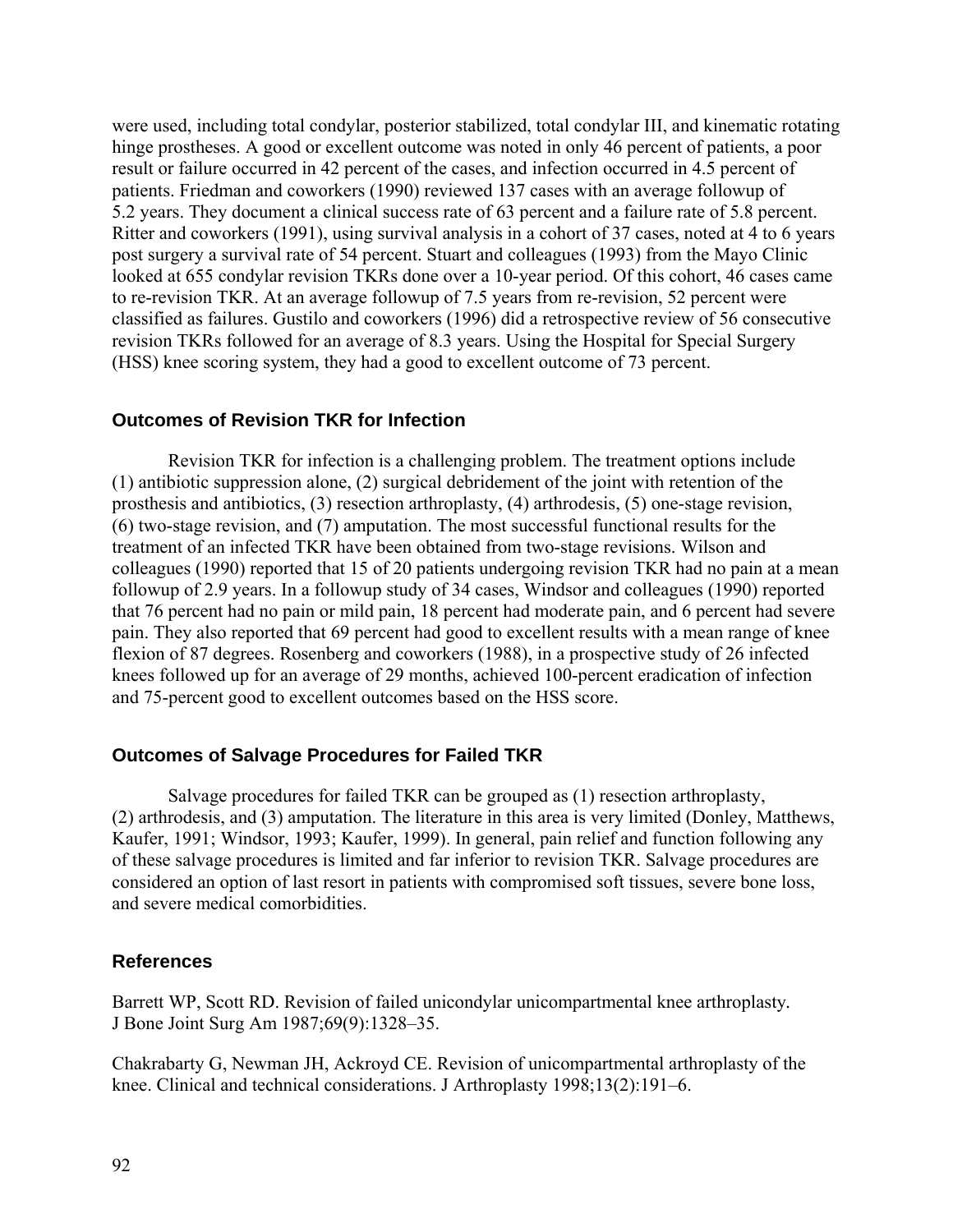were used, including total condylar, posterior stabilized, total condylar III, and kinematic rotating hinge prostheses. A good or excellent outcome was noted in only 46 percent of patients, a poor result or failure occurred in 42 percent of the cases, and infection occurred in 4.5 percent of patients. Friedman and coworkers (1990) reviewed 137 cases with an average followup of 5.2 years. They document a clinical success rate of 63 percent and a failure rate of 5.8 percent. Ritter and coworkers (1991), using survival analysis in a cohort of 37 cases, noted at 4 to 6 years post surgery a survival rate of 54 percent. Stuart and colleagues (1993) from the Mayo Clinic looked at 655 condylar revision TKRs done over a 10-year period. Of this cohort, 46 cases came to re-revision TKR. At an average followup of 7.5 years from re-revision, 52 percent were classified as failures. Gustilo and coworkers (1996) did a retrospective review of 56 consecutive revision TKRs followed for an average of 8.3 years. Using the Hospital for Special Surgery (HSS) knee scoring system, they had a good to excellent outcome of 73 percent.

### Outcomes of Revision TKR for Infection

Revision TKR for infection is a challenging problem. The treatment options include (1) antibiotic suppression alone, (2) surgical debridement of the joint with retention of the prosthesis and antibiotics, (3) resection arthroplasty, (4) arthrodesis, (5) one-stage revision, (6) two-stage revision, and (7) amputation. The most successful functional results for the treatment of an infected TKR have been obtained from two-stage revisions. Wilson and colleagues (1990) reported that 15 of 20 patients undergoing revision TKR had no pain at a mean followup of 2.9 years. In a followup study of 34 cases, Windsor and colleagues (1990) reported that 76 percent had no pain or mild pain, 18 percent had moderate pain, and 6 percent had severe pain. They also reported that 69 percent had good to excellent results with a mean range of knee flexion of 87 degrees. Rosenberg and coworkers (1988), in a prospective study of 26 infected knees followed up for an average of 29 months, achieved 100-percent eradication of infection and 75-percent good to excellent outcomes based on the HSS score.

### Outcomes of Salvage Procedures for Failed TKR

Salvage procedures for failed TKR can be grouped as (1) resection arthroplasty, (2) arthrodesis, and (3) amputation. The literature in this area is very limited (Donley, Matthews, Kaufer, 1991; Windsor, 1993; Kaufer, 1999). In general, pain relief and function following any of these salvage procedures is limited and far inferior to revision TKR. Salvage procedures are considered an option of last resort in patients with compromised soft tissues, severe bone loss, and severe medical comorbidities.

### References

Barrett WP, Scott RD. Revision of failed unicondylar unicompartmental knee arthroplasty. J Bone Joint Surg Am 1987;69(9):1328–35.

Chakrabarty G, Newman JH, Ackroyd CE. Revision of unicompartmental arthroplasty of the knee. Clinical and technical considerations. J Arthroplasty 1998;13(2):191–6.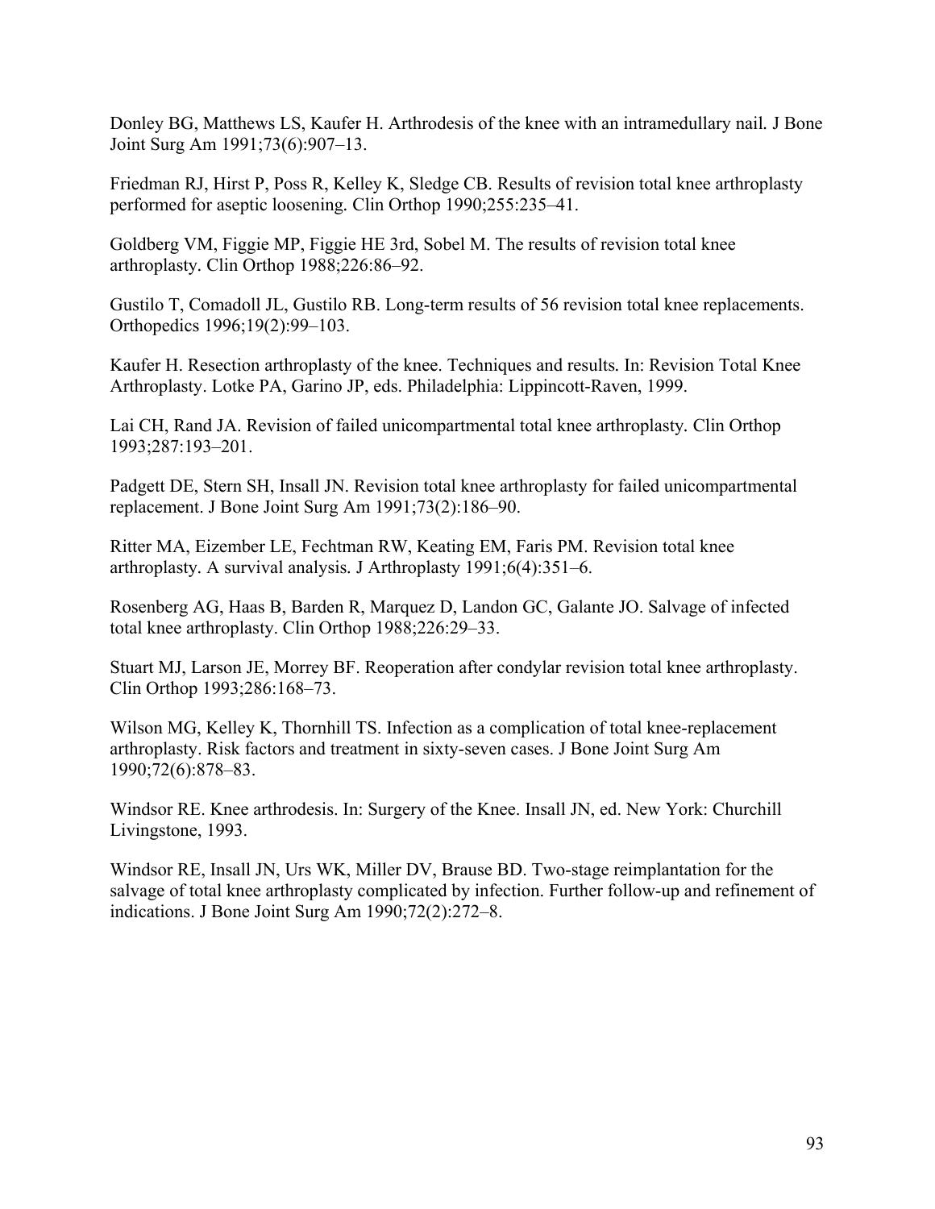Donley BG, Matthews LS, Kaufer H. Arthrodesis of the knee with an intramedullary nail. J Bone Joint Surg Am 1991;73(6):907–13.

Friedman RJ, Hirst P, Poss R, Kelley K, Sledge CB. Results of revision total knee arthroplasty performed for aseptic loosening. Clin Orthop 1990;255:235–41.

Goldberg VM, Figgie MP, Figgie HE 3rd, Sobel M. The results of revision total knee arthroplasty. Clin Orthop 1988;226:86–92.

Gustilo T, Comadoll JL, Gustilo RB. Long-term results of 56 revision total knee replacements. Orthopedics 1996;19(2):99–103.

Kaufer H. Resection arthroplasty of the knee. Techniques and results. In: Revision Total Knee Arthroplasty. Lotke PA, Garino JP, eds. Philadelphia: Lippincott-Raven, 1999.

Lai CH, Rand JA. Revision of failed unicompartmental total knee arthroplasty. Clin Orthop 1993;287:193–201.

Padgett DE, Stern SH, Insall JN. Revision total knee arthroplasty for failed unicompartmental replacement. J Bone Joint Surg Am 1991;73(2):186–90.

Ritter MA, Eizember LE, Fechtman RW, Keating EM, Faris PM. Revision total knee arthroplasty. A survival analysis. J Arthroplasty 1991;6(4):351–6.

Rosenberg AG, Haas B, Barden R, Marquez D, Landon GC, Galante JO. Salvage of infected total knee arthroplasty. Clin Orthop 1988;226:29–33.

Stuart MJ, Larson JE, Morrey BF. Reoperation after condylar revision total knee arthroplasty. Clin Orthop 1993;286:168–73.

Wilson MG, Kelley K, Thornhill TS. Infection as a complication of total knee-replacement arthroplasty. Risk factors and treatment in sixty-seven cases. J Bone Joint Surg Am 1990;72(6):878–83.

Windsor RE. Knee arthrodesis. In: Surgery of the Knee. Insall JN, ed. New York: Churchill Livingstone, 1993.

Windsor RE, Insall JN, Urs WK, Miller DV, Brause BD. Two-stage reimplantation for the salvage of total knee arthroplasty complicated by infection. Further follow-up and refinement of indications. J Bone Joint Surg Am 1990;72(2):272–8.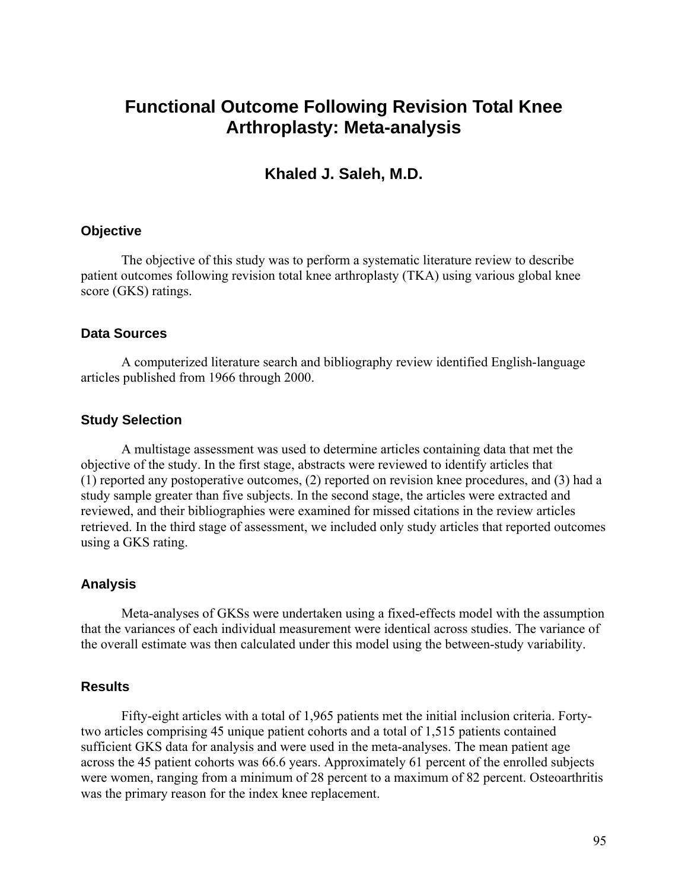# Functional Outcome Following Revision Total Knee Arthroplasty: Meta-analysis

### Khaled J. Saleh, M.D.

## Objective

The objective of this study was to perform a systematic literature review to describe patient outcomes following revision total knee arthroplasty (TKA) using various global knee score (GKS) ratings.

## Data Sources

A computerized literature search and bibliography review identified English-language articles published from 1966 through 2000.

## Study Selection

A multistage assessment was used to determine articles containing data that met the objective of the study. In the first stage, abstracts were reviewed to identify articles that (1) reported any postoperative outcomes, (2) reported on revision knee procedures, and (3) had a study sample greater than five subjects. In the second stage, the articles were extracted and reviewed, and their bibliographies were examined for missed citations in the review articles retrieved. In the third stage of assessment, we included only study articles that reported outcomes using a GKS rating.

## Analysis

Meta-analyses of GKSs were undertaken using a fixed-effects model with the assumption that the variances of each individual measurement were identical across studies. The variance of the overall estimate was then calculated under this model using the between-study variability.

## Results

Fifty-eight articles with a total of 1,965 patients met the initial inclusion criteria. Forty-two articles comprising 45 unique patient cohorts and a total of 1,515 patients contained sufficient GKS data for analysis and were used in the meta-analyses. The mean patient age across the 45 patient cohorts was 66.6 years. Approximately 61 percent of the enrolled subjects were women, ranging from a minimum of 28 percent to a maximum of 82 percent. Osteoarthritis was the primary reason for the index knee replacement.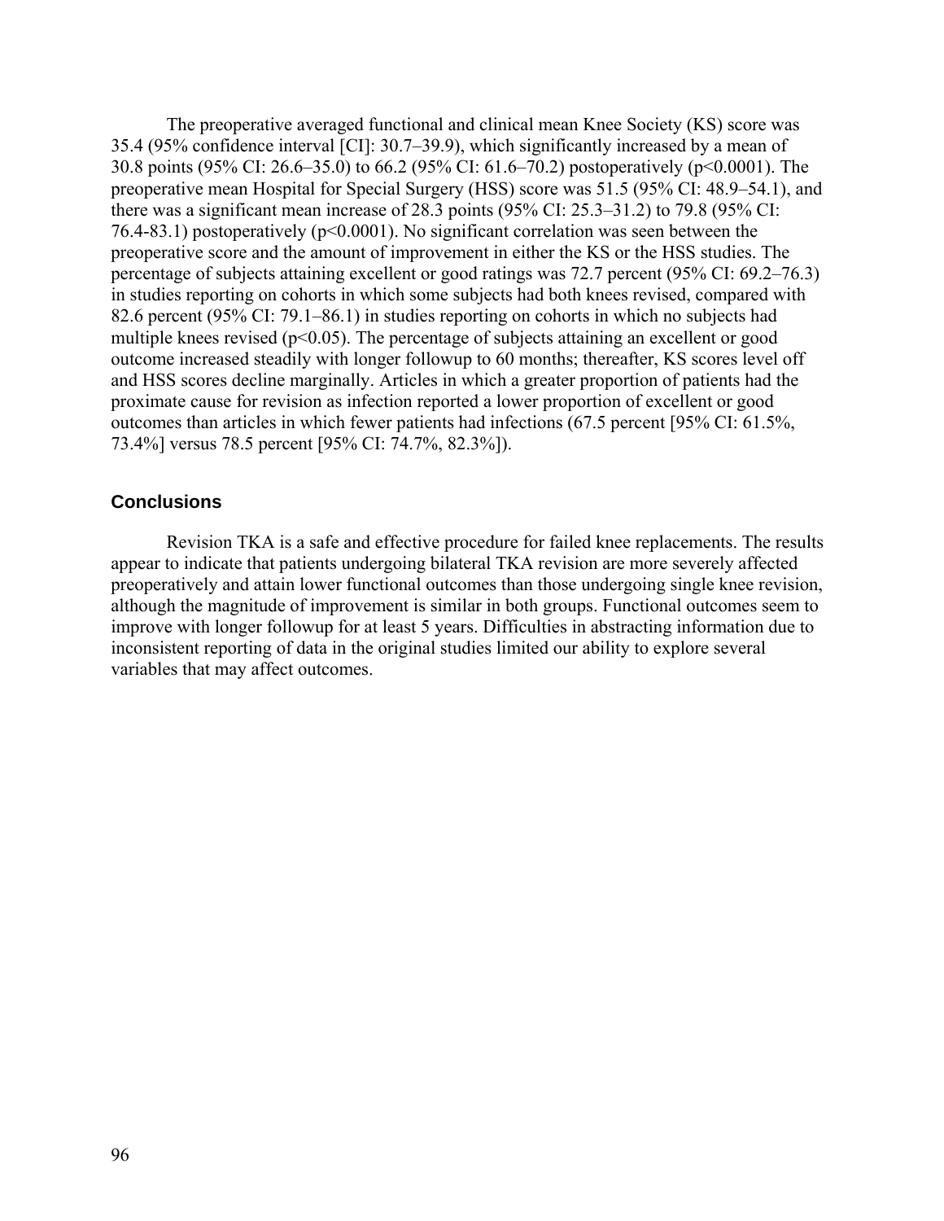The preoperative averaged functional and clinical mean Knee Society (KS) score was 35.4 (95% confidence interval [CI]: 30.7–39.9), which significantly increased by a mean of 30.8 points (95% CI: 26.6–35.0) to 66.2 (95% CI: 61.6–70.2) postoperatively ($p<0.0001$). The preoperative mean Hospital for Special Surgery (HSS) score was 51.5 (95% CI: 48.9–54.1), and there was a significant mean increase of 28.3 points (95% CI: 25.3–31.2) to 79.8 (95% CI: 76.4-83.1) postoperatively ($p<0.0001$). No significant correlation was seen between the preoperative score and the amount of improvement in either the KS or the HSS studies. The percentage of subjects attaining excellent or good ratings was 72.7 percent (95% CI: 69.2–76.3) in studies reporting on cohorts in which some subjects had both knees revised, compared with 82.6 percent (95% CI: 79.1–86.1) in studies reporting on cohorts in which no subjects had multiple knees revised ($p<0.05$). The percentage of subjects attaining an excellent or good outcome increased steadily with longer followup to 60 months; thereafter, KS scores level off and HSS scores decline marginally. Articles in which a greater proportion of patients had the proximate cause for revision as infection reported a lower proportion of excellent or good outcomes than articles in which fewer patients had infections (67.5 percent [95% CI: 61.5%, 73.4%] versus 78.5 percent [95% CI: 74.7%, 82.3%]).

## Conclusions

Revision TKA is a safe and effective procedure for failed knee replacements. The results appear to indicate that patients undergoing bilateral TKA revision are more severely affected preoperatively and attain lower functional outcomes than those undergoing single knee revision, although the magnitude of improvement is similar in both groups. Functional outcomes seem to improve with longer followup for at least 5 years. Difficulties in abstracting information due to inconsistent reporting of data in the original studies limited our ability to explore several variables that may affect outcomes.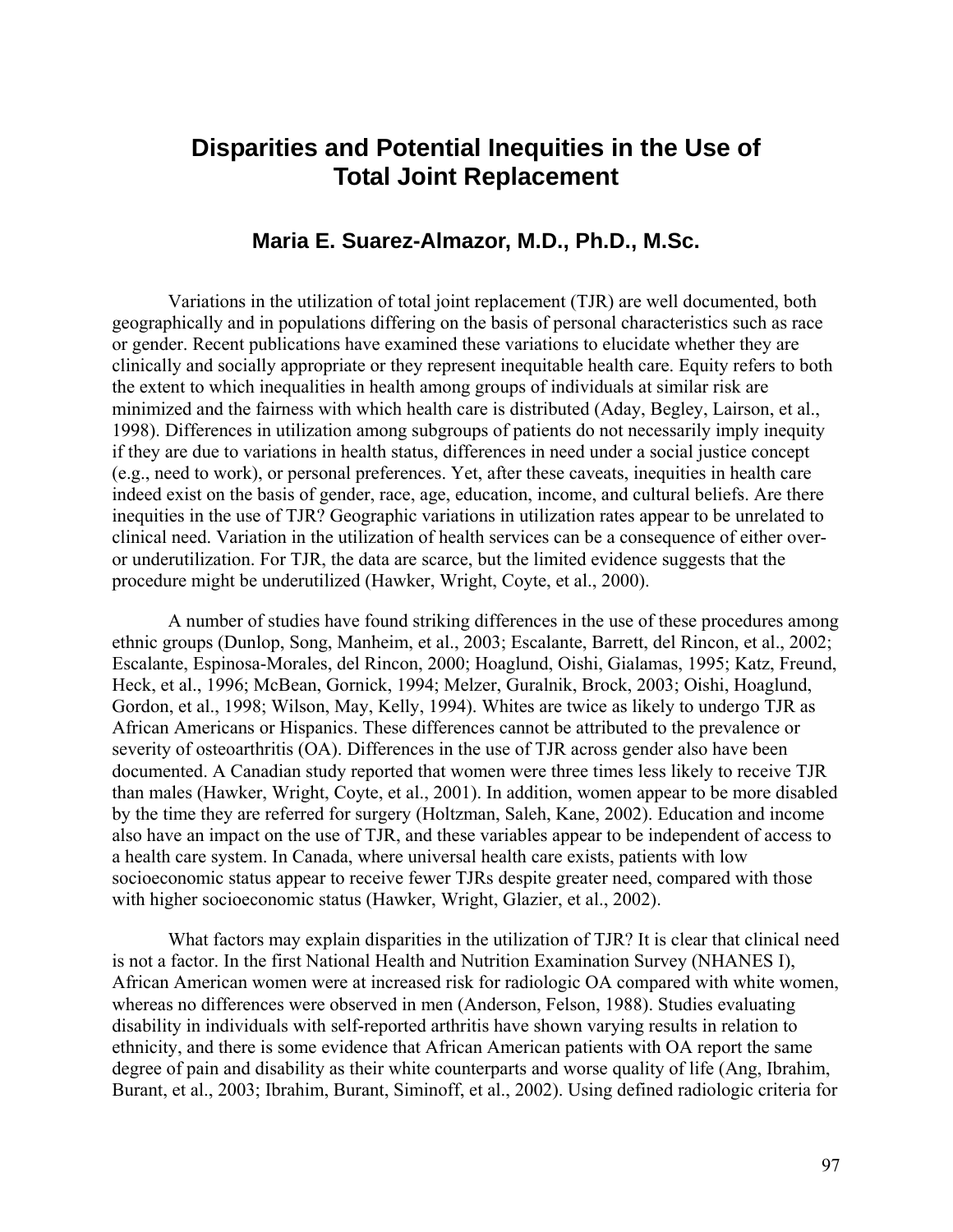# Disparities and Potential Inequities in the Use of Total Joint Replacement

### Maria E. Suarez-Almazor, M.D., Ph.D., M.Sc.

Variations in the utilization of total joint replacement (TJR) are well documented, both geographically and in populations differing on the basis of personal characteristics such as race or gender. Recent publications have examined these variations to elucidate whether they are clinically and socially appropriate or they represent inequitable health care. Equity refers to both the extent to which inequalities in health among groups of individuals at similar risk are minimized and the fairness with which health care is distributed (Aday, Begley, Lairson, et al., 1998). Differences in utilization among subgroups of patients do not necessarily imply inequity if they are due to variations in health status, differences in need under a social justice concept (e.g., need to work), or personal preferences. Yet, after these caveats, inequities in health care indeed exist on the basis of gender, race, age, education, income, and cultural beliefs. Are there inequities in the use of TJR? Geographic variations in utilization rates appear to be unrelated to clinical need. Variation in the utilization of health services can be a consequence of either over- or underutilization. For TJR, the data are scarce, but the limited evidence suggests that the procedure might be underutilized (Hawker, Wright, Coyte, et al., 2000).

A number of studies have found striking differences in the use of these procedures among ethnic groups (Dunlop, Song, Manheim, et al., 2003; Escalante, Barrett, del Rincon, et al., 2002; Escalante, Espinosa-Morales, del Rincon, 2000; Hoaglund, Oishi, Gialamas, 1995; Katz, Freund, Heck, et al., 1996; McBean, Gornick, 1994; Melzer, Guralnik, Brock, 2003; Oishi, Hoaglund, Gordon, et al., 1998; Wilson, May, Kelly, 1994). Whites are twice as likely to undergo TJR as African Americans or Hispanics. These differences cannot be attributed to the prevalence or severity of osteoarthritis (OA). Differences in the use of TJR across gender also have been documented. A Canadian study reported that women were three times less likely to receive TJR than males (Hawker, Wright, Coyte, et al., 2001). In addition, women appear to be more disabled by the time they are referred for surgery (Holtzman, Saleh, Kane, 2002). Education and income also have an impact on the use of TJR, and these variables appear to be independent of access to a health care system. In Canada, where universal health care exists, patients with low socioeconomic status appear to receive fewer TJRs despite greater need, compared with those with higher socioeconomic status (Hawker, Wright, Glazier, et al., 2002).

What factors may explain disparities in the utilization of TJR? It is clear that clinical need is not a factor. In the first National Health and Nutrition Examination Survey (NHANES I), African American women were at increased risk for radiologic OA compared with white women, whereas no differences were observed in men (Anderson, Felson, 1988). Studies evaluating disability in individuals with self-reported arthritis have shown varying results in relation to ethnicity, and there is some evidence that African American patients with OA report the same degree of pain and disability as their white counterparts and worse quality of life (Ang, Ibrahim, Burant, et al., 2003; Ibrahim, Burant, Siminoff, et al., 2002). Using defined radiologic criteria for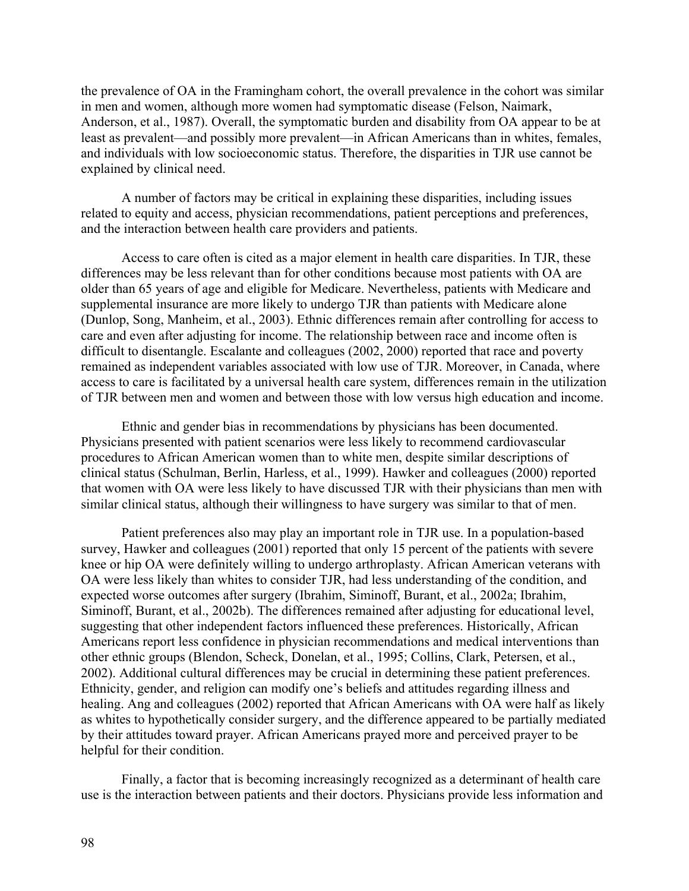the prevalence of OA in the Framingham cohort, the overall prevalence in the cohort was similar in men and women, although more women had symptomatic disease (Felson, Naimark, Anderson, et al., 1987). Overall, the symptomatic burden and disability from OA appear to be at least as prevalent—and possibly more prevalent—in African Americans than in whites, females, and individuals with low socioeconomic status. Therefore, the disparities in TJR use cannot be explained by clinical need.

A number of factors may be critical in explaining these disparities, including issues related to equity and access, physician recommendations, patient perceptions and preferences, and the interaction between health care providers and patients.

Access to care often is cited as a major element in health care disparities. In TJR, these differences may be less relevant than for other conditions because most patients with OA are older than 65 years of age and eligible for Medicare. Nevertheless, patients with Medicare and supplemental insurance are more likely to undergo TJR than patients with Medicare alone (Dunlop, Song, Manheim, et al., 2003). Ethnic differences remain after controlling for access to care and even after adjusting for income. The relationship between race and income often is difficult to disentangle. Escalante and colleagues (2002, 2000) reported that race and poverty remained as independent variables associated with low use of TJR. Moreover, in Canada, where access to care is facilitated by a universal health care system, differences remain in the utilization of TJR between men and women and between those with low versus high education and income.

Ethnic and gender bias in recommendations by physicians has been documented. Physicians presented with patient scenarios were less likely to recommend cardiovascular procedures to African American women than to white men, despite similar descriptions of clinical status (Schulman, Berlin, Harless, et al., 1999). Hawker and colleagues (2000) reported that women with OA were less likely to have discussed TJR with their physicians than men with similar clinical status, although their willingness to have surgery was similar to that of men.

Patient preferences also may play an important role in TJR use. In a population-based survey, Hawker and colleagues (2001) reported that only 15 percent of the patients with severe knee or hip OA were definitely willing to undergo arthroplasty. African American veterans with OA were less likely than whites to consider TJR, had less understanding of the condition, and expected worse outcomes after surgery (Ibrahim, Siminoff, Burant, et al., 2002a; Ibrahim, Siminoff, Burant, et al., 2002b). The differences remained after adjusting for educational level, suggesting that other independent factors influenced these preferences. Historically, African Americans report less confidence in physician recommendations and medical interventions than other ethnic groups (Blendon, Scheck, Donelan, et al., 1995; Collins, Clark, Petersen, et al., 2002). Additional cultural differences may be crucial in determining these patient preferences. Ethnicity, gender, and religion can modify one's beliefs and attitudes regarding illness and healing. Ang and colleagues (2002) reported that African Americans with OA were half as likely as whites to hypothetically consider surgery, and the difference appeared to be partially mediated by their attitudes toward prayer. African Americans prayed more and perceived prayer to be helpful for their condition.

Finally, a factor that is becoming increasingly recognized as a determinant of health care use is the interaction between patients and their doctors. Physicians provide less information and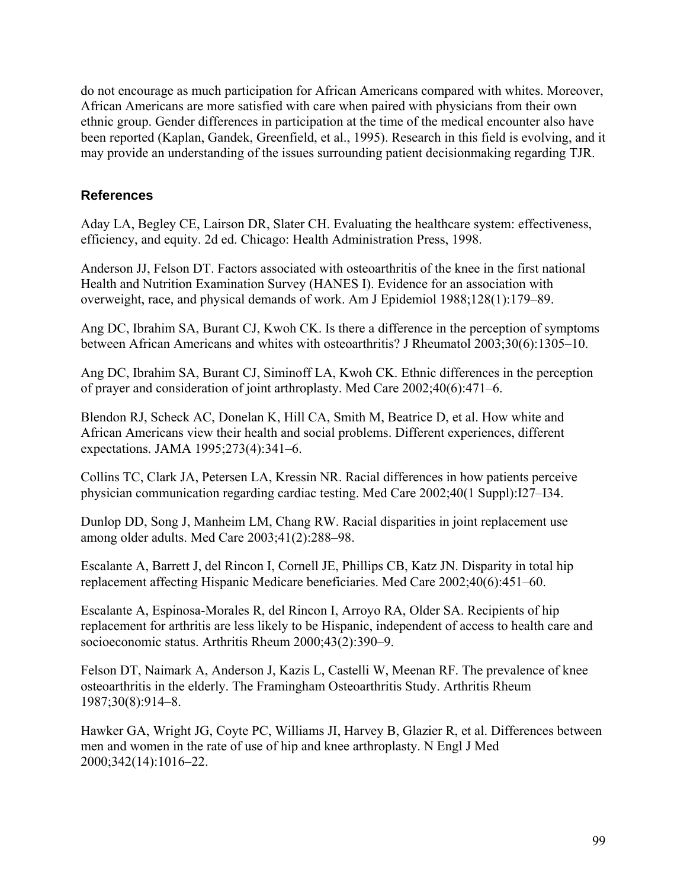do not encourage as much participation for African Americans compared with whites. Moreover, African Americans are more satisfied with care when paired with physicians from their own ethnic group. Gender differences in participation at the time of the medical encounter also have been reported (Kaplan, Gandek, Greenfield, et al., 1995). Research in this field is evolving, and it may provide an understanding of the issues surrounding patient decisionmaking regarding TJR.

## References

Aday LA, Begley CE, Lairson DR, Slater CH. Evaluating the healthcare system: effectiveness, efficiency, and equity. 2d ed. Chicago: Health Administration Press, 1998.

Anderson JJ, Felson DT. Factors associated with osteoarthritis of the knee in the first national Health and Nutrition Examination Survey (HANES I). Evidence for an association with overweight, race, and physical demands of work. Am J Epidemiol 1988;128(1):179–89.

Ang DC, Ibrahim SA, Burant CJ, Kwoh CK. Is there a difference in the perception of symptoms between African Americans and whites with osteoarthritis? J Rheumatol 2003;30(6):1305–10.

Ang DC, Ibrahim SA, Burant CJ, Siminoff LA, Kwoh CK. Ethnic differences in the perception of prayer and consideration of joint arthroplasty. Med Care 2002;40(6):471–6.

Blendon RJ, Scheck AC, Donelan K, Hill CA, Smith M, Beatrice D, et al. How white and African Americans view their health and social problems. Different experiences, different expectations. JAMA 1995;273(4):341–6.

Collins TC, Clark JA, Petersen LA, Kressin NR. Racial differences in how patients perceive physician communication regarding cardiac testing. Med Care 2002;40(1 Suppl):I27–I34.

Dunlop DD, Song J, Manheim LM, Chang RW. Racial disparities in joint replacement use among older adults. Med Care 2003;41(2):288–98.

Escalante A, Barrett J, del Rincon I, Cornell JE, Phillips CB, Katz JN. Disparity in total hip replacement affecting Hispanic Medicare beneficiaries. Med Care 2002;40(6):451–60.

Escalante A, Espinosa-Morales R, del Rincon I, Arroyo RA, Older SA. Recipients of hip replacement for arthritis are less likely to be Hispanic, independent of access to health care and socioeconomic status. Arthritis Rheum 2000;43(2):390–9.

Felson DT, Naimark A, Anderson J, Kazis L, Castelli W, Meenan RF. The prevalence of knee osteoarthritis in the elderly. The Framingham Osteoarthritis Study. Arthritis Rheum 1987;30(8):914–8.

Hawker GA, Wright JG, Coyte PC, Williams JI, Harvey B, Glazier R, et al. Differences between men and women in the rate of use of hip and knee arthroplasty. N Engl J Med 2000;342(14):1016–22.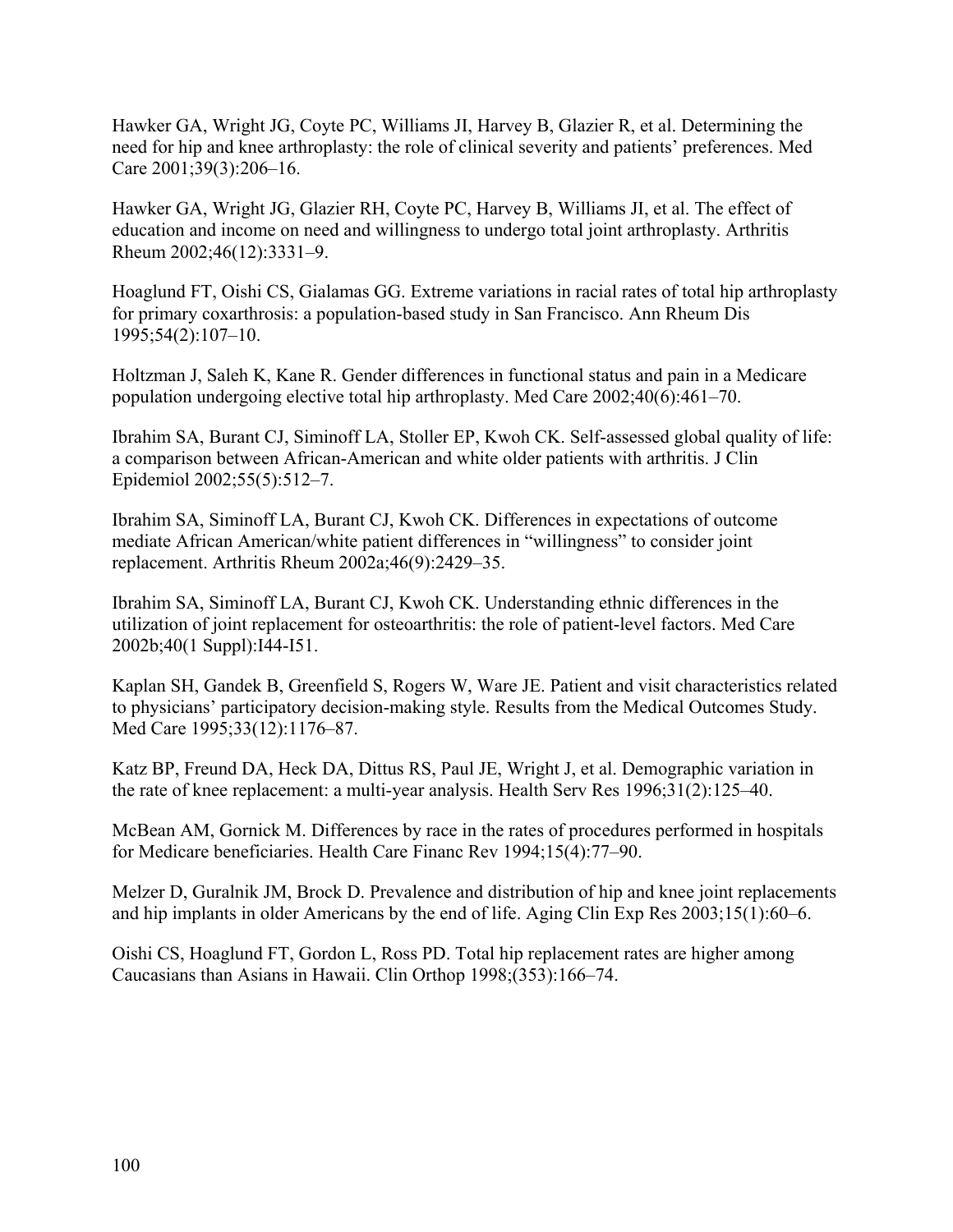Hawker GA, Wright JG, Coyte PC, Williams JI, Harvey B, Glazier R, et al. Determining the need for hip and knee arthroplasty: the role of clinical severity and patients' preferences. Med Care 2001;39(3):206–16.

Hawker GA, Wright JG, Glazier RH, Coyte PC, Harvey B, Williams JI, et al. The effect of education and income on need and willingness to undergo total joint arthroplasty. Arthritis Rheum 2002;46(12):3331–9.

Hoaglund FT, Oishi CS, Gialamas GG. Extreme variations in racial rates of total hip arthroplasty for primary coxarthrosis: a population-based study in San Francisco. Ann Rheum Dis 1995;54(2):107–10.

Holtzman J, Saleh K, Kane R. Gender differences in functional status and pain in a Medicare population undergoing elective total hip arthroplasty. Med Care 2002;40(6):461–70.

Ibrahim SA, Burant CJ, Siminoff LA, Stoller EP, Kwoh CK. Self-assessed global quality of life: a comparison between African-American and white older patients with arthritis. J Clin Epidemiol 2002;55(5):512–7.

Ibrahim SA, Siminoff LA, Burant CJ, Kwoh CK. Differences in expectations of outcome mediate African American/white patient differences in "willingness" to consider joint replacement. Arthritis Rheum 2002a;46(9):2429–35.

Ibrahim SA, Siminoff LA, Burant CJ, Kwoh CK. Understanding ethnic differences in the utilization of joint replacement for osteoarthritis: the role of patient-level factors. Med Care 2002b;40(1 Suppl):I44-I51.

Kaplan SH, Gandek B, Greenfield S, Rogers W, Ware JE. Patient and visit characteristics related to physicians' participatory decision-making style. Results from the Medical Outcomes Study. Med Care 1995;33(12):1176–87.

Katz BP, Freund DA, Heck DA, Dittus RS, Paul JE, Wright J, et al. Demographic variation in the rate of knee replacement: a multi-year analysis. Health Serv Res 1996;31(2):125–40.

McBean AM, Gornick M. Differences by race in the rates of procedures performed in hospitals for Medicare beneficiaries. Health Care Financ Rev 1994;15(4):77–90.

Melzer D, Guralnik JM, Brock D. Prevalence and distribution of hip and knee joint replacements and hip implants in older Americans by the end of life. Aging Clin Exp Res 2003;15(1):60–6.

Oishi CS, Hoaglund FT, Gordon L, Ross PD. Total hip replacement rates are higher among Caucasians than Asians in Hawaii. Clin Orthop 1998;(353):166–74.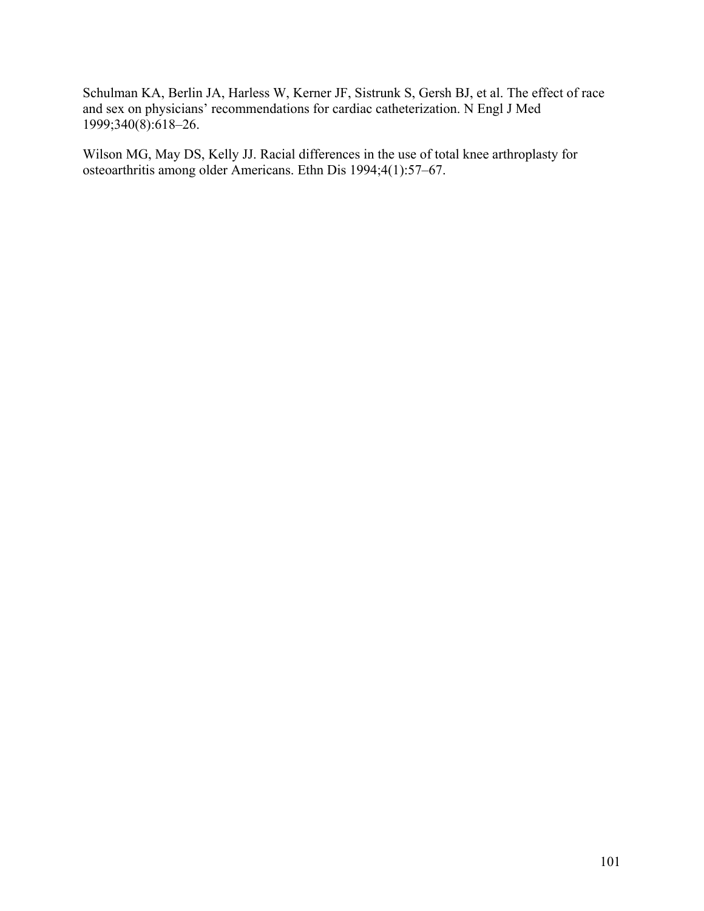Schulman KA, Berlin JA, Harless W, Kerner JF, Sistrunk S, Gersh BJ, et al. The effect of race and sex on physicians' recommendations for cardiac catheterization. N Engl J Med 1999;340(8):618–26.

Wilson MG, May DS, Kelly JJ. Racial differences in the use of total knee arthroplasty for osteoarthritis among older Americans. Ethn Dis 1994;4(1):57–67.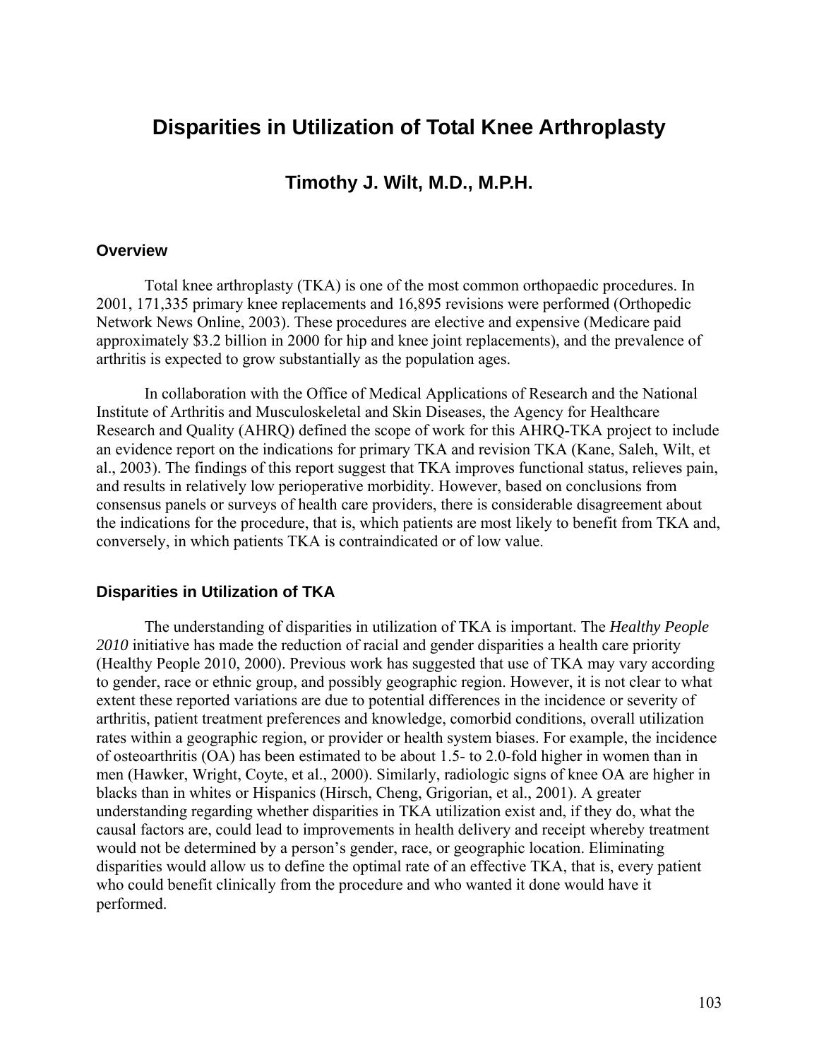# Disparities in Utilization of Total Knee Arthroplasty

## Timothy J. Wilt, M.D., M.P.H.

### Overview

Total knee arthroplasty (TKA) is one of the most common orthopaedic procedures. In 2001, 171,335 primary knee replacements and 16,895 revisions were performed (Orthopedic Network News Online, 2003). These procedures are elective and expensive (Medicare paid approximately $3.2 billion in 2000 for hip and knee joint replacements), and the prevalence of arthritis is expected to grow substantially as the population ages.

In collaboration with the Office of Medical Applications of Research and the National Institute of Arthritis and Musculoskeletal and Skin Diseases, the Agency for Healthcare Research and Quality (AHRQ) defined the scope of work for this AHRQ-TKA project to include an evidence report on the indications for primary TKA and revision TKA (Kane, Saleh, Wilt, et al., 2003). The findings of this report suggest that TKA improves functional status, relieves pain, and results in relatively low perioperative morbidity. However, based on conclusions from consensus panels or surveys of health care providers, there is considerable disagreement about the indications for the procedure, that is, which patients are most likely to benefit from TKA and, conversely, in which patients TKA is contraindicated or of low value.

### Disparities in Utilization of TKA

The understanding of disparities in utilization of TKA is important. The *Healthy People 2010* initiative has made the reduction of racial and gender disparities a health care priority (Healthy People 2010, 2000). Previous work has suggested that use of TKA may vary according to gender, race or ethnic group, and possibly geographic region. However, it is not clear to what extent these reported variations are due to potential differences in the incidence or severity of arthritis, patient treatment preferences and knowledge, comorbid conditions, overall utilization rates within a geographic region, or provider or health system biases. For example, the incidence of osteoarthritis (OA) has been estimated to be about 1.5- to 2.0-fold higher in women than in men (Hawker, Wright, Coyte, et al., 2000). Similarly, radiologic signs of knee OA are higher in blacks than in whites or Hispanics (Hirsch, Cheng, Grigorian, et al., 2001). A greater understanding regarding whether disparities in TKA utilization exist and, if they do, what the causal factors are, could lead to improvements in health delivery and receipt whereby treatment would not be determined by a person's gender, race, or geographic location. Eliminating disparities would allow us to define the optimal rate of an effective TKA, that is, every patient who could benefit clinically from the procedure and who wanted it done would have it performed.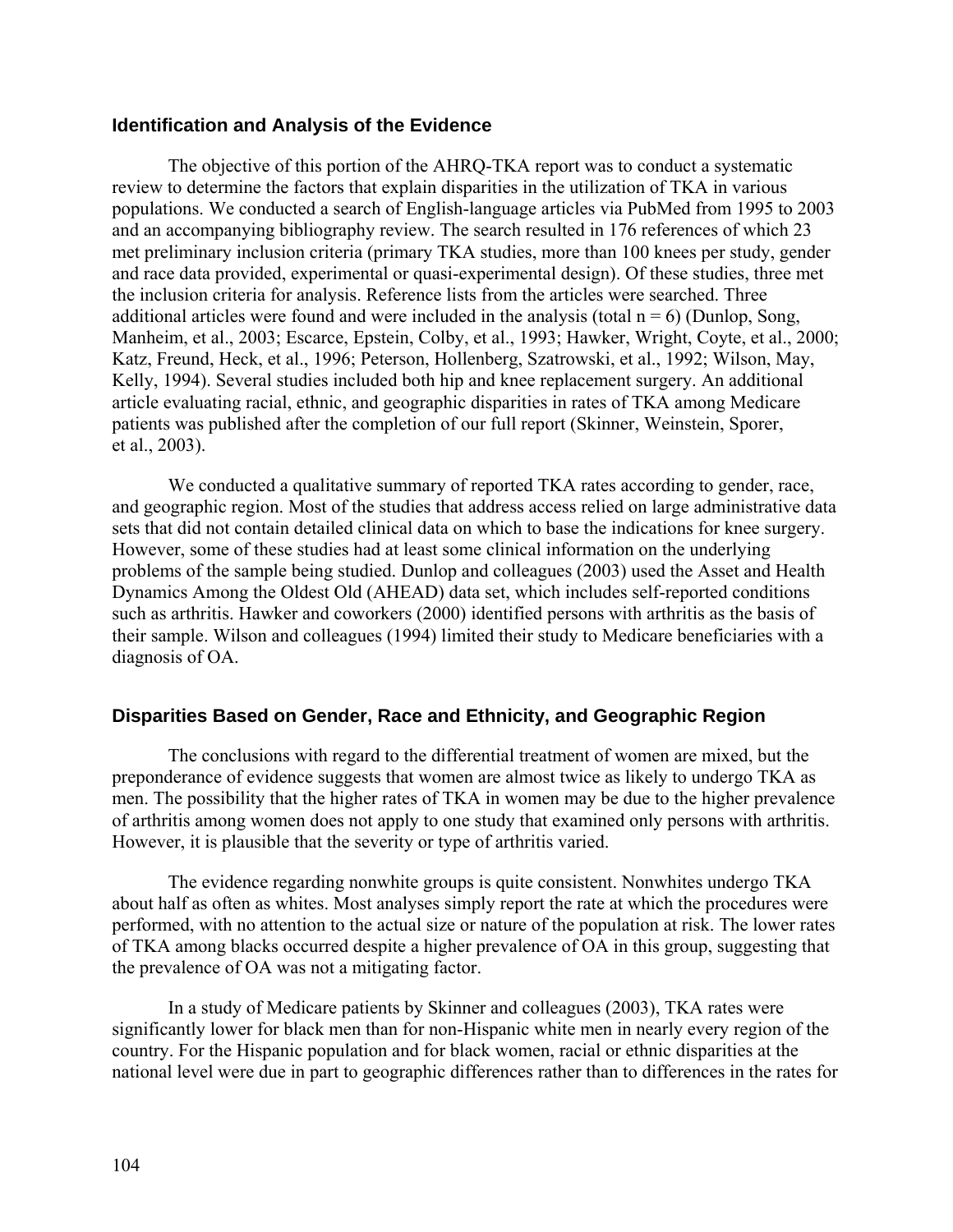### Identification and Analysis of the Evidence

The objective of this portion of the AHRQ-TKA report was to conduct a systematic review to determine the factors that explain disparities in the utilization of TKA in various populations. We conducted a search of English-language articles via PubMed from 1995 to 2003 and an accompanying bibliography review. The search resulted in 176 references of which 23 met preliminary inclusion criteria (primary TKA studies, more than 100 knees per study, gender and race data provided, experimental or quasi-experimental design). Of these studies, three met the inclusion criteria for analysis. Reference lists from the articles were searched. Three additional articles were found and were included in the analysis (total n = 6) (Dunlop, Song, Manheim, et al., 2003; Escarce, Epstein, Colby, et al., 1993; Hawker, Wright, Coyte, et al., 2000; Katz, Freund, Heck, et al., 1996; Peterson, Hollenberg, Szatrowski, et al., 1992; Wilson, May, Kelly, 1994). Several studies included both hip and knee replacement surgery. An additional article evaluating racial, ethnic, and geographic disparities in rates of TKA among Medicare patients was published after the completion of our full report (Skinner, Weinstein, Sporer, et al., 2003).

We conducted a qualitative summary of reported TKA rates according to gender, race, and geographic region. Most of the studies that address access relied on large administrative data sets that did not contain detailed clinical data on which to base the indications for knee surgery. However, some of these studies had at least some clinical information on the underlying problems of the sample being studied. Dunlop and colleagues (2003) used the Asset and Health Dynamics Among the Oldest Old (AHEAD) data set, which includes self-reported conditions such as arthritis. Hawker and coworkers (2000) identified persons with arthritis as the basis of their sample. Wilson and colleagues (1994) limited their study to Medicare beneficiaries with a diagnosis of OA.

### Disparities Based on Gender, Race and Ethnicity, and Geographic Region

The conclusions with regard to the differential treatment of women are mixed, but the preponderance of evidence suggests that women are almost twice as likely to undergo TKA as men. The possibility that the higher rates of TKA in women may be due to the higher prevalence of arthritis among women does not apply to one study that examined only persons with arthritis. However, it is plausible that the severity or type of arthritis varied.

The evidence regarding nonwhite groups is quite consistent. Nonwhites undergo TKA about half as often as whites. Most analyses simply report the rate at which the procedures were performed, with no attention to the actual size or nature of the population at risk. The lower rates of TKA among blacks occurred despite a higher prevalence of OA in this group, suggesting that the prevalence of OA was not a mitigating factor.

In a study of Medicare patients by Skinner and colleagues (2003), TKA rates were significantly lower for black men than for non-Hispanic white men in nearly every region of the country. For the Hispanic population and for black women, racial or ethnic disparities at the national level were due in part to geographic differences rather than to differences in the rates for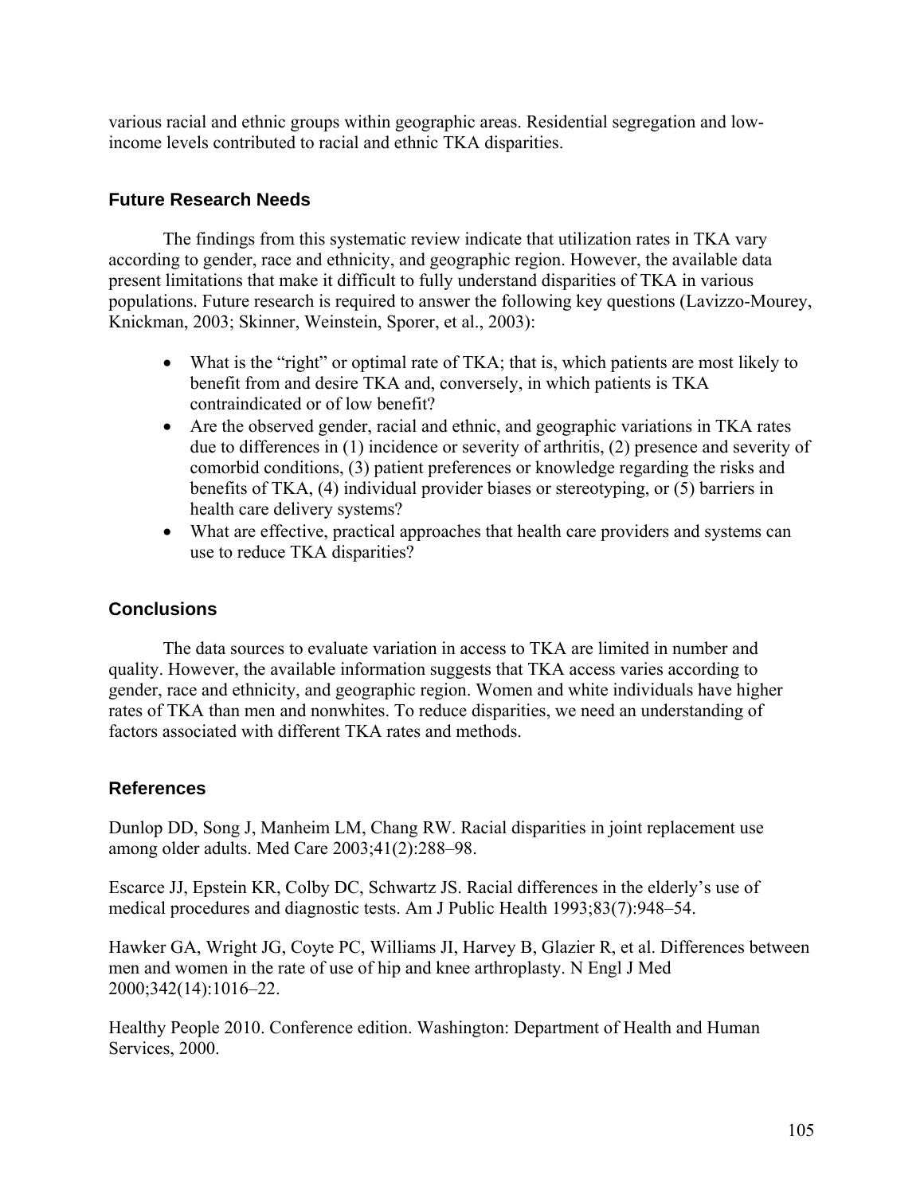various racial and ethnic groups within geographic areas. Residential segregation and low-income levels contributed to racial and ethnic TKA disparities.

### Future Research Needs

The findings from this systematic review indicate that utilization rates in TKA vary according to gender, race and ethnicity, and geographic region. However, the available data present limitations that make it difficult to fully understand disparities of TKA in various populations. Future research is required to answer the following key questions (Lavizzo-Mourey, Knickman, 2003; Skinner, Weinstein, Sporer, et al., 2003):

- What is the "right" or optimal rate of TKA; that is, which patients are most likely to benefit from and desire TKA and, conversely, in which patients is TKA contraindicated or of low benefit?
- Are the observed gender, racial and ethnic, and geographic variations in TKA rates due to differences in (1) incidence or severity of arthritis, (2) presence and severity of comorbid conditions, (3) patient preferences or knowledge regarding the risks and benefits of TKA, (4) individual provider biases or stereotyping, or (5) barriers in health care delivery systems?
- What are effective, practical approaches that health care providers and systems can use to reduce TKA disparities?

### Conclusions

The data sources to evaluate variation in access to TKA are limited in number and quality. However, the available information suggests that TKA access varies according to gender, race and ethnicity, and geographic region. Women and white individuals have higher rates of TKA than men and nonwhites. To reduce disparities, we need an understanding of factors associated with different TKA rates and methods.

### References

Dunlop DD, Song J, Manheim LM, Chang RW. Racial disparities in joint replacement use among older adults. Med Care 2003;41(2):288–98.

Escarce JJ, Epstein KR, Colby DC, Schwartz JS. Racial differences in the elderly's use of medical procedures and diagnostic tests. Am J Public Health 1993;83(7):948–54.

Hawker GA, Wright JG, Coyte PC, Williams JI, Harvey B, Glazier R, et al. Differences between men and women in the rate of use of hip and knee arthroplasty. N Engl J Med 2000;342(14):1016–22.

Healthy People 2010. Conference edition. Washington: Department of Health and Human Services, 2000.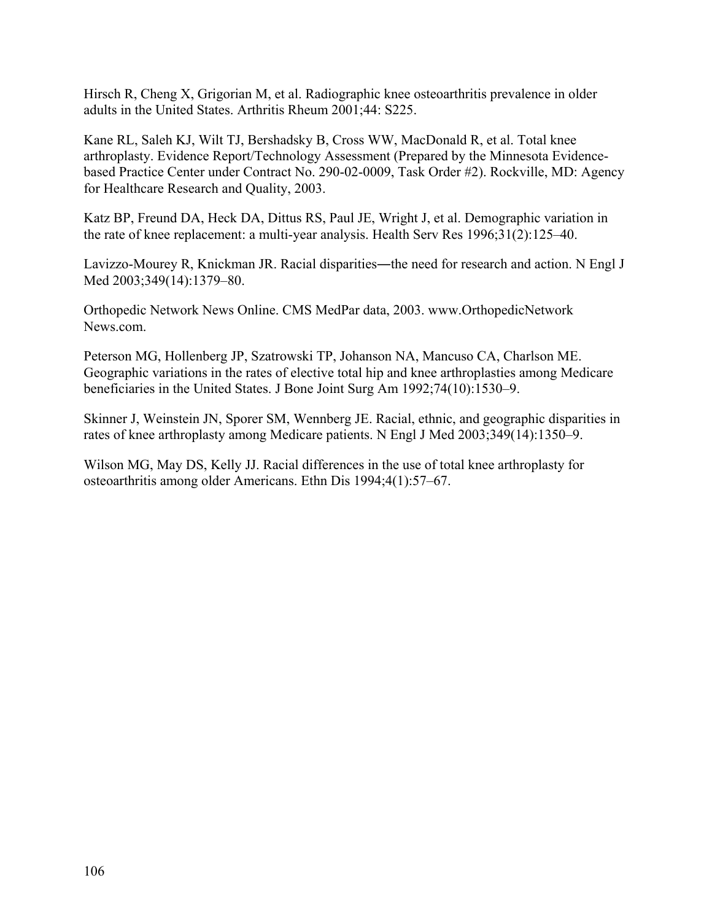Hirsch R, Cheng X, Grigorian M, et al. Radiographic knee osteoarthritis prevalence in older adults in the United States. Arthritis Rheum 2001;44: S225.

Kane RL, Saleh KJ, Wilt TJ, Bershadsky B, Cross WW, MacDonald R, et al. Total knee arthroplasty. Evidence Report/Technology Assessment (Prepared by the Minnesota Evidence-based Practice Center under Contract No. 290-02-0009, Task Order #2). Rockville, MD: Agency for Healthcare Research and Quality, 2003.

Katz BP, Freund DA, Heck DA, Dittus RS, Paul JE, Wright J, et al. Demographic variation in the rate of knee replacement: a multi-year analysis. Health Serv Res 1996;31(2):125–40.

Lavizzo-Mourey R, Knickman JR. Racial disparities―the need for research and action. N Engl J Med 2003;349(14):1379–80.

Orthopedic Network News Online. CMS MedPar data, 2003. www.OrthopedicNetwork News.com.

Peterson MG, Hollenberg JP, Szatrowski TP, Johanson NA, Mancuso CA, Charlson ME. Geographic variations in the rates of elective total hip and knee arthroplasties among Medicare beneficiaries in the United States. J Bone Joint Surg Am 1992;74(10):1530–9.

Skinner J, Weinstein JN, Sporer SM, Wennberg JE. Racial, ethnic, and geographic disparities in rates of knee arthroplasty among Medicare patients. N Engl J Med 2003;349(14):1350–9.

Wilson MG, May DS, Kelly JJ. Racial differences in the use of total knee arthroplasty for osteoarthritis among older Americans. Ethn Dis 1994;4(1):57–67.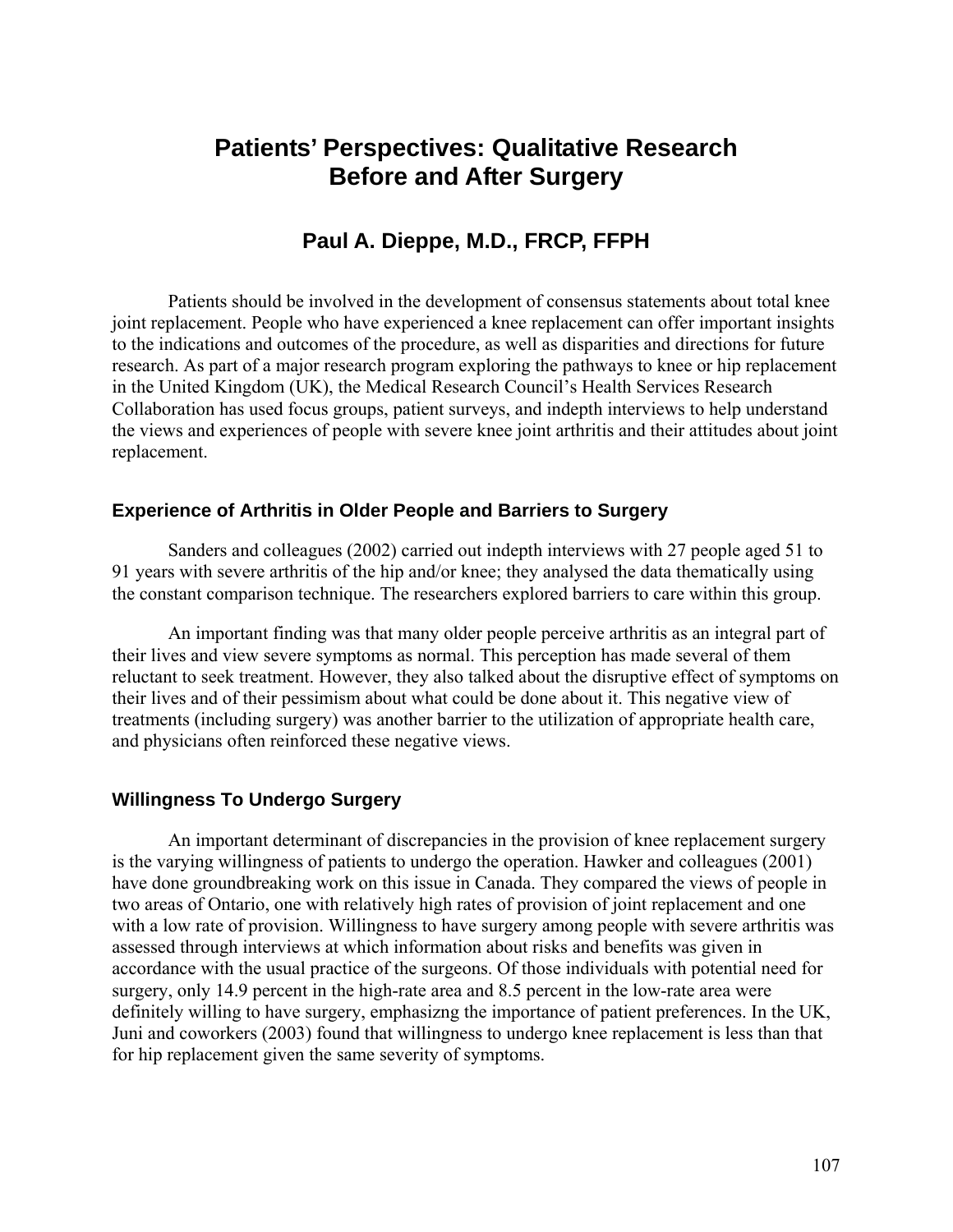# Patients' Perspectives: Qualitative Research Before and After Surgery

## Paul A. Dieppe, M.D., FRCP, FFPH

Patients should be involved in the development of consensus statements about total knee joint replacement. People who have experienced a knee replacement can offer important insights to the indications and outcomes of the procedure, as well as disparities and directions for future research. As part of a major research program exploring the pathways to knee or hip replacement in the United Kingdom (UK), the Medical Research Council's Health Services Research Collaboration has used focus groups, patient surveys, and indepth interviews to help understand the views and experiences of people with severe knee joint arthritis and their attitudes about joint replacement.

### Experience of Arthritis in Older People and Barriers to Surgery

Sanders and colleagues (2002) carried out indepth interviews with 27 people aged 51 to 91 years with severe arthritis of the hip and/or knee; they analysed the data thematically using the constant comparison technique. The researchers explored barriers to care within this group.

An important finding was that many older people perceive arthritis as an integral part of their lives and view severe symptoms as normal. This perception has made several of them reluctant to seek treatment. However, they also talked about the disruptive effect of symptoms on their lives and of their pessimism about what could be done about it. This negative view of treatments (including surgery) was another barrier to the utilization of appropriate health care, and physicians often reinforced these negative views.

### Willingness To Undergo Surgery

An important determinant of discrepancies in the provision of knee replacement surgery is the varying willingness of patients to undergo the operation. Hawker and colleagues (2001) have done groundbreaking work on this issue in Canada. They compared the views of people in two areas of Ontario, one with relatively high rates of provision of joint replacement and one with a low rate of provision. Willingness to have surgery among people with severe arthritis was assessed through interviews at which information about risks and benefits was given in accordance with the usual practice of the surgeons. Of those individuals with potential need for surgery, only 14.9 percent in the high-rate area and 8.5 percent in the low-rate area were definitely willing to have surgery, emphasizng the importance of patient preferences. In the UK, Juni and coworkers (2003) found that willingness to undergo knee replacement is less than that for hip replacement given the same severity of symptoms.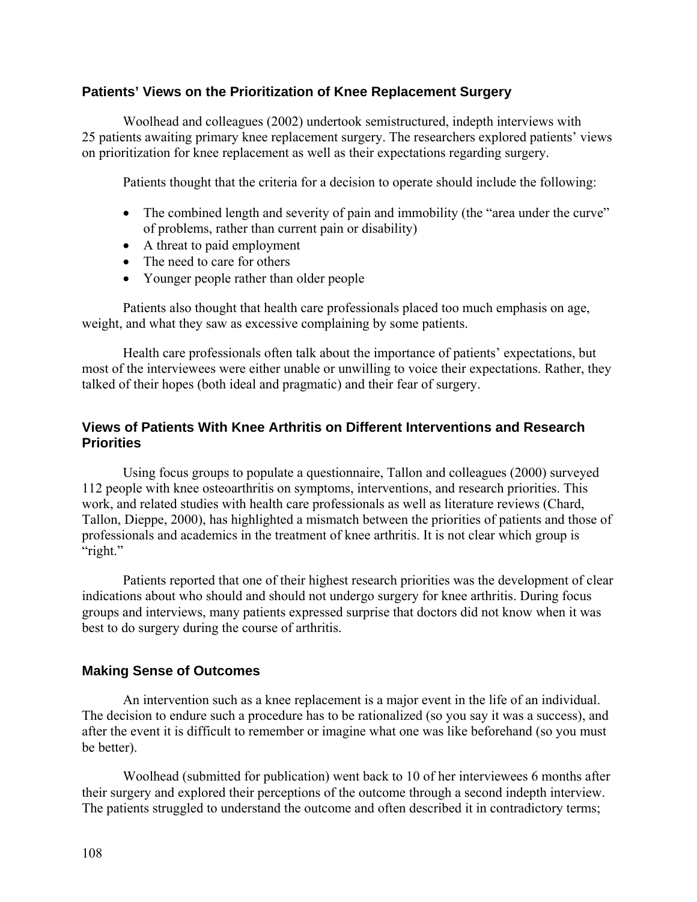### Patients' Views on the Prioritization of Knee Replacement Surgery

Woolhead and colleagues (2002) undertook semistructured, indepth interviews with 25 patients awaiting primary knee replacement surgery. The researchers explored patients' views on prioritization for knee replacement as well as their expectations regarding surgery.

Patients thought that the criteria for a decision to operate should include the following:

- The combined length and severity of pain and immobility (the "area under the curve" of problems, rather than current pain or disability)
- A threat to paid employment
- The need to care for others
- Younger people rather than older people

Patients also thought that health care professionals placed too much emphasis on age, weight, and what they saw as excessive complaining by some patients.

Health care professionals often talk about the importance of patients' expectations, but most of the interviewees were either unable or unwilling to voice their expectations. Rather, they talked of their hopes (both ideal and pragmatic) and their fear of surgery.

### Views of Patients With Knee Arthritis on Different Interventions and Research Priorities

Using focus groups to populate a questionnaire, Tallon and colleagues (2000) surveyed 112 people with knee osteoarthritis on symptoms, interventions, and research priorities. This work, and related studies with health care professionals as well as literature reviews (Chard, Tallon, Dieppe, 2000), has highlighted a mismatch between the priorities of patients and those of professionals and academics in the treatment of knee arthritis. It is not clear which group is "right."

Patients reported that one of their highest research priorities was the development of clear indications about who should and should not undergo surgery for knee arthritis. During focus groups and interviews, many patients expressed surprise that doctors did not know when it was best to do surgery during the course of arthritis.

### Making Sense of Outcomes

An intervention such as a knee replacement is a major event in the life of an individual. The decision to endure such a procedure has to be rationalized (so you say it was a success), and after the event it is difficult to remember or imagine what one was like beforehand (so you must be better).

Woolhead (submitted for publication) went back to 10 of her interviewees 6 months after their surgery and explored their perceptions of the outcome through a second indepth interview. The patients struggled to understand the outcome and often described it in contradictory terms;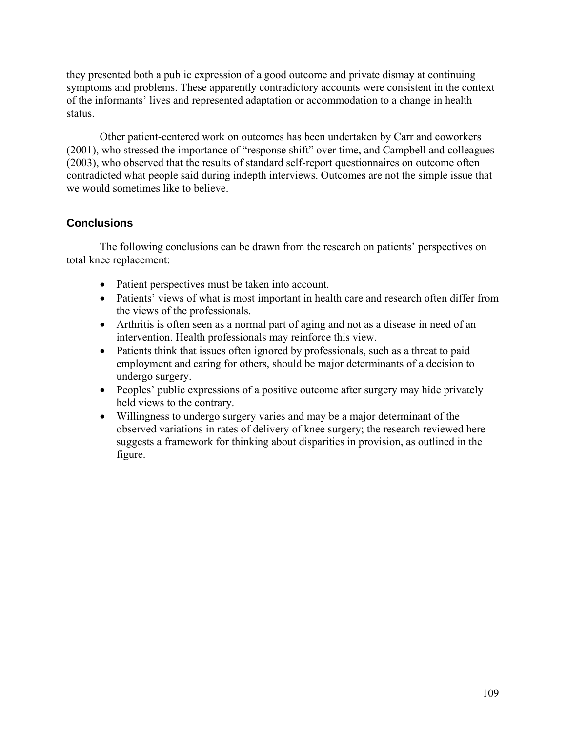they presented both a public expression of a good outcome and private dismay at continuing symptoms and problems. These apparently contradictory accounts were consistent in the context of the informants' lives and represented adaptation or accommodation to a change in health status.

Other patient-centered work on outcomes has been undertaken by Carr and coworkers (2001), who stressed the importance of "response shift" over time, and Campbell and colleagues (2003), who observed that the results of standard self-report questionnaires on outcome often contradicted what people said during indepth interviews. Outcomes are not the simple issue that we would sometimes like to believe.

## Conclusions

The following conclusions can be drawn from the research on patients' perspectives on total knee replacement:

- Patient perspectives must be taken into account.
- Patients' views of what is most important in health care and research often differ from the views of the professionals.
- Arthritis is often seen as a normal part of aging and not as a disease in need of an intervention. Health professionals may reinforce this view.
- Patients think that issues often ignored by professionals, such as a threat to paid employment and caring for others, should be major determinants of a decision to undergo surgery.
- Peoples' public expressions of a positive outcome after surgery may hide privately held views to the contrary.
- Willingness to undergo surgery varies and may be a major determinant of the observed variations in rates of delivery of knee surgery; the research reviewed here suggests a framework for thinking about disparities in provision, as outlined in the figure.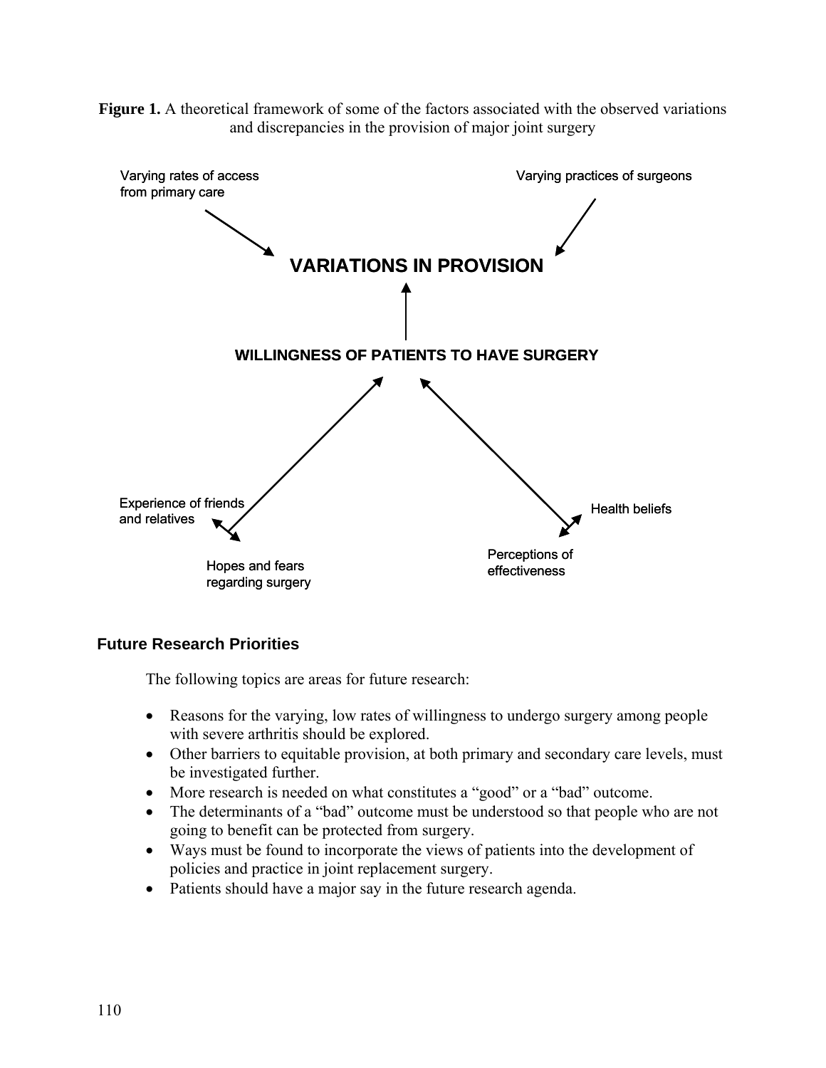**Figure 1.** A theoretical framework of some of the factors associated with the observed variations and discrepancies in the provision of major joint surgery

Varying rates of access from primary care

Varying practices of surgeons

**VARIATIONS IN PROVISION**

**WILLINGNESS OF PATIENTS TO HAVE SURGERY**

Experience of friends and relatives

Hopes and fears regarding surgery

Health beliefs

Perceptions of effectiveness

### Future Research Priorities

The following topics are areas for future research:

- Reasons for the varying, low rates of willingness to undergo surgery among people with severe arthritis should be explored.
- Other barriers to equitable provision, at both primary and secondary care levels, must be investigated further.
- More research is needed on what constitutes a "good" or a "bad" outcome.
- The determinants of a "bad" outcome must be understood so that people who are not going to benefit can be protected from surgery.
- Ways must be found to incorporate the views of patients into the development of policies and practice in joint replacement surgery.
- Patients should have a major say in the future research agenda.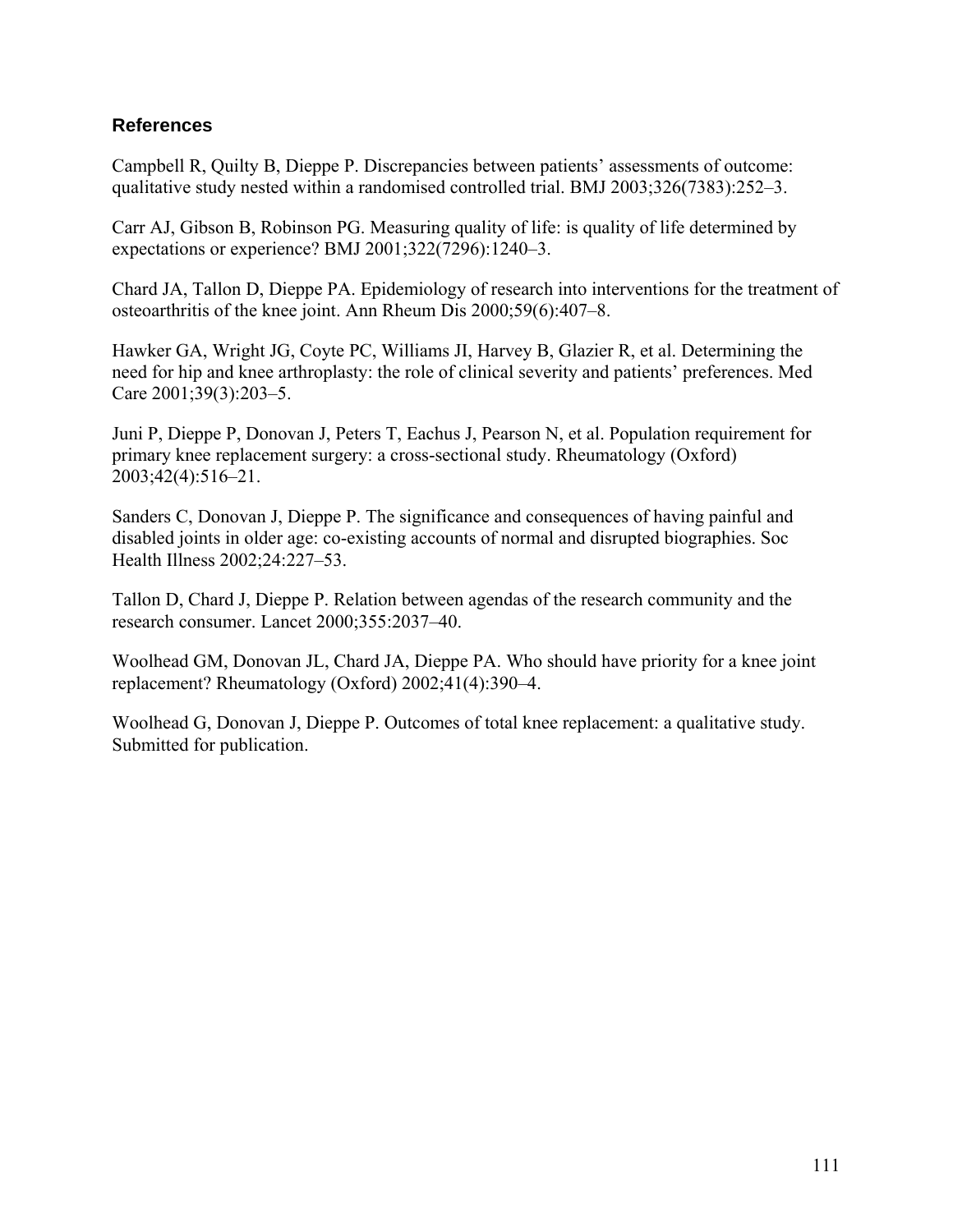## References

Campbell R, Quilty B, Dieppe P. Discrepancies between patients' assessments of outcome: qualitative study nested within a randomised controlled trial. BMJ 2003;326(7383):252–3.

Carr AJ, Gibson B, Robinson PG. Measuring quality of life: is quality of life determined by expectations or experience? BMJ 2001;322(7296):1240–3.

Chard JA, Tallon D, Dieppe PA. Epidemiology of research into interventions for the treatment of osteoarthritis of the knee joint. Ann Rheum Dis 2000;59(6):407–8.

Hawker GA, Wright JG, Coyte PC, Williams JI, Harvey B, Glazier R, et al. Determining the need for hip and knee arthroplasty: the role of clinical severity and patients' preferences. Med Care 2001;39(3):203–5.

Juni P, Dieppe P, Donovan J, Peters T, Eachus J, Pearson N, et al. Population requirement for primary knee replacement surgery: a cross-sectional study. Rheumatology (Oxford) 2003;42(4):516–21.

Sanders C, Donovan J, Dieppe P. The significance and consequences of having painful and disabled joints in older age: co-existing accounts of normal and disrupted biographies. Soc Health Illness 2002;24:227–53.

Tallon D, Chard J, Dieppe P. Relation between agendas of the research community and the research consumer. Lancet 2000;355:2037–40.

Woolhead GM, Donovan JL, Chard JA, Dieppe PA. Who should have priority for a knee joint replacement? Rheumatology (Oxford) 2002;41(4):390–4.

Woolhead G, Donovan J, Dieppe P. Outcomes of total knee replacement: a qualitative study. Submitted for publication.